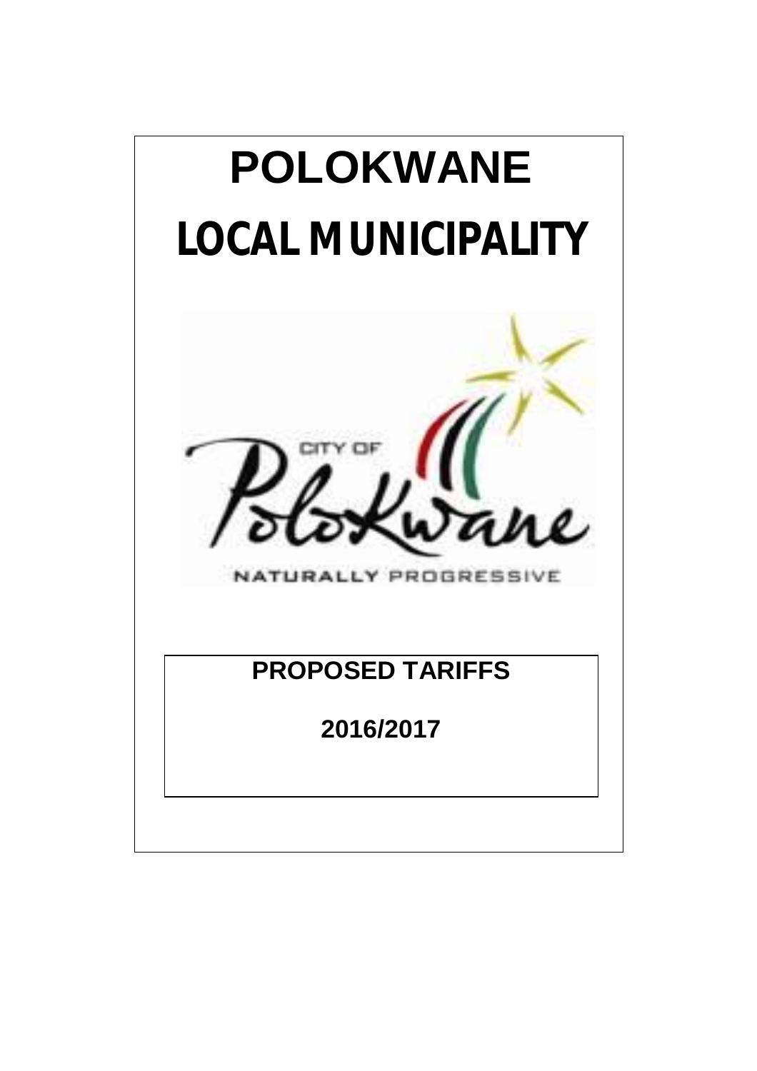# POLOKWANE

# LOCAL MUNICIPALITY

CITY OF Polokwane

NATURALLY PROGRESSIVE

## PROPOSED TARIFFS

## 2016/2017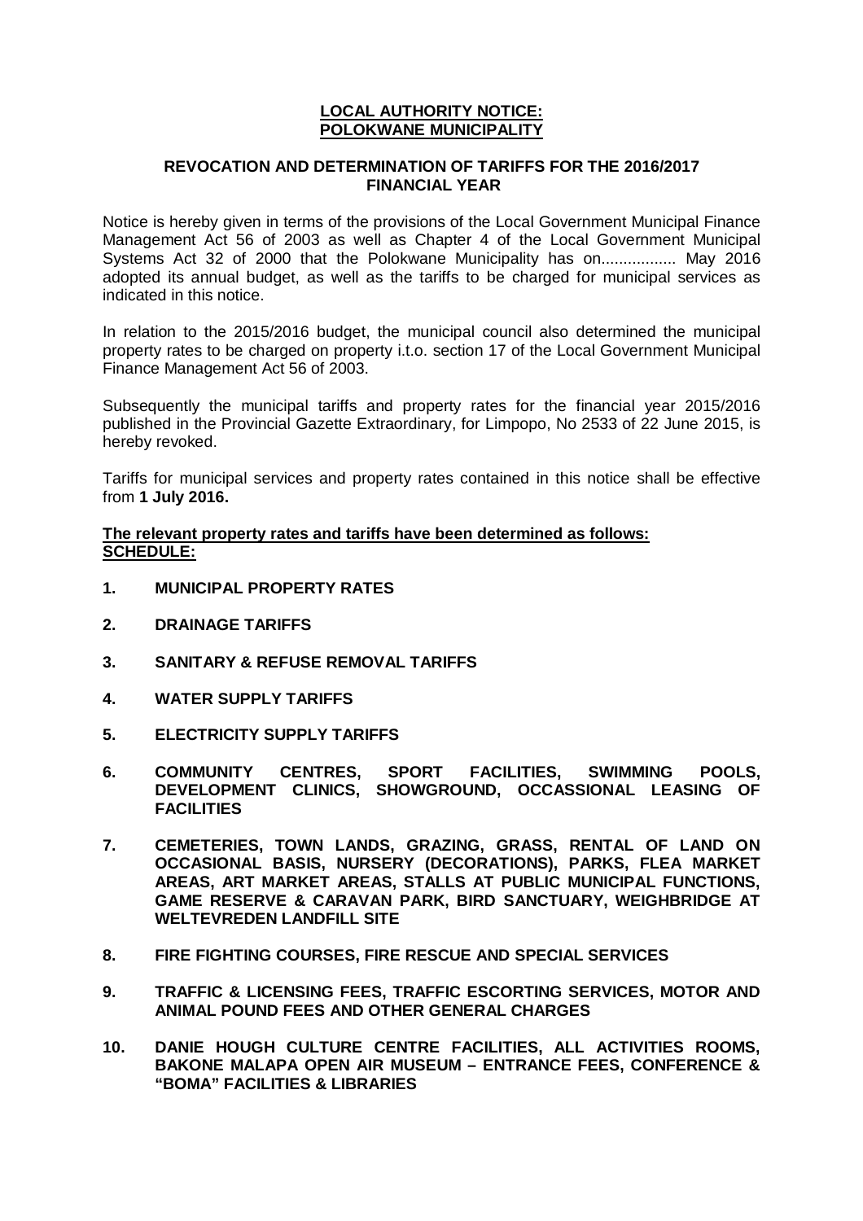**LOCAL AUTHORITY NOTICE:**
**POLOKWANE MUNICIPALITY**

**REVOCATION AND DETERMINATION OF TARIFFS FOR THE 2016/2017 FINANCIAL YEAR**

Notice is hereby given in terms of the provisions of the Local Government Municipal Finance Management Act 56 of 2003 as well as Chapter 4 of the Local Government Municipal Systems Act 32 of 2000 that the Polokwane Municipality has on................. May 2016 adopted its annual budget, as well as the tariffs to be charged for municipal services as indicated in this notice.

In relation to the 2015/2016 budget, the municipal council also determined the municipal property rates to be charged on property i.t.o. section 17 of the Local Government Municipal Finance Management Act 56 of 2003.

Subsequently the municipal tariffs and property rates for the financial year 2015/2016 published in the Provincial Gazette Extraordinary, for Limpopo, No 2533 of 22 June 2015, is hereby revoked.

Tariffs for municipal services and property rates contained in this notice shall be effective from **1 July 2016.**

**The relevant property rates and tariffs have been determined as follows:**
**SCHEDULE:**

1. **MUNICIPAL PROPERTY RATES**
2. **DRAINAGE TARIFFS**
3. **SANITARY & REFUSE REMOVAL TARIFFS**
4. **WATER SUPPLY TARIFFS**
5. **ELECTRICITY SUPPLY TARIFFS**
6. **COMMUNITY CENTRES, SPORT FACILITIES, SWIMMING POOLS, DEVELOPMENT CLINICS, SHOWGROUND, OCCASSIONAL LEASING OF FACILITIES**
7. **CEMETERIES, TOWN LANDS, GRAZING, GRASS, RENTAL OF LAND ON OCCASIONAL BASIS, NURSERY (DECORATIONS), PARKS, FLEA MARKET AREAS, ART MARKET AREAS, STALLS AT PUBLIC MUNICIPAL FUNCTIONS, GAME RESERVE & CARAVAN PARK, BIRD SANCTUARY, WEIGHBRIDGE AT WELTEVREDEN LANDFILL SITE**
8. **FIRE FIGHTING COURSES, FIRE RESCUE AND SPECIAL SERVICES**
9. **TRAFFIC & LICENSING FEES, TRAFFIC ESCORTING SERVICES, MOTOR AND ANIMAL POUND FEES AND OTHER GENERAL CHARGES**
10. **DANIE HOUGH CULTURE CENTRE FACILITIES, ALL ACTIVITIES ROOMS, BAKONE MALAPA OPEN AIR MUSEUM – ENTRANCE FEES, CONFERENCE & "BOMA" FACILITIES & LIBRARIES**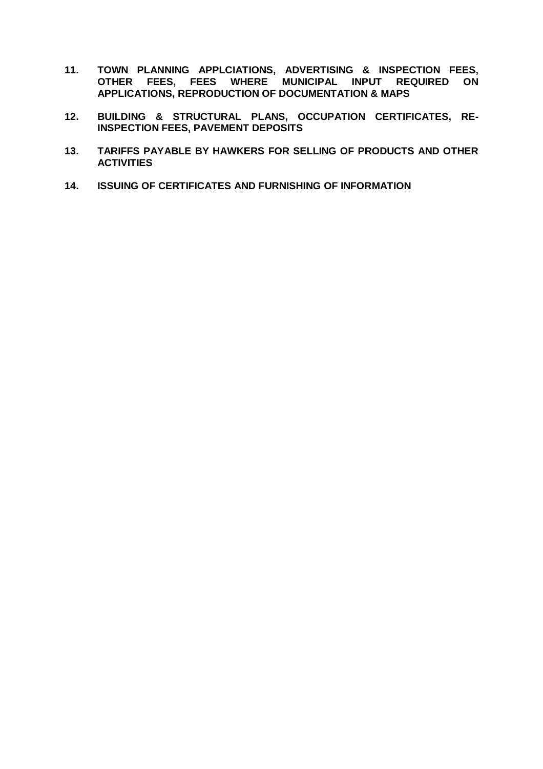**11. TOWN PLANNING APPLCIATIONS, ADVERTISING & INSPECTION FEES, OTHER FEES, FEES WHERE MUNICIPAL INPUT REQUIRED ON APPLICATIONS, REPRODUCTION OF DOCUMENTATION & MAPS**

**12. BUILDING & STRUCTURAL PLANS, OCCUPATION CERTIFICATES, RE-INSPECTION FEES, PAVEMENT DEPOSITS**

**13. TARIFFS PAYABLE BY HAWKERS FOR SELLING OF PRODUCTS AND OTHER ACTIVITIES**

**14. ISSUING OF CERTIFICATES AND FURNISHING OF INFORMATION**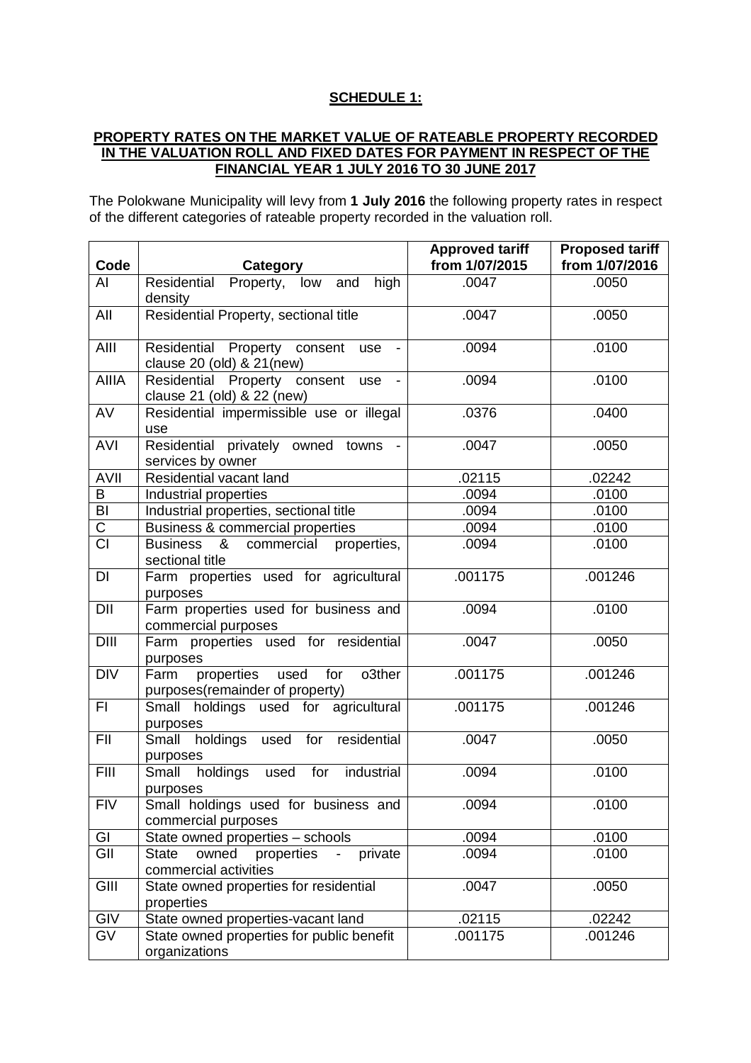## SCHEDULE 1:

### PROPERTY RATES ON THE MARKET VALUE OF RATEABLE PROPERTY RECORDED IN THE VALUATION ROLL AND FIXED DATES FOR PAYMENT IN RESPECT OF THE FINANCIAL YEAR 1 JULY 2016 TO 30 JUNE 2017

The Polokwane Municipality will levy from **1 July 2016** the following property rates in respect of the different categories of rateable property recorded in the valuation roll.

| Code | Category | Approved tariff from 1/07/2015 | Proposed tariff from 1/07/2016 |
|---|---|---|---|
| AI | Residential Property, low and high density | .0047 | .0050 |
| AII | Residential Property, sectional title | .0047 | .0050 |
| AIII | Residential Property consent use - clause 20 (old) & 21(new) | .0094 | .0100 |
| AIIIA | Residential Property consent use - clause 21 (old) & 22 (new) | .0094 | .0100 |
| AV | Residential impermissible use or illegal use | .0376 | .0400 |
| AVI | Residential privately owned towns - services by owner | .0047 | .0050 |
| AVII | Residential vacant land | .02115 | .02242 |
| B | Industrial properties | .0094 | .0100 |
| BI | Industrial properties, sectional title | .0094 | .0100 |
| C | Business & commercial properties | .0094 | .0100 |
| CI | Business & commercial properties, sectional title | .0094 | .0100 |
| DI | Farm properties used for agricultural purposes | .001175 | .001246 |
| DII | Farm properties used for business and commercial purposes | .0094 | .0100 |
| DIII | Farm properties used for residential purposes | .0047 | .0050 |
| DIV | Farm properties used for o3ther purposes(remainder of property) | .001175 | .001246 |
| FI | Small holdings used for agricultural purposes | .001175 | .001246 |
| FII | Small holdings used for residential purposes | .0047 | .0050 |
| FIII | Small holdings used for industrial purposes | .0094 | .0100 |
| FIV | Small holdings used for business and commercial purposes | .0094 | .0100 |
| GI | State owned properties – schools | .0094 | .0100 |
| GII | State owned properties - private commercial activities | .0094 | .0100 |
| GIII | State owned properties for residential properties | .0047 | .0050 |
| GIV | State owned properties-vacant land | .02115 | .02242 |
| GV | State owned properties for public benefit organizations | .001175 | .001246 |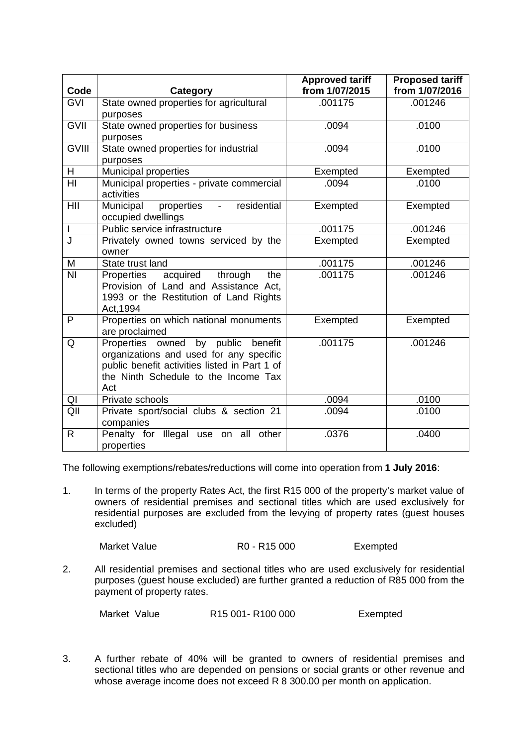| Code | Category | Approved tariff from 1/07/2015 | Proposed tariff from 1/07/2016 |
|---|---|---|---|
| GVI | State owned properties for agricultural purposes | .001175 | .001246 |
| GVII | State owned properties for business purposes | .0094 | .0100 |
| GVIII | State owned properties for industrial purposes | .0094 | .0100 |
| H | Municipal properties | Exempted | Exempted |
| HI | Municipal properties - private commercial activities | .0094 | .0100 |
| HII | Municipal properties - residential occupied dwellings | Exempted | Exempted |
| I | Public service infrastructure | .001175 | .001246 |
| J | Privately owned towns serviced by the owner | Exempted | Exempted |
| M | State trust land | .001175 | .001246 |
| NI | Properties acquired through the Provision of Land and Assistance Act, 1993 or the Restitution of Land Rights Act,1994 | .001175 | .001246 |
| P | Properties on which national monuments are proclaimed | Exempted | Exempted |
| Q | Properties owned by public benefit organizations and used for any specific public benefit activities listed in Part 1 of the Ninth Schedule to the Income Tax Act | .001175 | .001246 |
| QI | Private schools | .0094 | .0100 |
| QII | Private sport/social clubs & section 21 companies | .0094 | .0100 |
| R | Penalty for Illegal use on all other properties | .0376 | .0400 |

The following exemptions/rebates/reductions will come into operation from **1 July 2016**:

1. In terms of the property Rates Act, the first R15 000 of the property's market value of owners of residential premises and sectional titles which are used exclusively for residential purposes are excluded from the levying of property rates (guest houses excluded)

   Market Value R0 - R15 000 Exempted

2. All residential premises and sectional titles who are used exclusively for residential purposes (guest house excluded) are further granted a reduction of R85 000 from the payment of property rates.

   Market Value R15 001- R100 000 Exempted

3. A further rebate of 40% will be granted to owners of residential premises and sectional titles who are depended on pensions or social grants or other revenue and whose average income does not exceed R 8 300.00 per month on application.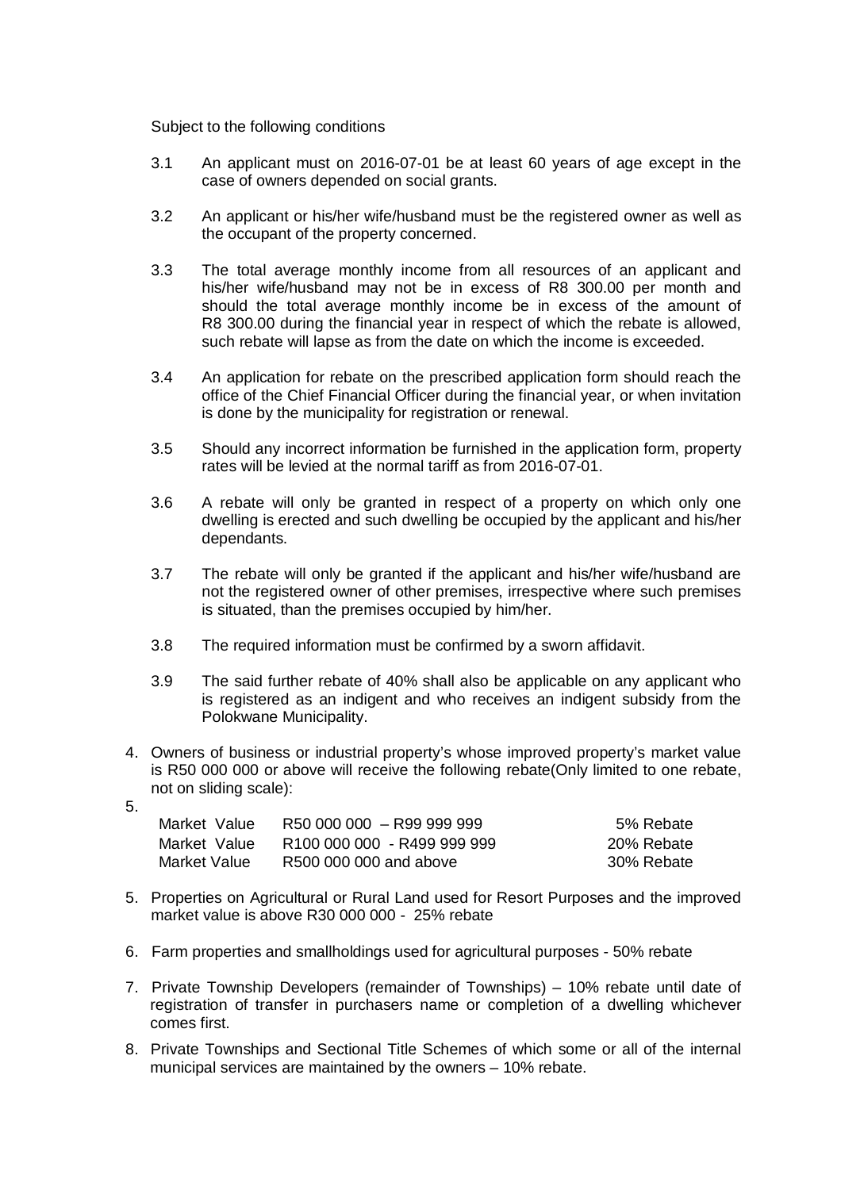Subject to the following conditions

3.1 An applicant must on 2016-07-01 be at least 60 years of age except in the case of owners depended on social grants.

3.2 An applicant or his/her wife/husband must be the registered owner as well as the occupant of the property concerned.

3.3 The total average monthly income from all resources of an applicant and his/her wife/husband may not be in excess of R8 300.00 per month and should the total average monthly income be in excess of the amount of R8 300.00 during the financial year in respect of which the rebate is allowed, such rebate will lapse as from the date on which the income is exceeded.

3.4 An application for rebate on the prescribed application form should reach the office of the Chief Financial Officer during the financial year, or when invitation is done by the municipality for registration or renewal.

3.5 Should any incorrect information be furnished in the application form, property rates will be levied at the normal tariff as from 2016-07-01.

3.6 A rebate will only be granted in respect of a property on which only one dwelling is erected and such dwelling be occupied by the applicant and his/her dependants.

3.7 The rebate will only be granted if the applicant and his/her wife/husband are not the registered owner of other premises, irrespective where such premises is situated, than the premises occupied by him/her.

3.8 The required information must be confirmed by a sworn affidavit.

3.9 The said further rebate of 40% shall also be applicable on any applicant who is registered as an indigent and who receives an indigent subsidy from the Polokwane Municipality.

4. Owners of business or industrial property's whose improved property's market value is R50 000 000 or above will receive the following rebate(Only limited to one rebate, not on sliding scale):

5.

| | | |
|---|---|---|
| Market Value | R50 000 000 – R99 999 999 | 5% Rebate |
| Market Value | R100 000 000 - R499 999 999 | 20% Rebate |
| Market Value | R500 000 000 and above | 30% Rebate |

5. Properties on Agricultural or Rural Land used for Resort Purposes and the improved market value is above R30 000 000 - 25% rebate

6. Farm properties and smallholdings used for agricultural purposes - 50% rebate

7. Private Township Developers (remainder of Townships) – 10% rebate until date of registration of transfer in purchasers name or completion of a dwelling whichever comes first.

8. Private Townships and Sectional Title Schemes of which some or all of the internal municipal services are maintained by the owners – 10% rebate.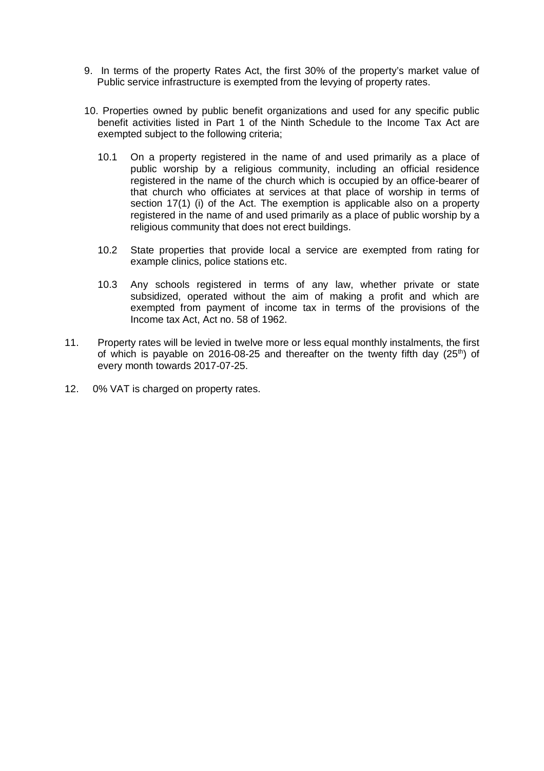9. In terms of the property Rates Act, the first 30% of the property's market value of Public service infrastructure is exempted from the levying of property rates.

10. Properties owned by public benefit organizations and used for any specific public benefit activities listed in Part 1 of the Ninth Schedule to the Income Tax Act are exempted subject to the following criteria;

    10.1 On a property registered in the name of and used primarily as a place of public worship by a religious community, including an official residence registered in the name of the church which is occupied by an office-bearer of that church who officiates at services at that place of worship in terms of section 17(1) (i) of the Act. The exemption is applicable also on a property registered in the name of and used primarily as a place of public worship by a religious community that does not erect buildings.

    10.2 State properties that provide local a service are exempted from rating for example clinics, police stations etc.

    10.3 Any schools registered in terms of any law, whether private or state subsidized, operated without the aim of making a profit and which are exempted from payment of income tax in terms of the provisions of the Income tax Act, Act no. 58 of 1962.

11. Property rates will be levied in twelve more or less equal monthly instalments, the first of which is payable on 2016-08-25 and thereafter on the twenty fifth day (25th) of every month towards 2017-07-25.

12. 0% VAT is charged on property rates.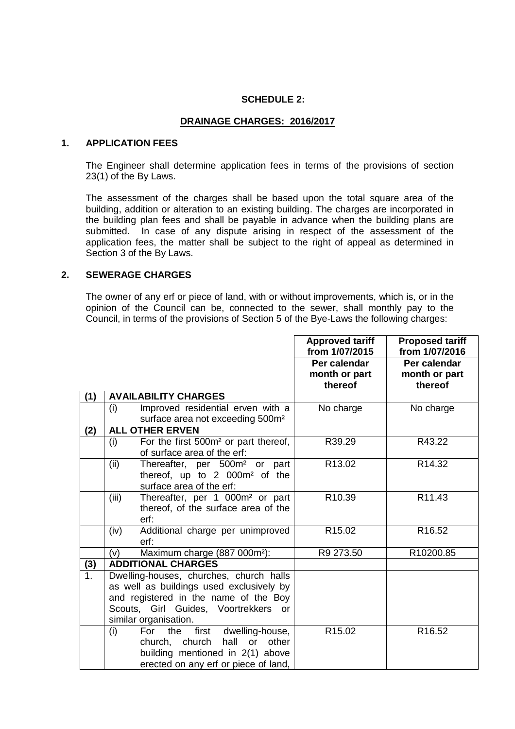**SCHEDULE 2:**

**DRAINAGE CHARGES: 2016/2017**

## 1. APPLICATION FEES

The Engineer shall determine application fees in terms of the provisions of section 23(1) of the By Laws.

The assessment of the charges shall be based upon the total square area of the building, addition or alteration to an existing building. The charges are incorporated in the building plan fees and shall be payable in advance when the building plans are submitted. In case of any dispute arising in respect of the assessment of the application fees, the matter shall be subject to the right of appeal as determined in Section 3 of the By Laws.

## 2. SEWERAGE CHARGES

The owner of any erf or piece of land, with or without improvements, which is, or in the opinion of the Council can be, connected to the sewer, shall monthly pay to the Council, in terms of the provisions of Section 5 of the Bye-Laws the following charges:

| | | | Approved tariff from 1/07/2015 | Proposed tariff from 1/07/2016 |
|---|---|---|---|---|
| | | | Per calendar month or part thereof | Per calendar month or part thereof |
| **(1)** | **AVAILABILITY CHARGES** | | | |
| | (i) | Improved residential erven with a surface area not exceeding 500m² | No charge | No charge |
| **(2)** | **ALL OTHER ERVEN** | | | |
| | (i) | For the first 500m² or part thereof, of surface area of the erf: | R39.29 | R43.22 |
| | (ii) | Thereafter, per 500m² or part thereof, up to 2 000m² of the surface area of the erf: | R13.02 | R14.32 |
| | (iii) | Thereafter, per 1 000m² or part thereof, of the surface area of the erf: | R10.39 | R11.43 |
| | (iv) | Additional charge per unimproved erf: | R15.02 | R16.52 |
| | (v) | Maximum charge (887 000m²): | R9 273.50 | R10200.85 |
| **(3)** | **ADDITIONAL CHARGES** | | | |
| 1. | Dwelling-houses, churches, church halls as well as buildings used exclusively by and registered in the name of the Boy Scouts, Girl Guides, Voortrekkers or similar organisation. | | | |
| | (i) | For the first dwelling-house, church, church hall or other building mentioned in 2(1) above erected on any erf or piece of land, | R15.02 | R16.52 |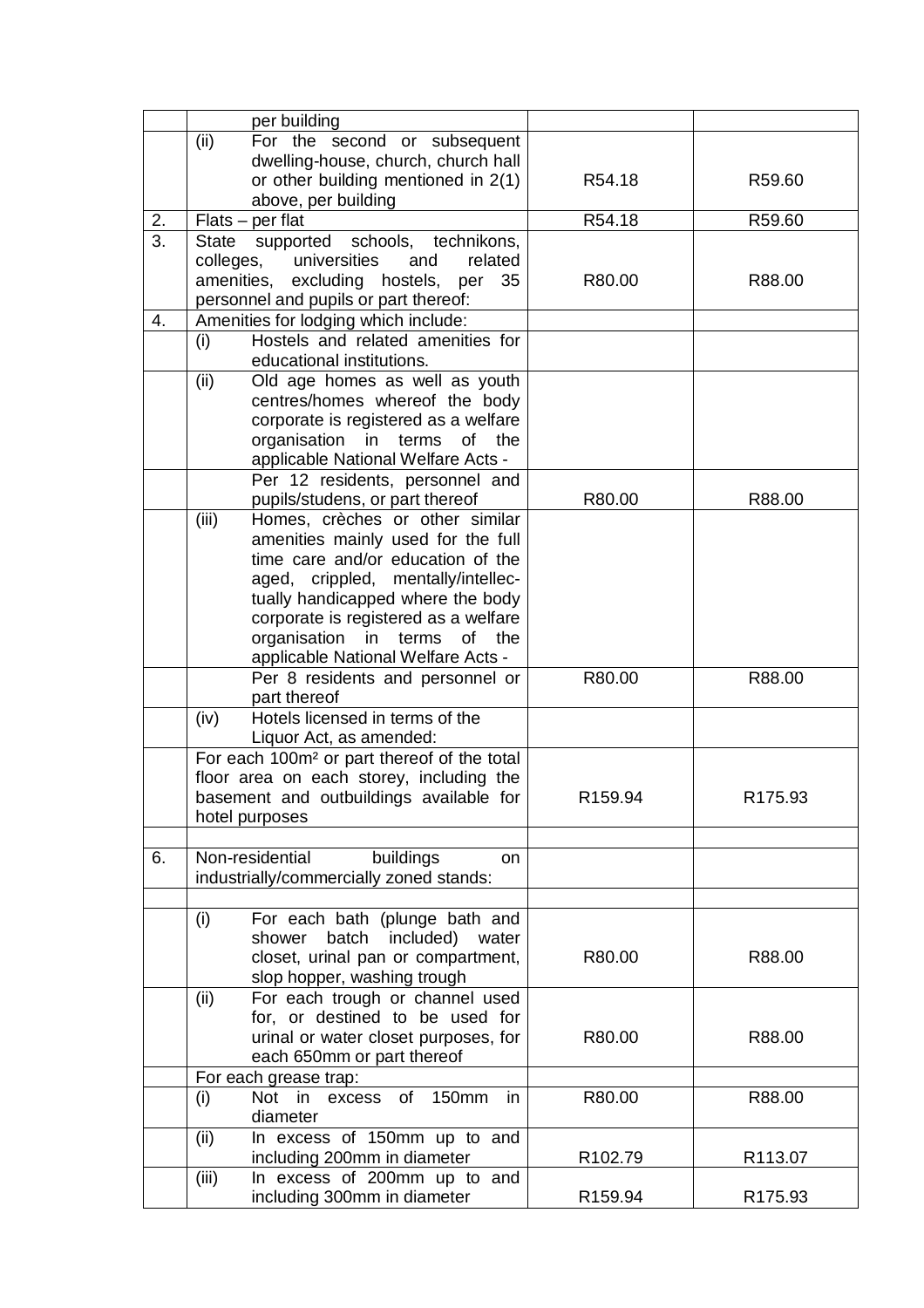| | | | |
|---|---|---|---|
| | per building | | |
| | (ii) For the second or subsequent dwelling-house, church, church hall or other building mentioned in 2(1) above, per building | R54.18 | R59.60 |
| 2. | Flats – per flat | R54.18 | R59.60 |
| 3. | State supported schools, technikons, colleges, universities and related amenities, excluding hostels, per 35 personnel and pupils or part thereof: | R80.00 | R88.00 |
| 4. | Amenities for lodging which include: | | |
| | (i) Hostels and related amenities for educational institutions. | | |
| | (ii) Old age homes as well as youth centres/homes whereof the body corporate is registered as a welfare organisation in terms of the applicable National Welfare Acts - | | |
| | Per 12 residents, personnel and pupils/studens, or part thereof | R80.00 | R88.00 |
| | (iii) Homes, crèches or other similar amenities mainly used for the full time care and/or education of the aged, crippled, mentally/intellectually handicapped where the body corporate is registered as a welfare organisation in terms of the applicable National Welfare Acts - | | |
| | Per 8 residents and personnel or part thereof | R80.00 | R88.00 |
| | (iv) Hotels licensed in terms of the Liquor Act, as amended: | | |
| | For each 100m² or part thereof of the total floor area on each storey, including the basement and outbuildings available for hotel purposes | R159.94 | R175.93 |
| | | | |
| 6. | Non-residential buildings on industrially/commercially zoned stands: | | |
| | | | |
| | (i) For each bath (plunge bath and shower batch included) water closet, urinal pan or compartment, slop hopper, washing trough | R80.00 | R88.00 |
| | (ii) For each trough or channel used for, or destined to be used for urinal or water closet purposes, for each 650mm or part thereof | R80.00 | R88.00 |
| | For each grease trap: | | |
| | (i) Not in excess of 150mm in diameter | R80.00 | R88.00 |
| | (ii) In excess of 150mm up to and including 200mm in diameter | R102.79 | R113.07 |
| | (iii) In excess of 200mm up to and including 300mm in diameter | R159.94 | R175.93 |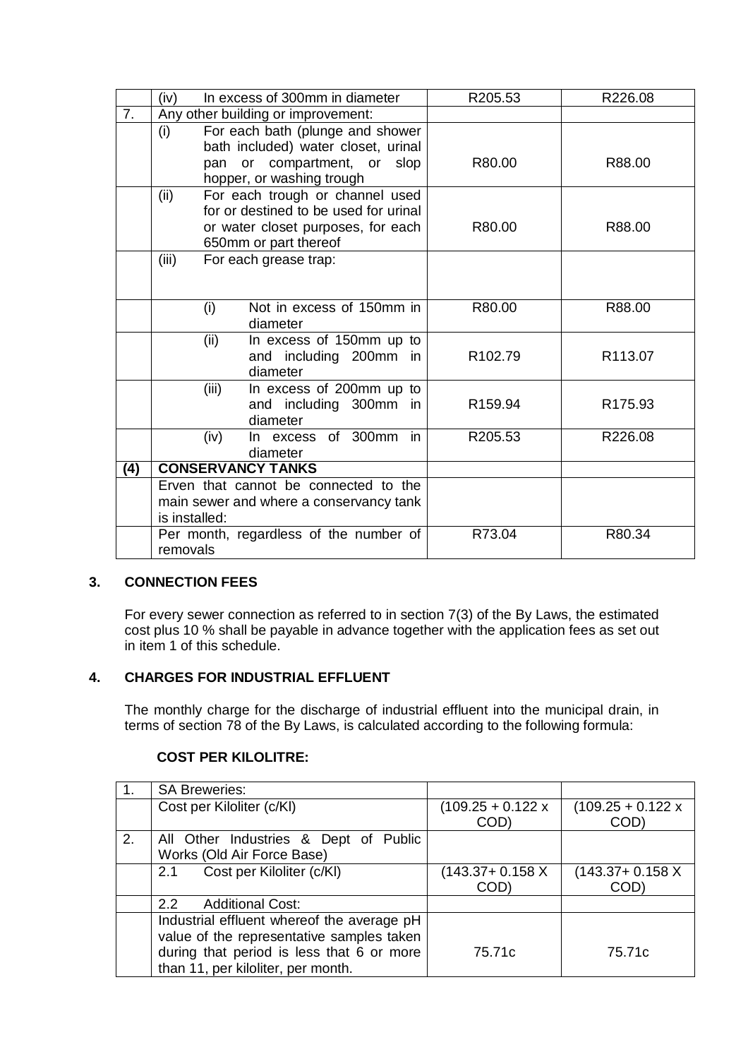| | | | |
|---|---|---|---|
| | (iv) In excess of 300mm in diameter | R205.53 | R226.08 |
| 7. | Any other building or improvement: | | |
| | (i) For each bath (plunge and shower bath included) water closet, urinal pan or compartment, or slop hopper, or washing trough | R80.00 | R88.00 |
| | (ii) For each trough or channel used for or destined to be used for urinal or water closet purposes, for each 650mm or part thereof | R80.00 | R88.00 |
| | (iii) For each grease trap: | | |
| | (i) Not in excess of 150mm in diameter | R80.00 | R88.00 |
| | (ii) In excess of 150mm up to and including 200mm in diameter | R102.79 | R113.07 |
| | (iii) In excess of 200mm up to and including 300mm in diameter | R159.94 | R175.93 |
| | (iv) In excess of 300mm in diameter | R205.53 | R226.08 |
| **(4)** | **CONSERVANCY TANKS** | | |
| | Erven that cannot be connected to the main sewer and where a conservancy tank is installed: | | |
| | Per month, regardless of the number of removals | R73.04 | R80.34 |

## 3. CONNECTION FEES

For every sewer connection as referred to in section 7(3) of the By Laws, the estimated cost plus 10 % shall be payable in advance together with the application fees as set out in item 1 of this schedule.

## 4. CHARGES FOR INDUSTRIAL EFFLUENT

The monthly charge for the discharge of industrial effluent into the municipal drain, in terms of section 78 of the By Laws, is calculated according to the following formula:

**COST PER KILOLITRE:**

| | | | |
|---|---|---|---|
| 1. | SA Breweries: | | |
| | Cost per Kiloliter (c/Kl) | (109.25 + 0.122 x COD) | (109.25 + 0.122 x COD) |
| 2. | All Other Industries & Dept of Public Works (Old Air Force Base) | | |
| | 2.1 Cost per Kiloliter (c/Kl) | (143.37+ 0.158 X COD) | (143.37+ 0.158 X COD) |
| | 2.2 Additional Cost: | | |
| | Industrial effluent whereof the average pH value of the representative samples taken during that period is less that 6 or more than 11, per kiloliter, per month. | 75.71c | 75.71c |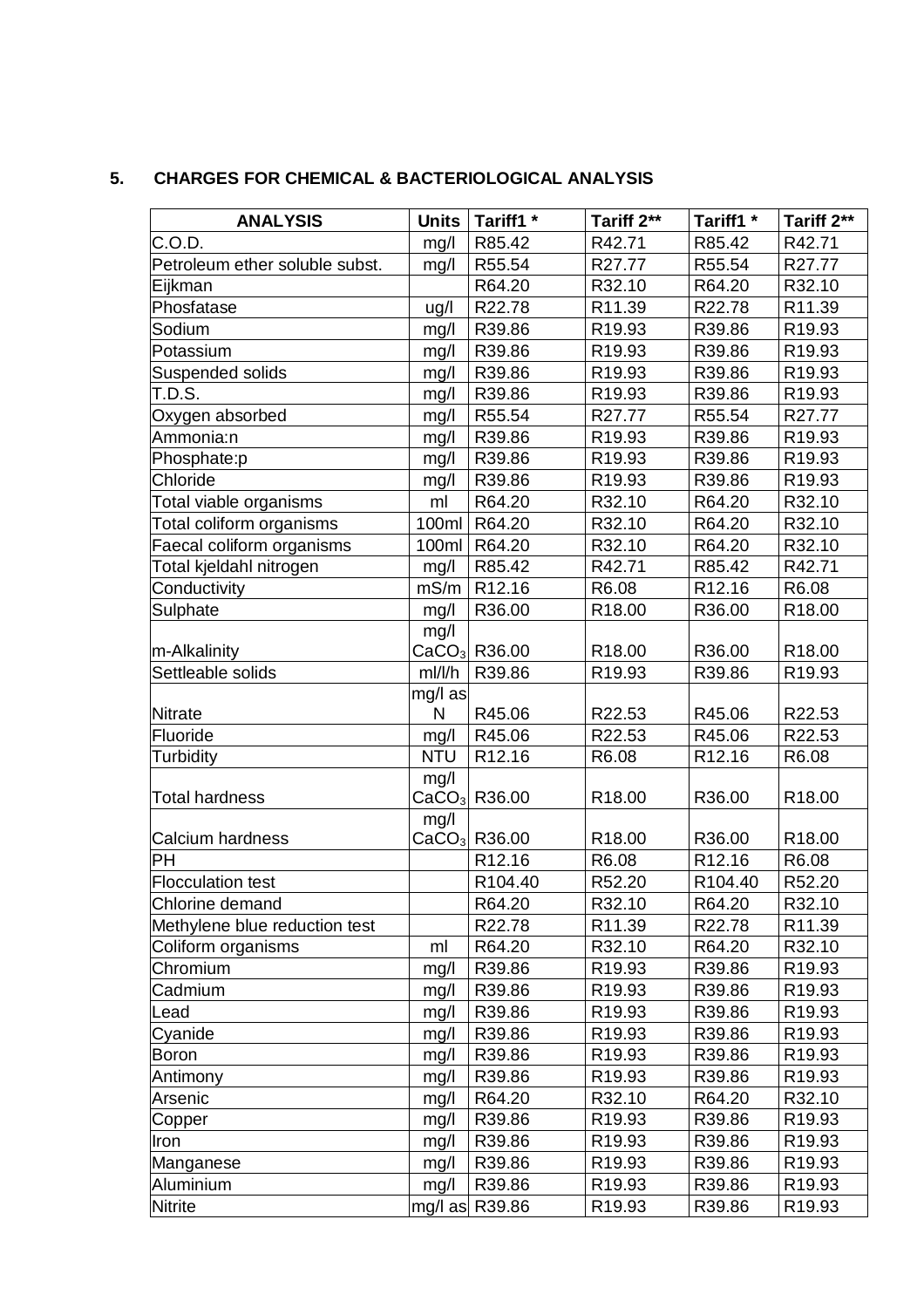## 5. CHARGES FOR CHEMICAL & BACTERIOLOGICAL ANALYSIS

| ANALYSIS | Units | Tariff1 * | Tariff 2** | Tariff1 * | Tariff 2** |
|---|---|---|---|---|---|
| C.O.D. | mg/l | R85.42 | R42.71 | R85.42 | R42.71 |
| Petroleum ether soluble subst. | mg/l | R55.54 | R27.77 | R55.54 | R27.77 |
| Eijkman | | R64.20 | R32.10 | R64.20 | R32.10 |
| Phosfatase | ug/l | R22.78 | R11.39 | R22.78 | R11.39 |
| Sodium | mg/l | R39.86 | R19.93 | R39.86 | R19.93 |
| Potassium | mg/l | R39.86 | R19.93 | R39.86 | R19.93 |
| Suspended solids | mg/l | R39.86 | R19.93 | R39.86 | R19.93 |
| T.D.S. | mg/l | R39.86 | R19.93 | R39.86 | R19.93 |
| Oxygen absorbed | mg/l | R55.54 | R27.77 | R55.54 | R27.77 |
| Ammonia:n | mg/l | R39.86 | R19.93 | R39.86 | R19.93 |
| Phosphate:p | mg/l | R39.86 | R19.93 | R39.86 | R19.93 |
| Chloride | mg/l | R39.86 | R19.93 | R39.86 | R19.93 |
| Total viable organisms | ml | R64.20 | R32.10 | R64.20 | R32.10 |
| Total coliform organisms | 100ml | R64.20 | R32.10 | R64.20 | R32.10 |
| Faecal coliform organisms | 100ml | R64.20 | R32.10 | R64.20 | R32.10 |
| Total kjeldahl nitrogen | mg/l | R85.42 | R42.71 | R85.42 | R42.71 |
| Conductivity | mS/m | R12.16 | R6.08 | R12.16 | R6.08 |
| Sulphate | mg/l | R36.00 | R18.00 | R36.00 | R18.00 |
| m-Alkalinity | mg/l $CaCO_3$ | R36.00 | R18.00 | R36.00 | R18.00 |
| Settleable solids | ml/l/h | R39.86 | R19.93 | R39.86 | R19.93 |
| Nitrate | mg/l as N | R45.06 | R22.53 | R45.06 | R22.53 |
| Fluoride | mg/l | R45.06 | R22.53 | R45.06 | R22.53 |
| Turbidity | NTU | R12.16 | R6.08 | R12.16 | R6.08 |
| Total hardness | mg/l $CaCO_3$ | R36.00 | R18.00 | R36.00 | R18.00 |
| Calcium hardness | mg/l $CaCO_3$ | R36.00 | R18.00 | R36.00 | R18.00 |
| PH | | R12.16 | R6.08 | R12.16 | R6.08 |
| Flocculation test | | R104.40 | R52.20 | R104.40 | R52.20 |
| Chlorine demand | | R64.20 | R32.10 | R64.20 | R32.10 |
| Methylene blue reduction test | | R22.78 | R11.39 | R22.78 | R11.39 |
| Coliform organisms | ml | R64.20 | R32.10 | R64.20 | R32.10 |
| Chromium | mg/l | R39.86 | R19.93 | R39.86 | R19.93 |
| Cadmium | mg/l | R39.86 | R19.93 | R39.86 | R19.93 |
| Lead | mg/l | R39.86 | R19.93 | R39.86 | R19.93 |
| Cyanide | mg/l | R39.86 | R19.93 | R39.86 | R19.93 |
| Boron | mg/l | R39.86 | R19.93 | R39.86 | R19.93 |
| Antimony | mg/l | R39.86 | R19.93 | R39.86 | R19.93 |
| Arsenic | mg/l | R64.20 | R32.10 | R64.20 | R32.10 |
| Copper | mg/l | R39.86 | R19.93 | R39.86 | R19.93 |
| Iron | mg/l | R39.86 | R19.93 | R39.86 | R19.93 |
| Manganese | mg/l | R39.86 | R19.93 | R39.86 | R19.93 |
| Aluminium | mg/l | R39.86 | R19.93 | R39.86 | R19.93 |
| Nitrite | mg/l as | R39.86 | R19.93 | R39.86 | R19.93 |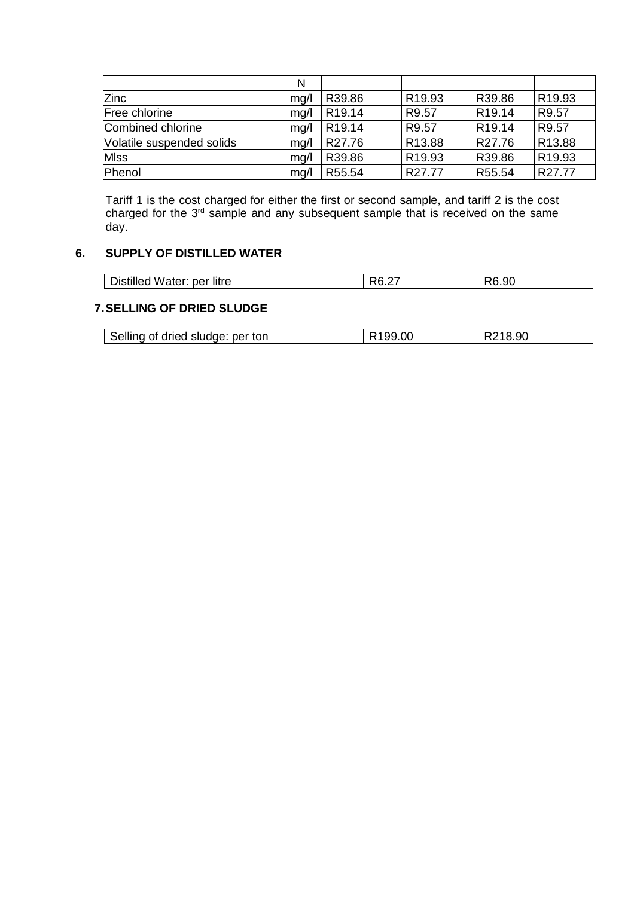| | N | | | | |
|---|---|---|---|---|---|
| Zinc | mg/l | R39.86 | R19.93 | R39.86 | R19.93 |
| Free chlorine | mg/l | R19.14 | R9.57 | R19.14 | R9.57 |
| Combined chlorine | mg/l | R19.14 | R9.57 | R19.14 | R9.57 |
| Volatile suspended solids | mg/l | R27.76 | R13.88 | R27.76 | R13.88 |
| Mlss | mg/l | R39.86 | R19.93 | R39.86 | R19.93 |
| Phenol | mg/l | R55.54 | R27.77 | R55.54 | R27.77 |

Tariff 1 is the cost charged for either the first or second sample, and tariff 2 is the cost charged for the 3rd sample and any subsequent sample that is received on the same day.

## 6. SUPPLY OF DISTILLED WATER

| | | |
|---|---|---|
| Distilled Water: per litre | R6.27 | R6.90 |

## 7. SELLING OF DRIED SLUDGE

| | | |
|---|---|---|
| Selling of dried sludge: per ton | R199.00 | R218.90 |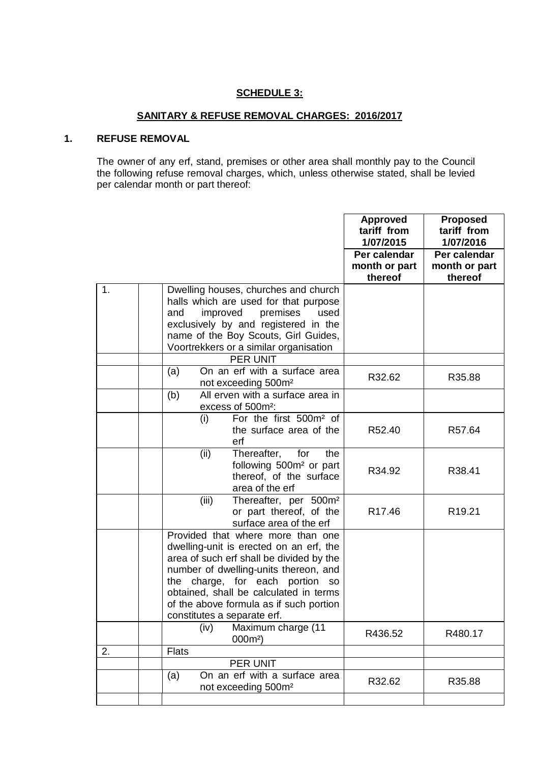**SCHEDULE 3:**

**SANITARY & REFUSE REMOVAL CHARGES: 2016/2017**

## 1. REFUSE REMOVAL

The owner of any erf, stand, premises or other area shall monthly pay to the Council the following refuse removal charges, which, unless otherwise stated, shall be levied per calendar month or part thereof:

| | | | Approved tariff from 1/07/2015 | Proposed tariff from 1/07/2016 |
|---|---|---|---|---|
| | | | **Per calendar month or part thereof** | **Per calendar month or part thereof** |
| 1. | | Dwelling houses, churches and church halls which are used for that purpose and improved premises used exclusively by and registered in the name of the Boy Scouts, Girl Guides, Voortrekkers or a similar organisation | | |
| | | PER UNIT | | |
| | | (a) On an erf with a surface area not exceeding 500m² | R32.62 | R35.88 |
| | | (b) All erven with a surface area in excess of 500m²: | | |
| | | (i) For the first 500m² of the surface area of the erf | R52.40 | R57.64 |
| | | (ii) Thereafter, for the following 500m² or part thereof, of the surface area of the erf | R34.92 | R38.41 |
| | | (iii) Thereafter, per 500m² or part thereof, of the surface area of the erf | R17.46 | R19.21 |
| | | Provided that where more than one dwelling-unit is erected on an erf, the area of such erf shall be divided by the number of dwelling-units thereon, and the charge, for each portion so obtained, shall be calculated in terms of the above formula as if such portion constitutes a separate erf. | | |
| | | (iv) Maximum charge (11 000m²) | R436.52 | R480.17 |
| 2. | | Flats | | |
| | | PER UNIT | | |
| | | (a) On an erf with a surface area not exceeding 500m² | R32.62 | R35.88 |
| | | | | |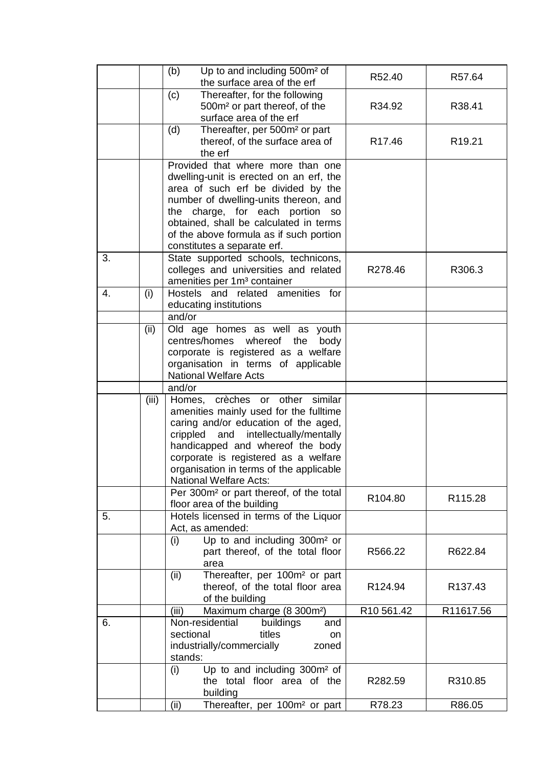| | | | | |
|---|---|---|---|---|
| | | (b) Up to and including 500m² of the surface area of the erf | R52.40 | R57.64 |
| | | (c) Thereafter, for the following 500m² or part thereof, of the surface area of the erf | R34.92 | R38.41 |
| | | (d) Thereafter, per 500m² or part thereof, of the surface area of the erf | R17.46 | R19.21 |
| | | Provided that where more than one dwelling-unit is erected on an erf, the area of such erf be divided by the number of dwelling-units thereon, and the charge, for each portion so obtained, shall be calculated in terms of the above formula as if such portion constitutes a separate erf. | | |
| 3. | | State supported schools, technicons, colleges and universities and related amenities per 1m³ container | R278.46 | R306.3 |
| 4. | (i) | Hostels and related amenities for educating institutions | | |
| | | and/or | | |
| | (ii) | Old age homes as well as youth centres/homes whereof the body corporate is registered as a welfare organisation in terms of applicable National Welfare Acts | | |
| | | and/or | | |
| | (iii) | Homes, crèches or other similar amenities mainly used for the fulltime caring and/or education of the aged, crippled and intellectually/mentally handicapped and whereof the body corporate is registered as a welfare organisation in terms of the applicable National Welfare Acts: | | |
| | | Per 300m² or part thereof, of the total floor area of the building | R104.80 | R115.28 |
| 5. | | Hotels licensed in terms of the Liquor Act, as amended: | | |
| | | (i) Up to and including 300m² or part thereof, of the total floor area | R566.22 | R622.84 |
| | | (ii) Thereafter, per 100m² or part thereof, of the total floor area of the building | R124.94 | R137.43 |
| | | (iii) Maximum charge (8 300m²) | R10 561.42 | R11617.56 |
| 6. | | Non-residential buildings and sectional titles on industrially/commercially zoned stands: | | |
| | | (i) Up to and including 300m² of the total floor area of the building | R282.59 | R310.85 |
| | | (ii) Thereafter, per 100m² or part | R78.23 | R86.05 |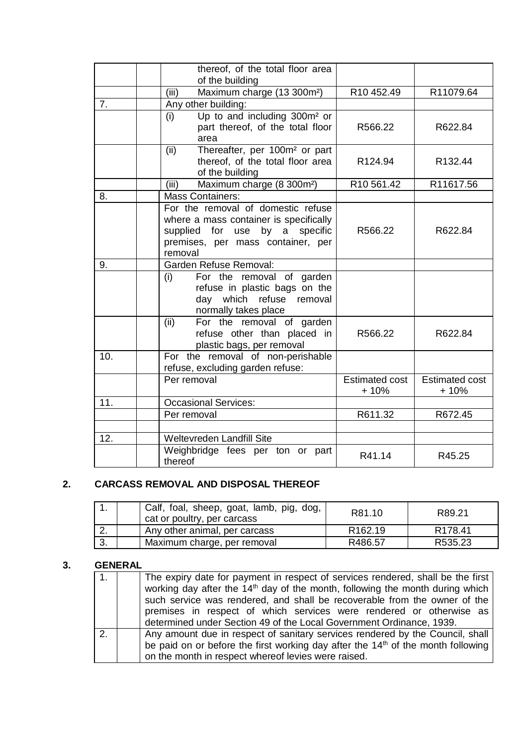| | | | | |
|---|---|---|---|---|
| | | thereof, of the total floor area of the building | | |
| | | (iii) Maximum charge (13 300m²) | R10 452.49 | R11079.64 |
| 7. | | Any other building: | | |
| | | (i) Up to and including 300m² or part thereof, of the total floor area | R566.22 | R622.84 |
| | | (ii) Thereafter, per 100m² or part thereof, of the total floor area of the building | R124.94 | R132.44 |
| | | (iii) Maximum charge (8 300m²) | R10 561.42 | R11617.56 |
| 8. | | Mass Containers: | | |
| | | For the removal of domestic refuse where a mass container is specifically supplied for use by a specific premises, per mass container, per removal | R566.22 | R622.84 |
| 9. | | Garden Refuse Removal: | | |
| | | (i) For the removal of garden refuse in plastic bags on the day which refuse removal normally takes place | | |
| | | (ii) For the removal of garden refuse other than placed in plastic bags, per removal | R566.22 | R622.84 |
| 10. | | For the removal of non-perishable refuse, excluding garden refuse: | | |
| | | Per removal | Estimated cost + 10% | Estimated cost + 10% |
| 11. | | Occasional Services: | | |
| | | Per removal | R611.32 | R672.45 |
| | | | | |
| 12. | | Weltevreden Landfill Site | | |
| | | Weighbridge fees per ton or part thereof | R41.14 | R45.25 |

## 2. CARCASS REMOVAL AND DISPOSAL THEREOF

| | | | | |
|---|---|---|---|---|
| 1. | | Calf, foal, sheep, goat, lamb, pig, dog, cat or poultry, per carcass | R81.10 | R89.21 |
| 2. | | Any other animal, per carcass | R162.19 | R178.41 |
| 3. | | Maximum charge, per removal | R486.57 | R535.23 |

## 3. GENERAL

| | | |
|---|---|---|
| 1. | | The expiry date for payment in respect of services rendered, shall be the first working day after the 14th day of the month, following the month during which such service was rendered, and shall be recoverable from the owner of the premises in respect of which services were rendered or otherwise as determined under Section 49 of the Local Government Ordinance, 1939. |
| 2. | | Any amount due in respect of sanitary services rendered by the Council, shall be paid on or before the first working day after the 14th of the month following on the month in respect whereof levies were raised. |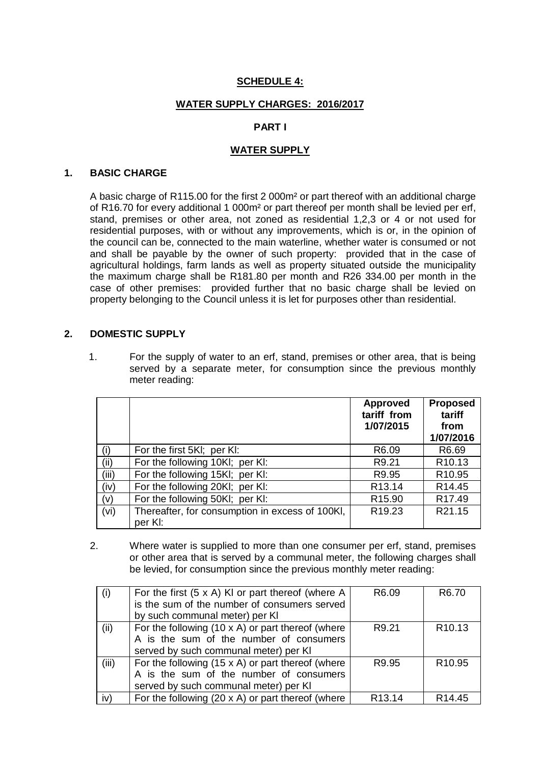**SCHEDULE 4:**

**WATER SUPPLY CHARGES: 2016/2017**

**PART I**

**WATER SUPPLY**

## 1. BASIC CHARGE

A basic charge of R115.00 for the first 2 000m² or part thereof with an additional charge of R16.70 for every additional 1 000m² or part thereof per month shall be levied per erf, stand, premises or other area, not zoned as residential 1,2,3 or 4 or not used for residential purposes, with or without any improvements, which is or, in the opinion of the council can be, connected to the main waterline, whether water is consumed or not and shall be payable by the owner of such property: provided that in the case of agricultural holdings, farm lands as well as property situated outside the municipality the maximum charge shall be R181.80 per month and R26 334.00 per month in the case of other premises: provided further that no basic charge shall be levied on property belonging to the Council unless it is let for purposes other than residential.

## 2. DOMESTIC SUPPLY

1. For the supply of water to an erf, stand, premises or other area, that is being served by a separate meter, for consumption since the previous monthly meter reading:

| | | **Approved tariff from 1/07/2015** | **Proposed tariff from 1/07/2016** |
|---|---|---|---|
| (i) | For the first 5Kl; per Kl: | R6.09 | R6.69 |
| (ii) | For the following 10Kl; per Kl: | R9.21 | R10.13 |
| (iii) | For the following 15Kl; per Kl: | R9.95 | R10.95 |
| (iv) | For the following 20Kl; per Kl: | R13.14 | R14.45 |
| (v) | For the following 50Kl; per Kl: | R15.90 | R17.49 |
| (vi) | Thereafter, for consumption in excess of 100Kl, per Kl: | R19.23 | R21.15 |

2. Where water is supplied to more than one consumer per erf, stand, premises or other area that is served by a communal meter, the following charges shall be levied, for consumption since the previous monthly meter reading:

| | | | |
|---|---|---|---|
| (i) | For the first (5 x A) Kl or part thereof (where A is the sum of the number of consumers served by such communal meter) per Kl | R6.09 | R6.70 |
| (ii) | For the following (10 x A) or part thereof (where A is the sum of the number of consumers served by such communal meter) per Kl | R9.21 | R10.13 |
| (iii) | For the following (15 x A) or part thereof (where A is the sum of the number of consumers served by such communal meter) per Kl | R9.95 | R10.95 |
| iv) | For the following (20 x A) or part thereof (where | R13.14 | R14.45 |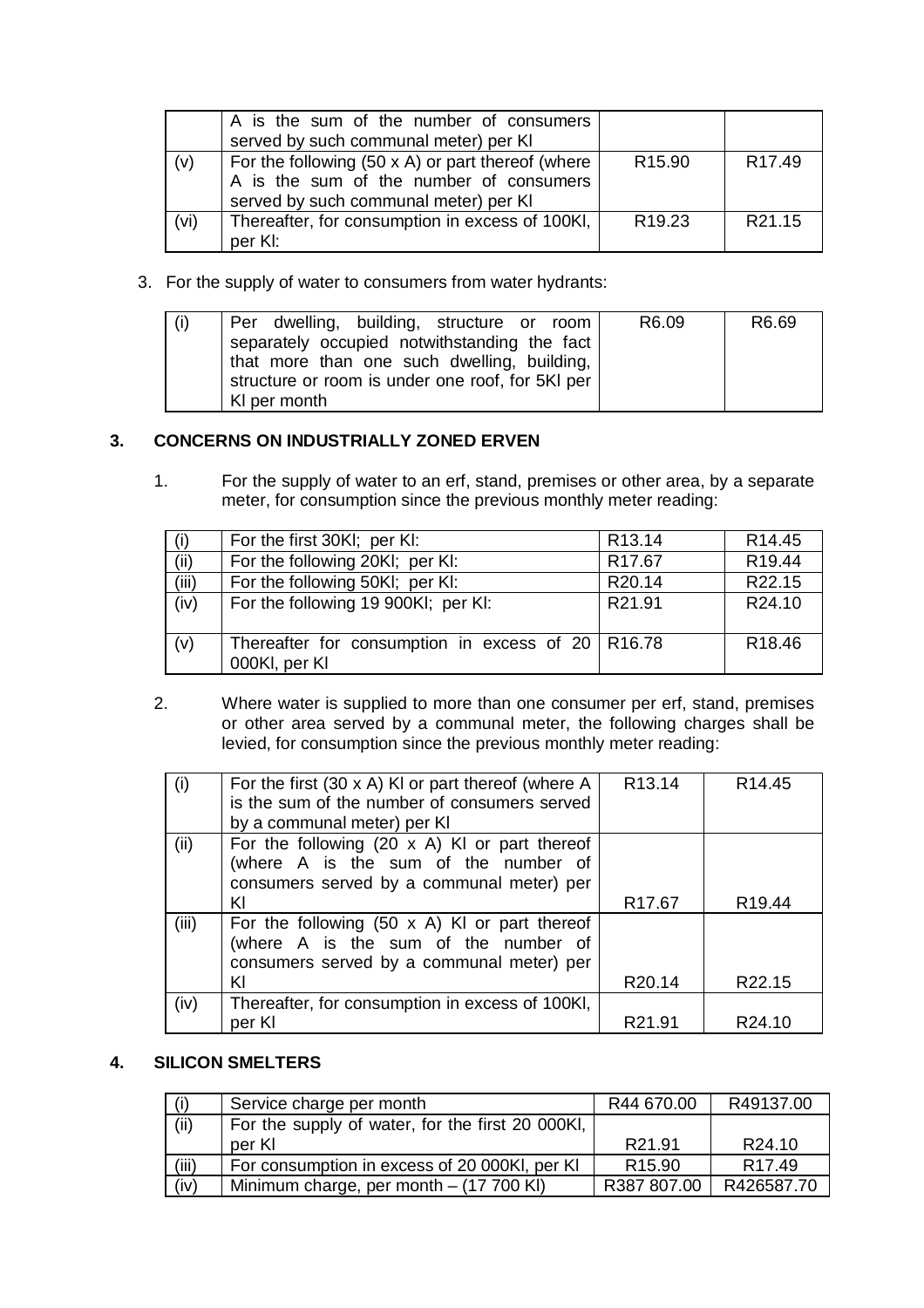|  | A is the sum of the number of consumers served by such communal meter) per Kl |  |  |
|---|---|---|---|
| (v) | For the following (50 x A) or part thereof (where A is the sum of the number of consumers served by such communal meter) per Kl | R15.90 | R17.49 |
| (vi) | Thereafter, for consumption in excess of 100Kl, per Kl: | R19.23 | R21.15 |

3. For the supply of water to consumers from water hydrants:

| (i) | Per dwelling, building, structure or room separately occupied notwithstanding the fact that more than one such dwelling, building, structure or room is under one roof, for 5Kl per Kl per month | R6.09 | R6.69 |
|---|---|---|---|

## 3. CONCERNS ON INDUSTRIALLY ZONED ERVEN

1. For the supply of water to an erf, stand, premises or other area, by a separate meter, for consumption since the previous monthly meter reading:

| (i) | For the first 30Kl; per Kl: | R13.14 | R14.45 |
|---|---|---|---|
| (ii) | For the following 20Kl; per Kl: | R17.67 | R19.44 |
| (iii) | For the following 50Kl; per Kl: | R20.14 | R22.15 |
| (iv) | For the following 19 900Kl; per Kl: | R21.91 | R24.10 |
| (v) | Thereafter for consumption in excess of 20 000Kl, per Kl | R16.78 | R18.46 |

2. Where water is supplied to more than one consumer per erf, stand, premises or other area served by a communal meter, the following charges shall be levied, for consumption since the previous monthly meter reading:

| (i) | For the first (30 x A) Kl or part thereof (where A is the sum of the number of consumers served by a communal meter) per Kl | R13.14 | R14.45 |
|---|---|---|---|
| (ii) | For the following (20 x A) Kl or part thereof (where A is the sum of the number of consumers served by a communal meter) per Kl | R17.67 | R19.44 |
| (iii) | For the following (50 x A) Kl or part thereof (where A is the sum of the number of consumers served by a communal meter) per Kl | R20.14 | R22.15 |
| (iv) | Thereafter, for consumption in excess of 100Kl, per Kl | R21.91 | R24.10 |

## 4. SILICON SMELTERS

| (i) | Service charge per month | R44 670.00 | R49137.00 |
|---|---|---|---|
| (ii) | For the supply of water, for the first 20 000Kl, per Kl | R21.91 | R24.10 |
| (iii) | For consumption in excess of 20 000Kl, per Kl | R15.90 | R17.49 |
| (iv) | Minimum charge, per month – (17 700 Kl) | R387 807.00 | R426587.70 |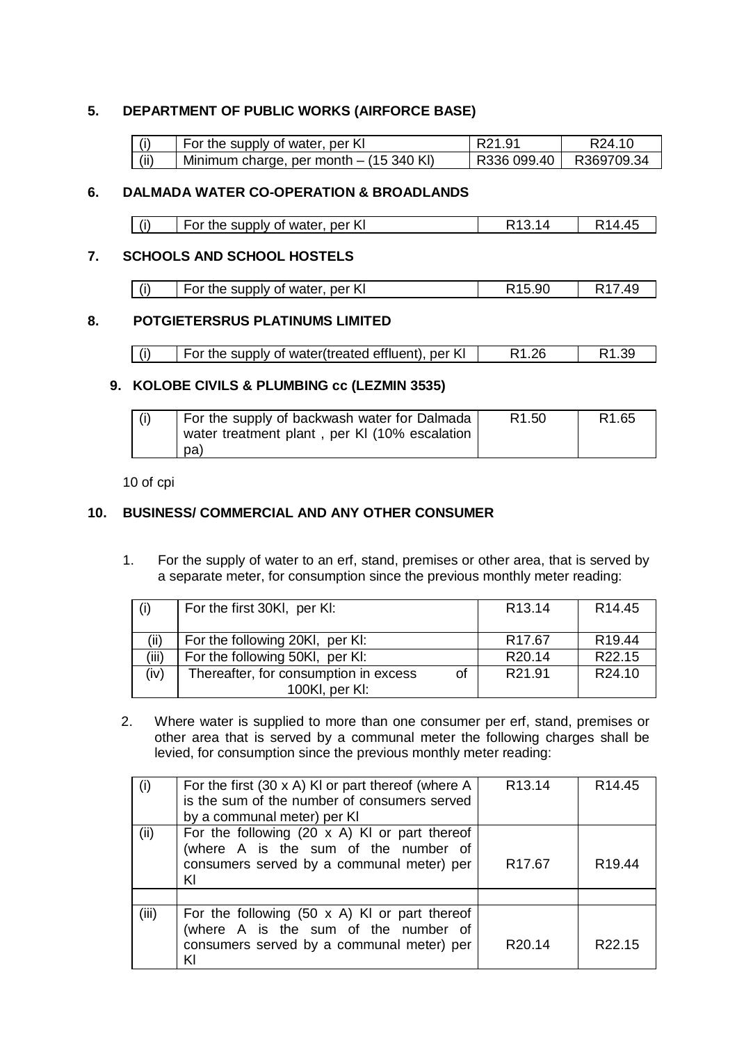## 5. DEPARTMENT OF PUBLIC WORKS (AIRFORCE BASE)

| | | | |
|---|---|---|---|
| (i) | For the supply of water, per Kl | R21.91 | R24.10 |
| (ii) | Minimum charge, per month – (15 340 Kl) | R336 099.40 | R369709.34 |

## 6. DALMADA WATER CO-OPERATION & BROADLANDS

| | | | |
|---|---|---|---|
| (i) | For the supply of water, per Kl | R13.14 | R14.45 |

## 7. SCHOOLS AND SCHOOL HOSTELS

| | | | |
|---|---|---|---|
| (i) | For the supply of water, per Kl | R15.90 | R17.49 |

## 8. POTGIETERSRUS PLATINUMS LIMITED

| | | | |
|---|---|---|---|
| (i) | For the supply of water(treated effluent), per Kl | R1.26 | R1.39 |

## 9. KOLOBE CIVILS & PLUMBING cc (LEZMIN 3535)

| | | | |
|---|---|---|---|
| (i) | For the supply of backwash water for Dalmada water treatment plant , per Kl (10% escalation pa) | R1.50 | R1.65 |

10 of cpi

## 10. BUSINESS/ COMMERCIAL AND ANY OTHER CONSUMER

1. For the supply of water to an erf, stand, premises or other area, that is served by a separate meter, for consumption since the previous monthly meter reading:

| | | | |
|---|---|---|---|
| (i) | For the first 30Kl, per Kl: | R13.14 | R14.45 |
| (ii) | For the following 20Kl, per Kl: | R17.67 | R19.44 |
| (iii) | For the following 50Kl, per Kl: | R20.14 | R22.15 |
| (iv) | Thereafter, for consumption in excess of 100Kl, per Kl: | R21.91 | R24.10 |

2. Where water is supplied to more than one consumer per erf, stand, premises or other area that is served by a communal meter the following charges shall be levied, for consumption since the previous monthly meter reading:

| | | | |
|---|---|---|---|
| (i) | For the first (30 x A) Kl or part thereof (where A is the sum of the number of consumers served by a communal meter) per Kl | R13.14 | R14.45 |
| (ii) | For the following (20 x A) Kl or part thereof (where A is the sum of the number of consumers served by a communal meter) per Kl | R17.67 | R19.44 |
| | | | |
| (iii) | For the following (50 x A) Kl or part thereof (where A is the sum of the number of consumers served by a communal meter) per Kl | R20.14 | R22.15 |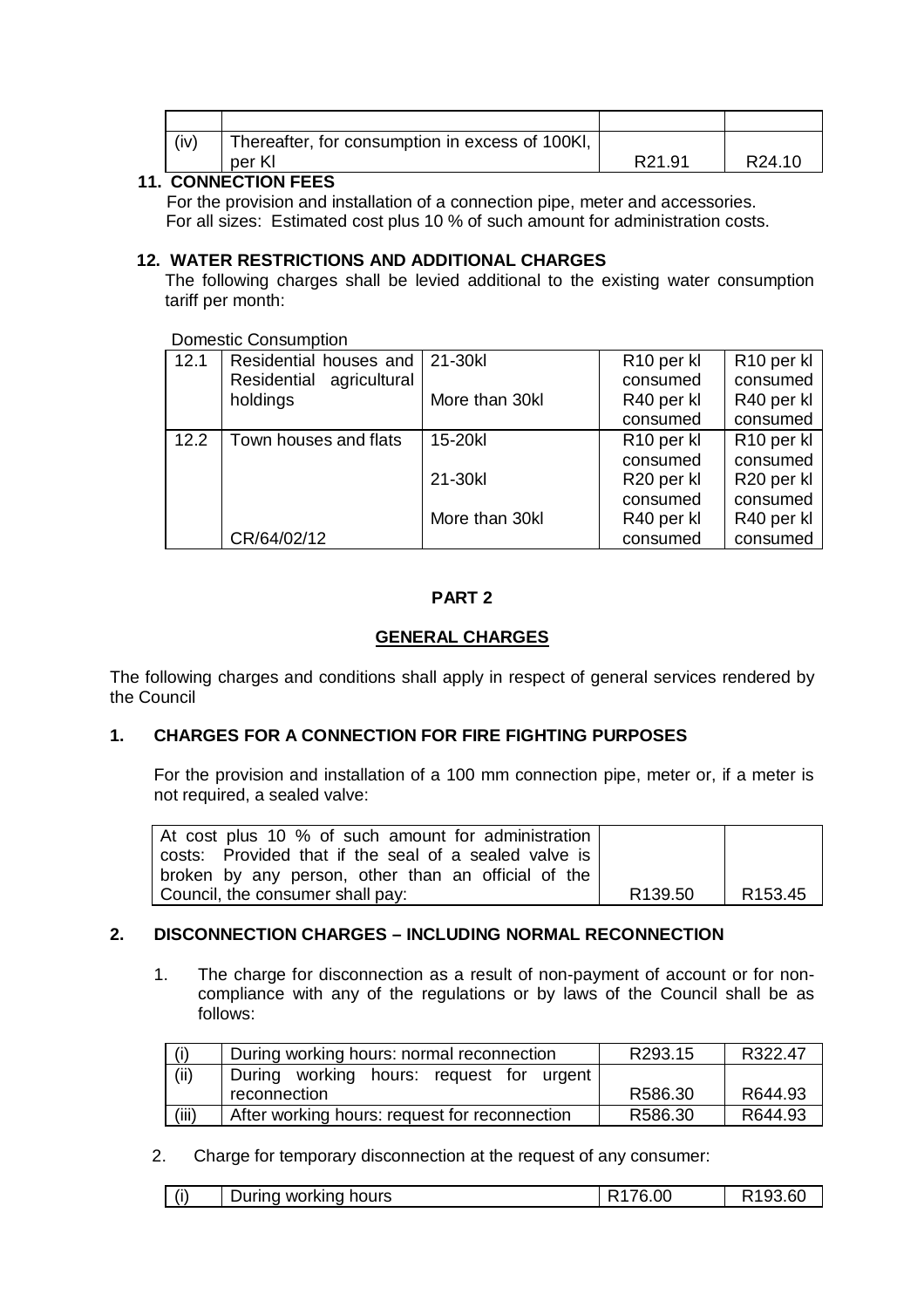| | | | |
|---|---|---|---|
| (iv) | Thereafter, for consumption in excess of 100Kl, per Kl | R21.91 | R24.10 |

**11. CONNECTION FEES**

For the provision and installation of a connection pipe, meter and accessories.
For all sizes: Estimated cost plus 10 % of such amount for administration costs.

**12. WATER RESTRICTIONS AND ADDITIONAL CHARGES**

The following charges shall be levied additional to the existing water consumption tariff per month:

Domestic Consumption

| | | | | |
|---|---|---|---|---|
| 12.1 | Residential houses and Residential agricultural holdings | 21-30kl | R10 per kl consumed | R10 per kl consumed |
| | | More than 30kl | R40 per kl consumed | R40 per kl consumed |
| 12.2 | Town houses and flats | 15-20kl | R10 per kl consumed | R10 per kl consumed |
| | | 21-30kl | R20 per kl consumed | R20 per kl consumed |
| | CR/64/02/12 | More than 30kl | R40 per kl consumed | R40 per kl consumed |

## PART 2

## GENERAL CHARGES

The following charges and conditions shall apply in respect of general services rendered by the Council

### 1. CHARGES FOR A CONNECTION FOR FIRE FIGHTING PURPOSES

For the provision and installation of a 100 mm connection pipe, meter or, if a meter is not required, a sealed valve:

| | | |
|---|---|---|
| At cost plus 10 % of such amount for administration costs: Provided that if the seal of a sealed valve is broken by any person, other than an official of the Council, the consumer shall pay: | R139.50 | R153.45 |

### 2. DISCONNECTION CHARGES – INCLUDING NORMAL RECONNECTION

1. The charge for disconnection as a result of non-payment of account or for non-compliance with any of the regulations or by laws of the Council shall be as follows:

| | | | |
|---|---|---|---|
| (i) | During working hours: normal reconnection | R293.15 | R322.47 |
| (ii) | During working hours: request for urgent reconnection | R586.30 | R644.93 |
| (iii) | After working hours: request for reconnection | R586.30 | R644.93 |

2. Charge for temporary disconnection at the request of any consumer:

| | | | |
|---|---|---|---|
| (i) | During working hours | R176.00 | R193.60 |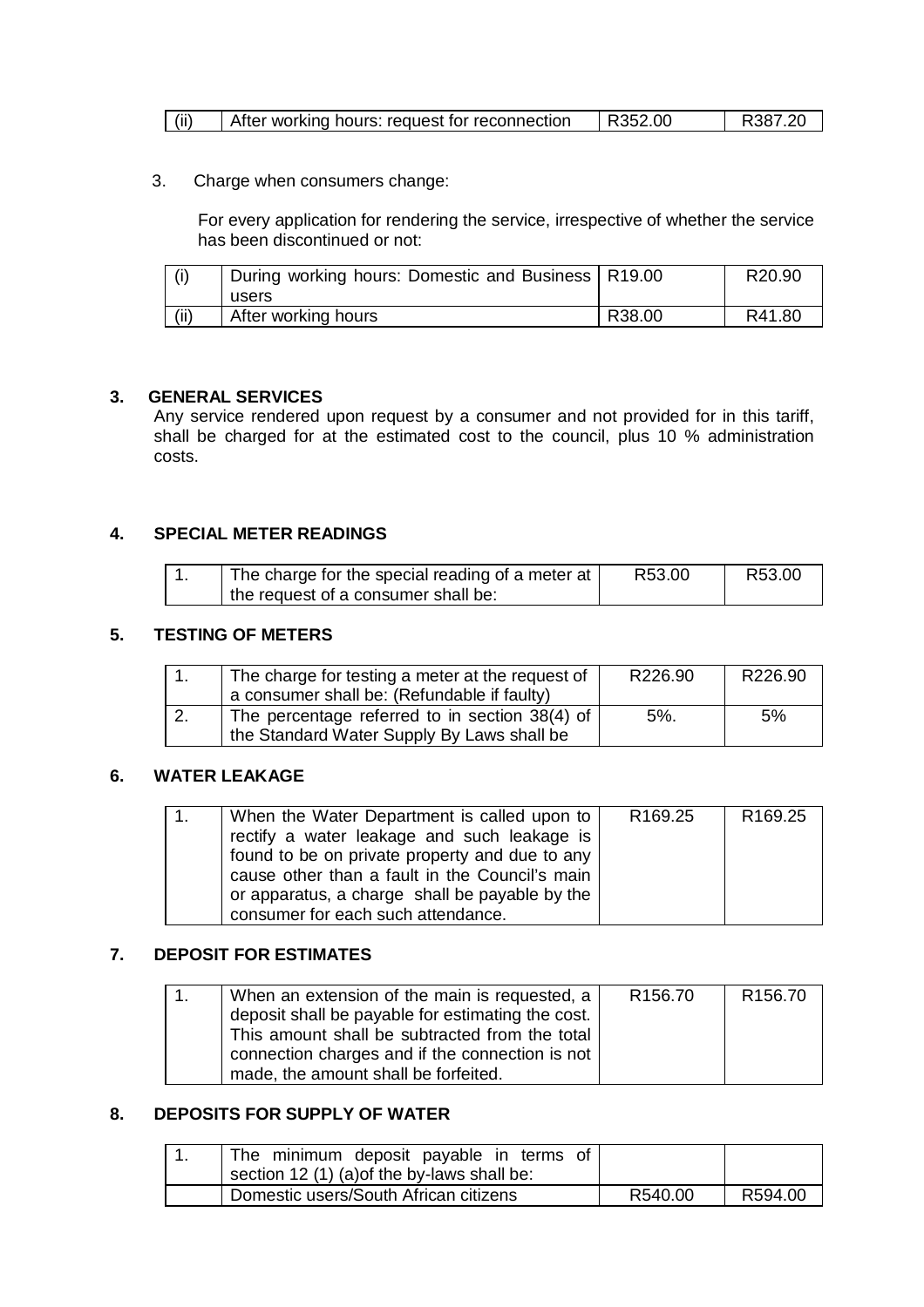| (ii) | After working hours: request for reconnection | R352.00 | R387.20 |
|---|---|---|---|

3. Charge when consumers change:

For every application for rendering the service, irrespective of whether the service has been discontinued or not:

| (i) | During working hours: Domestic and Business users | R19.00 | R20.90 |
|---|---|---|---|
| (ii) | After working hours | R38.00 | R41.80 |

## 3. GENERAL SERVICES

Any service rendered upon request by a consumer and not provided for in this tariff, shall be charged for at the estimated cost to the council, plus 10 % administration costs.

## 4. SPECIAL METER READINGS

| 1. | The charge for the special reading of a meter at the request of a consumer shall be: | R53.00 | R53.00 |
|---|---|---|---|

## 5. TESTING OF METERS

| 1. | The charge for testing a meter at the request of a consumer shall be: (Refundable if faulty) | R226.90 | R226.90 |
|---|---|---|---|
| 2. | The percentage referred to in section 38(4) of the Standard Water Supply By Laws shall be | 5%. | 5% |

## 6. WATER LEAKAGE

| 1. | When the Water Department is called upon to rectify a water leakage and such leakage is found to be on private property and due to any cause other than a fault in the Council's main or apparatus, a charge shall be payable by the consumer for each such attendance. | R169.25 | R169.25 |
|---|---|---|---|

## 7. DEPOSIT FOR ESTIMATES

| 1. | When an extension of the main is requested, a deposit shall be payable for estimating the cost. This amount shall be subtracted from the total connection charges and if the connection is not made, the amount shall be forfeited. | R156.70 | R156.70 |
|---|---|---|---|

## 8. DEPOSITS FOR SUPPLY OF WATER

| 1. | The minimum deposit payable in terms of section 12 (1) (a)of the by-laws shall be: | | |
|---|---|---|---|
| | Domestic users/South African citizens | R540.00 | R594.00 |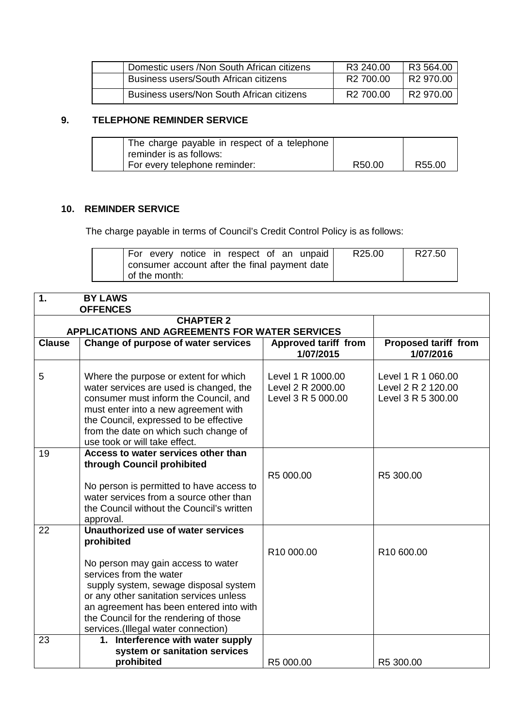| | | | |
|---|---|---|---|
| | Domestic users /Non South African citizens | R3 240.00 | R3 564.00 |
| | Business users/South African citizens | R2 700.00 | R2 970.00 |
| | Business users/Non South African citizens | R2 700.00 | R2 970.00 |

## 9. TELEPHONE REMINDER SERVICE

| | | | |
|---|---|---|---|
| | The charge payable in respect of a telephone reminder is as follows:<br>For every telephone reminder: | R50.00 | R55.00 |

## 10. REMINDER SERVICE

The charge payable in terms of Council's Credit Control Policy is as follows:

| | | | |
|---|---|---|---|
| | For every notice in respect of an unpaid consumer account after the final payment date of the month: | R25.00 | R27.50 |

| **1. BY LAWS OFFENCES** | | | |
|---|---|---|---|
| **CHAPTER 2 APPLICATIONS AND AGREEMENTS FOR WATER SERVICES** | | | |
| **Clause** | **Change of purpose of water services** | **Approved tariff from 1/07/2015** | **Proposed tariff from 1/07/2016** |
| 5 | Where the purpose or extent for which water services are used is changed, the consumer must inform the Council, and must enter into a new agreement with the Council, expressed to be effective from the date on which such change of use took or will take effect. | Level 1 R 1000.00<br>Level 2 R 2000.00<br>Level 3 R 5 000.00 | Level 1 R 1 060.00<br>Level 2 R 2 120.00<br>Level 3 R 5 300.00 |
| 19 | **Access to water services other than through Council prohibited**<br><br>No person is permitted to have access to water services from a source other than the Council without the Council's written approval. | R5 000.00 | R5 300.00 |
| 22 | **Unauthorized use of water services prohibited**<br><br>No person may gain access to water services from the water supply system, sewage disposal system or any other sanitation services unless an agreement has been entered into with the Council for the rendering of those services.(Illegal water connection) | R10 000.00 | R10 600.00 |
| 23 | **1. Interference with water supply system or sanitation services prohibited** | R5 000.00 | R5 300.00 |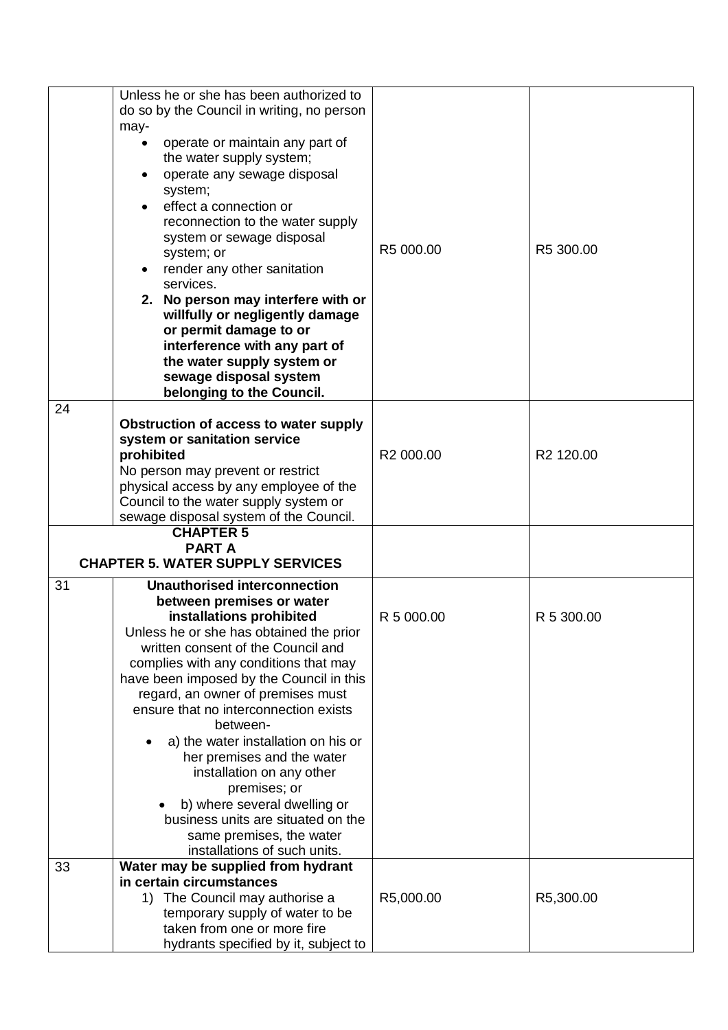| | | | |
|---|---|---|---|
| | Unless he or she has been authorized to do so by the Council in writing, no person may-<br>• operate or maintain any part of the water supply system;<br>• operate any sewage disposal system;<br>• effect a connection or reconnection to the water supply system or sewage disposal system; or<br>• render any other sanitation services.<br>**2. No person may interfere with or willfully or negligently damage or permit damage to or interference with any part of the water supply system or sewage disposal system belonging to the Council.** | R5 000.00 | R5 300.00 |
| 24 | **Obstruction of access to water supply system or sanitation service prohibited**<br>No person may prevent or restrict physical access by any employee of the Council to the water supply system or sewage disposal system of the Council. | R2 000.00 | R2 120.00 |
| **CHAPTER 5<br>PART A<br>CHAPTER 5. WATER SUPPLY SERVICES** | | | |
| 31 | **Unauthorised interconnection between premises or water installations prohibited**<br>Unless he or she has obtained the prior written consent of the Council and complies with any conditions that may have been imposed by the Council in this regard, an owner of premises must ensure that no interconnection exists between-<br>• a) the water installation on his or her premises and the water installation on any other premises; or<br>• b) where several dwelling or business units are situated on the same premises, the water installations of such units. | R 5 000.00 | R 5 300.00 |
| 33 | **Water may be supplied from hydrant in certain circumstances**<br>1) The Council may authorise a temporary supply of water to be taken from one or more fire hydrants specified by it, subject to | R5,000.00 | R5,300.00 |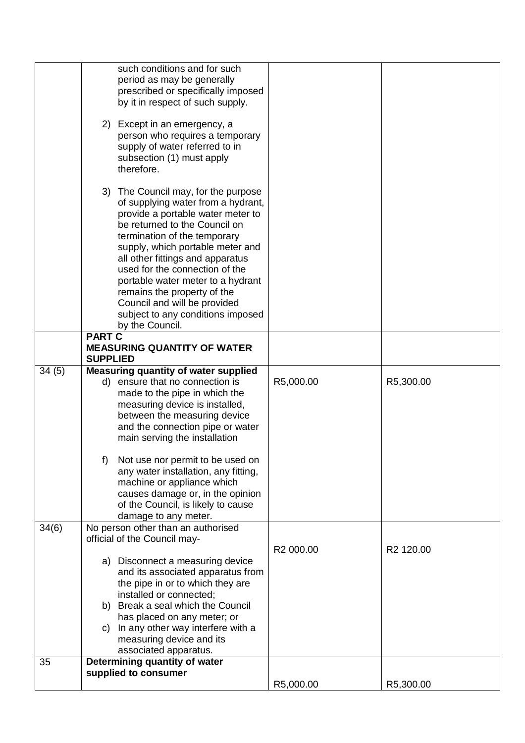| | | | |
|---|---|---|---|
| | such conditions and for such period as may be generally prescribed or specifically imposed by it in respect of such supply.<br><br>2) Except in an emergency, a person who requires a temporary supply of water referred to in subsection (1) must apply therefore.<br><br>3) The Council may, for the purpose of supplying water from a hydrant, provide a portable water meter to be returned to the Council on termination of the temporary supply, which portable meter and all other fittings and apparatus used for the connection of the portable water meter to a hydrant remains the property of the Council and will be provided subject to any conditions imposed by the Council. | | |
| | **PART C**<br>**MEASURING QUANTITY OF WATER SUPPLIED** | | |
| 34 (5) | **Measuring quantity of water supplied**<br>d) ensure that no connection is made to the pipe in which the measuring device is installed, between the measuring device and the connection pipe or water main serving the installation<br><br>f) Not use nor permit to be used on any water installation, any fitting, machine or appliance which causes damage or, in the opinion of the Council, is likely to cause damage to any meter. | R5,000.00 | R5,300.00 |
| 34(6) | No person other than an authorised official of the Council may-<br><br>a) Disconnect a measuring device and its associated apparatus from the pipe in or to which they are installed or connected;<br>b) Break a seal which the Council has placed on any meter; or<br>c) In any other way interfere with a measuring device and its associated apparatus. | R2 000.00 | R2 120.00 |
| 35 | **Determining quantity of water supplied to consumer** | R5,000.00 | R5,300.00 |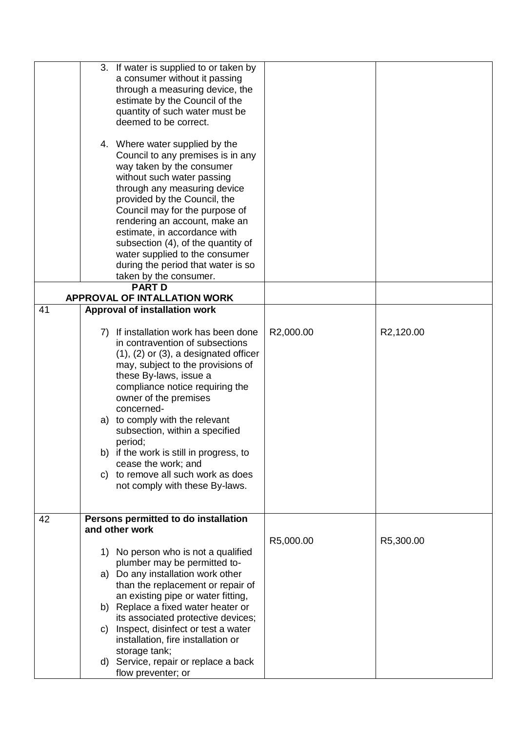| | | | |
|---|---|---|---|
| | 3. If water is supplied to or taken by a consumer without it passing through a measuring device, the estimate by the Council of the quantity of such water must be deemed to be correct.<br><br>4. Where water supplied by the Council to any premises is in any way taken by the consumer without such water passing through any measuring device provided by the Council, the Council may for the purpose of rendering an account, make an estimate, in accordance with subsection (4), of the quantity of water supplied to the consumer during the period that water is so taken by the consumer. | | |
| | **PART D**<br>**APPROVAL OF INTALLATION WORK** | | |
| 41 | **Approval of installation work**<br><br>7) If installation work has been done in contravention of subsections (1), (2) or (3), a designated officer may, subject to the provisions of these By-laws, issue a compliance notice requiring the owner of the premises concerned-<br>a) to comply with the relevant subsection, within a specified period;<br>b) if the work is still in progress, to cease the work; and<br>c) to remove all such work as does not comply with these By-laws. | R2,000.00 | R2,120.00 |
| 42 | **Persons permitted to do installation and other work**<br><br>1) No person who is not a qualified plumber may be permitted to-<br>a) Do any installation work other than the replacement or repair of an existing pipe or water fitting,<br>b) Replace a fixed water heater or its associated protective devices;<br>c) Inspect, disinfect or test a water installation, fire installation or storage tank;<br>d) Service, repair or replace a back flow preventer; or | R5,000.00 | R5,300.00 |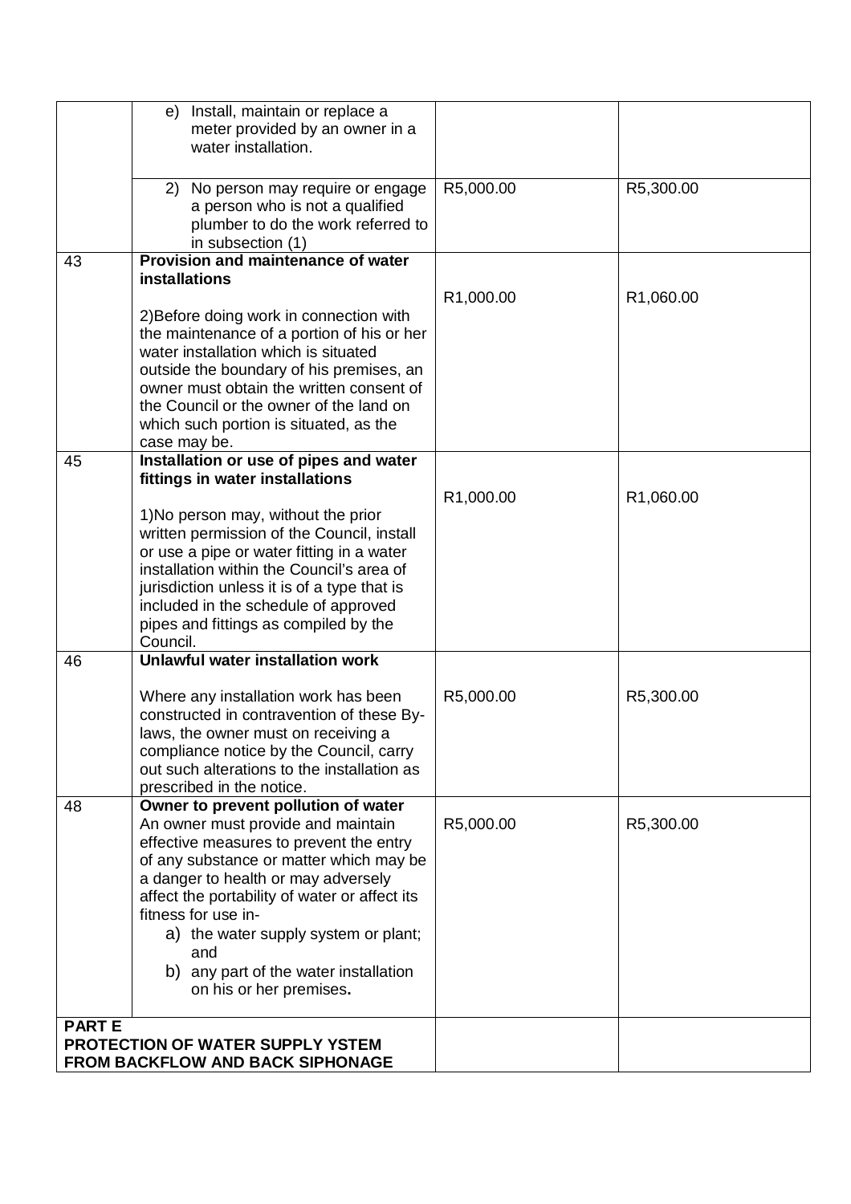| | | | |
|---|---|---|---|
| | e) Install, maintain or replace a meter provided by an owner in a water installation. | | |
| | 2) No person may require or engage a person who is not a qualified plumber to do the work referred to in subsection (1) | R5,000.00 | R5,300.00 |
| 43 | **Provision and maintenance of water installations**<br><br>2)Before doing work in connection with the maintenance of a portion of his or her water installation which is situated outside the boundary of his premises, an owner must obtain the written consent of the Council or the owner of the land on which such portion is situated, as the case may be. | R1,000.00 | R1,060.00 |
| 45 | **Installation or use of pipes and water fittings in water installations**<br><br>1)No person may, without the prior written permission of the Council, install or use a pipe or water fitting in a water installation within the Council's area of jurisdiction unless it is of a type that is included in the schedule of approved pipes and fittings as compiled by the Council. | R1,000.00 | R1,060.00 |
| 46 | **Unlawful water installation work**<br><br>Where any installation work has been constructed in contravention of these By-laws, the owner must on receiving a compliance notice by the Council, carry out such alterations to the installation as prescribed in the notice. | R5,000.00 | R5,300.00 |
| 48 | **Owner to prevent pollution of water**<br>An owner must provide and maintain effective measures to prevent the entry of any substance or matter which may be a danger to health or may adversely affect the portability of water or affect its fitness for use in-<br>a) the water supply system or plant; and<br>b) any part of the water installation on his or her premises**.** | R5,000.00 | R5,300.00 |
| **PART E**<br>**PROTECTION OF WATER SUPPLY YSTEM FROM BACKFLOW AND BACK SIPHONAGE** | | | |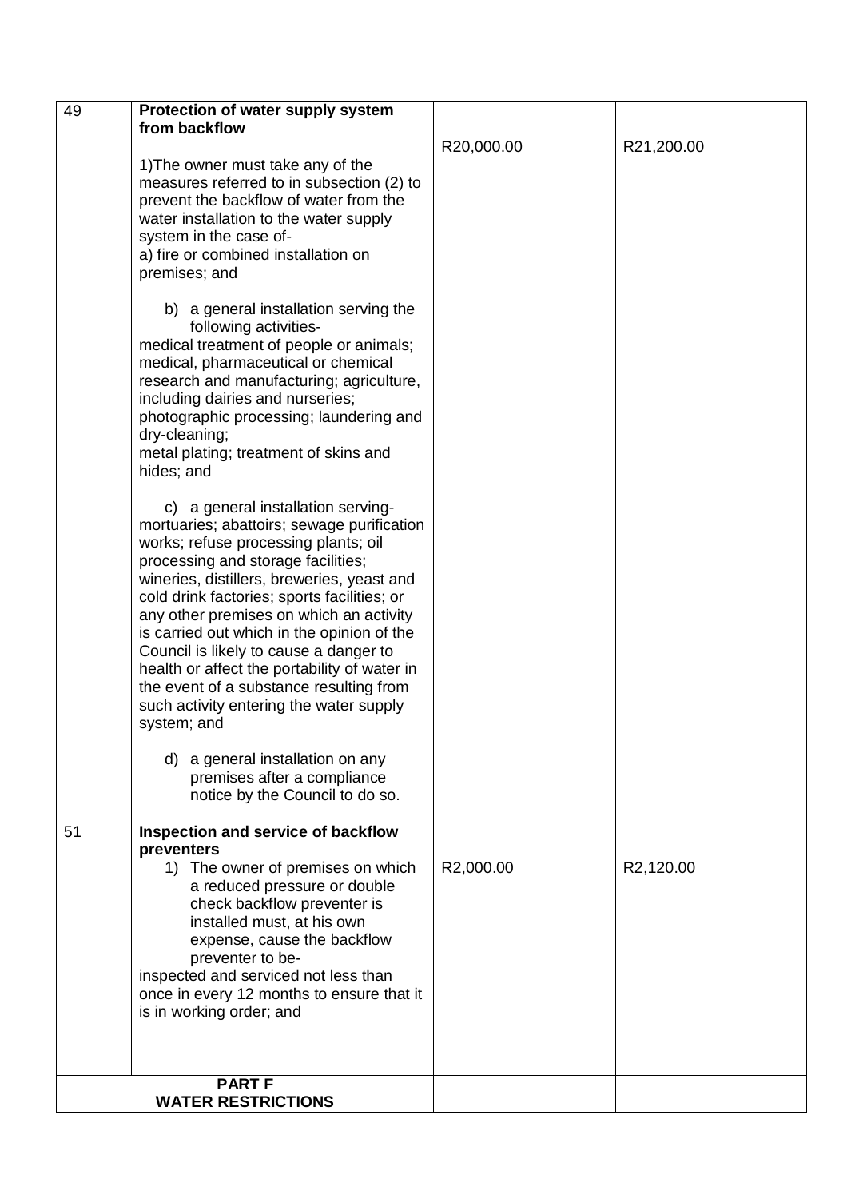| | | | |
|---|---|---|---|
| 49 | **Protection of water supply system from backflow**<br><br>1)The owner must take any of the measures referred to in subsection (2) to prevent the backflow of water from the water installation to the water supply system in the case of-<br>a) fire or combined installation on premises; and<br><br>b) a general installation serving the following activities-<br>medical treatment of people or animals; medical, pharmaceutical or chemical research and manufacturing; agriculture, including dairies and nurseries; photographic processing; laundering and dry-cleaning;<br>metal plating; treatment of skins and hides; and<br><br>c) a general installation serving-<br>mortuaries; abattoirs; sewage purification works; refuse processing plants; oil processing and storage facilities; wineries, distillers, breweries, yeast and cold drink factories; sports facilities; or any other premises on which an activity is carried out which in the opinion of the Council is likely to cause a danger to health or affect the portability of water in the event of a substance resulting from such activity entering the water supply system; and<br><br>d) a general installation on any premises after a compliance notice by the Council to do so. | R20,000.00 | R21,200.00 |
| 51 | **Inspection and service of backflow preventers**<br>1) The owner of premises on which a reduced pressure or double check backflow preventer is installed must, at his own expense, cause the backflow preventer to be-<br>inspected and serviced not less than once in every 12 months to ensure that it is in working order; and | R2,000.00 | R2,120.00 |
| **PART F<br>WATER RESTRICTIONS** | | | |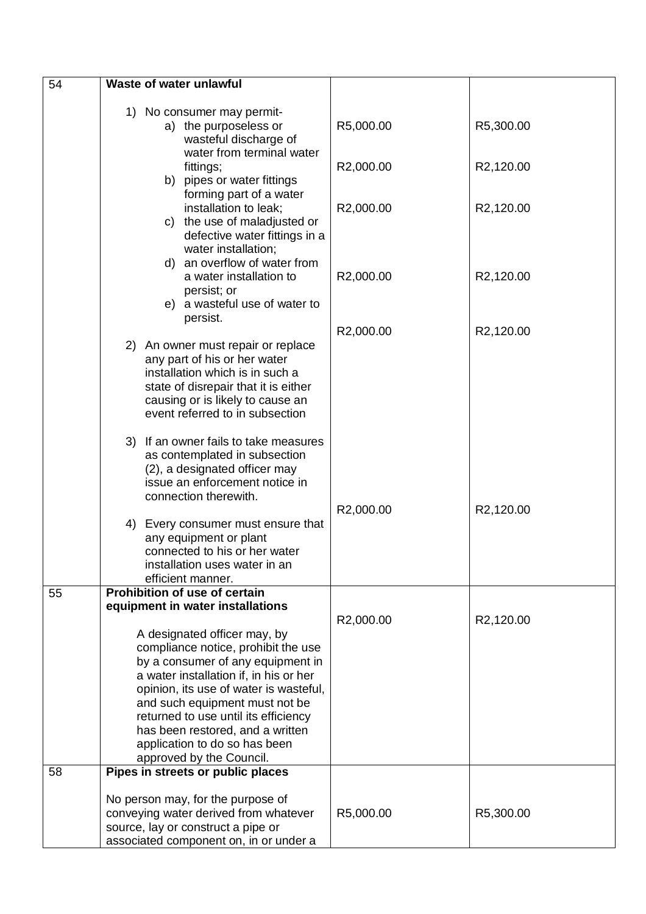| 54 | **Waste of water unlawful**<br><br>1) No consumer may permit-<br>a) the purposeless or wasteful discharge of water from terminal water fittings;<br>b) pipes or water fittings forming part of a water installation to leak;<br>c) the use of maladjusted or defective water fittings in a water installation;<br>d) an overflow of water from a water installation to persist; or<br>e) a wasteful use of water to persist.<br><br>2) An owner must repair or replace any part of his or her water installation which is in such a state of disrepair that it is either causing or is likely to cause an event referred to in subsection<br><br>3) If an owner fails to take measures as contemplated in subsection (2), a designated officer may issue an enforcement notice in connection therewith.<br><br>4) Every consumer must ensure that any equipment or plant connected to his or her water installation uses water in an efficient manner. | R5,000.00<br>R2,000.00<br>R2,000.00<br>R2,000.00<br>R2,000.00<br>R2,000.00 | R5,300.00<br>R2,120.00<br>R2,120.00<br>R2,120.00<br>R2,120.00<br>R2,120.00 |
|---|---|---|---|
| 55 | **Prohibition of use of certain equipment in water installations**<br><br>A designated officer may, by compliance notice, prohibit the use by a consumer of any equipment in a water installation if, in his or her opinion, its use of water is wasteful, and such equipment must not be returned to use until its efficiency has been restored, and a written application to do so has been approved by the Council. | R2,000.00 | R2,120.00 |
| 58 | **Pipes in streets or public places**<br><br>No person may, for the purpose of conveying water derived from whatever source, lay or construct a pipe or associated component on, in or under a | R5,000.00 | R5,300.00 |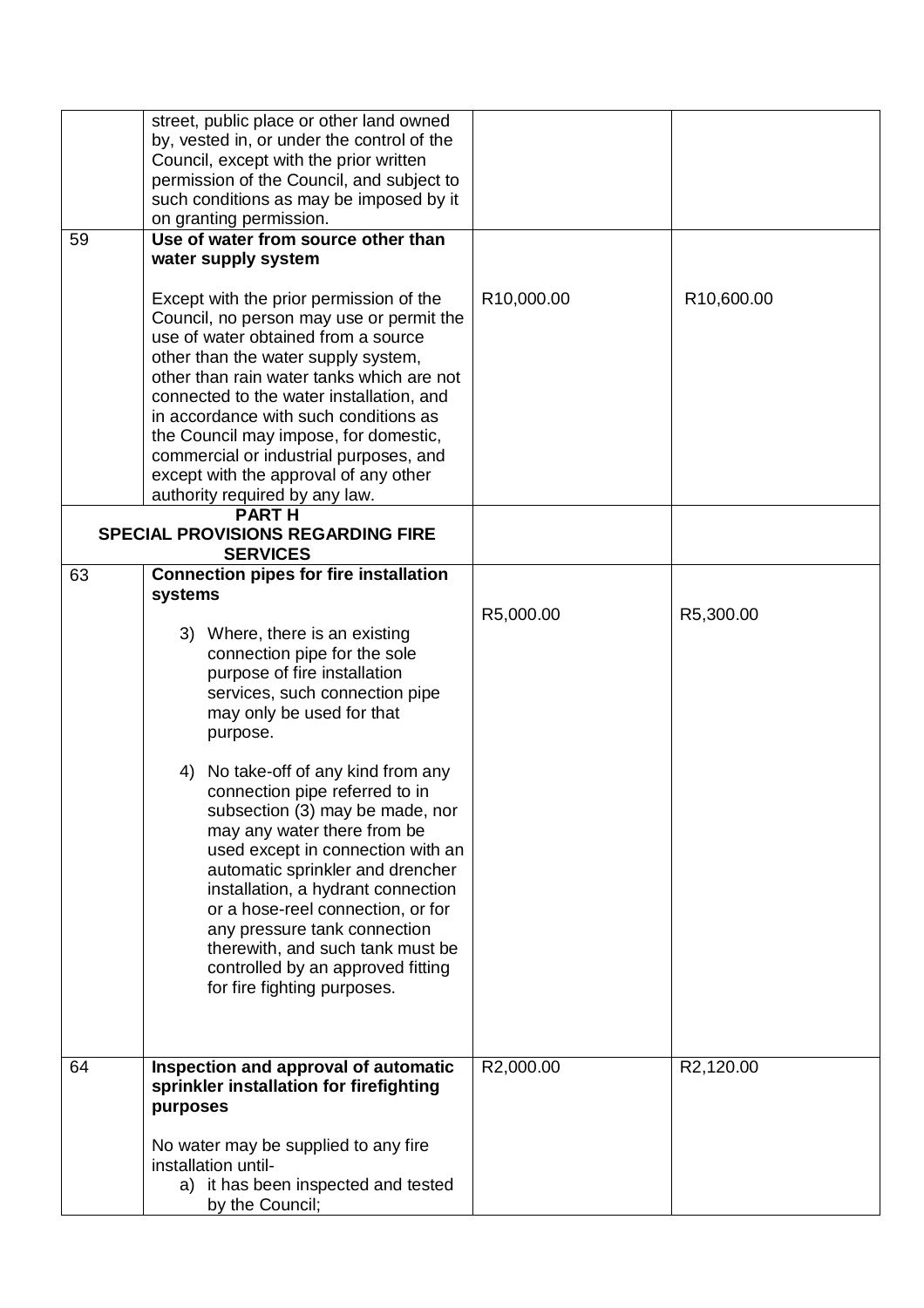| | | | |
|---|---|---|---|
| | street, public place or other land owned by, vested in, or under the control of the Council, except with the prior written permission of the Council, and subject to such conditions as may be imposed by it on granting permission. | | |
| 59 | **Use of water from source other than water supply system**<br><br>Except with the prior permission of the Council, no person may use or permit the use of water obtained from a source other than the water supply system, other than rain water tanks which are not connected to the water installation, and in accordance with such conditions as the Council may impose, for domestic, commercial or industrial purposes, and except with the approval of any other authority required by any law. | R10,000.00 | R10,600.00 |
| **PART H<br>SPECIAL PROVISIONS REGARDING FIRE SERVICES** | | | |
| 63 | **Connection pipes for fire installation systems**<br><br>3) Where, there is an existing connection pipe for the sole purpose of fire installation services, such connection pipe may only be used for that purpose.<br><br>4) No take-off of any kind from any connection pipe referred to in subsection (3) may be made, nor may any water there from be used except in connection with an automatic sprinkler and drencher installation, a hydrant connection or a hose-reel connection, or for any pressure tank connection therewith, and such tank must be controlled by an approved fitting for fire fighting purposes. | R5,000.00 | R5,300.00 |
| 64 | **Inspection and approval of automatic sprinkler installation for firefighting purposes**<br><br>No water may be supplied to any fire installation until-<br>a) it has been inspected and tested by the Council; | R2,000.00 | R2,120.00 |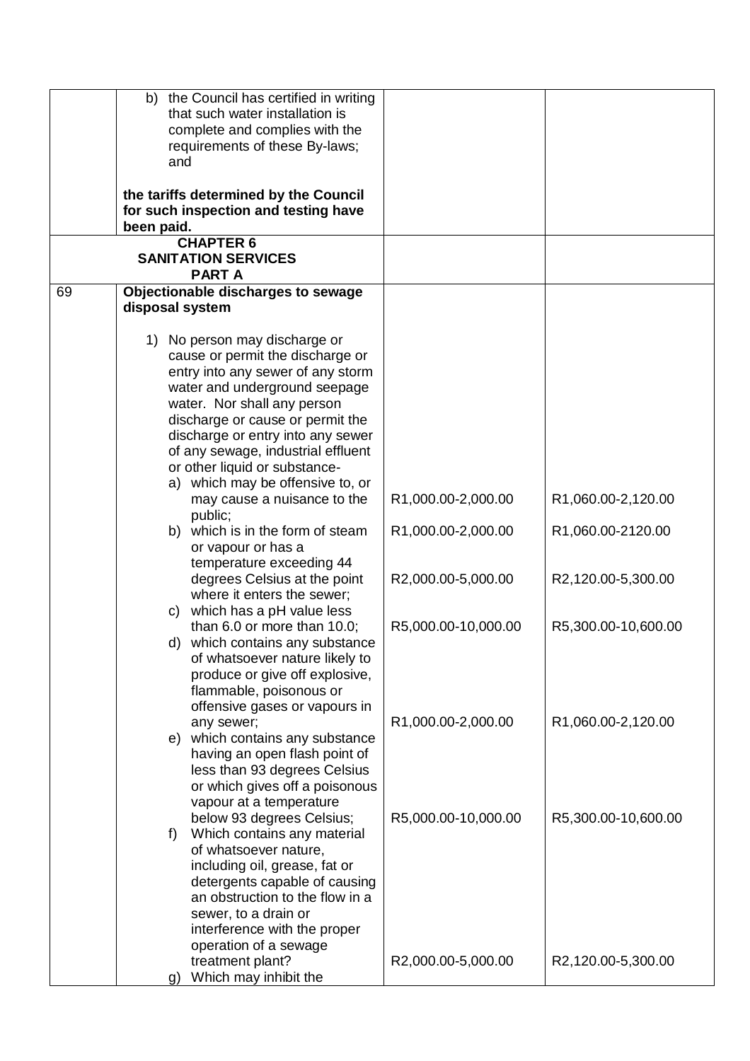| | | | |
|---|---|---|---|
| | b) the Council has certified in writing that such water installation is complete and complies with the requirements of these By-laws; and<br><br>**the tariffs determined by the Council for such inspection and testing have been paid.** | | |
| | **CHAPTER 6<br>SANITATION SERVICES<br>PART A** | | |
| 69 | **Objectionable discharges to sewage disposal system**<br><br>1) No person may discharge or cause or permit the discharge or entry into any sewer of any storm water and underground seepage water. Nor shall any person discharge or cause or permit the discharge or entry into any sewer of any sewage, industrial effluent or other liquid or substance- | | |
| | a) which may be offensive to, or may cause a nuisance to the public; | R1,000.00-2,000.00 | R1,060.00-2,120.00 |
| | b) which is in the form of steam or vapour or has a temperature exceeding 44 degrees Celsius at the point where it enters the sewer; | R1,000.00-2,000.00<br><br>R2,000.00-5,000.00 | R1,060.00-2120.00<br><br>R2,120.00-5,300.00 |
| | c) which has a pH value less than 6.0 or more than 10.0; | R5,000.00-10,000.00 | R5,300.00-10,600.00 |
| | d) which contains any substance of whatsoever nature likely to produce or give off explosive, flammable, poisonous or offensive gases or vapours in any sewer; | R1,000.00-2,000.00 | R1,060.00-2,120.00 |
| | e) which contains any substance having an open flash point of less than 93 degrees Celsius or which gives off a poisonous vapour at a temperature below 93 degrees Celsius; | R5,000.00-10,000.00 | R5,300.00-10,600.00 |
| | f) Which contains any material of whatsoever nature, including oil, grease, fat or detergents capable of causing an obstruction to the flow in a sewer, to a drain or interference with the proper operation of a sewage treatment plant? | R2,000.00-5,000.00 | R2,120.00-5,300.00 |
| | g) Which may inhibit the | | |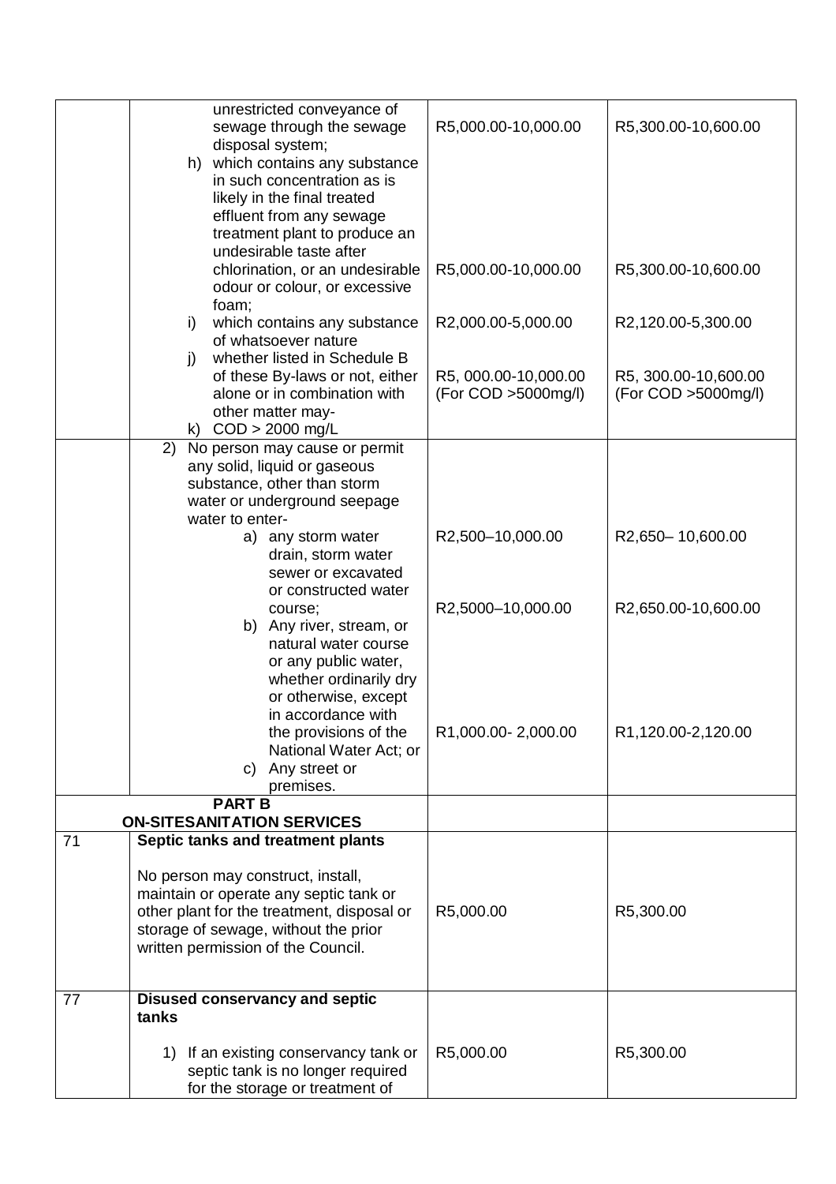| | | | |
|---|---|---|---|
| | unrestricted conveyance of sewage through the sewage disposal system; | R5,000.00-10,000.00 | R5,300.00-10,600.00 |
| | h) which contains any substance in such concentration as is likely in the final treated effluent from any sewage treatment plant to produce an undesirable taste after chlorination, or an undesirable odour or colour, or excessive foam; | R5,000.00-10,000.00 | R5,300.00-10,600.00 |
| | i) which contains any substance of whatsoever nature | R2,000.00-5,000.00 | R2,120.00-5,300.00 |
| | j) whether listed in Schedule B of these By-laws or not, either alone or in combination with other matter may-<br>k) COD > 2000 mg/L | R5, 000.00-10,000.00 (For COD >5000mg/l) | R5, 300.00-10,600.00 (For COD >5000mg/l) |
| | 2) No person may cause or permit any solid, liquid or gaseous substance, other than storm water or underground seepage water to enter-<br>a) any storm water drain, storm water sewer or excavated or constructed water course; | R2,500–10,000.00 | R2,650– 10,600.00 |
| | b) Any river, stream, or natural water course or any public water, whether ordinarily dry or otherwise, except in accordance with the provisions of the National Water Act; or | R2,5000–10,000.00 | R2,650.00-10,600.00 |
| | c) Any street or premises. | R1,000.00- 2,000.00 | R1,120.00-2,120.00 |
| **PART B** | **ON-SITESANITATION SERVICES** | | |
| 71 | **Septic tanks and treatment plants**<br><br>No person may construct, install, maintain or operate any septic tank or other plant for the treatment, disposal or storage of sewage, without the prior written permission of the Council. | R5,000.00 | R5,300.00 |
| 77 | **Disused conservancy and septic tanks**<br><br>1) If an existing conservancy tank or septic tank is no longer required for the storage or treatment of | R5,000.00 | R5,300.00 |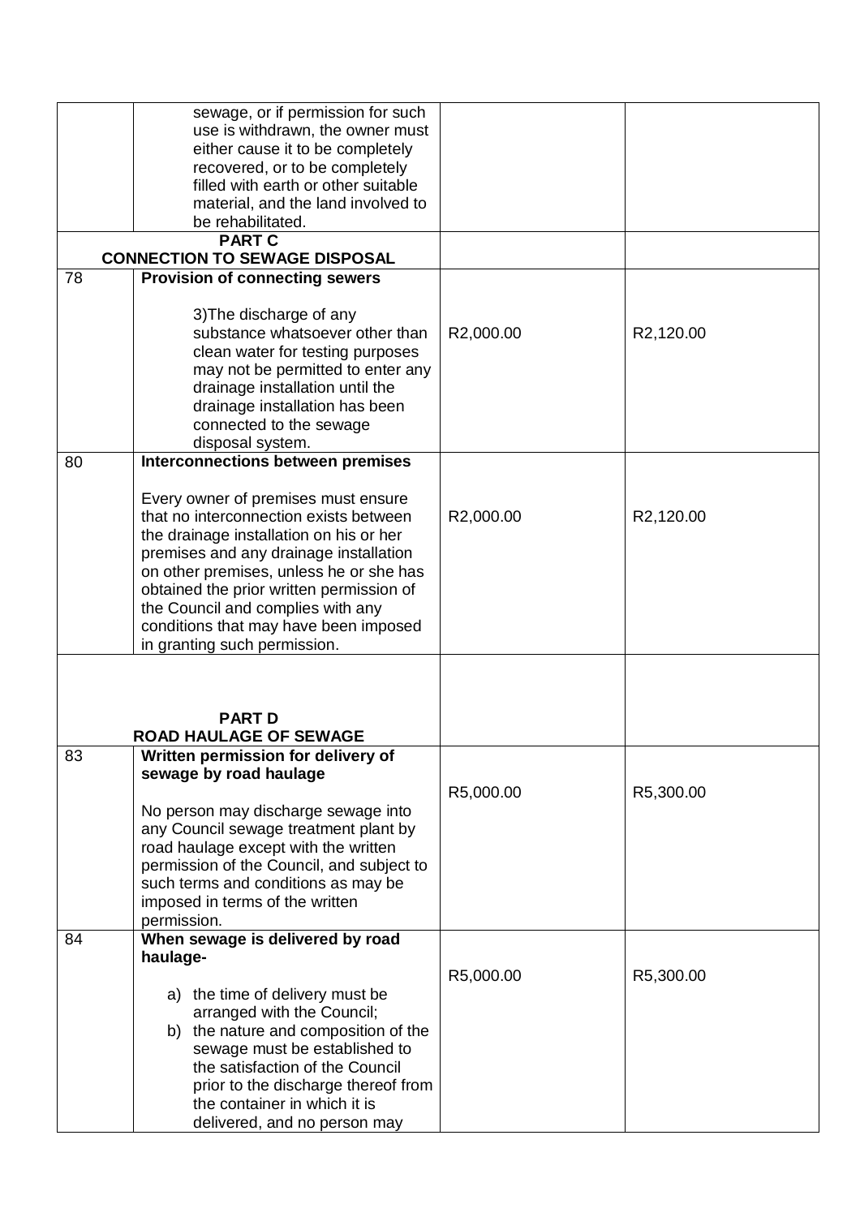| | | | |
|---|---|---|---|
| | sewage, or if permission for such use is withdrawn, the owner must either cause it to be completely recovered, or to be completely filled with earth or other suitable material, and the land involved to be rehabilitated. | | |
| **PART C**<br>**CONNECTION TO SEWAGE DISPOSAL** | | | |
| 78 | **Provision of connecting sewers**<br><br>3)The discharge of any substance whatsoever other than clean water for testing purposes may not be permitted to enter any drainage installation until the drainage installation has been connected to the sewage disposal system. | R2,000.00 | R2,120.00 |
| 80 | **Interconnections between premises**<br><br>Every owner of premises must ensure that no interconnection exists between the drainage installation on his or her premises and any drainage installation on other premises, unless he or she has obtained the prior written permission of the Council and complies with any conditions that may have been imposed in granting such permission. | R2,000.00 | R2,120.00 |
| **PART D**<br>**ROAD HAULAGE OF SEWAGE** | | | |
| 83 | **Written permission for delivery of sewage by road haulage**<br><br>No person may discharge sewage into any Council sewage treatment plant by road haulage except with the written permission of the Council, and subject to such terms and conditions as may be imposed in terms of the written permission. | R5,000.00 | R5,300.00 |
| 84 | **When sewage is delivered by road haulage-**<br><br>a) the time of delivery must be arranged with the Council;<br>b) the nature and composition of the sewage must be established to the satisfaction of the Council prior to the discharge thereof from the container in which it is delivered, and no person may | R5,000.00 | R5,300.00 |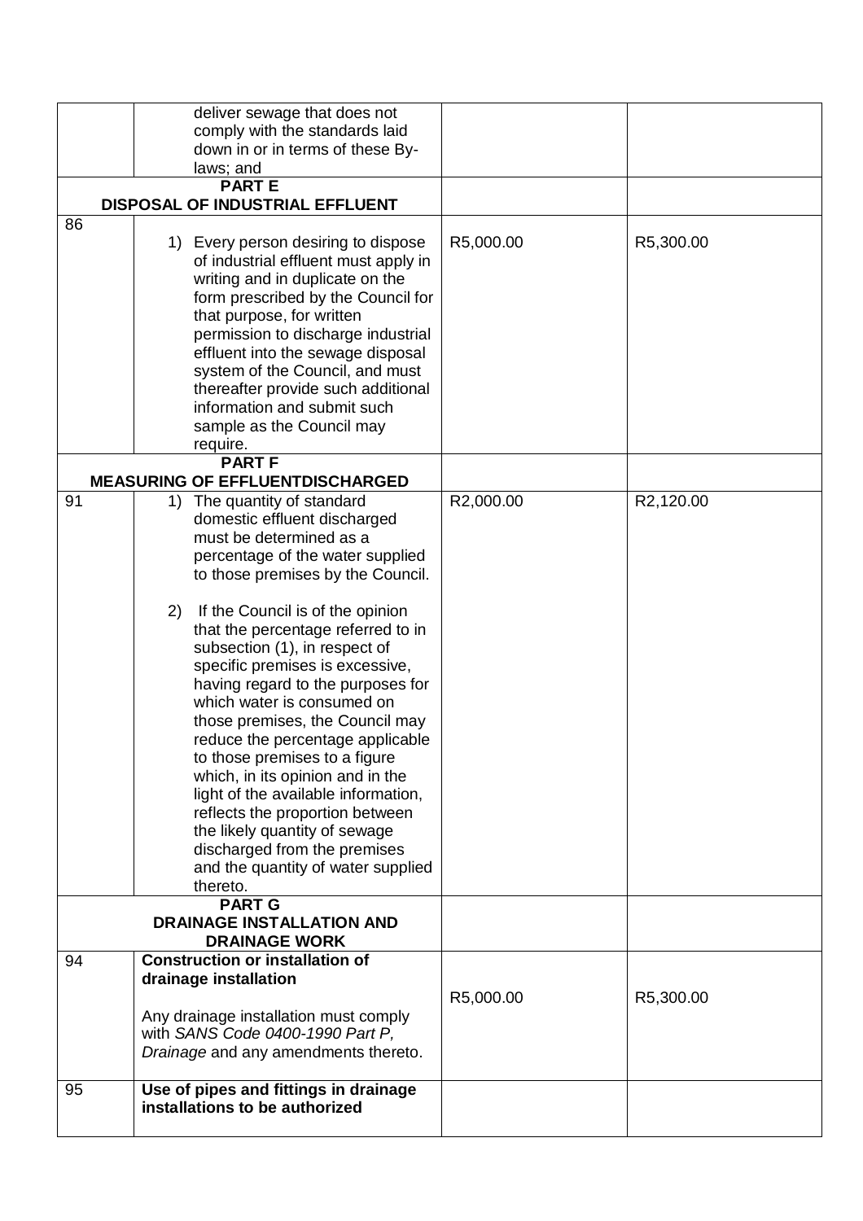| | | | |
|---|---|---|---|
| | deliver sewage that does not comply with the standards laid down in or in terms of these By-laws; and | | |
| | **PART E**<br>**DISPOSAL OF INDUSTRIAL EFFLUENT** | | |
| 86 | 1) Every person desiring to dispose of industrial effluent must apply in writing and in duplicate on the form prescribed by the Council for that purpose, for written permission to discharge industrial effluent into the sewage disposal system of the Council, and must thereafter provide such additional information and submit such sample as the Council may require. | R5,000.00 | R5,300.00 |
| | **PART F**<br>**MEASURING OF EFFLUENTDISCHARGED** | | |
| 91 | 1) The quantity of standard domestic effluent discharged must be determined as a percentage of the water supplied to those premises by the Council.<br><br>2) If the Council is of the opinion that the percentage referred to in subsection (1), in respect of specific premises is excessive, having regard to the purposes for which water is consumed on those premises, the Council may reduce the percentage applicable to those premises to a figure which, in its opinion and in the light of the available information, reflects the proportion between the likely quantity of sewage discharged from the premises and the quantity of water supplied thereto. | R2,000.00 | R2,120.00 |
| | **PART G**<br>**DRAINAGE INSTALLATION AND DRAINAGE WORK** | | |
| 94 | **Construction or installation of drainage installation**<br><br>Any drainage installation must comply with *SANS Code 0400-1990 Part P, Drainage* and any amendments thereto. | R5,000.00 | R5,300.00 |
| 95 | **Use of pipes and fittings in drainage installations to be authorized** | | |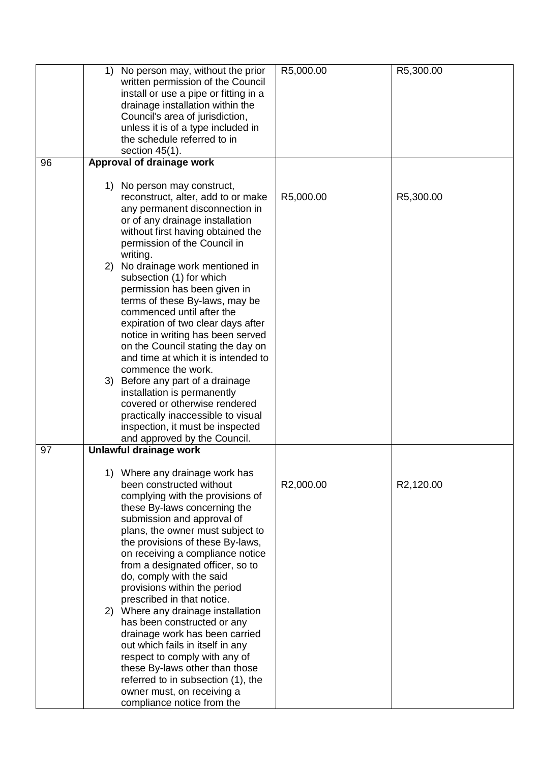| | | | |
|---|---|---|---|
| | 1) No person may, without the prior written permission of the Council install or use a pipe or fitting in a drainage installation within the Council's area of jurisdiction, unless it is of a type included in the schedule referred to in section 45(1). | R5,000.00 | R5,300.00 |
| 96 | **Approval of drainage work**<br><br>1) No person may construct, reconstruct, alter, add to or make any permanent disconnection in or of any drainage installation without first having obtained the permission of the Council in writing.<br>2) No drainage work mentioned in subsection (1) for which permission has been given in terms of these By-laws, may be commenced until after the expiration of two clear days after notice in writing has been served on the Council stating the day on and time at which it is intended to commence the work.<br>3) Before any part of a drainage installation is permanently covered or otherwise rendered practically inaccessible to visual inspection, it must be inspected and approved by the Council. | R5,000.00 | R5,300.00 |
| 97 | **Unlawful drainage work**<br><br>1) Where any drainage work has been constructed without complying with the provisions of these By-laws concerning the submission and approval of plans, the owner must subject to the provisions of these By-laws, on receiving a compliance notice from a designated officer, so to do, comply with the said provisions within the period prescribed in that notice.<br>2) Where any drainage installation has been constructed or any drainage work has been carried out which fails in itself in any respect to comply with any of these By-laws other than those referred to in subsection (1), the owner must, on receiving a compliance notice from the | R2,000.00 | R2,120.00 |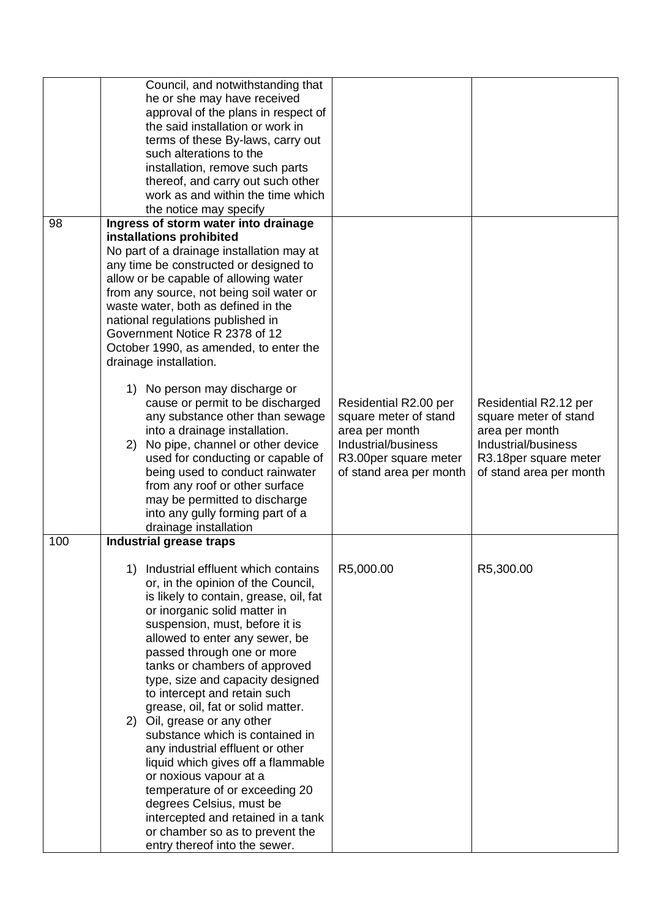| | | | |
|---|---|---|---|
| | Council, and notwithstanding that he or she may have received approval of the plans in respect of the said installation or work in terms of these By-laws, carry out such alterations to the installation, remove such parts thereof, and carry out such other work as and within the time which the notice may specify | | |
| 98 | **Ingress of storm water into drainage installations prohibited**<br>No part of a drainage installation may at any time be constructed or designed to allow or be capable of allowing water from any source, not being soil water or waste water, both as defined in the national regulations published in Government Notice R 2378 of 12 October 1990, as amended, to enter the drainage installation.<br><br>1) No person may discharge or cause or permit to be discharged any substance other than sewage into a drainage installation.<br>2) No pipe, channel or other device used for conducting or capable of being used to conduct rainwater from any roof or other surface may be permitted to discharge into any gully forming part of a drainage installation | Residential R2.00 per square meter of stand area per month<br>Industrial/business R3.00per square meter of stand area per month | Residential R2.12 per square meter of stand area per month<br>Industrial/business R3.18per square meter of stand area per month |
| 100 | **Industrial grease traps**<br><br>1) Industrial effluent which contains or, in the opinion of the Council, is likely to contain, grease, oil, fat or inorganic solid matter in suspension, must, before it is allowed to enter any sewer, be passed through one or more tanks or chambers of approved type, size and capacity designed to intercept and retain such grease, oil, fat or solid matter.<br>2) Oil, grease or any other substance which is contained in any industrial effluent or other liquid which gives off a flammable or noxious vapour at a temperature of or exceeding 20 degrees Celsius, must be intercepted and retained in a tank or chamber so as to prevent the entry thereof into the sewer. | R5,000.00 | R5,300.00 |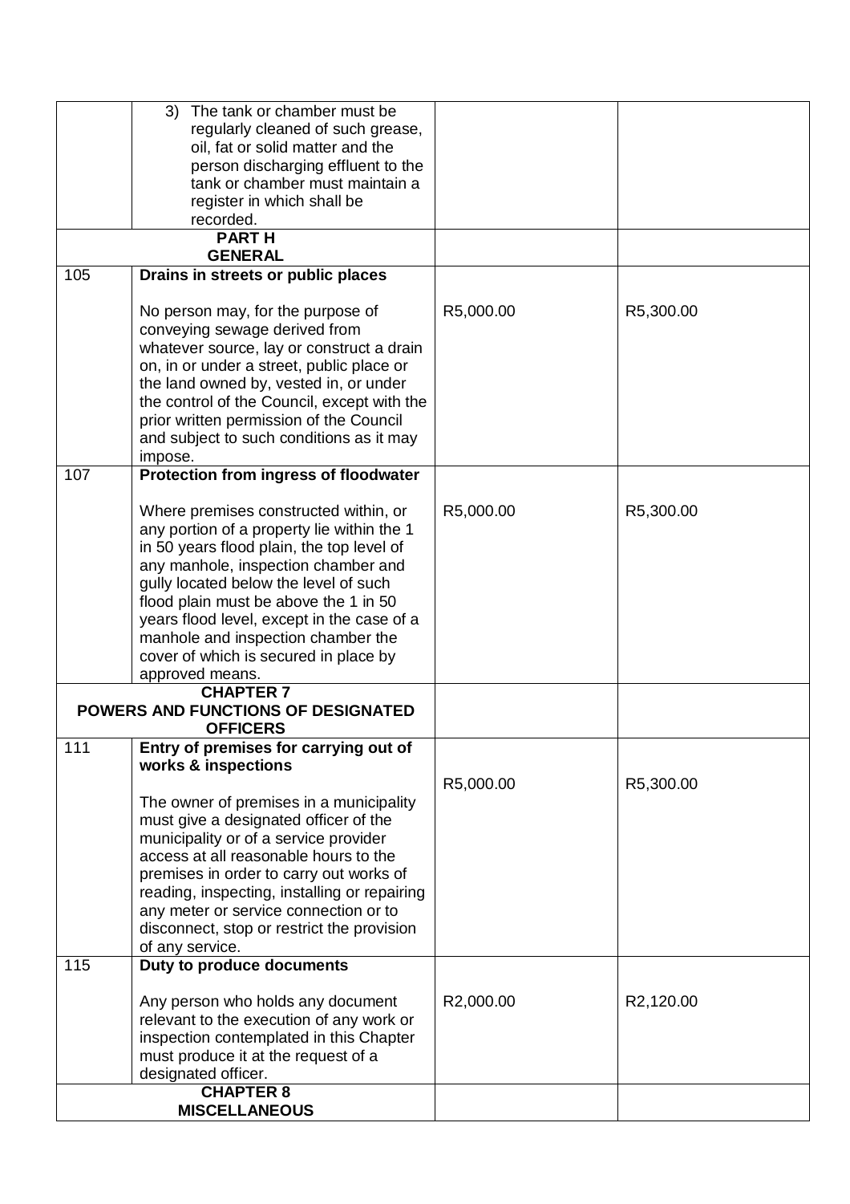| | | | |
|---|---|---|---|
| | 3) The tank or chamber must be regularly cleaned of such grease, oil, fat or solid matter and the person discharging effluent to the tank or chamber must maintain a register in which shall be recorded. | | |
| **PART H GENERAL** | | | |
| 105 | **Drains in streets or public places**<br><br>No person may, for the purpose of conveying sewage derived from whatever source, lay or construct a drain on, in or under a street, public place or the land owned by, vested in, or under the control of the Council, except with the prior written permission of the Council and subject to such conditions as it may impose. | R5,000.00 | R5,300.00 |
| 107 | **Protection from ingress of floodwater**<br><br>Where premises constructed within, or any portion of a property lie within the 1 in 50 years flood plain, the top level of any manhole, inspection chamber and gully located below the level of such flood plain must be above the 1 in 50 years flood level, except in the case of a manhole and inspection chamber the cover of which is secured in place by approved means. | R5,000.00 | R5,300.00 |
| **CHAPTER 7 POWERS AND FUNCTIONS OF DESIGNATED OFFICERS** | | | |
| 111 | **Entry of premises for carrying out of works & inspections**<br><br>The owner of premises in a municipality must give a designated officer of the municipality or of a service provider access at all reasonable hours to the premises in order to carry out works of reading, inspecting, installing or repairing any meter or service connection or to disconnect, stop or restrict the provision of any service. | R5,000.00 | R5,300.00 |
| 115 | **Duty to produce documents**<br><br>Any person who holds any document relevant to the execution of any work or inspection contemplated in this Chapter must produce it at the request of a designated officer. | R2,000.00 | R2,120.00 |
| **CHAPTER 8 MISCELLANEOUS** | | | |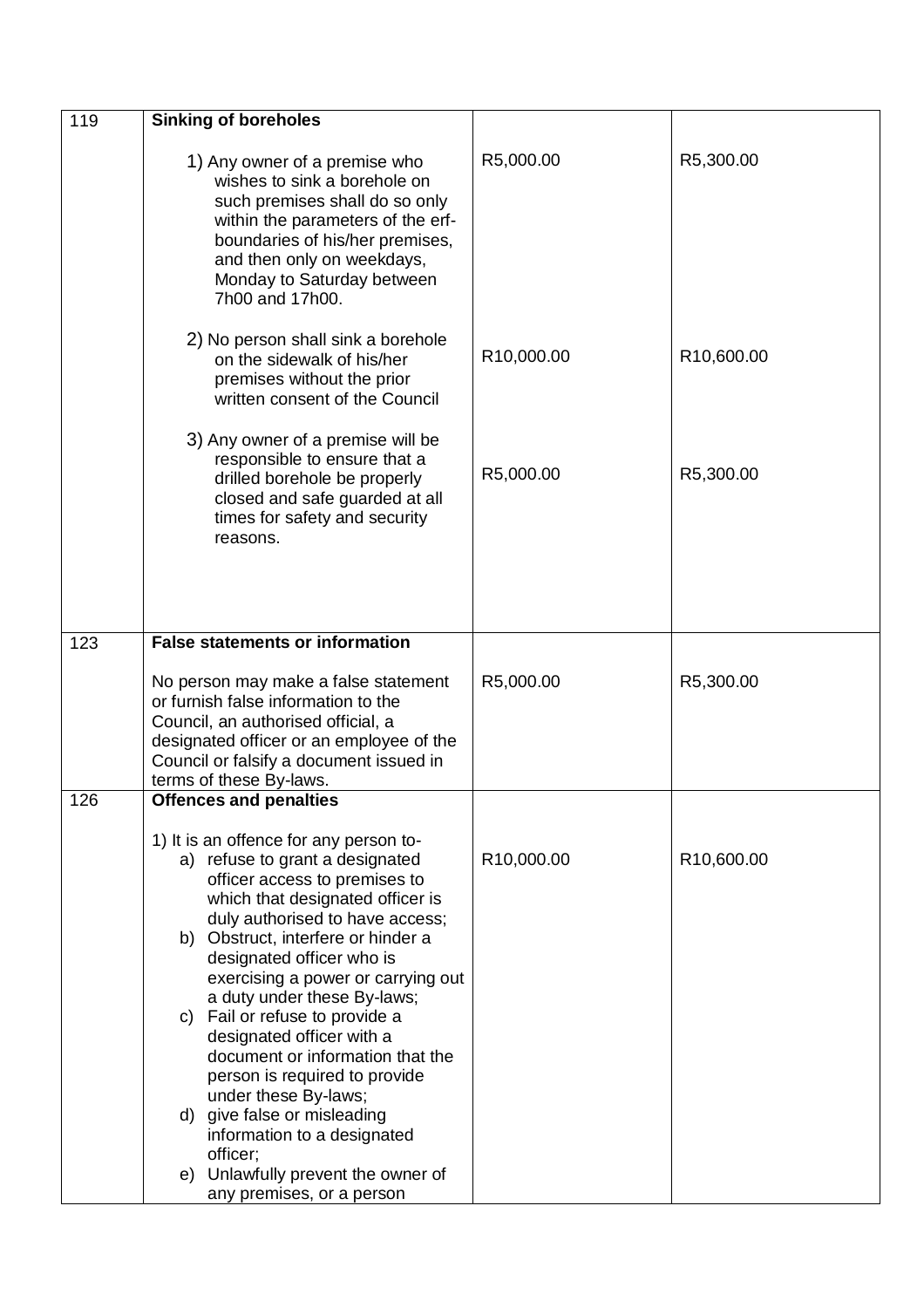| | | | |
|---|---|---|---|
| 119 | **Sinking of boreholes**<br><br>1) Any owner of a premise who wishes to sink a borehole on such premises shall do so only within the parameters of the erf-boundaries of his/her premises, and then only on weekdays, Monday to Saturday between 7h00 and 17h00.<br><br>2) No person shall sink a borehole on the sidewalk of his/her premises without the prior written consent of the Council<br><br>3) Any owner of a premise will be responsible to ensure that a drilled borehole be properly closed and safe guarded at all times for safety and security reasons. | R5,000.00<br><br>R10,000.00<br><br>R5,000.00 | R5,300.00<br><br>R10,600.00<br><br>R5,300.00 |
| 123 | **False statements or information**<br><br>No person may make a false statement or furnish false information to the Council, an authorised official, a designated officer or an employee of the Council or falsify a document issued in terms of these By-laws. | R5,000.00 | R5,300.00 |
| 126 | **Offences and penalties**<br><br>1) It is an offence for any person to-<br>a) refuse to grant a designated officer access to premises to which that designated officer is duly authorised to have access;<br>b) Obstruct, interfere or hinder a designated officer who is exercising a power or carrying out a duty under these By-laws;<br>c) Fail or refuse to provide a designated officer with a document or information that the person is required to provide under these By-laws;<br>d) give false or misleading information to a designated officer;<br>e) Unlawfully prevent the owner of any premises, or a person | R10,000.00 | R10,600.00 |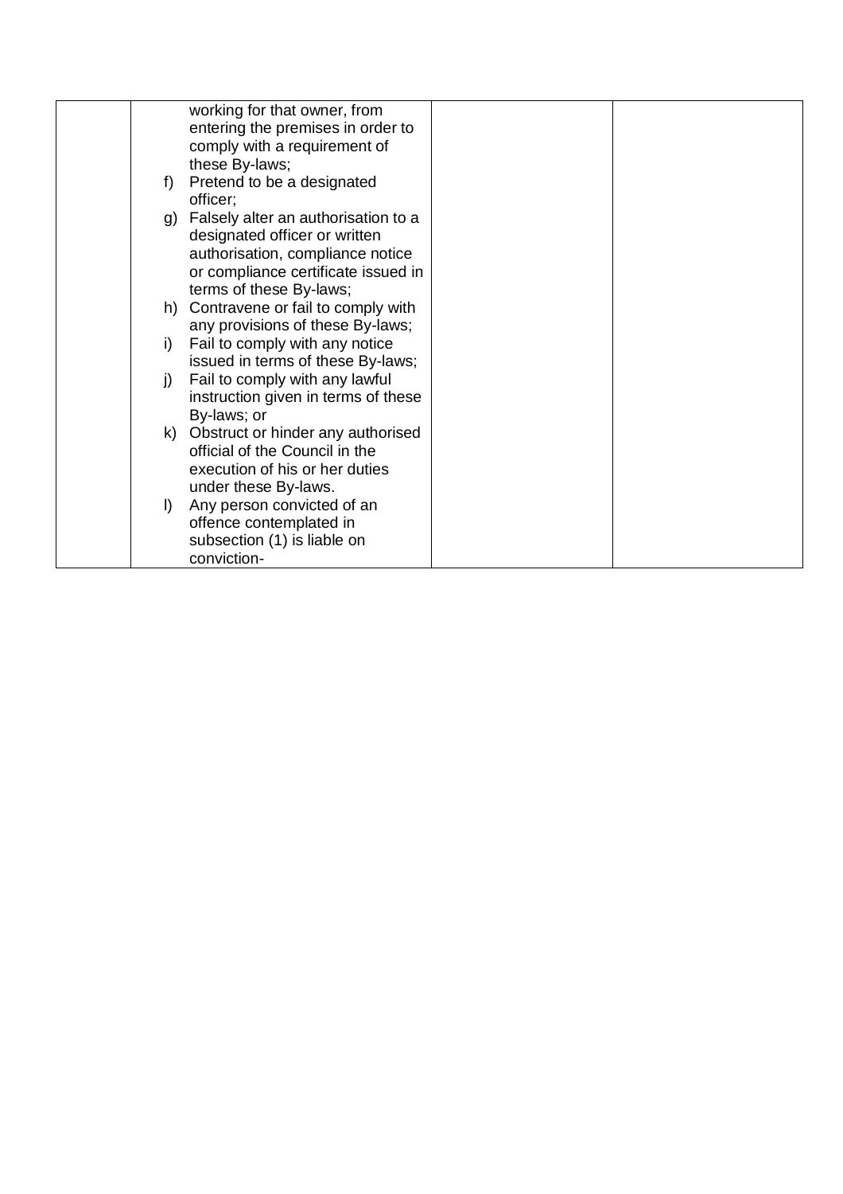|  | working for that owner, from entering the premises in order to comply with a requirement of these By-laws;<br>f) Pretend to be a designated officer;<br>g) Falsely alter an authorisation to a designated officer or written authorisation, compliance notice or compliance certificate issued in terms of these By-laws;<br>h) Contravene or fail to comply with any provisions of these By-laws;<br>i) Fail to comply with any notice issued in terms of these By-laws;<br>j) Fail to comply with any lawful instruction given in terms of these By-laws; or<br>k) Obstruct or hinder any authorised official of the Council in the execution of his or her duties under these By-laws.<br>l) Any person convicted of an offence contemplated in subsection (1) is liable on conviction- |  |  |
|---|---|---|---|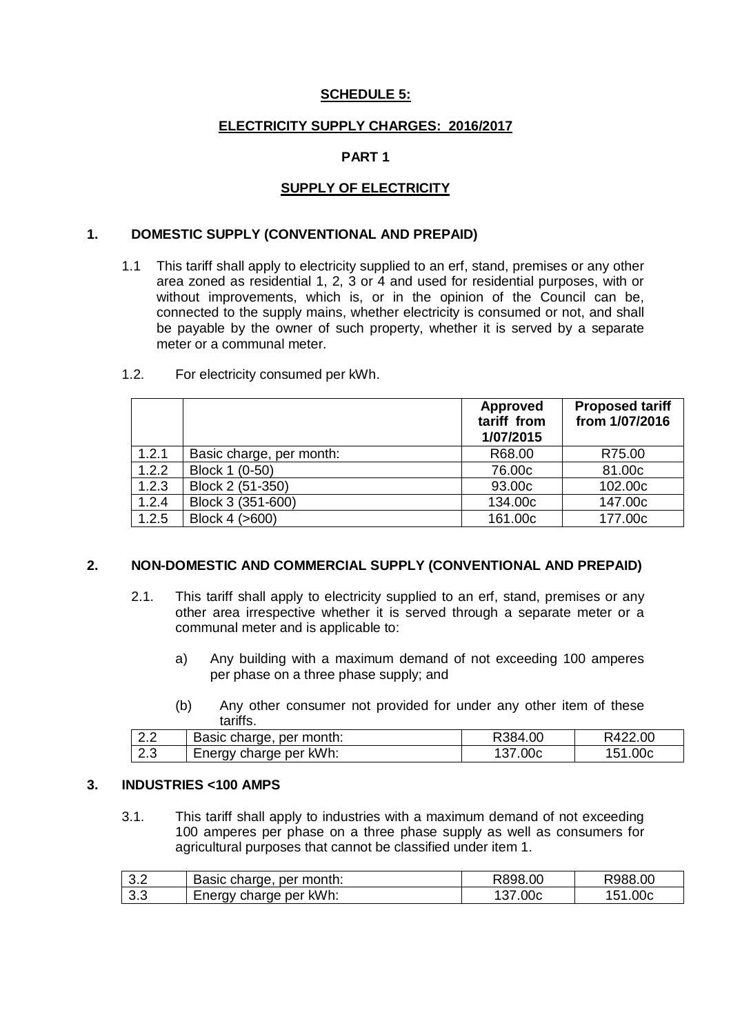**SCHEDULE 5:**

**ELECTRICITY SUPPLY CHARGES: 2016/2017**

**PART 1**

**SUPPLY OF ELECTRICITY**

## 1. DOMESTIC SUPPLY (CONVENTIONAL AND PREPAID)

1.1 This tariff shall apply to electricity supplied to an erf, stand, premises or any other area zoned as residential 1, 2, 3 or 4 and used for residential purposes, with or without improvements, which is, or in the opinion of the Council can be, connected to the supply mains, whether electricity is consumed or not, and shall be payable by the owner of such property, whether it is served by a separate meter or a communal meter.

1.2. For electricity consumed per kWh.

| | | **Approved tariff from 1/07/2015** | **Proposed tariff from 1/07/2016** |
|---|---|---|---|
| 1.2.1 | Basic charge, per month: | R68.00 | R75.00 |
| 1.2.2 | Block 1 (0-50) | 76.00c | 81.00c |
| 1.2.3 | Block 2 (51-350) | 93.00c | 102.00c |
| 1.2.4 | Block 3 (351-600) | 134.00c | 147.00c |
| 1.2.5 | Block 4 (>600) | 161.00c | 177.00c |

## 2. NON-DOMESTIC AND COMMERCIAL SUPPLY (CONVENTIONAL AND PREPAID)

2.1. This tariff shall apply to electricity supplied to an erf, stand, premises or any other area irrespective whether it is served through a separate meter or a communal meter and is applicable to:

a) Any building with a maximum demand of not exceeding 100 amperes per phase on a three phase supply; and

(b) Any other consumer not provided for under any other item of these tariffs.

| | | | |
|---|---|---|---|
| 2.2 | Basic charge, per month: | R384.00 | R422.00 |
| 2.3 | Energy charge per kWh: | 137.00c | 151.00c |

## 3. INDUSTRIES <100 AMPS

3.1. This tariff shall apply to industries with a maximum demand of not exceeding 100 amperes per phase on a three phase supply as well as consumers for agricultural purposes that cannot be classified under item 1.

| | | | |
|---|---|---|---|
| 3.2 | Basic charge, per month: | R898.00 | R988.00 |
| 3.3 | Energy charge per kWh: | 137.00c | 151.00c |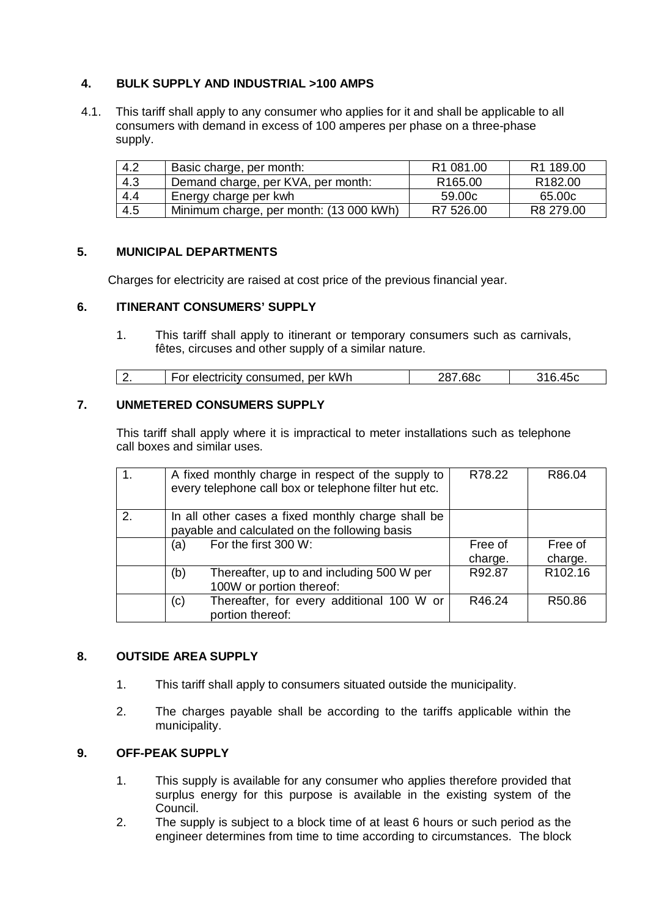## 4. BULK SUPPLY AND INDUSTRIAL >100 AMPS

4.1. This tariff shall apply to any consumer who applies for it and shall be applicable to all consumers with demand in excess of 100 amperes per phase on a three-phase supply.

| | | | |
|---|---|---|---|
| 4.2 | Basic charge, per month: | R1 081.00 | R1 189.00 |
| 4.3 | Demand charge, per KVA, per month: | R165.00 | R182.00 |
| 4.4 | Energy charge per kwh | 59.00c | 65.00c |
| 4.5 | Minimum charge, per month: (13 000 kWh) | R7 526.00 | R8 279.00 |

## 5. MUNICIPAL DEPARTMENTS

Charges for electricity are raised at cost price of the previous financial year.

## 6. ITINERANT CONSUMERS' SUPPLY

1. This tariff shall apply to itinerant or temporary consumers such as carnivals, fêtes, circuses and other supply of a similar nature.

| | | | |
|---|---|---|---|
| 2. | For electricity consumed, per kWh | 287.68c | 316.45c |

## 7. UNMETERED CONSUMERS SUPPLY

This tariff shall apply where it is impractical to meter installations such as telephone call boxes and similar uses.

| | | | |
|---|---|---|---|
| 1. | A fixed monthly charge in respect of the supply to every telephone call box or telephone filter hut etc. | R78.22 | R86.04 |
| 2. | In all other cases a fixed monthly charge shall be payable and calculated on the following basis | | |
| | (a) For the first 300 W: | Free of charge. | Free of charge. |
| | (b) Thereafter, up to and including 500 W per 100W or portion thereof: | R92.87 | R102.16 |
| | (c) Thereafter, for every additional 100 W or portion thereof: | R46.24 | R50.86 |

## 8. OUTSIDE AREA SUPPLY

1. This tariff shall apply to consumers situated outside the municipality.
2. The charges payable shall be according to the tariffs applicable within the municipality.

## 9. OFF-PEAK SUPPLY

1. This supply is available for any consumer who applies therefore provided that surplus energy for this purpose is available in the existing system of the Council.
2. The supply is subject to a block time of at least 6 hours or such period as the engineer determines from time to time according to circumstances. The block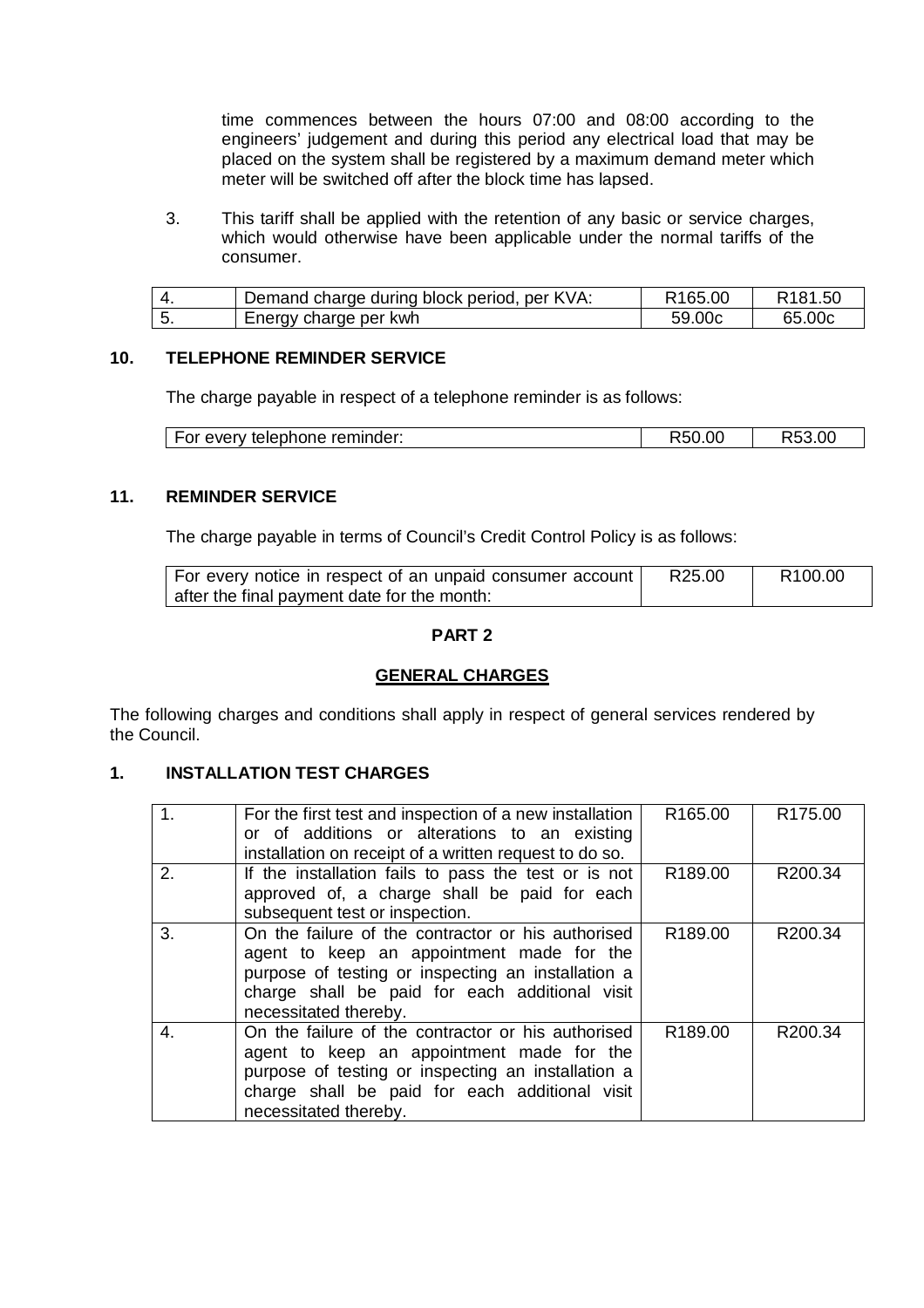time commences between the hours 07:00 and 08:00 according to the engineers' judgement and during this period any electrical load that may be placed on the system shall be registered by a maximum demand meter which meter will be switched off after the block time has lapsed.

3. This tariff shall be applied with the retention of any basic or service charges, which would otherwise have been applicable under the normal tariffs of the consumer.

| | | | |
|---|---|---|---|
| 4. | Demand charge during block period, per KVA: | R165.00 | R181.50 |
| 5. | Energy charge per kwh | 59.00c | 65.00c |

## 10. TELEPHONE REMINDER SERVICE

The charge payable in respect of a telephone reminder is as follows:

| | | |
|---|---|---|
| For every telephone reminder: | R50.00 | R53.00 |

## 11. REMINDER SERVICE

The charge payable in terms of Council's Credit Control Policy is as follows:

| | | |
|---|---|---|
| For every notice in respect of an unpaid consumer account after the final payment date for the month: | R25.00 | R100.00 |

**PART 2**

**<u>GENERAL CHARGES</u>**

The following charges and conditions shall apply in respect of general services rendered by the Council.

## 1. INSTALLATION TEST CHARGES

| | | | |
|---|---|---|---|
| 1. | For the first test and inspection of a new installation or of additions or alterations to an existing installation on receipt of a written request to do so. | R165.00 | R175.00 |
| 2. | If the installation fails to pass the test or is not approved of, a charge shall be paid for each subsequent test or inspection. | R189.00 | R200.34 |
| 3. | On the failure of the contractor or his authorised agent to keep an appointment made for the purpose of testing or inspecting an installation a charge shall be paid for each additional visit necessitated thereby. | R189.00 | R200.34 |
| 4. | On the failure of the contractor or his authorised agent to keep an appointment made for the purpose of testing or inspecting an installation a charge shall be paid for each additional visit necessitated thereby. | R189.00 | R200.34 |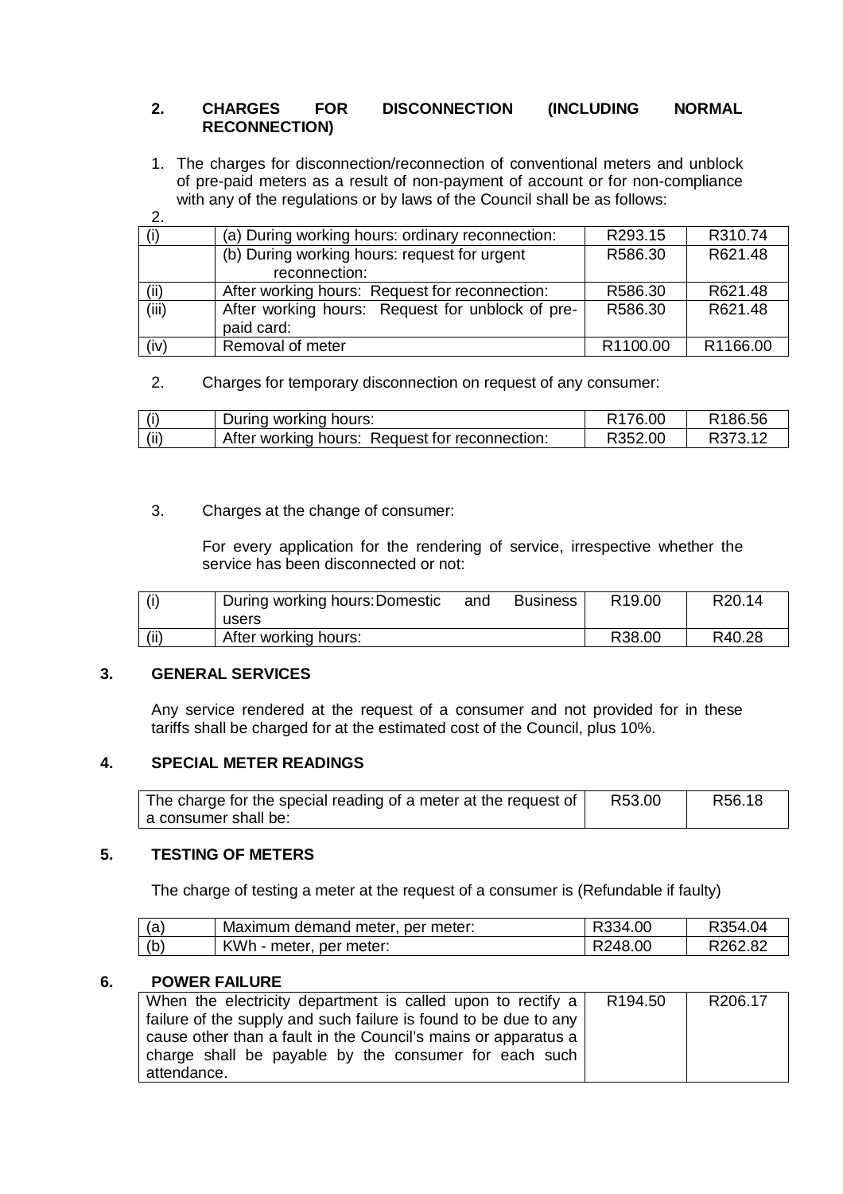## 2. CHARGES FOR DISCONNECTION (INCLUDING NORMAL RECONNECTION)

1. The charges for disconnection/reconnection of conventional meters and unblock of pre-paid meters as a result of non-payment of account or for non-compliance with any of the regulations or by laws of the Council shall be as follows:

2.

| | | | |
|---|---|---|---|
| (i) | (a) During working hours: ordinary reconnection: | R293.15 | R310.74 |
| | (b) During working hours: request for urgent reconnection: | R586.30 | R621.48 |
| (ii) | After working hours: Request for reconnection: | R586.30 | R621.48 |
| (iii) | After working hours: Request for unblock of pre-paid card: | R586.30 | R621.48 |
| (iv) | Removal of meter | R1100.00 | R1166.00 |

2. Charges for temporary disconnection on request of any consumer:

| | | | |
|---|---|---|---|
| (i) | During working hours: | R176.00 | R186.56 |
| (ii) | After working hours: Request for reconnection: | R352.00 | R373.12 |

3. Charges at the change of consumer:

For every application for the rendering of service, irrespective whether the service has been disconnected or not:

| | | | |
|---|---|---|---|
| (i) | During working hours: Domestic and Business users | R19.00 | R20.14 |
| (ii) | After working hours: | R38.00 | R40.28 |

## 3. GENERAL SERVICES

Any service rendered at the request of a consumer and not provided for in these tariffs shall be charged for at the estimated cost of the Council, plus 10%.

## 4. SPECIAL METER READINGS

| | | |
|---|---|---|
| The charge for the special reading of a meter at the request of a consumer shall be: | R53.00 | R56.18 |

## 5. TESTING OF METERS

The charge of testing a meter at the request of a consumer is (Refundable if faulty)

| | | | |
|---|---|---|---|
| (a) | Maximum demand meter, per meter: | R334.00 | R354.04 |
| (b) | KWh - meter, per meter: | R248.00 | R262.82 |

## 6. POWER FAILURE

| | | |
|---|---|---|
| When the electricity department is called upon to rectify a failure of the supply and such failure is found to be due to any cause other than a fault in the Council's mains or apparatus a charge shall be payable by the consumer for each such attendance. | R194.50 | R206.17 |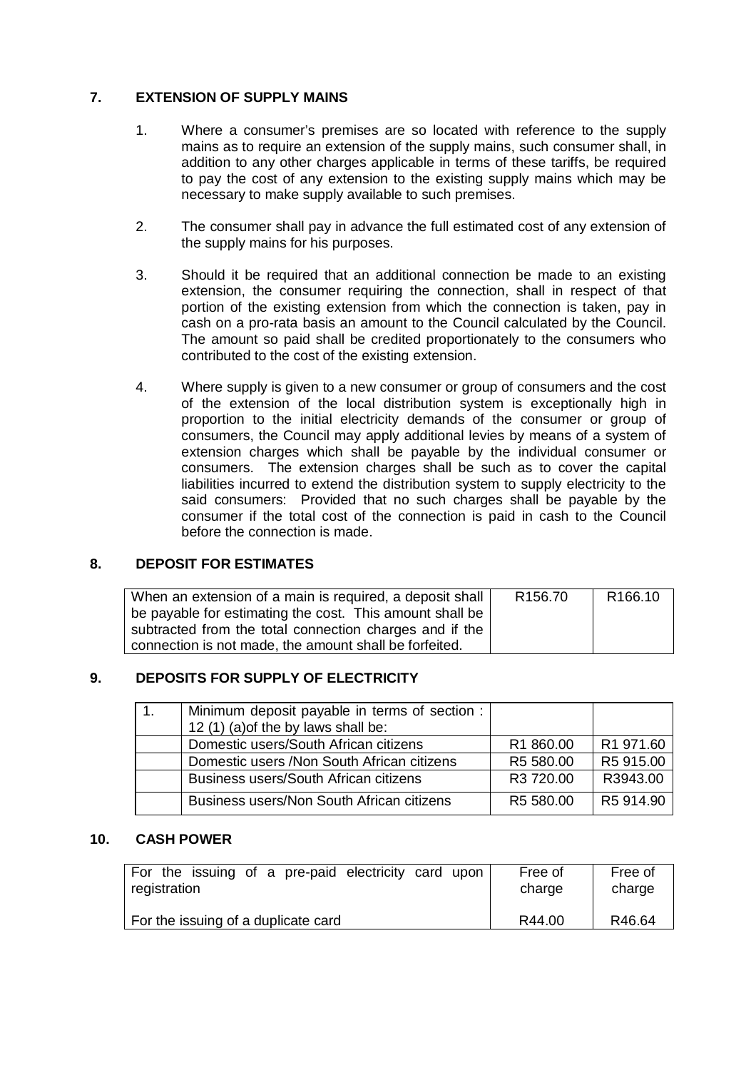## 7. EXTENSION OF SUPPLY MAINS

1. Where a consumer's premises are so located with reference to the supply mains as to require an extension of the supply mains, such consumer shall, in addition to any other charges applicable in terms of these tariffs, be required to pay the cost of any extension to the existing supply mains which may be necessary to make supply available to such premises.

2. The consumer shall pay in advance the full estimated cost of any extension of the supply mains for his purposes.

3. Should it be required that an additional connection be made to an existing extension, the consumer requiring the connection, shall in respect of that portion of the existing extension from which the connection is taken, pay in cash on a pro-rata basis an amount to the Council calculated by the Council. The amount so paid shall be credited proportionately to the consumers who contributed to the cost of the existing extension.

4. Where supply is given to a new consumer or group of consumers and the cost of the extension of the local distribution system is exceptionally high in proportion to the initial electricity demands of the consumer or group of consumers, the Council may apply additional levies by means of a system of extension charges which shall be payable by the individual consumer or consumers. The extension charges shall be such as to cover the capital liabilities incurred to extend the distribution system to supply electricity to the said consumers: Provided that no such charges shall be payable by the consumer if the total cost of the connection is paid in cash to the Council before the connection is made.

## 8. DEPOSIT FOR ESTIMATES

| | | |
|---|---|---|
| When an extension of a main is required, a deposit shall be payable for estimating the cost. This amount shall be subtracted from the total connection charges and if the connection is not made, the amount shall be forfeited. | R156.70 | R166.10 |

## 9. DEPOSITS FOR SUPPLY OF ELECTRICITY

| | | | |
|---|---|---|---|
| 1. | Minimum deposit payable in terms of section : 12 (1) (a)of the by laws shall be: | | |
| | Domestic users/South African citizens | R1 860.00 | R1 971.60 |
| | Domestic users /Non South African citizens | R5 580.00 | R5 915.00 |
| | Business users/South African citizens | R3 720.00 | R3943.00 |
| | Business users/Non South African citizens | R5 580.00 | R5 914.90 |

## 10. CASH POWER

| | | |
|---|---|---|
| For the issuing of a pre-paid electricity card upon registration | Free of charge | Free of charge |
| For the issuing of a duplicate card | R44.00 | R46.64 |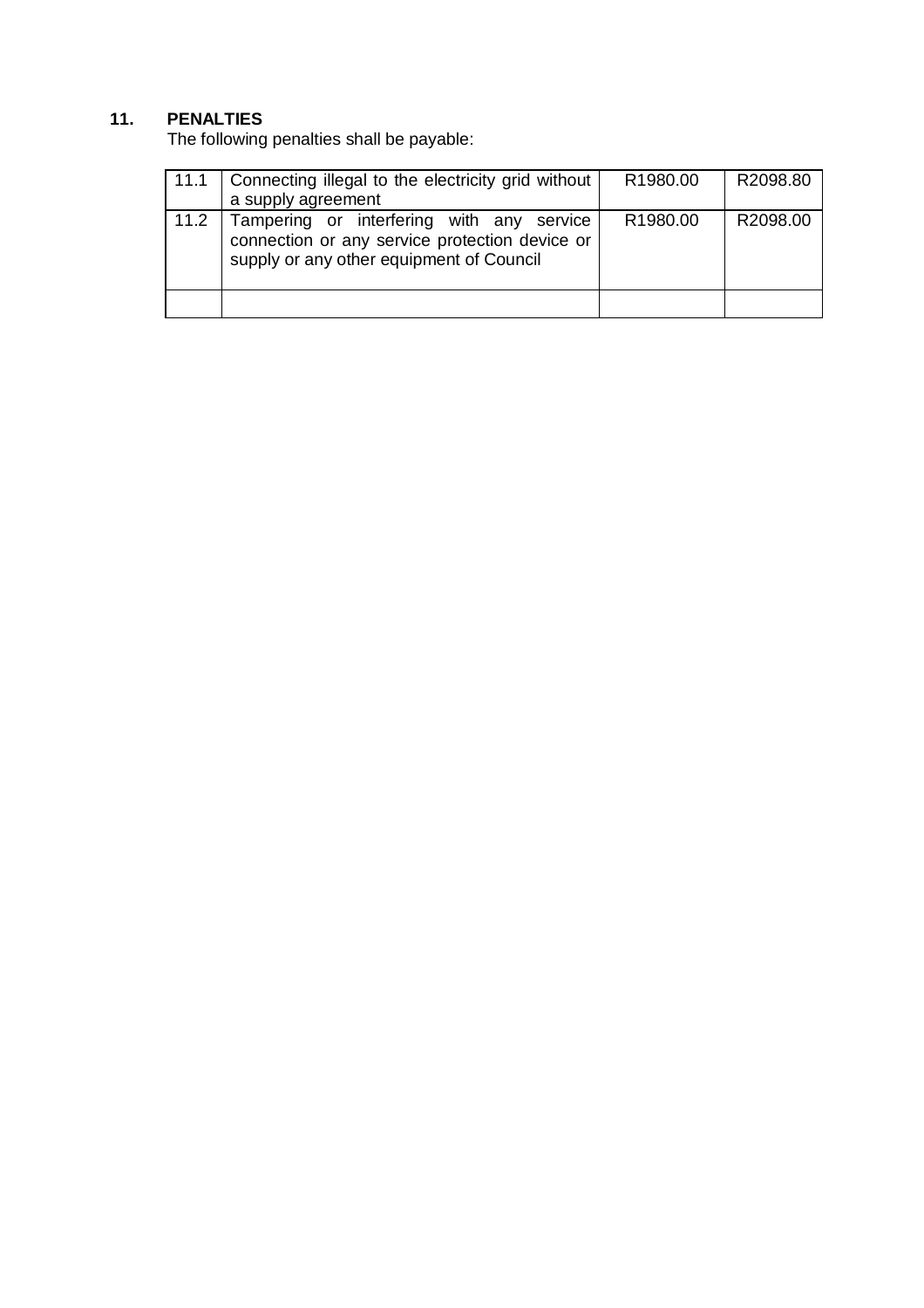## 11. PENALTIES

The following penalties shall be payable:

| | | | |
|---|---|---|---|
| 11.1 | Connecting illegal to the electricity grid without a supply agreement | R1980.00 | R2098.80 |
| 11.2 | Tampering or interfering with any service connection or any service protection device or supply or any other equipment of Council | R1980.00 | R2098.00 |
| | | | |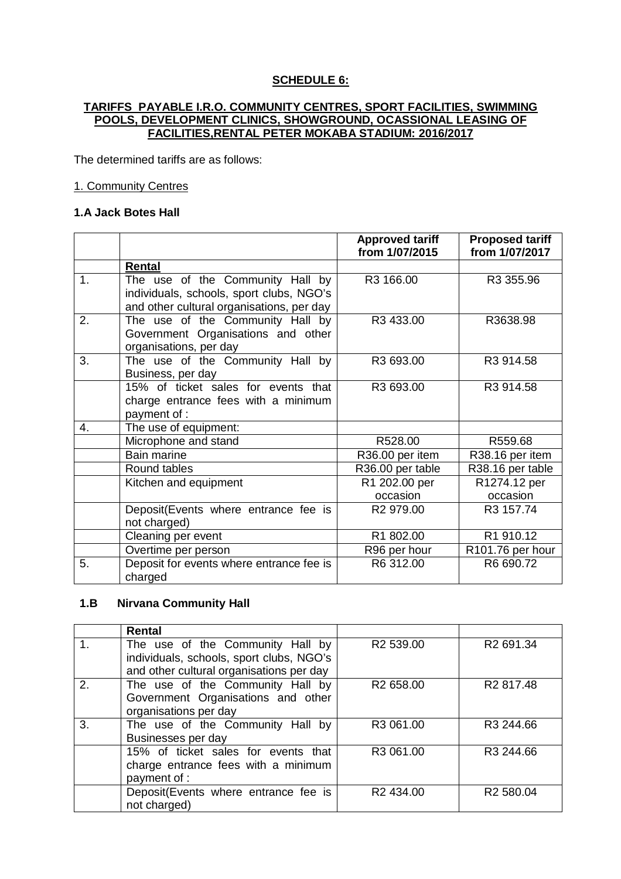**SCHEDULE 6:**

**TARIFFS PAYABLE I.R.O. COMMUNITY CENTRES, SPORT FACILITIES, SWIMMING POOLS, DEVELOPMENT CLINICS, SHOWGROUND, OCASSIONAL LEASING OF FACILITIES,RENTAL PETER MOKABA STADIUM: 2016/2017**

The determined tariffs are as follows:

1. Community Centres

### 1.A Jack Botes Hall

| | | Approved tariff from 1/07/2015 | Proposed tariff from 1/07/2017 |
|---|---|---|---|
| | **Rental** | | |
| 1. | The use of the Community Hall by individuals, schools, sport clubs, NGO's and other cultural organisations, per day | R3 166.00 | R3 355.96 |
| 2. | The use of the Community Hall by Government Organisations and other organisations, per day | R3 433.00 | R3638.98 |
| 3. | The use of the Community Hall by Business, per day | R3 693.00 | R3 914.58 |
| | 15% of ticket sales for events that charge entrance fees with a minimum payment of : | R3 693.00 | R3 914.58 |
| 4. | The use of equipment: | | |
| | Microphone and stand | R528.00 | R559.68 |
| | Bain marine | R36.00 per item | R38.16 per item |
| | Round tables | R36.00 per table | R38.16 per table |
| | Kitchen and equipment | R1 202.00 per occasion | R1274.12 per occasion |
| | Deposit(Events where entrance fee is not charged) | R2 979.00 | R3 157.74 |
| | Cleaning per event | R1 802.00 | R1 910.12 |
| | Overtime per person | R96 per hour | R101.76 per hour |
| 5. | Deposit for events where entrance fee is charged | R6 312.00 | R6 690.72 |

### 1.B Nirvana Community Hall

| | Rental | | |
|---|---|---|---|
| 1. | The use of the Community Hall by individuals, schools, sport clubs, NGO's and other cultural organisations per day | R2 539.00 | R2 691.34 |
| 2. | The use of the Community Hall by Government Organisations and other organisations per day | R2 658.00 | R2 817.48 |
| 3. | The use of the Community Hall by Businesses per day | R3 061.00 | R3 244.66 |
| | 15% of ticket sales for events that charge entrance fees with a minimum payment of : | R3 061.00 | R3 244.66 |
| | Deposit(Events where entrance fee is not charged) | R2 434.00 | R2 580.04 |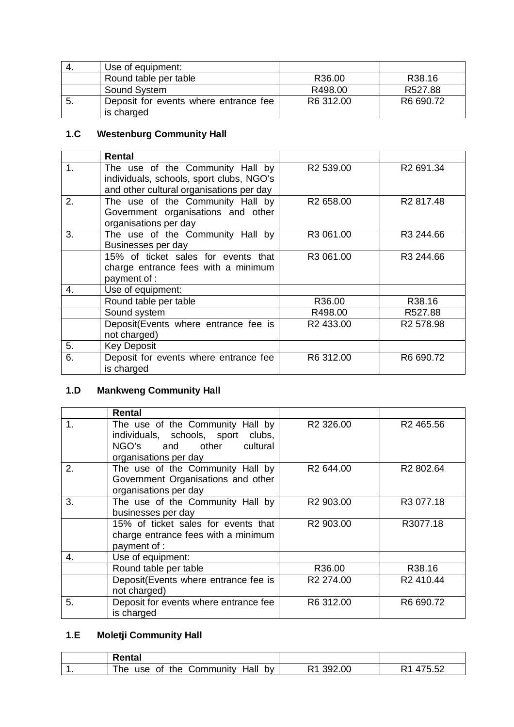| 4. | Use of equipment: | | |
|---|---|---|---|
| | Round table per table | R36.00 | R38.16 |
| | Sound System | R498.00 | R527.88 |
| 5. | Deposit for events where entrance fee is charged | R6 312.00 | R6 690.72 |

### 1.C Westenburg Community Hall

| | Rental | | |
|---|---|---|---|
| 1. | The use of the Community Hall by individuals, schools, sport clubs, NGO's and other cultural organisations per day | R2 539.00 | R2 691.34 |
| 2. | The use of the Community Hall by Government organisations and other organisations per day | R2 658.00 | R2 817.48 |
| 3. | The use of the Community Hall by Businesses per day | R3 061.00 | R3 244.66 |
| | 15% of ticket sales for events that charge entrance fees with a minimum payment of : | R3 061.00 | R3 244.66 |
| 4. | Use of equipment: | | |
| | Round table per table | R36.00 | R38.16 |
| | Sound system | R498.00 | R527.88 |
| | Deposit(Events where entrance fee is not charged) | R2 433.00 | R2 578.98 |
| 5. | Key Deposit | | |
| 6. | Deposit for events where entrance fee is charged | R6 312.00 | R6 690.72 |

### 1.D Mankweng Community Hall

| | Rental | | |
|---|---|---|---|
| 1. | The use of the Community Hall by individuals, schools, sport clubs, NGO's and other cultural organisations per day | R2 326.00 | R2 465.56 |
| 2. | The use of the Community Hall by Government Organisations and other organisations per day | R2 644.00 | R2 802.64 |
| 3. | The use of the Community Hall by businesses per day | R2 903.00 | R3 077.18 |
| | 15% of ticket sales for events that charge entrance fees with a minimum payment of : | R2 903.00 | R3077.18 |
| 4. | Use of equipment: | | |
| | Round table per table | R36.00 | R38.16 |
| | Deposit(Events where entrance fee is not charged) | R2 274.00 | R2 410.44 |
| 5. | Deposit for events where entrance fee is charged | R6 312.00 | R6 690.72 |

### 1.E Moletji Community Hall

| | Rental | | |
|---|---|---|---|
| 1. | The use of the Community Hall by | R1 392.00 | R1 475.52 |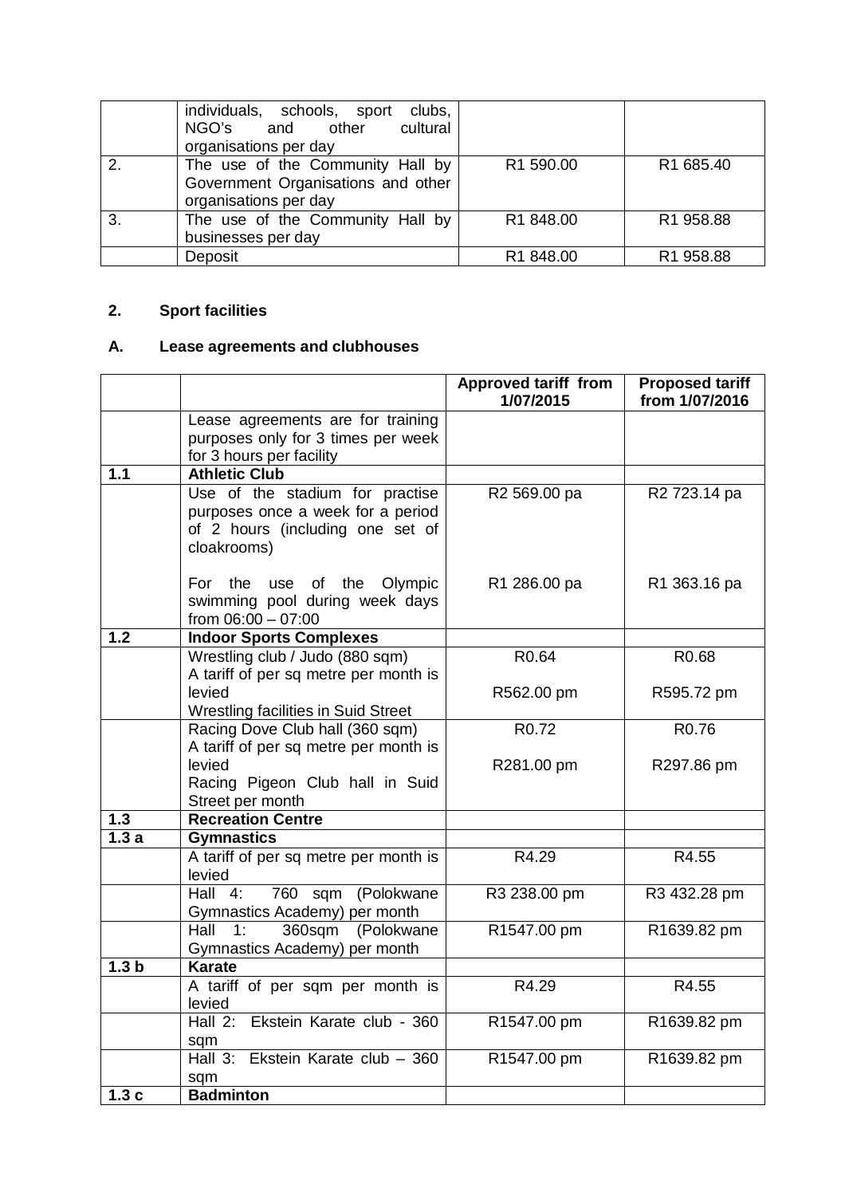| | | | |
|---|---|---|---|
| | individuals, schools, sport clubs, NGO's and other cultural organisations per day | | |
| 2. | The use of the Community Hall by Government Organisations and other organisations per day | R1 590.00 | R1 685.40 |
| 3. | The use of the Community Hall by businesses per day | R1 848.00 | R1 958.88 |
| | Deposit | R1 848.00 | R1 958.88 |

## 2. Sport facilities

### A. Lease agreements and clubhouses

| | | Approved tariff from 1/07/2015 | Proposed tariff from 1/07/2016 |
|---|---|---|---|
| | Lease agreements are for training purposes only for 3 times per week for 3 hours per facility | | |
| **1.1** | **Athletic Club** | | |
| | Use of the stadium for practise purposes once a week for a period of 2 hours (including one set of cloakrooms) | R2 569.00 pa | R2 723.14 pa |
| | For the use of the Olympic swimming pool during week days from 06:00 – 07:00 | R1 286.00 pa | R1 363.16 pa |
| **1.2** | **Indoor Sports Complexes** | | |
| | Wrestling club / Judo (880 sqm)<br>A tariff of per sq metre per month is levied<br>Wrestling facilities in Suid Street | R0.64<br><br>R562.00 pm | R0.68<br><br>R595.72 pm |
| | Racing Dove Club hall (360 sqm)<br>A tariff of per sq metre per month is levied<br>Racing Pigeon Club hall in Suid Street per month | R0.72<br><br>R281.00 pm | R0.76<br><br>R297.86 pm |
| **1.3** | **Recreation Centre** | | |
| **1.3 a** | **Gymnastics** | | |
| | A tariff of per sq metre per month is levied | R4.29 | R4.55 |
| | Hall 4: 760 sqm (Polokwane Gymnastics Academy) per month | R3 238.00 pm | R3 432.28 pm |
| | Hall 1: 360sqm (Polokwane Gymnastics Academy) per month | R1547.00 pm | R1639.82 pm |
| **1.3 b** | **Karate** | | |
| | A tariff of per sqm per month is levied | R4.29 | R4.55 |
| | Hall 2: Ekstein Karate club - 360 sqm | R1547.00 pm | R1639.82 pm |
| | Hall 3: Ekstein Karate club – 360 sqm | R1547.00 pm | R1639.82 pm |
| **1.3 c** | **Badminton** | | |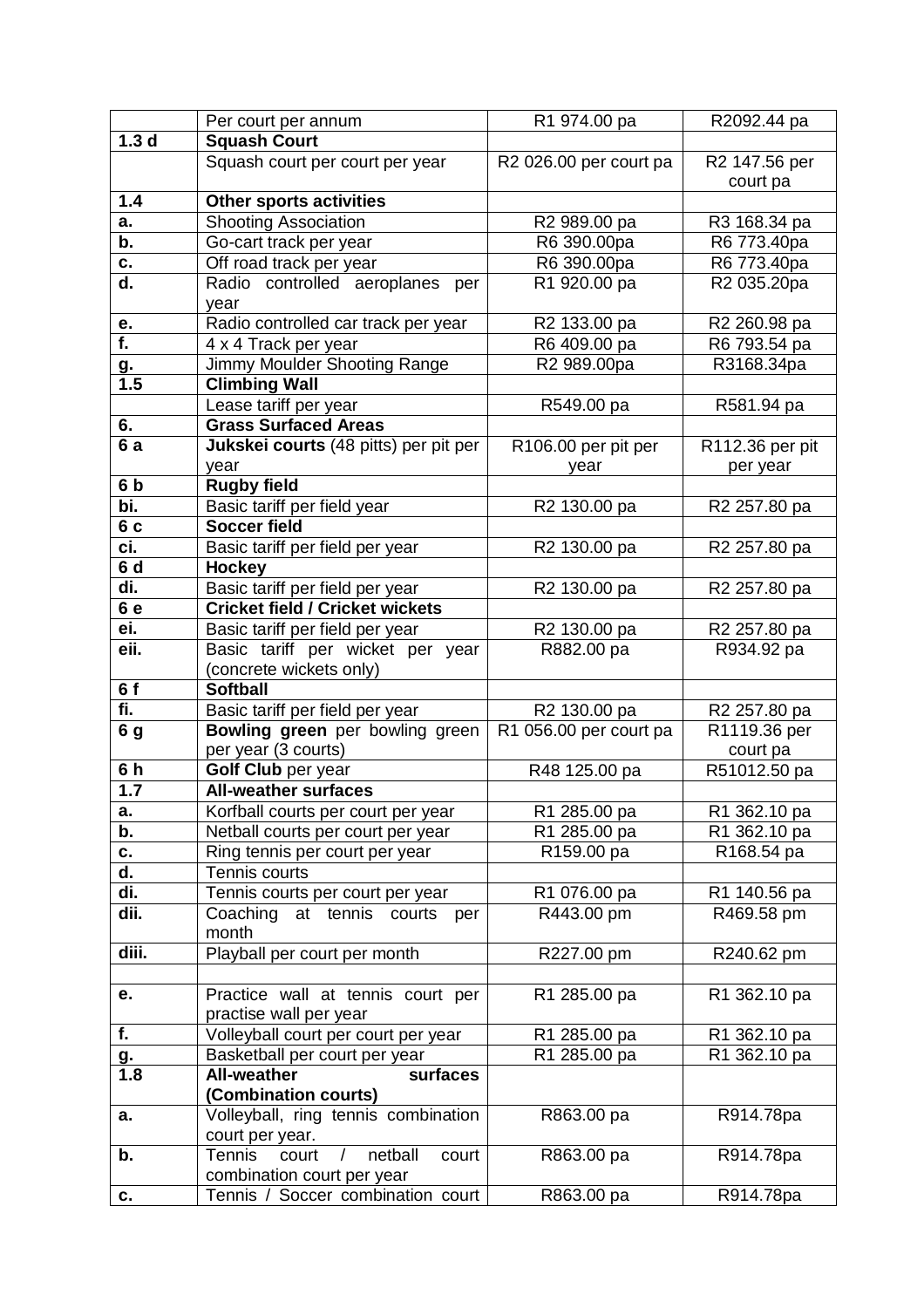|  |  |  |  |
|---|---|---|---|
|  | Per court per annum | R1 974.00 pa | R2092.44 pa |
| **1.3 d** | **Squash Court** |  |  |
|  | Squash court per court per year | R2 026.00 per court pa | R2 147.56 per court pa |
| **1.4** | **Other sports activities** |  |  |
| **a.** | Shooting Association | R2 989.00 pa | R3 168.34 pa |
| **b.** | Go-cart track per year | R6 390.00pa | R6 773.40pa |
| **c.** | Off road track per year | R6 390.00pa | R6 773.40pa |
| **d.** | Radio controlled aeroplanes per year | R1 920.00 pa | R2 035.20pa |
| **e.** | Radio controlled car track per year | R2 133.00 pa | R2 260.98 pa |
| **f.** | 4 x 4 Track per year | R6 409.00 pa | R6 793.54 pa |
| **g.** | Jimmy Moulder Shooting Range | R2 989.00pa | R3168.34pa |
| **1.5** | **Climbing Wall** |  |  |
|  | Lease tariff per year | R549.00 pa | R581.94 pa |
| **6.** | **Grass Surfaced Areas** |  |  |
| **6 a** | **Jukskei courts** (48 pitts) per pit per year | R106.00 per pit per year | R112.36 per pit per year |
| **6 b** | **Rugby field** |  |  |
| **bi.** | Basic tariff per field year | R2 130.00 pa | R2 257.80 pa |
| **6 c** | **Soccer field** |  |  |
| **ci.** | Basic tariff per field per year | R2 130.00 pa | R2 257.80 pa |
| **6 d** | **Hockey** |  |  |
| **di.** | Basic tariff per field per year | R2 130.00 pa | R2 257.80 pa |
| **6 e** | **Cricket field / Cricket wickets** |  |  |
| **ei.** | Basic tariff per field per year | R2 130.00 pa | R2 257.80 pa |
| **eii.** | Basic tariff per wicket per year (concrete wickets only) | R882.00 pa | R934.92 pa |
| **6 f** | **Softball** |  |  |
| **fi.** | Basic tariff per field per year | R2 130.00 pa | R2 257.80 pa |
| **6 g** | **Bowling green** per bowling green per year (3 courts) | R1 056.00 per court pa | R1119.36 per court pa |
| **6 h** | **Golf Club** per year | R48 125.00 pa | R51012.50 pa |
| **1.7** | **All-weather surfaces** |  |  |
| **a.** | Korfball courts per court per year | R1 285.00 pa | R1 362.10 pa |
| **b.** | Netball courts per court per year | R1 285.00 pa | R1 362.10 pa |
| **c.** | Ring tennis per court per year | R159.00 pa | R168.54 pa |
| **d.** | Tennis courts |  |  |
| **di.** | Tennis courts per court per year | R1 076.00 pa | R1 140.56 pa |
| **dii.** | Coaching at tennis courts per month | R443.00 pm | R469.58 pm |
| **diii.** | Playball per court per month | R227.00 pm | R240.62 pm |
|  |  |  |  |
| **e.** | Practice wall at tennis court per practise wall per year | R1 285.00 pa | R1 362.10 pa |
| **f.** | Volleyball court per court per year | R1 285.00 pa | R1 362.10 pa |
| **g.** | Basketball per court per year | R1 285.00 pa | R1 362.10 pa |
| **1.8** | **All-weather surfaces (Combination courts)** |  |  |
| **a.** | Volleyball, ring tennis combination court per year. | R863.00 pa | R914.78pa |
| **b.** | Tennis court / netball court combination court per year | R863.00 pa | R914.78pa |
| **c.** | Tennis / Soccer combination court | R863.00 pa | R914.78pa |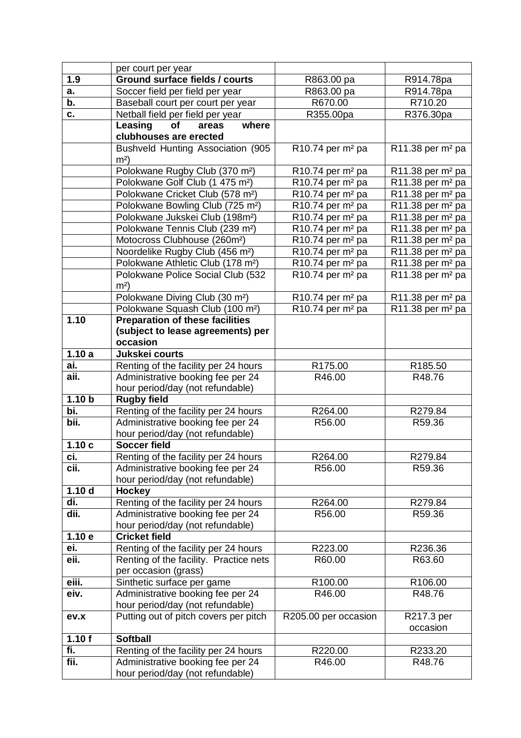| | per court per year | | |
|---|---|---|---|
| **1.9** | **Ground surface fields / courts** | R863.00 pa | R914.78pa |
| **a.** | Soccer field per field per year | R863.00 pa | R914.78pa |
| **b.** | Baseball court per court per year | R670.00 | R710.20 |
| **c.** | Netball field per field per year | R355.00pa | R376.30pa |
| | **Leasing of areas where clubhouses are erected** | | |
| | Bushveld Hunting Association (905 m²) | R10.74 per m² pa | R11.38 per m² pa |
| | Polokwane Rugby Club (370 m²) | R10.74 per m² pa | R11.38 per m² pa |
| | Polokwane Golf Club (1 475 m²) | R10.74 per m² pa | R11.38 per m² pa |
| | Polokwane Cricket Club (578 m²) | R10.74 per m² pa | R11.38 per m² pa |
| | Polokwane Bowling Club (725 m²) | R10.74 per m² pa | R11.38 per m² pa |
| | Polokwane Jukskei Club (198m²) | R10.74 per m² pa | R11.38 per m² pa |
| | Polokwane Tennis Club (239 m²) | R10.74 per m² pa | R11.38 per m² pa |
| | Motocross Clubhouse (260m²) | R10.74 per m² pa | R11.38 per m² pa |
| | Noordelike Rugby Club (456 m²) | R10.74 per m² pa | R11.38 per m² pa |
| | Polokwane Athletic Club (178 m²) | R10.74 per m² pa | R11.38 per m² pa |
| | Polokwane Police Social Club (532 m²) | R10.74 per m² pa | R11.38 per m² pa |
| | Polokwane Diving Club (30 m²) | R10.74 per m² pa | R11.38 per m² pa |
| | Polokwane Squash Club (100 m²) | R10.74 per m² pa | R11.38 per m² pa |
| **1.10** | **Preparation of these facilities (subject to lease agreements) per occasion** | | |
| **1.10 a** | **Jukskei courts** | | |
| **ai.** | Renting of the facility per 24 hours | R175.00 | R185.50 |
| **aii.** | Administrative booking fee per 24 hour period/day (not refundable) | R46.00 | R48.76 |
| **1.10 b** | **Rugby field** | | |
| **bi.** | Renting of the facility per 24 hours | R264.00 | R279.84 |
| **bii.** | Administrative booking fee per 24 hour period/day (not refundable) | R56.00 | R59.36 |
| **1.10 c** | **Soccer field** | | |
| **ci.** | Renting of the facility per 24 hours | R264.00 | R279.84 |
| **cii.** | Administrative booking fee per 24 hour period/day (not refundable) | R56.00 | R59.36 |
| **1.10 d** | **Hockey** | | |
| **di.** | Renting of the facility per 24 hours | R264.00 | R279.84 |
| **dii.** | Administrative booking fee per 24 hour period/day (not refundable) | R56.00 | R59.36 |
| **1.10 e** | **Cricket field** | | |
| **ei.** | Renting of the facility per 24 hours | R223.00 | R236.36 |
| **eii.** | Renting of the facility. Practice nets per occasion (grass) | R60.00 | R63.60 |
| **eiii.** | Sinthetic surface per game | R100.00 | R106.00 |
| **eiv.** | Administrative booking fee per 24 hour period/day (not refundable) | R46.00 | R48.76 |
| **ev.x** | Putting out of pitch covers per pitch | R205.00 per occasion | R217.3 per occasion |
| **1.10 f** | **Softball** | | |
| **fi.** | Renting of the facility per 24 hours | R220.00 | R233.20 |
| **fii.** | Administrative booking fee per 24 hour period/day (not refundable) | R46.00 | R48.76 |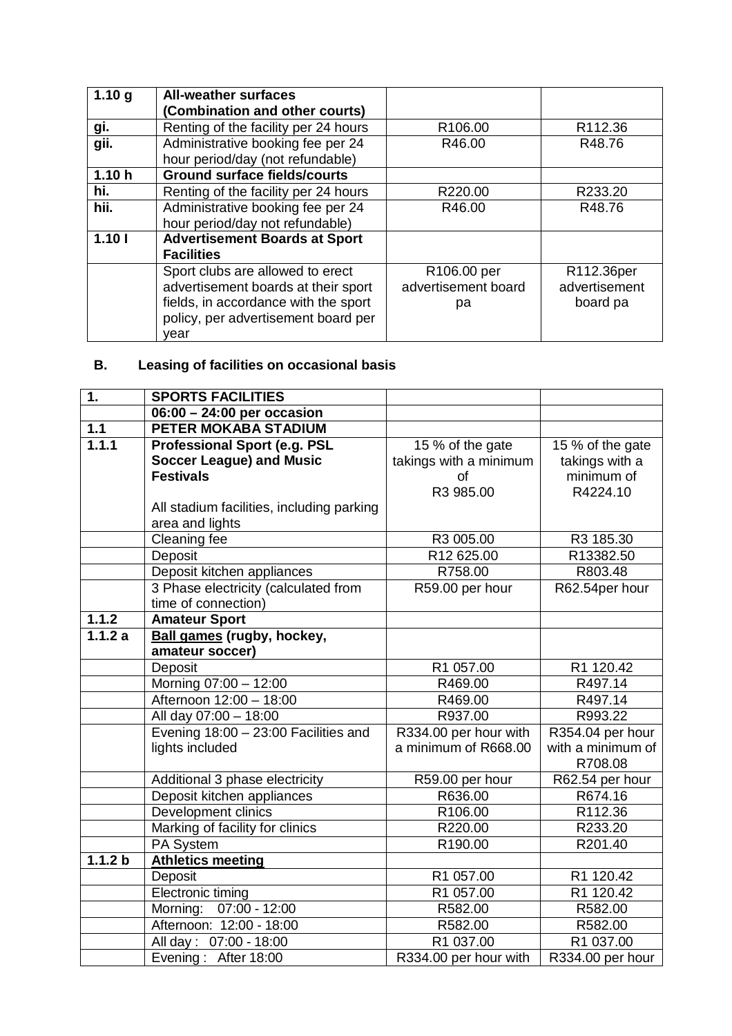| 1.10 g | **All-weather surfaces (Combination and other courts)** | | |
|---|---|---|---|
| gi. | Renting of the facility per 24 hours | R106.00 | R112.36 |
| gii. | Administrative booking fee per 24 hour period/day (not refundable) | R46.00 | R48.76 |
| **1.10 h** | **Ground surface fields/courts** | | |
| hi. | Renting of the facility per 24 hours | R220.00 | R233.20 |
| hii. | Administrative booking fee per 24 hour period/day not refundable) | R46.00 | R48.76 |
| **1.10 l** | **Advertisement Boards at Sport Facilities** | | |
| | Sport clubs are allowed to erect advertisement boards at their sport fields, in accordance with the sport policy, per advertisement board per year | R106.00 per advertisement board pa | R112.36per advertisement board pa |

## B. Leasing of facilities on occasional basis

| **1.** | **SPORTS FACILITIES** | | |
|---|---|---|---|
| | **06:00 – 24:00 per occasion** | | |
| **1.1** | **PETER MOKABA STADIUM** | | |
| **1.1.1** | **Professional Sport (e.g. PSL Soccer League) and Music Festivals**<br><br>All stadium facilities, including parking area and lights | 15 % of the gate takings with a minimum of R3 985.00 | 15 % of the gate takings with a minimum of R4224.10 |
| | Cleaning fee | R3 005.00 | R3 185.30 |
| | Deposit | R12 625.00 | R13382.50 |
| | Deposit kitchen appliances | R758.00 | R803.48 |
| | 3 Phase electricity (calculated from time of connection) | R59.00 per hour | R62.54per hour |
| **1.1.2** | **Amateur Sport** | | |
| **1.1.2 a** | **Ball games (rugby, hockey, amateur soccer)** | | |
| | Deposit | R1 057.00 | R1 120.42 |
| | Morning 07:00 – 12:00 | R469.00 | R497.14 |
| | Afternoon 12:00 – 18:00 | R469.00 | R497.14 |
| | All day 07:00 – 18:00 | R937.00 | R993.22 |
| | Evening 18:00 – 23:00 Facilities and lights included | R334.00 per hour with a minimum of R668.00 | R354.04 per hour with a minimum of R708.08 |
| | Additional 3 phase electricity | R59.00 per hour | R62.54 per hour |
| | Deposit kitchen appliances | R636.00 | R674.16 |
| | Development clinics | R106.00 | R112.36 |
| | Marking of facility for clinics | R220.00 | R233.20 |
| | PA System | R190.00 | R201.40 |
| **1.1.2 b** | **Athletics meeting** | | |
| | Deposit | R1 057.00 | R1 120.42 |
| | Electronic timing | R1 057.00 | R1 120.42 |
| | Morning: 07:00 - 12:00 | R582.00 | R582.00 |
| | Afternoon: 12:00 - 18:00 | R582.00 | R582.00 |
| | All day : 07:00 - 18:00 | R1 037.00 | R1 037.00 |
| | Evening : After 18:00 | R334.00 per hour with | R334.00 per hour |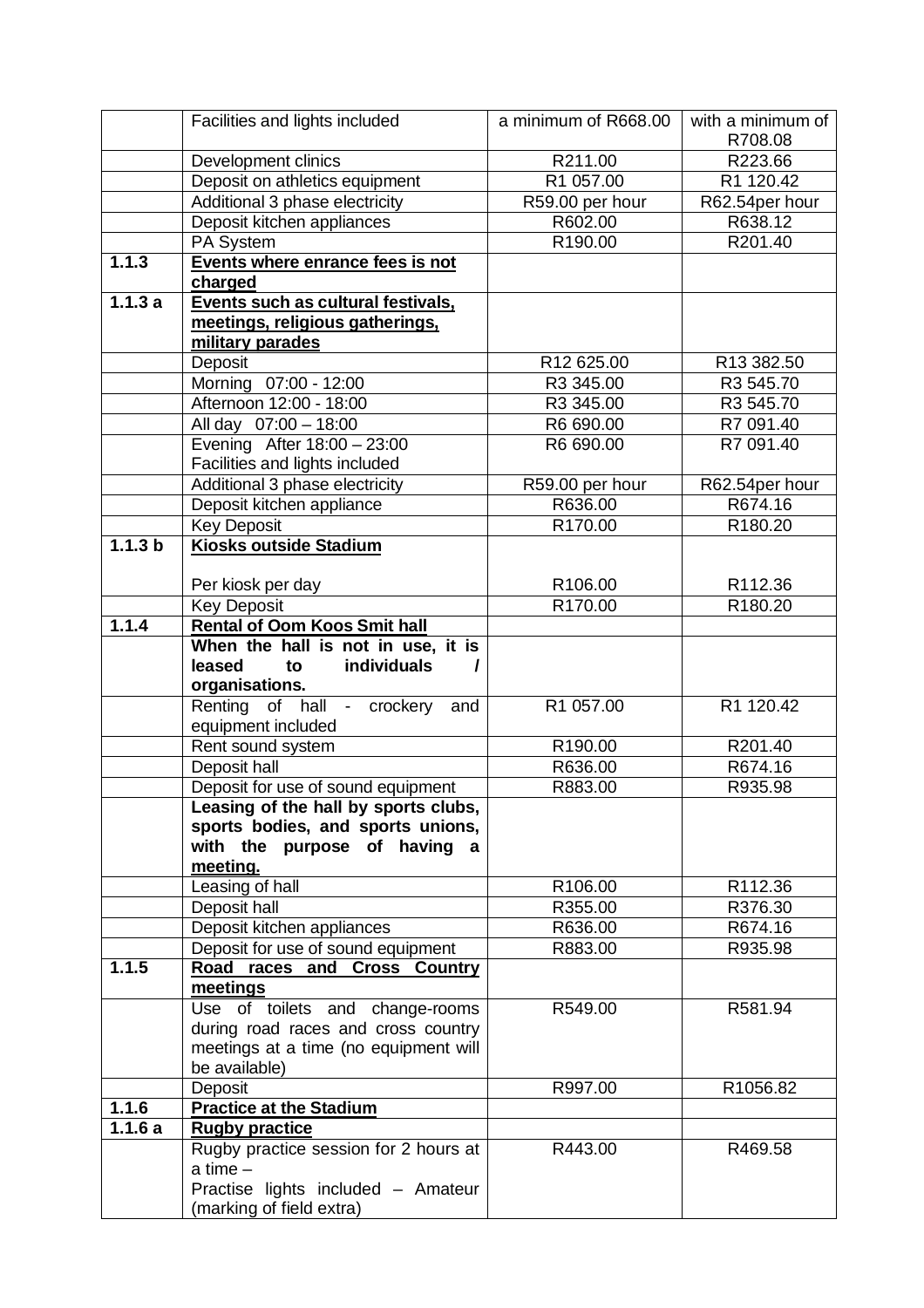|  |  |  |  |
|---|---|---|---|
|  | Facilities and lights included | a minimum of R668.00 | with a minimum of R708.08 |
|  | Development clinics | R211.00 | R223.66 |
|  | Deposit on athletics equipment | R1 057.00 | R1 120.42 |
|  | Additional 3 phase electricity | R59.00 per hour | R62.54per hour |
|  | Deposit kitchen appliances | R602.00 | R638.12 |
|  | PA System | R190.00 | R201.40 |
| **1.1.3** | **Events where enrance fees is not charged** |  |  |
| **1.1.3 a** | **Events such as cultural festivals, meetings, religious gatherings, military parades** |  |  |
|  | Deposit | R12 625.00 | R13 382.50 |
|  | Morning 07:00 - 12:00 | R3 345.00 | R3 545.70 |
|  | Afternoon 12:00 - 18:00 | R3 345.00 | R3 545.70 |
|  | All day 07:00 – 18:00 | R6 690.00 | R7 091.40 |
|  | Evening After 18:00 – 23:00 Facilities and lights included | R6 690.00 | R7 091.40 |
|  | Additional 3 phase electricity | R59.00 per hour | R62.54per hour |
|  | Deposit kitchen appliance | R636.00 | R674.16 |
|  | Key Deposit | R170.00 | R180.20 |
| **1.1.3 b** | **Kiosks outside Stadium** |  |  |
|  | Per kiosk per day | R106.00 | R112.36 |
|  | Key Deposit | R170.00 | R180.20 |
| **1.1.4** | **Rental of Oom Koos Smit hall** |  |  |
|  | **When the hall is not in use, it is leased to individuals / organisations.** |  |  |
|  | Renting of hall - crockery and equipment included | R1 057.00 | R1 120.42 |
|  | Rent sound system | R190.00 | R201.40 |
|  | Deposit hall | R636.00 | R674.16 |
|  | Deposit for use of sound equipment | R883.00 | R935.98 |
|  | **Leasing of the hall by sports clubs, sports bodies, and sports unions, with the purpose of having a meeting.** |  |  |
|  | Leasing of hall | R106.00 | R112.36 |
|  | Deposit hall | R355.00 | R376.30 |
|  | Deposit kitchen appliances | R636.00 | R674.16 |
|  | Deposit for use of sound equipment | R883.00 | R935.98 |
| **1.1.5** | **Road races and Cross Country meetings** |  |  |
|  | Use of toilets and change-rooms during road races and cross country meetings at a time (no equipment will be available) | R549.00 | R581.94 |
|  | Deposit | R997.00 | R1056.82 |
| **1.1.6** | **Practice at the Stadium** |  |  |
| **1.1.6 a** | **Rugby practice** |  |  |
|  | Rugby practice session for 2 hours at a time – Practise lights included – Amateur (marking of field extra) | R443.00 | R469.58 |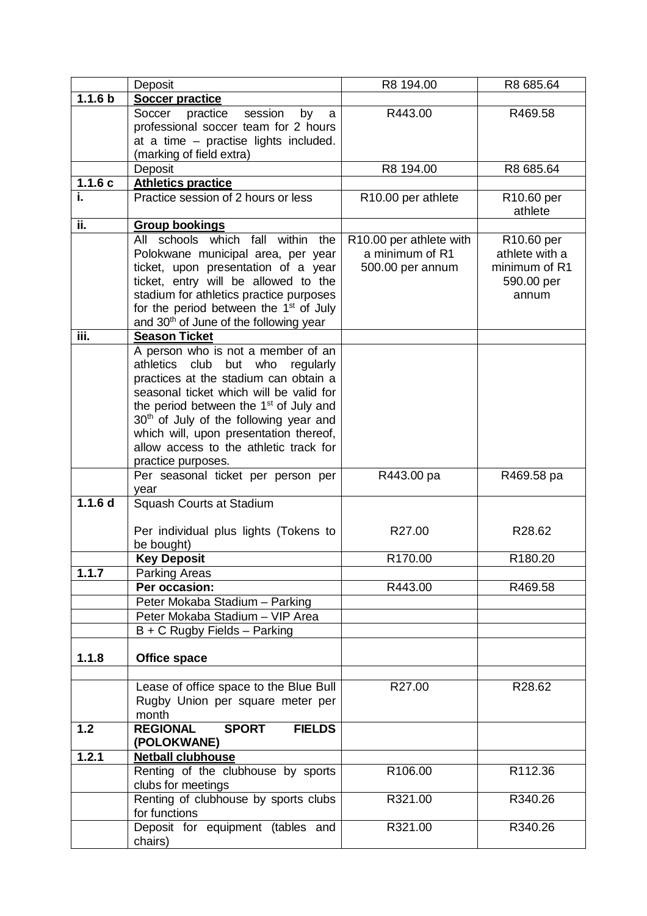| | | | |
|---|---|---|---|
| | Deposit | R8 194.00 | R8 685.64 |
| **1.1.6 b** | **Soccer practice** | | |
| | Soccer practice session by a professional soccer team for 2 hours at a time – practise lights included. (marking of field extra) | R443.00 | R469.58 |
| | Deposit | R8 194.00 | R8 685.64 |
| **1.1.6 c** | **Athletics practice** | | |
| **i.** | Practice session of 2 hours or less | R10.00 per athlete | R10.60 per athlete |
| **ii.** | **Group bookings** | | |
| | All schools which fall within the Polokwane municipal area, per year ticket, upon presentation of a year ticket, entry will be allowed to the stadium for athletics practice purposes for the period between the 1st of July and 30th of June of the following year | R10.00 per athlete with a minimum of R1 500.00 per annum | R10.60 per athlete with a minimum of R1 590.00 per annum |
| **iii.** | **Season Ticket** | | |
| | A person who is not a member of an athletics club but who regularly practices at the stadium can obtain a seasonal ticket which will be valid for the period between the 1st of July and 30th of July of the following year and which will, upon presentation thereof, allow access to the athletic track for practice purposes. | | |
| | Per seasonal ticket per person per year | R443.00 pa | R469.58 pa |
| **1.1.6 d** | Squash Courts at Stadium<br><br>Per individual plus lights (Tokens to be bought) | R27.00 | R28.62 |
| | **Key Deposit** | R170.00 | R180.20 |
| **1.1.7** | Parking Areas | | |
| | **Per occasion:** | R443.00 | R469.58 |
| | Peter Mokaba Stadium – Parking | | |
| | Peter Mokaba Stadium – VIP Area | | |
| | B + C Rugby Fields – Parking | | |
| **1.1.8** | **Office space** | | |
| | | | |
| | Lease of office space to the Blue Bull Rugby Union per square meter per month | R27.00 | R28.62 |
| **1.2** | **REGIONAL SPORT FIELDS (POLOKWANE)** | | |
| **1.2.1** | **Netball clubhouse** | | |
| | Renting of the clubhouse by sports clubs for meetings | R106.00 | R112.36 |
| | Renting of clubhouse by sports clubs for functions | R321.00 | R340.26 |
| | Deposit for equipment (tables and chairs) | R321.00 | R340.26 |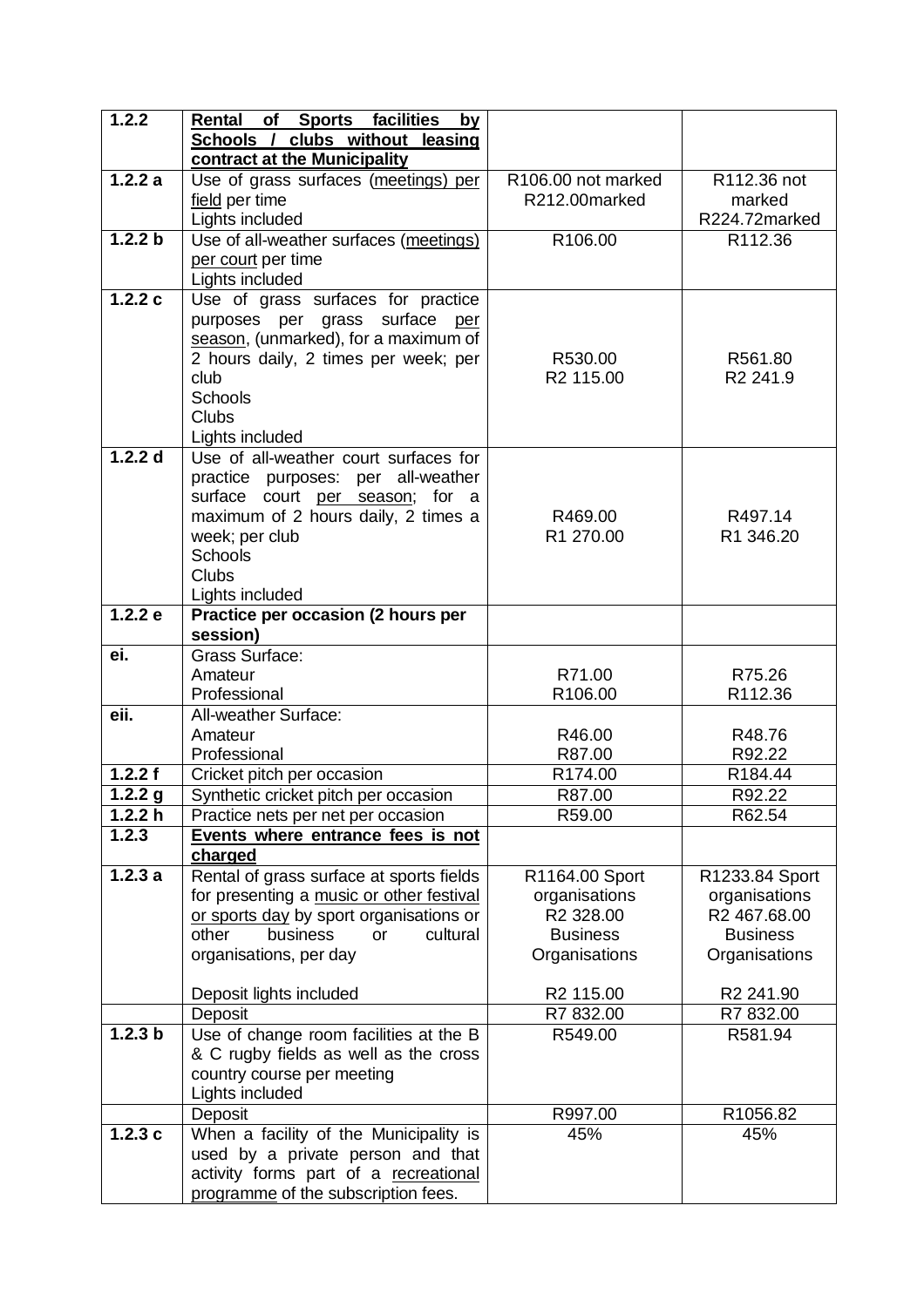| **1.2.2** | **Rental of Sports facilities by Schools / clubs without leasing contract at the Municipality** | | |
|---|---|---|---|
| **1.2.2 a** | Use of grass surfaces (meetings) per field per time<br>Lights included | R106.00 not marked<br>R212.00marked | R112.36 not marked<br>R224.72marked |
| **1.2.2 b** | Use of all-weather surfaces (meetings) per court per time<br>Lights included | R106.00 | R112.36 |
| **1.2.2 c** | Use of grass surfaces for practice purposes per grass surface per season, (unmarked), for a maximum of 2 hours daily, 2 times per week; per club<br>Schools<br>Clubs<br>Lights included | R530.00<br>R2 115.00 | R561.80<br>R2 241.9 |
| **1.2.2 d** | Use of all-weather court surfaces for practice purposes: per all-weather surface court per season; for a maximum of 2 hours daily, 2 times a week; per club<br>Schools<br>Clubs<br>Lights included | R469.00<br>R1 270.00 | R497.14<br>R1 346.20 |
| **1.2.2 e** | **Practice per occasion (2 hours per session)** | | |
| **ei.** | Grass Surface:<br>Amateur<br>Professional | <br>R71.00<br>R106.00 | <br>R75.26<br>R112.36 |
| **eii.** | All-weather Surface:<br>Amateur<br>Professional | <br>R46.00<br>R87.00 | <br>R48.76<br>R92.22 |
| **1.2.2 f** | Cricket pitch per occasion | R174.00 | R184.44 |
| **1.2.2 g** | Synthetic cricket pitch per occasion | R87.00 | R92.22 |
| **1.2.2 h** | Practice nets per net per occasion | R59.00 | R62.54 |
| **1.2.3** | **Events where entrance fees is not charged** | | |
| **1.2.3 a** | Rental of grass surface at sports fields for presenting a music or other festival or sports day by sport organisations or other business or cultural organisations, per day<br><br>Deposit lights included | R1164.00 Sport organisations<br>R2 328.00 Business Organisations<br><br>R2 115.00 | R1233.84 Sport organisations<br>R2 467.68.00 Business Organisations<br><br>R2 241.90 |
| | Deposit | R7 832.00 | R7 832.00 |
| **1.2.3 b** | Use of change room facilities at the B & C rugby fields as well as the cross country course per meeting<br>Lights included | R549.00 | R581.94 |
| | Deposit | R997.00 | R1056.82 |
| **1.2.3 c** | When a facility of the Municipality is used by a private person and that activity forms part of a recreational programme of the subscription fees. | 45% | 45% |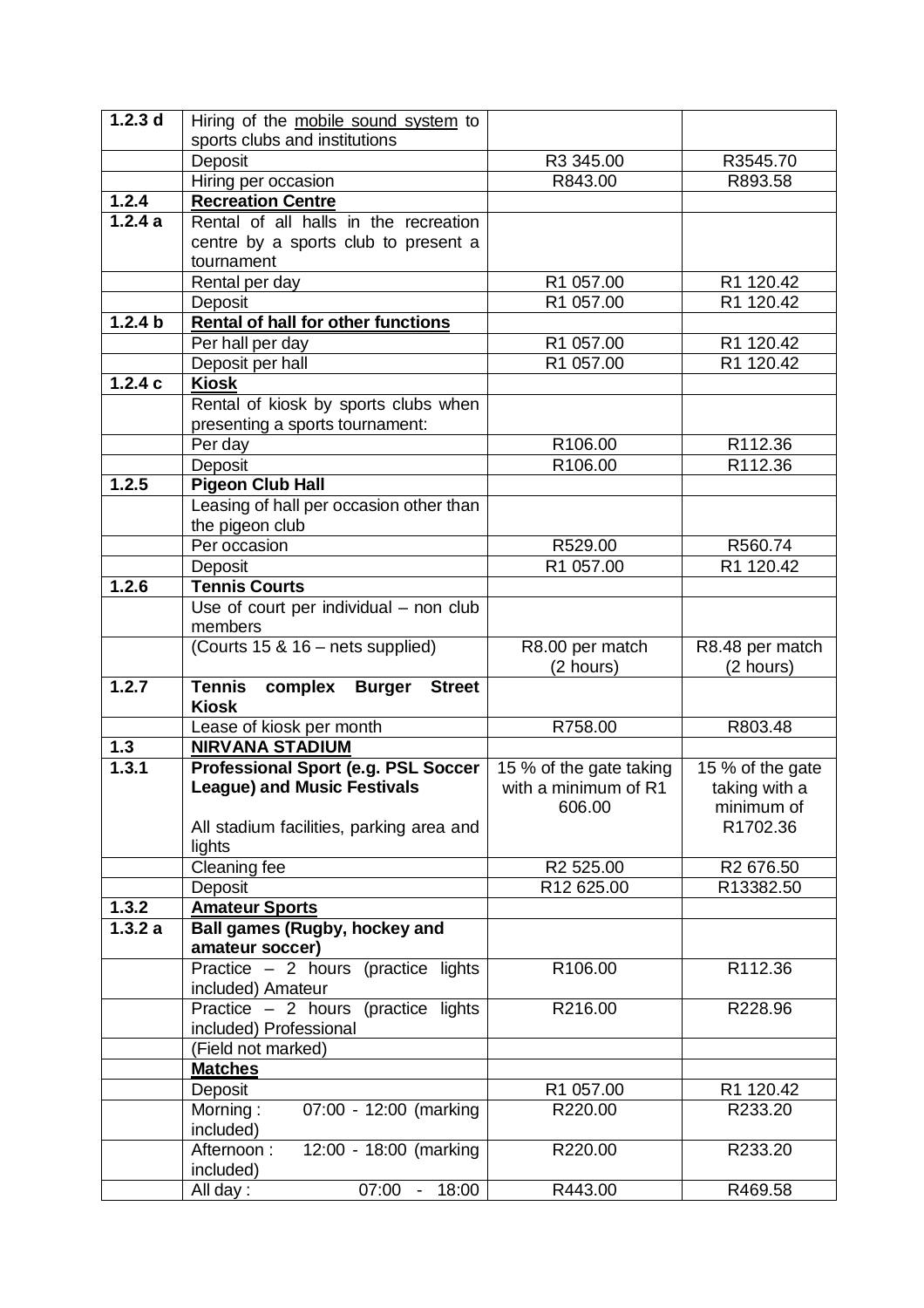| 1.2.3 d | Hiring of the <u>mobile sound system</u> to sports clubs and institutions | | |
|---|---|---|---|
| | Deposit | R3 345.00 | R3545.70 |
| | Hiring per occasion | R843.00 | R893.58 |
| **1.2.4** | **Recreation Centre** | | |
| **1.2.4 a** | Rental of all halls in the recreation centre by a sports club to present a tournament | | |
| | Rental per day | R1 057.00 | R1 120.42 |
| | Deposit | R1 057.00 | R1 120.42 |
| **1.2.4 b** | **Rental of hall for other functions** | | |
| | Per hall per day | R1 057.00 | R1 120.42 |
| | Deposit per hall | R1 057.00 | R1 120.42 |
| **1.2.4 c** | **Kiosk** | | |
| | Rental of kiosk by sports clubs when presenting a sports tournament: | | |
| | Per day | R106.00 | R112.36 |
| | Deposit | R106.00 | R112.36 |
| **1.2.5** | **Pigeon Club Hall** | | |
| | Leasing of hall per occasion other than the pigeon club | | |
| | Per occasion | R529.00 | R560.74 |
| | Deposit | R1 057.00 | R1 120.42 |
| **1.2.6** | **Tennis Courts** | | |
| | Use of court per individual – non club members | | |
| | (Courts 15 & 16 – nets supplied) | R8.00 per match (2 hours) | R8.48 per match (2 hours) |
| **1.2.7** | **Tennis complex Burger Street Kiosk** | | |
| | Lease of kiosk per month | R758.00 | R803.48 |
| **1.3** | **NIRVANA STADIUM** | | |
| **1.3.1** | **Professional Sport (e.g. PSL Soccer League) and Music Festivals**<br><br>All stadium facilities, parking area and lights | 15 % of the gate taking with a minimum of R1 606.00 | 15 % of the gate taking with a minimum of R1702.36 |
| | Cleaning fee | R2 525.00 | R2 676.50 |
| | Deposit | R12 625.00 | R13382.50 |
| **1.3.2** | **Amateur Sports** | | |
| **1.3.2 a** | **Ball games (Rugby, hockey and amateur soccer)** | | |
| | Practice – 2 hours (practice lights included) Amateur | R106.00 | R112.36 |
| | Practice – 2 hours (practice lights included) Professional | R216.00 | R228.96 |
| | (Field not marked) | | |
| | **Matches** | | |
| | Deposit | R1 057.00 | R1 120.42 |
| | Morning : 07:00 - 12:00 (marking included) | R220.00 | R233.20 |
| | Afternoon : 12:00 - 18:00 (marking included) | R220.00 | R233.20 |
| | All day : 07:00 - 18:00 | R443.00 | R469.58 |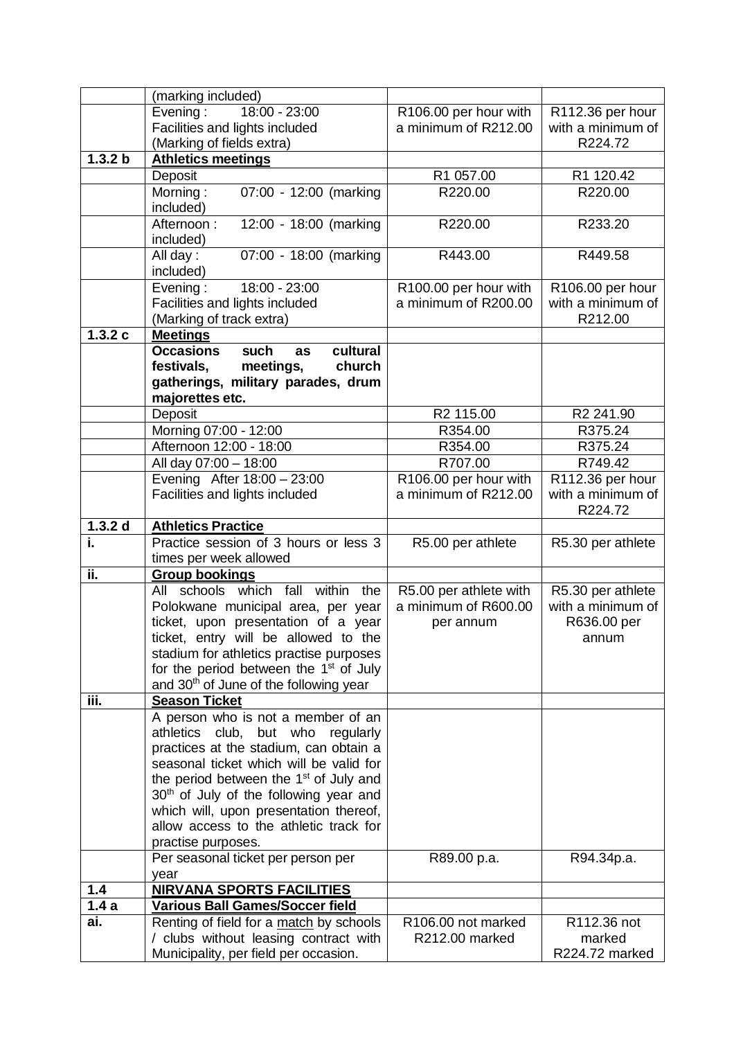| | | | |
|---|---|---|---|
| | (marking included) | | |
| | Evening : 18:00 - 23:00<br>Facilities and lights included<br>(Marking of fields extra) | R106.00 per hour with a minimum of R212.00 | R112.36 per hour with a minimum of R224.72 |
| **1.3.2 b** | **Athletics meetings** | | |
| | Deposit | R1 057.00 | R1 120.42 |
| | Morning : 07:00 - 12:00 (marking included) | R220.00 | R220.00 |
| | Afternoon : 12:00 - 18:00 (marking included) | R220.00 | R233.20 |
| | All day : 07:00 - 18:00 (marking included) | R443.00 | R449.58 |
| | Evening : 18:00 - 23:00<br>Facilities and lights included<br>(Marking of track extra) | R100.00 per hour with a minimum of R200.00 | R106.00 per hour with a minimum of R212.00 |
| **1.3.2 c** | **Meetings** | | |
| | **Occasions such as cultural festivals, meetings, church gatherings, military parades, drum majorettes etc.** | | |
| | Deposit | R2 115.00 | R2 241.90 |
| | Morning 07:00 - 12:00 | R354.00 | R375.24 |
| | Afternoon 12:00 - 18:00 | R354.00 | R375.24 |
| | All day 07:00 – 18:00 | R707.00 | R749.42 |
| | Evening After 18:00 – 23:00<br>Facilities and lights included | R106.00 per hour with a minimum of R212.00 | R112.36 per hour with a minimum of R224.72 |
| **1.3.2 d** | **Athletics Practice** | | |
| **i.** | Practice session of 3 hours or less 3 times per week allowed | R5.00 per athlete | R5.30 per athlete |
| **ii.** | **Group bookings** | | |
| | All schools which fall within the Polokwane municipal area, per year ticket, upon presentation of a year ticket, entry will be allowed to the stadium for athletics practise purposes for the period between the 1st of July and 30th of June of the following year | R5.00 per athlete with a minimum of R600.00 per annum | R5.30 per athlete with a minimum of R636.00 per annum |
| **iii.** | **Season Ticket** | | |
| | A person who is not a member of an athletics club, but who regularly practices at the stadium, can obtain a seasonal ticket which will be valid for the period between the 1st of July and 30th of July of the following year and which will, upon presentation thereof, allow access to the athletic track for practise purposes. | | |
| | Per seasonal ticket per person per year | R89.00 p.a. | R94.34p.a. |
| **1.4** | **NIRVANA SPORTS FACILITIES** | | |
| **1.4 a** | **Various Ball Games/Soccer field** | | |
| **ai.** | Renting of field for a match by schools / clubs without leasing contract with Municipality, per field per occasion. | R106.00 not marked<br>R212.00 marked | R112.36 not marked<br>R224.72 marked |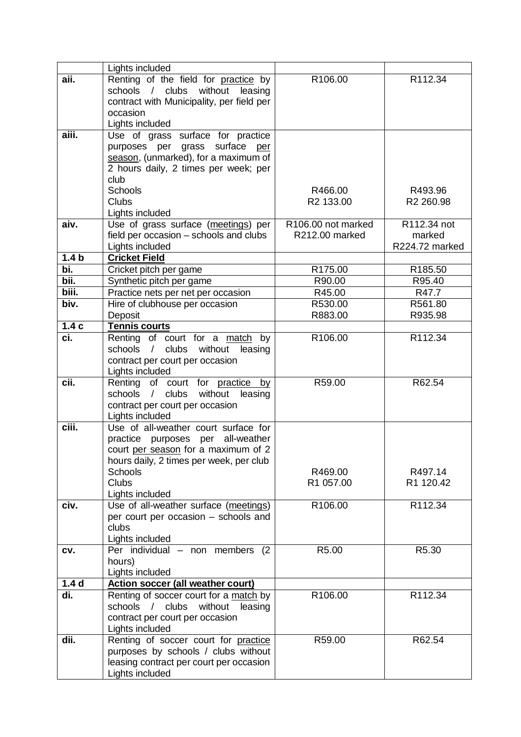| | | | |
|---|---|---|---|
| | Lights included | | |
| **aii.** | Renting of the field for <u>practice</u> by schools / clubs without leasing contract with Municipality, per field per occasion<br>Lights included | R106.00 | R112.34 |
| **aiii.** | Use of grass surface for practice purposes per grass surface <u>per season</u>, (unmarked), for a maximum of 2 hours daily, 2 times per week; per club<br>Schools<br>Clubs<br>Lights included | <br><br><br><br>R466.00<br>R2 133.00 | <br><br><br><br>R493.96<br>R2 260.98 |
| **aiv.** | Use of grass surface (<u>meetings</u>) per field per occasion – schools and clubs<br>Lights included | R106.00 not marked<br>R212.00 marked | R112.34 not marked<br>R224.72 marked |
| **1.4 b** | **<u>Cricket Field</u>** | | |
| **bi.** | Cricket pitch per game | R175.00 | R185.50 |
| **bii.** | Synthetic pitch per game | R90.00 | R95.40 |
| **biii.** | Practice nets per net per occasion | R45.00 | R47.7 |
| **biv.** | Hire of clubhouse per occasion<br>Deposit | R530.00<br>R883.00 | R561.80<br>R935.98 |
| **1.4 c** | **<u>Tennis courts</u>** | | |
| **ci.** | Renting of court for a <u>match</u> by schools / clubs without leasing contract per court per occasion<br>Lights included | R106.00 | R112.34 |
| **cii.** | Renting of court for <u>practice</u> by schools / clubs without leasing contract per court per occasion<br>Lights included | R59.00 | R62.54 |
| **ciii.** | Use of all-weather court surface for practice purposes per all-weather court <u>per season</u> for a maximum of 2 hours daily, 2 times per week, per club<br>Schools<br>Clubs<br>Lights included | <br><br><br><br>R469.00<br>R1 057.00 | <br><br><br><br>R497.14<br>R1 120.42 |
| **civ.** | Use of all-weather surface (<u>meetings</u>) per court per occasion – schools and clubs<br>Lights included | R106.00 | R112.34 |
| **cv.** | Per individual – non members (2 hours)<br>Lights included | R5.00 | R5.30 |
| **1.4 d** | **<u>Action soccer (all weather court)</u>** | | |
| **di.** | Renting of soccer court for a <u>match</u> by schools / clubs without leasing contract per court per occasion<br>Lights included | R106.00 | R112.34 |
| **dii.** | Renting of soccer court for <u>practice</u> purposes by schools / clubs without leasing contract per court per occasion<br>Lights included | R59.00 | R62.54 |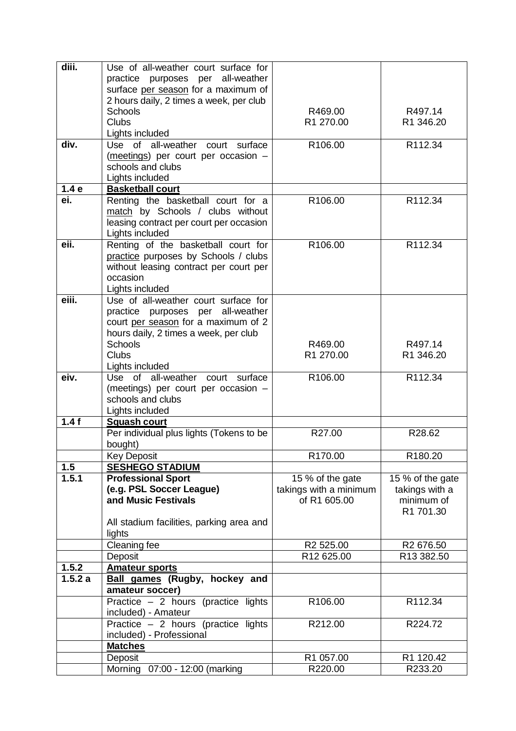| | | | |
|---|---|---|---|
| **diii.** | Use of all-weather court surface for practice purposes per all-weather surface per season for a maximum of 2 hours daily, 2 times a week, per club<br>Schools<br>Clubs<br>Lights included | <br><br><br><br>R469.00<br>R1 270.00 | <br><br><br><br>R497.14<br>R1 346.20 |
| **div.** | Use of all-weather court surface (meetings) per court per occasion – schools and clubs<br>Lights included | R106.00 | R112.34 |
| **1.4 e** | **Basketball court** | | |
| **ei.** | Renting the basketball court for a match by Schools / clubs without leasing contract per court per occasion<br>Lights included | R106.00 | R112.34 |
| **eii.** | Renting of the basketball court for practice purposes by Schools / clubs without leasing contract per court per occasion<br>Lights included | R106.00 | R112.34 |
| **eiii.** | Use of all-weather court surface for practice purposes per all-weather court per season for a maximum of 2 hours daily, 2 times a week, per club<br>Schools<br>Clubs<br>Lights included | <br><br><br><br>R469.00<br>R1 270.00 | <br><br><br><br>R497.14<br>R1 346.20 |
| **eiv.** | Use of all-weather court surface (meetings) per court per occasion – schools and clubs<br>Lights included | R106.00 | R112.34 |
| **1.4 f** | **Squash court** | | |
| | Per individual plus lights (Tokens to be bought) | R27.00 | R28.62 |
| | Key Deposit | R170.00 | R180.20 |
| **1.5** | **SESHEGO STADIUM** | | |
| **1.5.1** | **Professional Sport (e.g. PSL Soccer League) and Music Festivals**<br><br>All stadium facilities, parking area and lights | 15 % of the gate takings with a minimum of R1 605.00 | 15 % of the gate takings with a minimum of R1 701.30 |
| | Cleaning fee | R2 525.00 | R2 676.50 |
| | Deposit | R12 625.00 | R13 382.50 |
| **1.5.2** | **Amateur sports** | | |
| **1.5.2 a** | **Ball games (Rugby, hockey and amateur soccer)** | | |
| | Practice – 2 hours (practice lights included) - Amateur | R106.00 | R112.34 |
| | Practice – 2 hours (practice lights included) - Professional | R212.00 | R224.72 |
| | **Matches** | | |
| | Deposit | R1 057.00 | R1 120.42 |
| | Morning 07:00 - 12:00 (marking | R220.00 | R233.20 |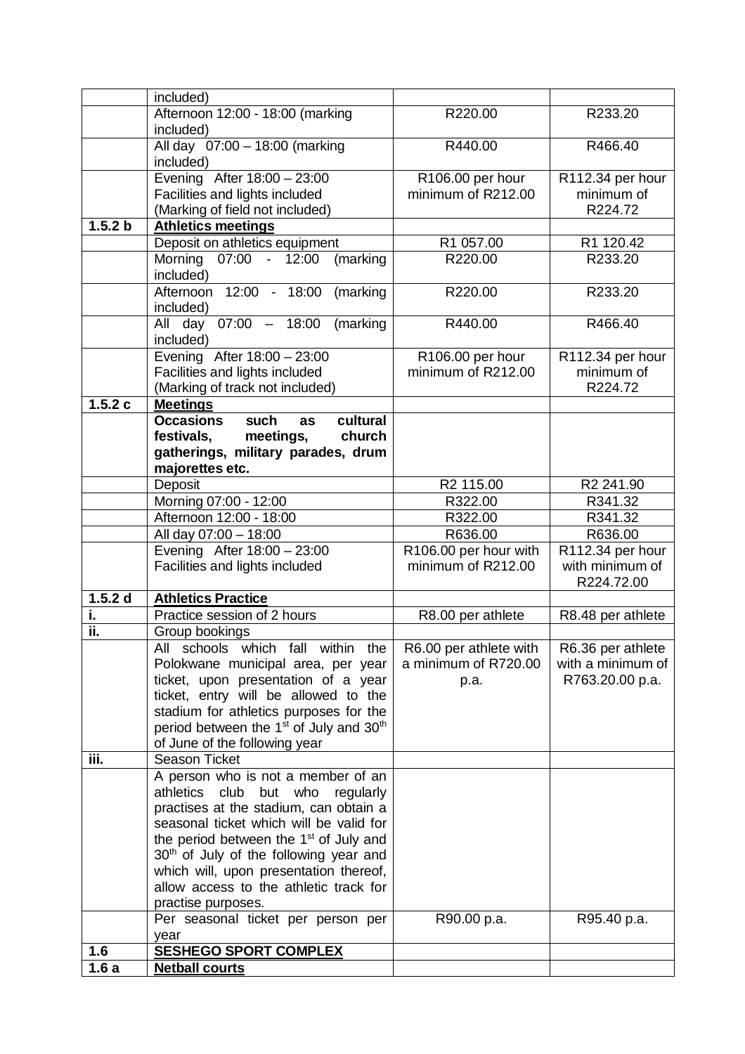| | included) | | |
|---|---|---|---|
| | Afternoon 12:00 - 18:00 (marking included) | R220.00 | R233.20 |
| | All day 07:00 – 18:00 (marking included) | R440.00 | R466.40 |
| | Evening After 18:00 – 23:00 Facilities and lights included (Marking of field not included) | R106.00 per hour minimum of R212.00 | R112.34 per hour minimum of R224.72 |
| **1.5.2 b** | **Athletics meetings** | | |
| | Deposit on athletics equipment | R1 057.00 | R1 120.42 |
| | Morning 07:00 - 12:00 (marking included) | R220.00 | R233.20 |
| | Afternoon 12:00 - 18:00 (marking included) | R220.00 | R233.20 |
| | All day 07:00 – 18:00 (marking included) | R440.00 | R466.40 |
| | Evening After 18:00 – 23:00 Facilities and lights included (Marking of track not included) | R106.00 per hour minimum of R212.00 | R112.34 per hour minimum of R224.72 |
| **1.5.2 c** | **Meetings** | | |
| | **Occasions such as cultural festivals, meetings, church gatherings, military parades, drum majorettes etc.** | | |
| | Deposit | R2 115.00 | R2 241.90 |
| | Morning 07:00 - 12:00 | R322.00 | R341.32 |
| | Afternoon 12:00 - 18:00 | R322.00 | R341.32 |
| | All day 07:00 – 18:00 | R636.00 | R636.00 |
| | Evening After 18:00 – 23:00 Facilities and lights included | R106.00 per hour with minimum of R212.00 | R112.34 per hour with minimum of R224.72.00 |
| **1.5.2 d** | **Athletics Practice** | | |
| **i.** | Practice session of 2 hours | R8.00 per athlete | R8.48 per athlete |
| **ii.** | Group bookings | | |
| | All schools which fall within the Polokwane municipal area, per year ticket, upon presentation of a year ticket, entry will be allowed to the stadium for athletics purposes for the period between the 1st of July and 30th of June of the following year | R6.00 per athlete with a minimum of R720.00 p.a. | R6.36 per athlete with a minimum of R763.20.00 p.a. |
| **iii.** | Season Ticket | | |
| | A person who is not a member of an athletics club but who regularly practises at the stadium, can obtain a seasonal ticket which will be valid for the period between the 1st of July and 30th of July of the following year and which will, upon presentation thereof, allow access to the athletic track for practise purposes. | | |
| | Per seasonal ticket per person per year | R90.00 p.a. | R95.40 p.a. |
| **1.6** | **SESHEGO SPORT COMPLEX** | | |
| **1.6 a** | **Netball courts** | | |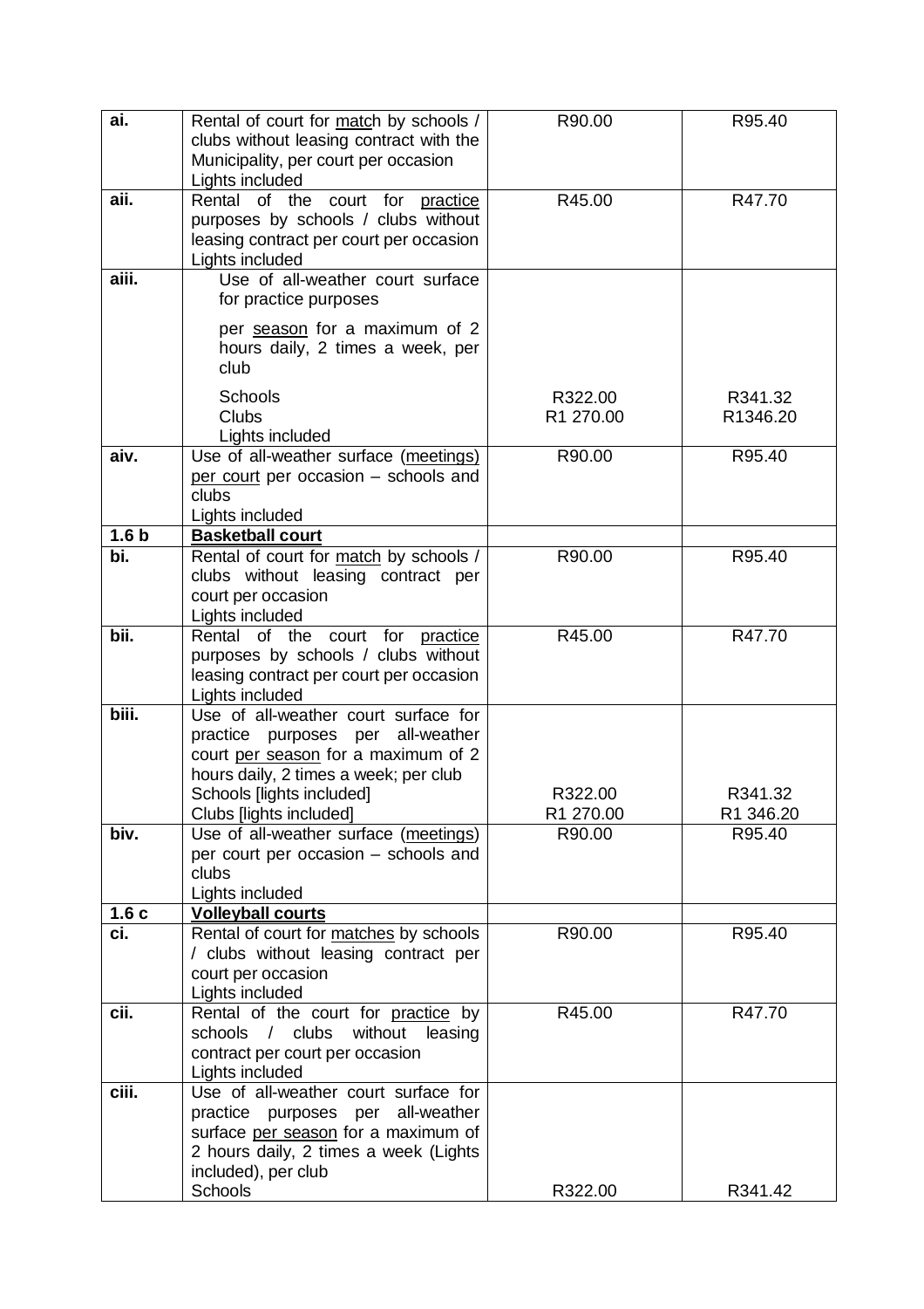| ai. | Rental of court for match by schools / clubs without leasing contract with the Municipality, per court per occasion<br>Lights included | R90.00 | R95.40 |
|---|---|---|---|
| aii. | Rental of the court for practice purposes by schools / clubs without leasing contract per court per occasion<br>Lights included | R45.00 | R47.70 |
| aiii. | Use of all-weather court surface for practice purposes<br><br>per season for a maximum of 2 hours daily, 2 times a week, per club<br><br>Schools<br>Clubs<br>Lights included | <br><br><br><br><br>R322.00<br>R1 270.00 | <br><br><br><br><br>R341.32<br>R1346.20 |
| aiv. | Use of all-weather surface (meetings) per court per occasion – schools and clubs<br>Lights included | R90.00 | R95.40 |
| **1.6 b** | **Basketball court** | | |
| bi. | Rental of court for match by schools / clubs without leasing contract per court per occasion<br>Lights included | R90.00 | R95.40 |
| bii. | Rental of the court for practice purposes by schools / clubs without leasing contract per court per occasion<br>Lights included | R45.00 | R47.70 |
| biii. | Use of all-weather court surface for practice purposes per all-weather court per season for a maximum of 2 hours daily, 2 times a week; per club<br>Schools [lights included]<br>Clubs [lights included] | <br><br><br><br>R322.00<br>R1 270.00 | <br><br><br><br>R341.32<br>R1 346.20 |
| biv. | Use of all-weather surface (meetings) per court per occasion – schools and clubs<br>Lights included | R90.00 | R95.40 |
| **1.6 c** | **Volleyball courts** | | |
| ci. | Rental of court for matches by schools / clubs without leasing contract per court per occasion<br>Lights included | R90.00 | R95.40 |
| cii. | Rental of the court for practice by schools / clubs without leasing contract per court per occasion<br>Lights included | R45.00 | R47.70 |
| ciii. | Use of all-weather court surface for practice purposes per all-weather surface per season for a maximum of 2 hours daily, 2 times a week (Lights included), per club<br>Schools | <br><br><br><br><br>R322.00 | <br><br><br><br><br>R341.42 |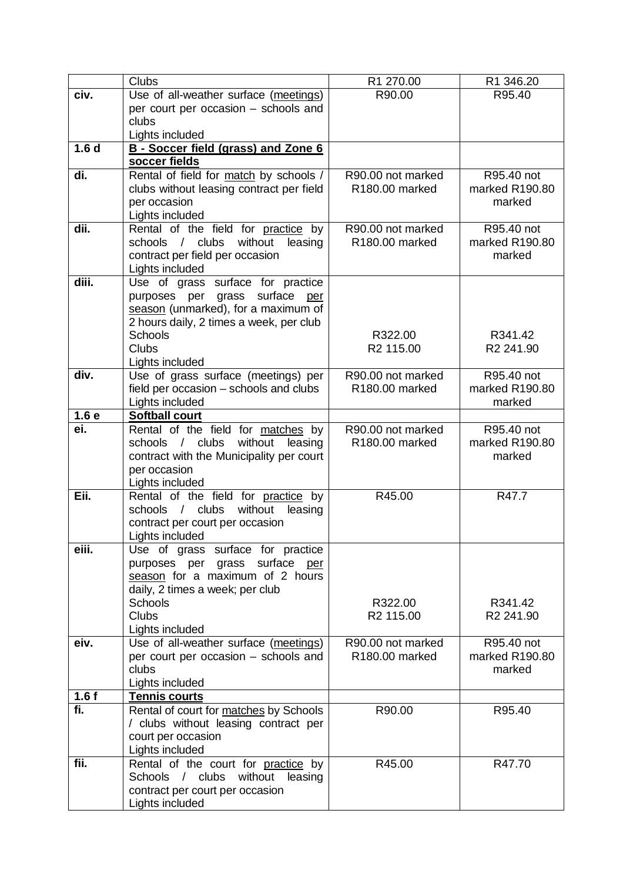| | | | |
|---|---|---|---|
| | Clubs | R1 270.00 | R1 346.20 |
| **civ.** | Use of all-weather surface (meetings) per court per occasion – schools and clubs<br>Lights included | R90.00 | R95.40 |
| **1.6 d** | **B - Soccer field (grass) and Zone 6 soccer fields** | | |
| **di.** | Rental of field for match by schools / clubs without leasing contract per field per occasion<br>Lights included | R90.00 not marked<br>R180.00 marked | R95.40 not marked R190.80 marked |
| **dii.** | Rental of the field for practice by schools / clubs without leasing contract per field per occasion<br>Lights included | R90.00 not marked<br>R180.00 marked | R95.40 not marked R190.80 marked |
| **diii.** | Use of grass surface for practice purposes per grass surface per season (unmarked), for a maximum of 2 hours daily, 2 times a week, per club<br>Schools<br>Clubs<br>Lights included | <br><br><br><br>R322.00<br>R2 115.00 | <br><br><br><br>R341.42<br>R2 241.90 |
| **div.** | Use of grass surface (meetings) per field per occasion – schools and clubs<br>Lights included | R90.00 not marked<br>R180.00 marked | R95.40 not marked R190.80 marked |
| **1.6 e** | **Softball court** | | |
| **ei.** | Rental of the field for matches by schools / clubs without leasing contract with the Municipality per court per occasion<br>Lights included | R90.00 not marked<br>R180.00 marked | R95.40 not marked R190.80 marked |
| **Eii.** | Rental of the field for practice by schools / clubs without leasing contract per court per occasion<br>Lights included | R45.00 | R47.7 |
| **eiii.** | Use of grass surface for practice purposes per grass surface per season for a maximum of 2 hours daily, 2 times a week; per club<br>Schools<br>Clubs<br>Lights included | <br><br><br><br>R322.00<br>R2 115.00 | <br><br><br><br>R341.42<br>R2 241.90 |
| **eiv.** | Use of all-weather surface (meetings) per court per occasion – schools and clubs<br>Lights included | R90.00 not marked<br>R180.00 marked | R95.40 not marked R190.80 marked |
| **1.6 f** | **Tennis courts** | | |
| **fi.** | Rental of court for matches by Schools / clubs without leasing contract per court per occasion<br>Lights included | R90.00 | R95.40 |
| **fii.** | Rental of the court for practice by Schools / clubs without leasing contract per court per occasion<br>Lights included | R45.00 | R47.70 |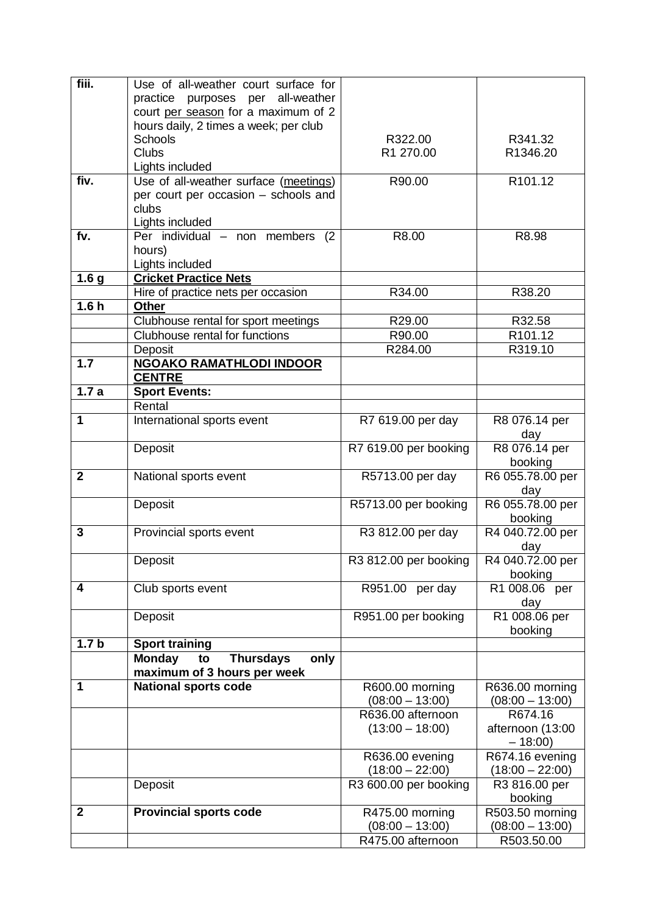| | | | |
|---|---|---|---|
| **fiii.** | Use of all-weather court surface for practice purposes per all-weather court per season for a maximum of 2 hours daily, 2 times a week; per club<br>Schools<br>Clubs<br>Lights included | <br><br><br><br>R322.00<br>R1 270.00 | <br><br><br><br>R341.32<br>R1346.20 |
| **fiv.** | Use of all-weather surface (meetings) per court per occasion – schools and clubs<br>Lights included | R90.00 | R101.12 |
| **fv.** | Per individual – non members (2 hours)<br>Lights included | R8.00 | R8.98 |
| **1.6 g** | **Cricket Practice Nets** | | |
| | Hire of practice nets per occasion | R34.00 | R38.20 |
| **1.6 h** | **Other** | | |
| | Clubhouse rental for sport meetings | R29.00 | R32.58 |
| | Clubhouse rental for functions | R90.00 | R101.12 |
| | Deposit | R284.00 | R319.10 |
| **1.7** | **NGOAKO RAMATHLODI INDOOR CENTRE** | | |
| **1.7 a** | **Sport Events:** | | |
| | Rental | | |
| **1** | International sports event | R7 619.00 per day | R8 076.14 per day |
| | Deposit | R7 619.00 per booking | R8 076.14 per booking |
| **2** | National sports event | R5713.00 per day | R6 055.78.00 per day |
| | Deposit | R5713.00 per booking | R6 055.78.00 per booking |
| **3** | Provincial sports event | R3 812.00 per day | R4 040.72.00 per day |
| | Deposit | R3 812.00 per booking | R4 040.72.00 per booking |
| **4** | Club sports event | R951.00 per day | R1 008.06 per day |
| | Deposit | R951.00 per booking | R1 008.06 per booking |
| **1.7 b** | **Sport training** | | |
| | **Monday to Thursdays only maximum of 3 hours per week** | | |
| **1** | **National sports code** | R600.00 morning (08:00 – 13:00) | R636.00 morning (08:00 – 13:00) |
| | | R636.00 afternoon (13:00 – 18:00) | R674.16 afternoon (13:00 – 18:00) |
| | | R636.00 evening (18:00 – 22:00) | R674.16 evening (18:00 – 22:00) |
| | Deposit | R3 600.00 per booking | R3 816.00 per booking |
| **2** | **Provincial sports code** | R475.00 morning (08:00 – 13:00) | R503.50 morning (08:00 – 13:00) |
| | | R475.00 afternoon | R503.50.00 |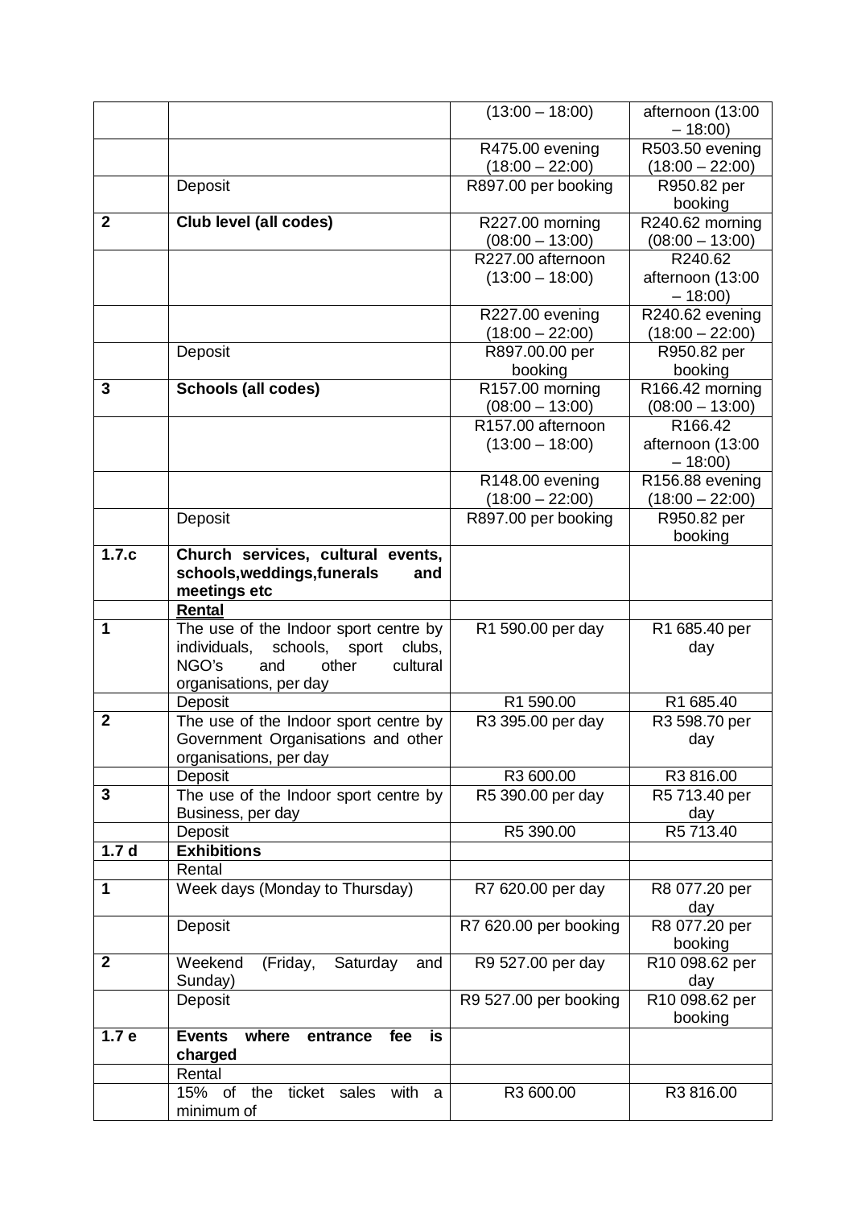| | | | |
|---|---|---|---|
| | | (13:00 – 18:00) | afternoon (13:00 – 18:00) |
| | | R475.00 evening (18:00 – 22:00) | R503.50 evening (18:00 – 22:00) |
| | Deposit | R897.00 per booking | R950.82 per booking |
| **2** | **Club level (all codes)** | R227.00 morning (08:00 – 13:00) | R240.62 morning (08:00 – 13:00) |
| | | R227.00 afternoon (13:00 – 18:00) | R240.62 afternoon (13:00 – 18:00) |
| | | R227.00 evening (18:00 – 22:00) | R240.62 evening (18:00 – 22:00) |
| | Deposit | R897.00.00 per booking | R950.82 per booking |
| **3** | **Schools (all codes)** | R157.00 morning (08:00 – 13:00) | R166.42 morning (08:00 – 13:00) |
| | | R157.00 afternoon (13:00 – 18:00) | R166.42 afternoon (13:00 – 18:00) |
| | | R148.00 evening (18:00 – 22:00) | R156.88 evening (18:00 – 22:00) |
| | Deposit | R897.00 per booking | R950.82 per booking |
| **1.7.c** | **Church services, cultural events, schools,weddings,funerals and meetings etc** | | |
| | **Rental** | | |
| **1** | The use of the Indoor sport centre by individuals, schools, sport clubs, NGO's and other cultural organisations, per day | R1 590.00 per day | R1 685.40 per day |
| | Deposit | R1 590.00 | R1 685.40 |
| **2** | The use of the Indoor sport centre by Government Organisations and other organisations, per day | R3 395.00 per day | R3 598.70 per day |
| | Deposit | R3 600.00 | R3 816.00 |
| **3** | The use of the Indoor sport centre by Business, per day | R5 390.00 per day | R5 713.40 per day |
| | Deposit | R5 390.00 | R5 713.40 |
| **1.7 d** | **Exhibitions** | | |
| | Rental | | |
| **1** | Week days (Monday to Thursday) | R7 620.00 per day | R8 077.20 per day |
| | Deposit | R7 620.00 per booking | R8 077.20 per booking |
| **2** | Weekend (Friday, Saturday and Sunday) | R9 527.00 per day | R10 098.62 per day |
| | Deposit | R9 527.00 per booking | R10 098.62 per booking |
| **1.7 e** | **Events where entrance fee is charged** | | |
| | Rental | | |
| | 15% of the ticket sales with a minimum of | R3 600.00 | R3 816.00 |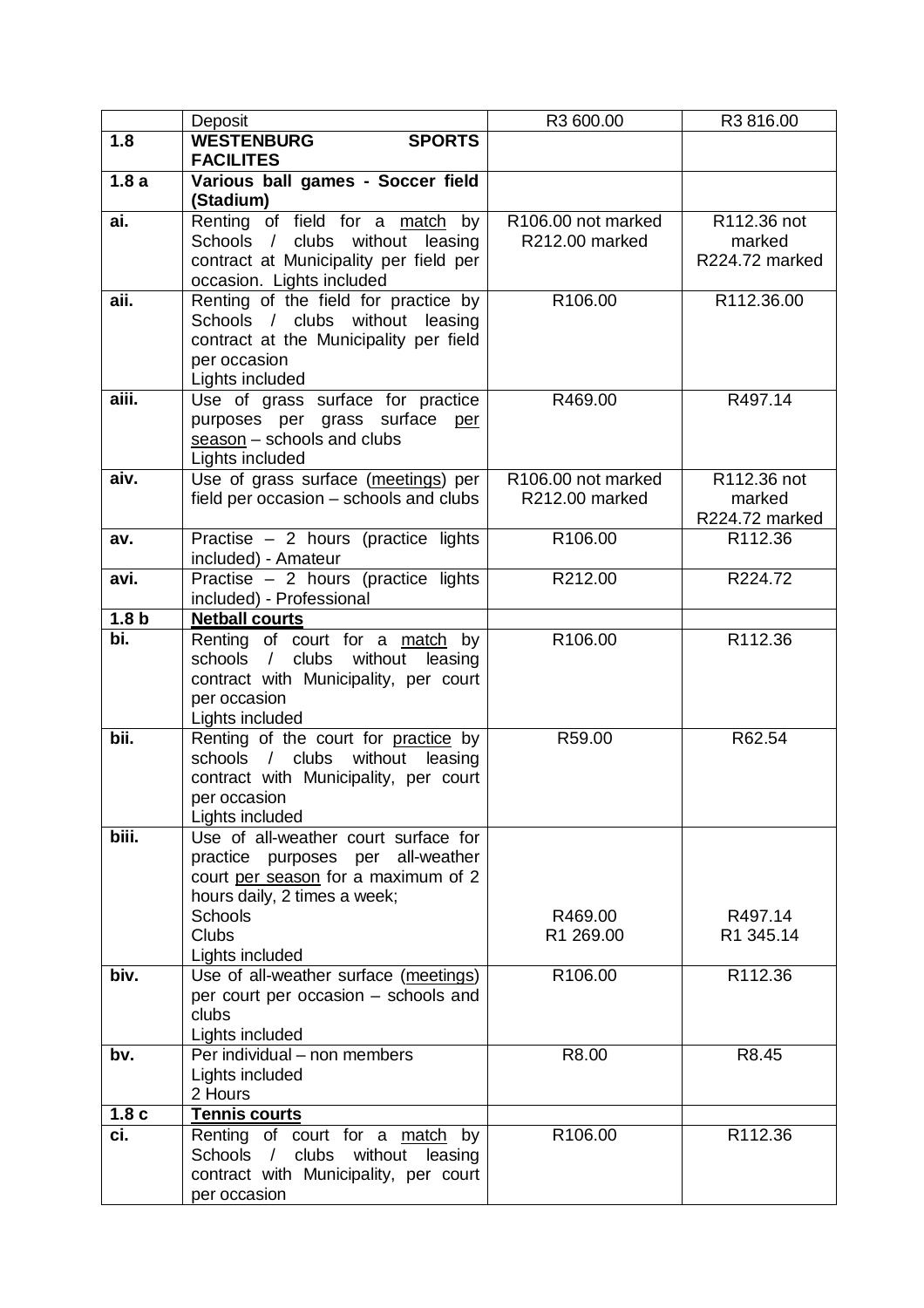|  | Deposit | R3 600.00 | R3 816.00 |
|---|---|---|---|
| **1.8** | **WESTENBURG SPORTS FACILITES** |  |  |
| **1.8 a** | **Various ball games - Soccer field (Stadium)** |  |  |
| **ai.** | Renting of field for a match by Schools / clubs without leasing contract at Municipality per field per occasion. Lights included | R106.00 not marked<br>R212.00 marked | R112.36 not marked<br>R224.72 marked |
| **aii.** | Renting of the field for practice by Schools / clubs without leasing contract at the Municipality per field per occasion<br>Lights included | R106.00 | R112.36.00 |
| **aiii.** | Use of grass surface for practice purposes per grass surface per season – schools and clubs<br>Lights included | R469.00 | R497.14 |
| **aiv.** | Use of grass surface (meetings) per field per occasion – schools and clubs | R106.00 not marked<br>R212.00 marked | R112.36 not marked<br>R224.72 marked |
| **av.** | Practise – 2 hours (practice lights included) - Amateur | R106.00 | R112.36 |
| **avi.** | Practise – 2 hours (practice lights included) - Professional | R212.00 | R224.72 |
| **1.8 b** | **Netball courts** |  |  |
| **bi.** | Renting of court for a match by schools / clubs without leasing contract with Municipality, per court per occasion<br>Lights included | R106.00 | R112.36 |
| **bii.** | Renting of the court for practice by schools / clubs without leasing contract with Municipality, per court per occasion<br>Lights included | R59.00 | R62.54 |
| **biii.** | Use of all-weather court surface for practice purposes per all-weather court per season for a maximum of 2 hours daily, 2 times a week;<br>Schools<br>Clubs<br>Lights included | <br><br><br>R469.00<br>R1 269.00 | <br><br><br>R497.14<br>R1 345.14 |
| **biv.** | Use of all-weather surface (meetings) per court per occasion – schools and clubs<br>Lights included | R106.00 | R112.36 |
| **bv.** | Per individual – non members<br>Lights included<br>2 Hours | R8.00 | R8.45 |
| **1.8 c** | **Tennis courts** |  |  |
| **ci.** | Renting of court for a match by Schools / clubs without leasing contract with Municipality, per court per occasion | R106.00 | R112.36 |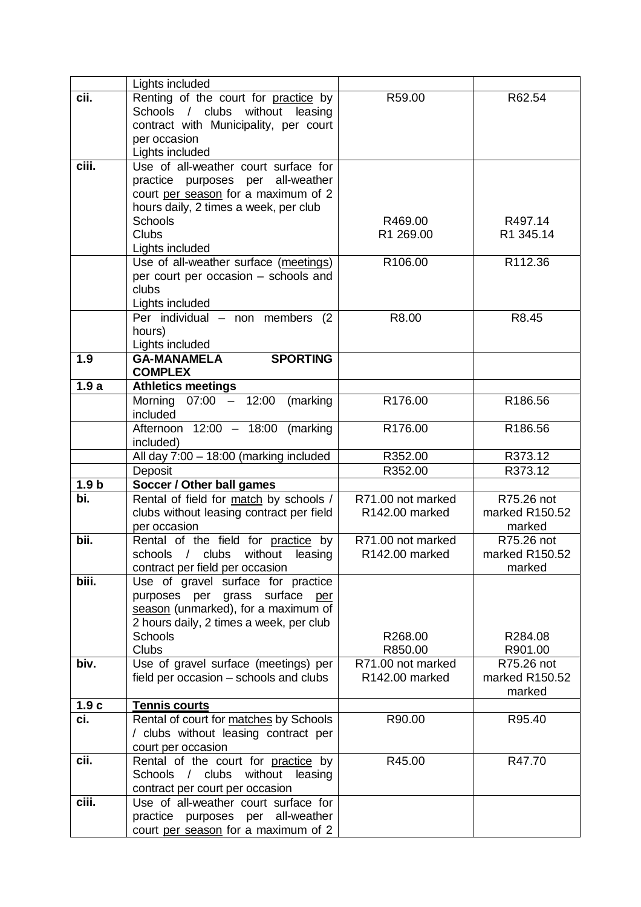| | | | |
|---|---|---|---|
| | Lights included | | |
| **cii.** | Renting of the court for <u>practice</u> by Schools / clubs without leasing contract with Municipality, per court per occasion<br>Lights included | R59.00 | R62.54 |
| **ciii.** | Use of all-weather court surface for practice purposes per all-weather court <u>per season</u> for a maximum of 2 hours daily, 2 times a week, per club<br>Schools<br>Clubs<br>Lights included | <br><br><br><br>R469.00<br>R1 269.00 | <br><br><br><br>R497.14<br>R1 345.14 |
| | Use of all-weather surface (<u>meetings</u>) per court per occasion – schools and clubs<br>Lights included | R106.00 | R112.36 |
| | Per individual – non members (2 hours)<br>Lights included | R8.00 | R8.45 |
| **1.9** | **GA-MANAMELA SPORTING COMPLEX** | | |
| **1.9 a** | **Athletics meetings** | | |
| | Morning 07:00 – 12:00 (marking included | R176.00 | R186.56 |
| | Afternoon 12:00 – 18:00 (marking included) | R176.00 | R186.56 |
| | All day 7:00 – 18:00 (marking included | R352.00 | R373.12 |
| | Deposit | R352.00 | R373.12 |
| **1.9 b** | **Soccer / Other ball games** | | |
| **bi.** | Rental of field for <u>match</u> by schools / clubs without leasing contract per field per occasion | R71.00 not marked<br>R142.00 marked | R75.26 not marked R150.52 marked |
| **bii.** | Rental of the field for <u>practice</u> by schools / clubs without leasing contract per field per occasion | R71.00 not marked<br>R142.00 marked | R75.26 not marked R150.52 marked |
| **biii.** | Use of gravel surface for practice purposes per grass surface <u>per season</u> (unmarked), for a maximum of 2 hours daily, 2 times a week, per club<br>Schools<br>Clubs | <br><br><br><br>R268.00<br>R850.00 | <br><br><br><br>R284.08<br>R901.00 |
| **biv.** | Use of gravel surface (meetings) per field per occasion – schools and clubs | R71.00 not marked<br>R142.00 marked | R75.26 not marked R150.52 marked |
| **1.9 c** | **<u>Tennis courts</u>** | | |
| **ci.** | Rental of court for <u>matches</u> by Schools / clubs without leasing contract per court per occasion | R90.00 | R95.40 |
| **cii.** | Rental of the court for <u>practice</u> by Schools / clubs without leasing contract per court per occasion | R45.00 | R47.70 |
| **ciii.** | Use of all-weather court surface for practice purposes per all-weather court <u>per season</u> for a maximum of 2 | | |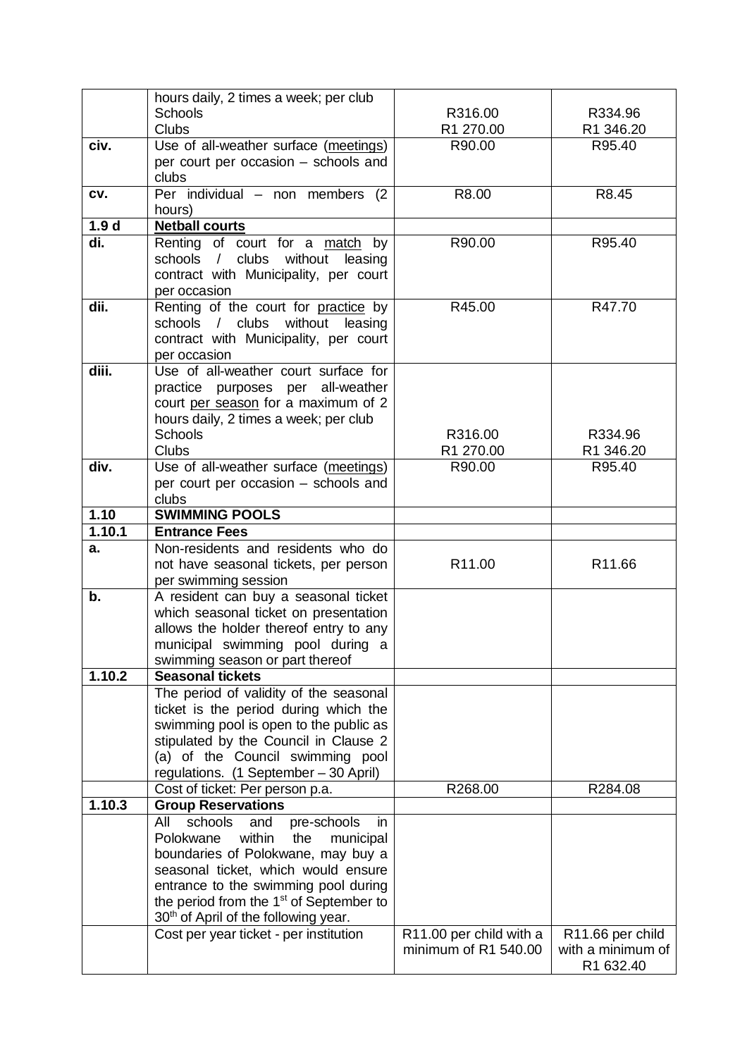| | | | |
|---|---|---|---|
| | hours daily, 2 times a week; per club<br>Schools<br>Clubs | <br>R316.00<br>R1 270.00 | <br>R334.96<br>R1 346.20 |
| **civ.** | Use of all-weather surface (meetings) per court per occasion – schools and clubs | R90.00 | R95.40 |
| **cv.** | Per individual – non members (2 hours) | R8.00 | R8.45 |
| **1.9 d** | **Netball courts** | | |
| **di.** | Renting of court for a match by schools / clubs without leasing contract with Municipality, per court per occasion | R90.00 | R95.40 |
| **dii.** | Renting of the court for practice by schools / clubs without leasing contract with Municipality, per court per occasion | R45.00 | R47.70 |
| **diii.** | Use of all-weather court surface for practice purposes per all-weather court per season for a maximum of 2 hours daily, 2 times a week; per club<br>Schools<br>Clubs | <br><br><br><br>R316.00<br>R1 270.00 | <br><br><br><br>R334.96<br>R1 346.20 |
| **div.** | Use of all-weather surface (meetings) per court per occasion – schools and clubs | R90.00 | R95.40 |
| **1.10** | **SWIMMING POOLS** | | |
| **1.10.1** | **Entrance Fees** | | |
| **a.** | Non-residents and residents who do not have seasonal tickets, per person per swimming session | R11.00 | R11.66 |
| **b.** | A resident can buy a seasonal ticket which seasonal ticket on presentation allows the holder thereof entry to any municipal swimming pool during a swimming season or part thereof | | |
| **1.10.2** | **Seasonal tickets** | | |
| | The period of validity of the seasonal ticket is the period during which the swimming pool is open to the public as stipulated by the Council in Clause 2 (a) of the Council swimming pool regulations. (1 September – 30 April) | | |
| | Cost of ticket: Per person p.a. | R268.00 | R284.08 |
| **1.10.3** | **Group Reservations** | | |
| | All schools and pre-schools in Polokwane within the municipal boundaries of Polokwane, may buy a seasonal ticket, which would ensure entrance to the swimming pool during the period from the 1st of September to 30th of April of the following year. | | |
| | Cost per year ticket - per institution | R11.00 per child with a minimum of R1 540.00 | R11.66 per child with a minimum of R1 632.40 |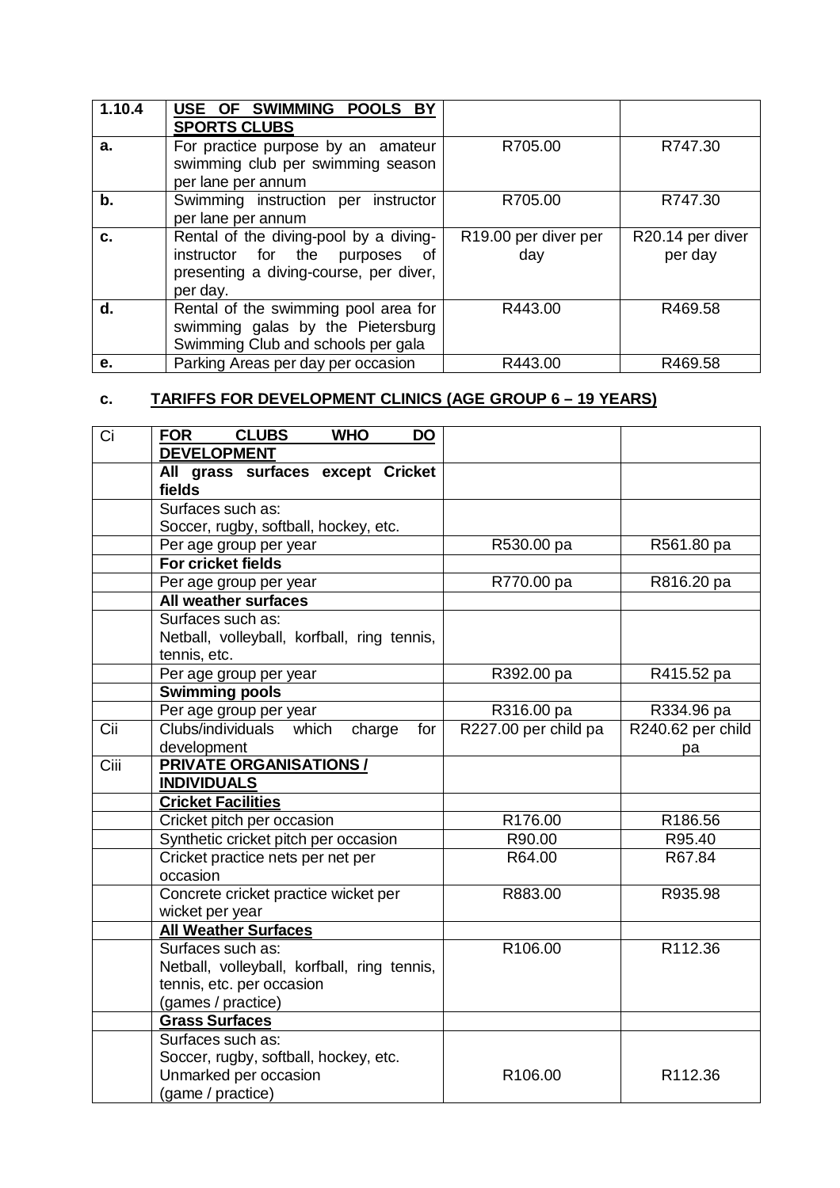| 1.10.4 | **USE OF SWIMMING POOLS BY SPORTS CLUBS** | | |
|---|---|---|---|
| **a.** | For practice purpose by an amateur swimming club per swimming season per lane per annum | R705.00 | R747.30 |
| **b.** | Swimming instruction per instructor per lane per annum | R705.00 | R747.30 |
| **c.** | Rental of the diving-pool by a diving-instructor for the purposes of presenting a diving-course, per diver, per day. | R19.00 per diver per day | R20.14 per diver per day |
| **d.** | Rental of the swimming pool area for swimming galas by the Pietersburg Swimming Club and schools per gala | R443.00 | R469.58 |
| **e.** | Parking Areas per day per occasion | R443.00 | R469.58 |

**c. TARIFFS FOR DEVELOPMENT CLINICS (AGE GROUP 6 – 19 YEARS)**

| Ci | **FOR CLUBS WHO DO DEVELOPMENT** | | |
|---|---|---|---|
| | **All grass surfaces except Cricket fields** | | |
| | Surfaces such as: Soccer, rugby, softball, hockey, etc. | | |
| | Per age group per year | R530.00 pa | R561.80 pa |
| | **For cricket fields** | | |
| | Per age group per year | R770.00 pa | R816.20 pa |
| | **All weather surfaces** | | |
| | Surfaces such as: Netball, volleyball, korfball, ring tennis, tennis, etc. | | |
| | Per age group per year | R392.00 pa | R415.52 pa |
| | **Swimming pools** | | |
| | Per age group per year | R316.00 pa | R334.96 pa |
| Cii | Clubs/individuals which charge for development | R227.00 per child pa | R240.62 per child pa |
| Ciii | **PRIVATE ORGANISATIONS / INDIVIDUALS** | | |
| | **Cricket Facilities** | | |
| | Cricket pitch per occasion | R176.00 | R186.56 |
| | Synthetic cricket pitch per occasion | R90.00 | R95.40 |
| | Cricket practice nets per net per occasion | R64.00 | R67.84 |
| | Concrete cricket practice wicket per wicket per year | R883.00 | R935.98 |
| | **All Weather Surfaces** | | |
| | Surfaces such as: Netball, volleyball, korfball, ring tennis, tennis, etc. per occasion (games / practice) | R106.00 | R112.36 |
| | **Grass Surfaces** | | |
| | Surfaces such as: Soccer, rugby, softball, hockey, etc. Unmarked per occasion (game / practice) | R106.00 | R112.36 |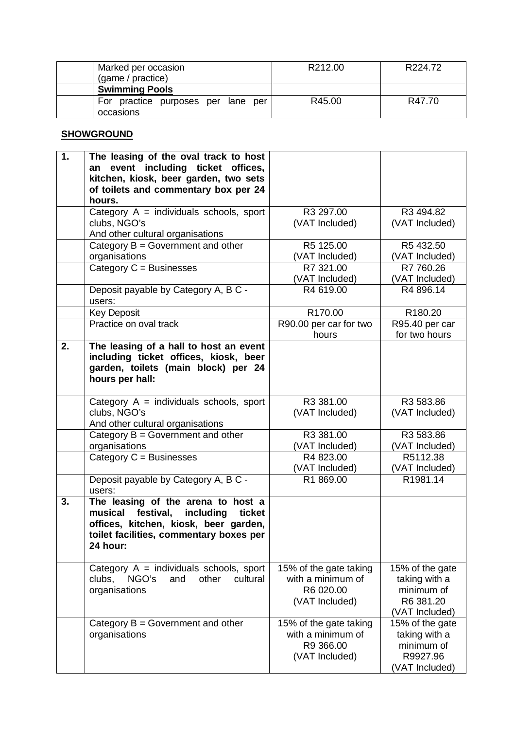| | | | |
|---|---|---|---|
| | Marked per occasion (game / practice) | R212.00 | R224.72 |
| | **Swimming Pools** | | |
| | For practice purposes per lane per occasions | R45.00 | R47.70 |

**SHOWGROUND**

| | | | |
|---|---|---|---|
| **1.** | **The leasing of the oval track to host an event including ticket offices, kitchen, kiosk, beer garden, two sets of toilets and commentary box per 24 hours.** | | |
| | Category A = individuals schools, sport clubs, NGO's And other cultural organisations | R3 297.00 (VAT Included) | R3 494.82 (VAT Included) |
| | Category B = Government and other organisations | R5 125.00 (VAT Included) | R5 432.50 (VAT Included) |
| | Category C = Businesses | R7 321.00 (VAT Included) | R7 760.26 (VAT Included) |
| | Deposit payable by Category A, B C - users: | R4 619.00 | R4 896.14 |
| | Key Deposit | R170.00 | R180.20 |
| | Practice on oval track | R90.00 per car for two hours | R95.40 per car for two hours |
| **2.** | **The leasing of a hall to host an event including ticket offices, kiosk, beer garden, toilets (main block) per 24 hours per hall:** | | |
| | Category A = individuals schools, sport clubs, NGO's And other cultural organisations | R3 381.00 (VAT Included) | R3 583.86 (VAT Included) |
| | Category B = Government and other organisations | R3 381.00 (VAT Included) | R3 583.86 (VAT Included) |
| | Category C = Businesses | R4 823.00 (VAT Included) | R5112.38 (VAT Included) |
| | Deposit payable by Category A, B C - users: | R1 869.00 | R1981.14 |
| **3.** | **The leasing of the arena to host a musical festival, including ticket offices, kitchen, kiosk, beer garden, toilet facilities, commentary boxes per 24 hour:** | | |
| | Category A = individuals schools, sport clubs, NGO's and other cultural organisations | 15% of the gate taking with a minimum of R6 020.00 (VAT Included) | 15% of the gate taking with a minimum of R6 381.20 (VAT Included) |
| | Category B = Government and other organisations | 15% of the gate taking with a minimum of R9 366.00 (VAT Included) | 15% of the gate taking with a minimum of R9927.96 (VAT Included) |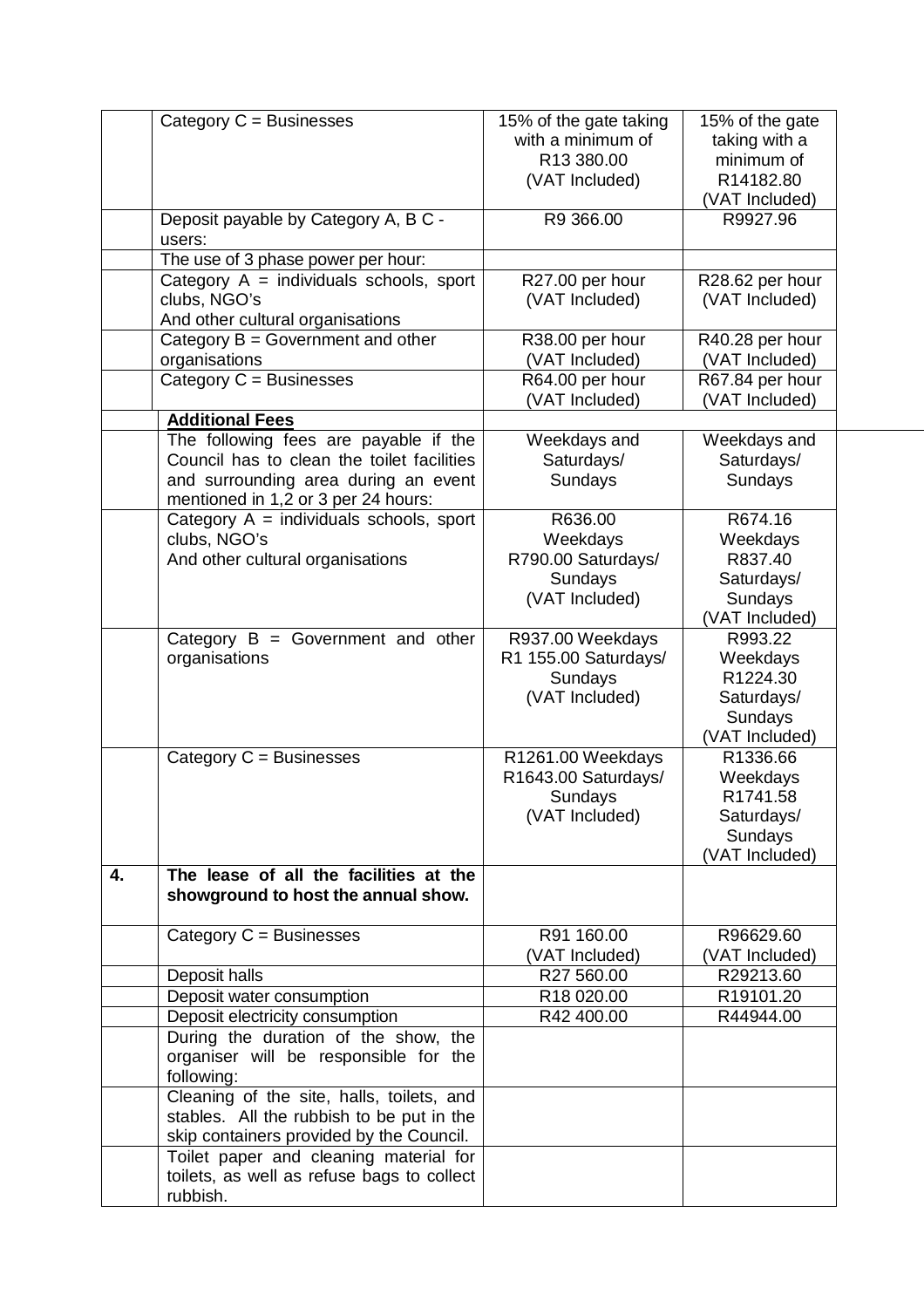| | | | |
|---|---|---|---|
| | Category C = Businesses | 15% of the gate taking with a minimum of R13 380.00 (VAT Included) | 15% of the gate taking with a minimum of R14182.80 (VAT Included) |
| | Deposit payable by Category A, B C - users: | R9 366.00 | R9927.96 |
| | The use of 3 phase power per hour: | | |
| | Category A = individuals schools, sport clubs, NGO's And other cultural organisations | R27.00 per hour (VAT Included) | R28.62 per hour (VAT Included) |
| | Category B = Government and other organisations | R38.00 per hour (VAT Included) | R40.28 per hour (VAT Included) |
| | Category C = Businesses | R64.00 per hour (VAT Included) | R67.84 per hour (VAT Included) |
| | **Additional Fees** | | |
| | The following fees are payable if the Council has to clean the toilet facilities and surrounding area during an event mentioned in 1,2 or 3 per 24 hours: | Weekdays and Saturdays/ Sundays | Weekdays and Saturdays/ Sundays |
| | Category A = individuals schools, sport clubs, NGO's And other cultural organisations | R636.00 Weekdays R790.00 Saturdays/ Sundays (VAT Included) | R674.16 Weekdays R837.40 Saturdays/ Sundays (VAT Included) |
| | Category B = Government and other organisations | R937.00 Weekdays R1 155.00 Saturdays/ Sundays (VAT Included) | R993.22 Weekdays R1224.30 Saturdays/ Sundays (VAT Included) |
| | Category C = Businesses | R1261.00 Weekdays R1643.00 Saturdays/ Sundays (VAT Included) | R1336.66 Weekdays R1741.58 Saturdays/ Sundays (VAT Included) |
| **4.** | **The lease of all the facilities at the showground to host the annual show.** | | |
| | Category C = Businesses | R91 160.00 (VAT Included) | R96629.60 (VAT Included) |
| | Deposit halls | R27 560.00 | R29213.60 |
| | Deposit water consumption | R18 020.00 | R19101.20 |
| | Deposit electricity consumption | R42 400.00 | R44944.00 |
| | During the duration of the show, the organiser will be responsible for the following: | | |
| | Cleaning of the site, halls, toilets, and stables. All the rubbish to be put in the skip containers provided by the Council. | | |
| | Toilet paper and cleaning material for toilets, as well as refuse bags to collect rubbish. | | |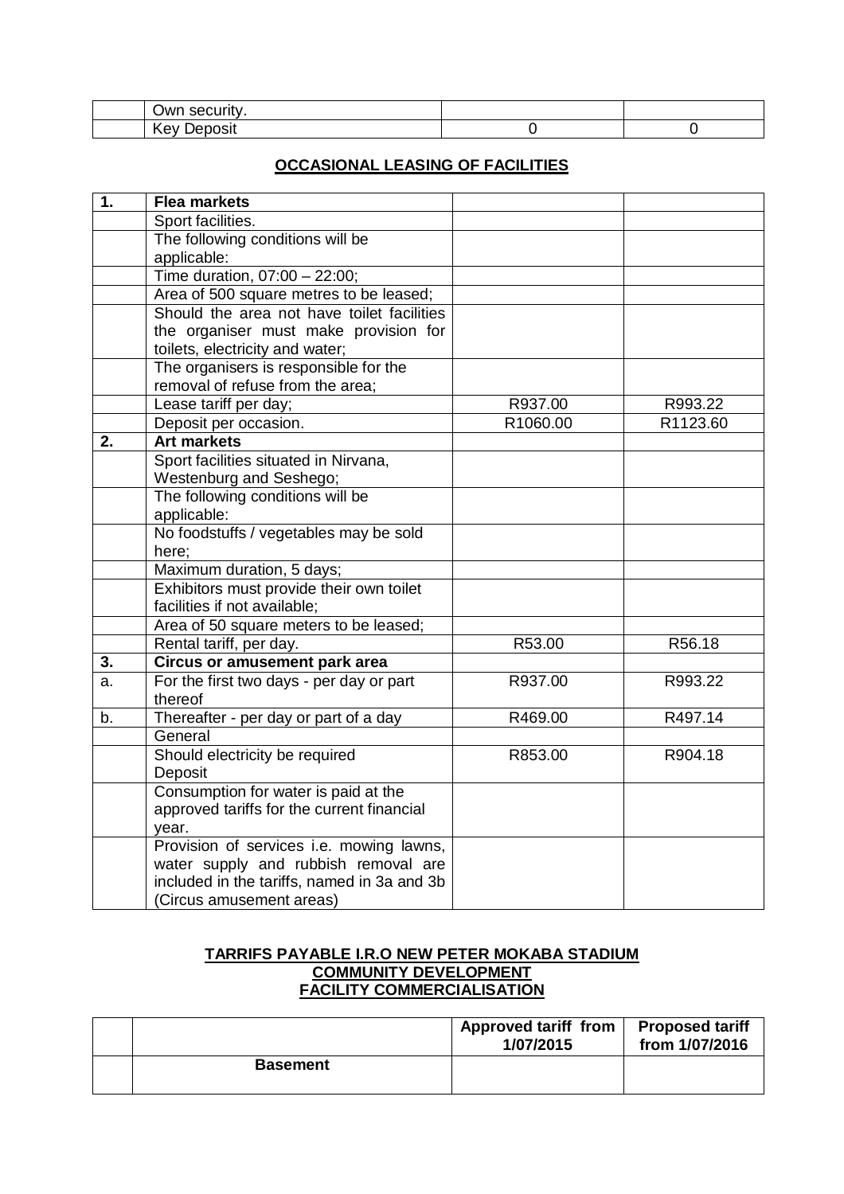| | | | |
|---|---|---|---|
| | Own security. | | |
| | Key Deposit | 0 | 0 |

**OCCASIONAL LEASING OF FACILITIES**

| | | | |
|---|---|---|---|
| **1.** | **Flea markets** | | |
| | Sport facilities. | | |
| | The following conditions will be applicable: | | |
| | Time duration, 07:00 – 22:00; | | |
| | Area of 500 square metres to be leased; | | |
| | Should the area not have toilet facilities the organiser must make provision for toilets, electricity and water; | | |
| | The organisers is responsible for the removal of refuse from the area; | | |
| | Lease tariff per day; | R937.00 | R993.22 |
| | Deposit per occasion. | R1060.00 | R1123.60 |
| **2.** | **Art markets** | | |
| | Sport facilities situated in Nirvana, Westenburg and Seshego; | | |
| | The following conditions will be applicable: | | |
| | No foodstuffs / vegetables may be sold here; | | |
| | Maximum duration, 5 days; | | |
| | Exhibitors must provide their own toilet facilities if not available; | | |
| | Area of 50 square meters to be leased; | | |
| | Rental tariff, per day. | R53.00 | R56.18 |
| **3.** | **Circus or amusement park area** | | |
| a. | For the first two days - per day or part thereof | R937.00 | R993.22 |
| b. | Thereafter - per day or part of a day | R469.00 | R497.14 |
| | General | | |
| | Should electricity be required Deposit | R853.00 | R904.18 |
| | Consumption for water is paid at the approved tariffs for the current financial year. | | |
| | Provision of services i.e. mowing lawns, water supply and rubbish removal are included in the tariffs, named in 3a and 3b (Circus amusement areas) | | |

**TARRIFS PAYABLE I.R.O NEW PETER MOKABA STADIUM**
**COMMUNITY DEVELOPMENT**
**FACILITY COMMERCIALISATION**

| | | Approved tariff from 1/07/2015 | Proposed tariff from 1/07/2016 |
|---|---|---|---|
| | **Basement** | | |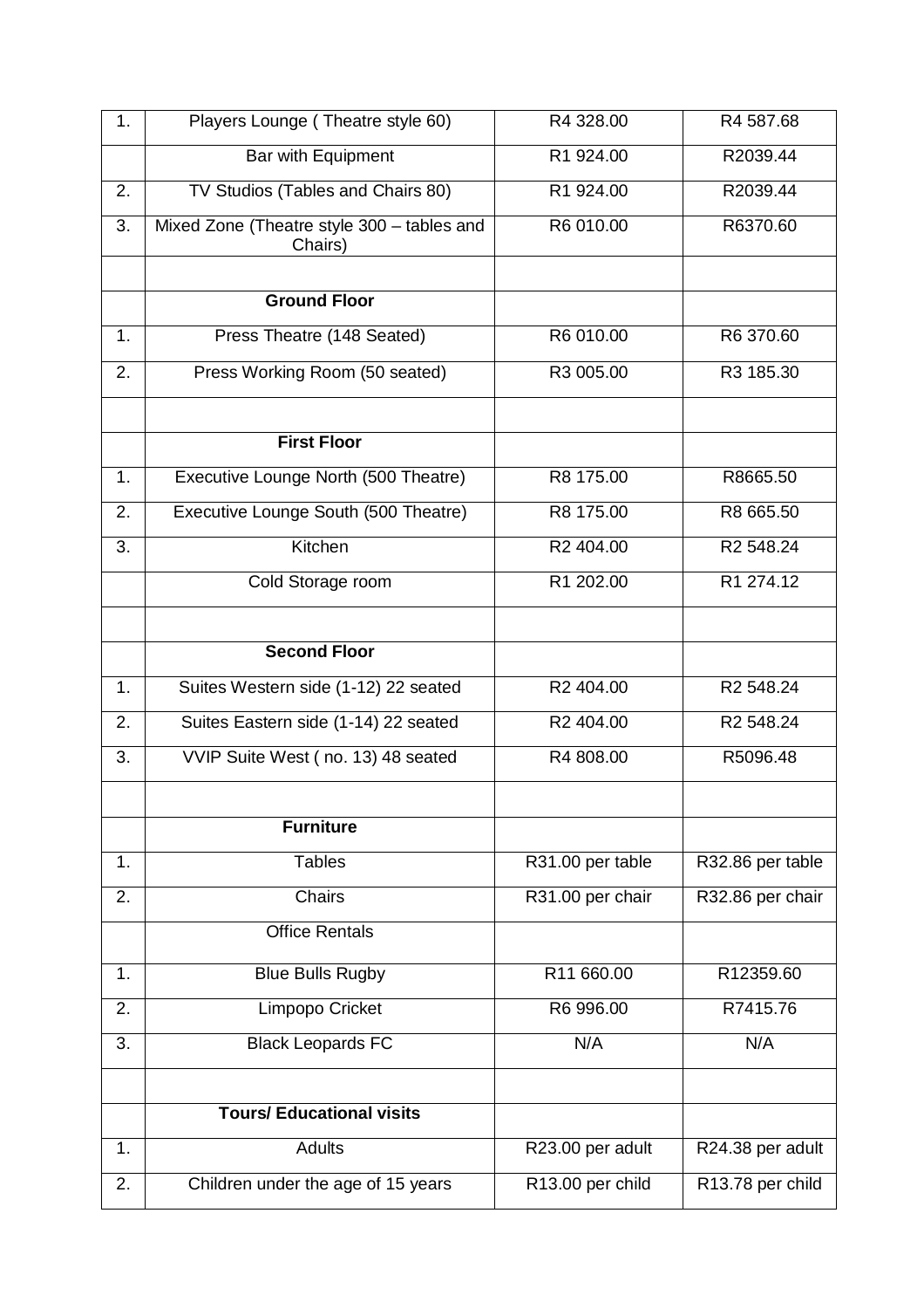| 1. | Players Lounge ( Theatre style 60) | R4 328.00 | R4 587.68 |
|---|---|---|---|
| | Bar with Equipment | R1 924.00 | R2039.44 |
| 2. | TV Studios (Tables and Chairs 80) | R1 924.00 | R2039.44 |
| 3. | Mixed Zone (Theatre style 300 – tables and Chairs) | R6 010.00 | R6370.60 |
| | | | |
| | **Ground Floor** | | |
| 1. | Press Theatre (148 Seated) | R6 010.00 | R6 370.60 |
| 2. | Press Working Room (50 seated) | R3 005.00 | R3 185.30 |
| | | | |
| | **First Floor** | | |
| 1. | Executive Lounge North (500 Theatre) | R8 175.00 | R8665.50 |
| 2. | Executive Lounge South (500 Theatre) | R8 175.00 | R8 665.50 |
| 3. | Kitchen | R2 404.00 | R2 548.24 |
| | Cold Storage room | R1 202.00 | R1 274.12 |
| | | | |
| | **Second Floor** | | |
| 1. | Suites Western side (1-12) 22 seated | R2 404.00 | R2 548.24 |
| 2. | Suites Eastern side (1-14) 22 seated | R2 404.00 | R2 548.24 |
| 3. | VVIP Suite West ( no. 13) 48 seated | R4 808.00 | R5096.48 |
| | | | |
| | **Furniture** | | |
| 1. | Tables | R31.00 per table | R32.86 per table |
| 2. | Chairs | R31.00 per chair | R32.86 per chair |
| | Office Rentals | | |
| 1. | Blue Bulls Rugby | R11 660.00 | R12359.60 |
| 2. | Limpopo Cricket | R6 996.00 | R7415.76 |
| 3. | Black Leopards FC | N/A | N/A |
| | | | |
| | **Tours/ Educational visits** | | |
| 1. | Adults | R23.00 per adult | R24.38 per adult |
| 2. | Children under the age of 15 years | R13.00 per child | R13.78 per child |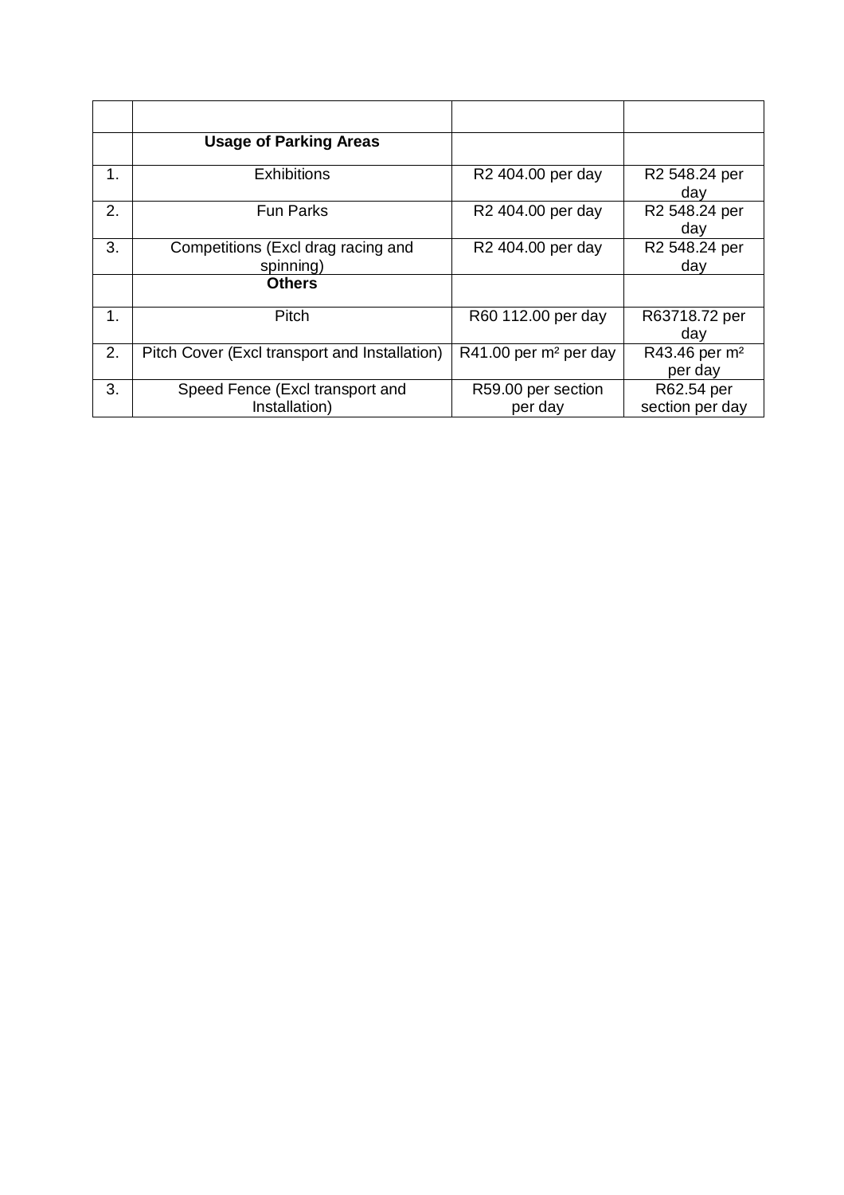| | | | |
|---|---|---|---|
| | **Usage of Parking Areas** | | |
| 1. | Exhibitions | R2 404.00 per day | R2 548.24 per day |
| 2. | Fun Parks | R2 404.00 per day | R2 548.24 per day |
| 3. | Competitions (Excl drag racing and spinning) | R2 404.00 per day | R2 548.24 per day |
| | **Others** | | |
| 1. | Pitch | R60 112.00 per day | R63718.72 per day |
| 2. | Pitch Cover (Excl transport and Installation) | R41.00 per m² per day | R43.46 per m² per day |
| 3. | Speed Fence (Excl transport and Installation) | R59.00 per section per day | R62.54 per section per day |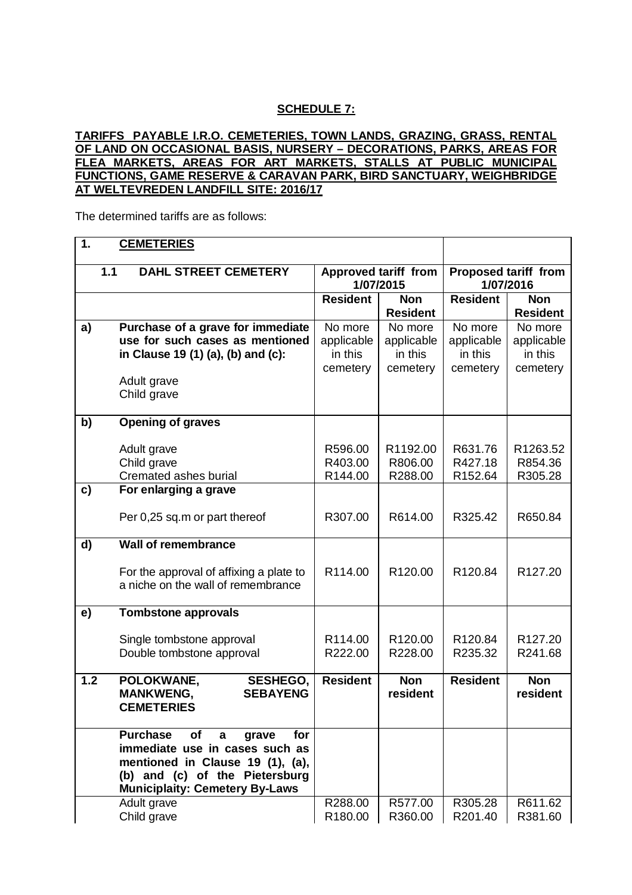**SCHEDULE 7:**

**TARIFFS PAYABLE I.R.O. CEMETERIES, TOWN LANDS, GRAZING, GRASS, RENTAL OF LAND ON OCCASIONAL BASIS, NURSERY – DECORATIONS, PARKS, AREAS FOR FLEA MARKETS, AREAS FOR ART MARKETS, STALLS AT PUBLIC MUNICIPAL FUNCTIONS, GAME RESERVE & CARAVAN PARK, BIRD SANCTUARY, WEIGHBRIDGE AT WELTEVREDEN LANDFILL SITE: 2016/17**

The determined tariffs are as follows:

| | | | | | |
|---|---|---|---|---|---|
| **1.** | **CEMETERIES** | | | | |
| **1.1** | **DAHL STREET CEMETERY** | **Approved tariff from 1/07/2015** | | **Proposed tariff from 1/07/2016** | |
| | | **Resident** | **Non Resident** | **Resident** | **Non Resident** |
| **a)** | **Purchase of a grave for immediate use for such cases as mentioned in Clause 19 (1) (a), (b) and (c):**<br><br>Adult grave<br>Child grave | No more applicable in this cemetery | No more applicable in this cemetery | No more applicable in this cemetery | No more applicable in this cemetery |
| **b)** | **Opening of graves** | | | | |
| | Adult grave | R596.00 | R1192.00 | R631.76 | R1263.52 |
| | Child grave | R403.00 | R806.00 | R427.18 | R854.36 |
| | Cremated ashes burial | R144.00 | R288.00 | R152.64 | R305.28 |
| **c)** | **For enlarging a grave** | | | | |
| | Per 0,25 sq.m or part thereof | R307.00 | R614.00 | R325.42 | R650.84 |
| **d)** | **Wall of remembrance** | | | | |
| | For the approval of affixing a plate to a niche on the wall of remembrance | R114.00 | R120.00 | R120.84 | R127.20 |
| **e)** | **Tombstone approvals** | | | | |
| | Single tombstone approval | R114.00 | R120.00 | R120.84 | R127.20 |
| | Double tombstone approval | R222.00 | R228.00 | R235.32 | R241.68 |
| **1.2** | **POLOKWANE, SESHEGO, MANKWENG, SEBAYENG CEMETERIES** | **Resident** | **Non resident** | **Resident** | **Non resident** |
| | **Purchase of a grave for immediate use in cases such as mentioned in Clause 19 (1), (a), (b) and (c) of the Pietersburg Municiplaity: Cemetery By-Laws** | | | | |
| | Adult grave | R288.00 | R577.00 | R305.28 | R611.62 |
| | Child grave | R180.00 | R360.00 | R201.40 | R381.60 |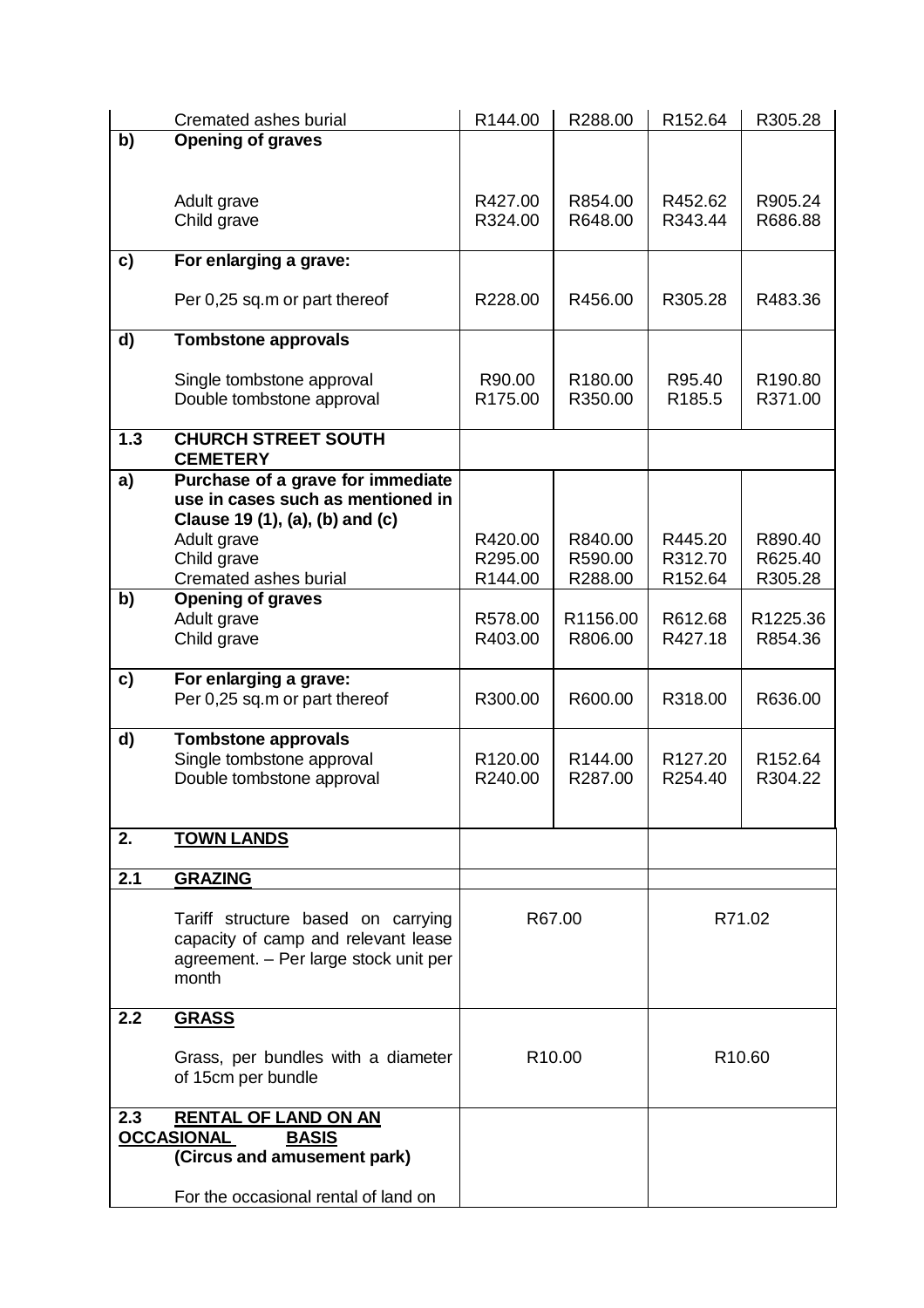| | | | | | |
|---|---|---|---|---|---|
| | Cremated ashes burial | R144.00 | R288.00 | R152.64 | R305.28 |
| **b)** | **Opening of graves** | | | | |
| | Adult grave | R427.00 | R854.00 | R452.62 | R905.24 |
| | Child grave | R324.00 | R648.00 | R343.44 | R686.88 |
| **c)** | **For enlarging a grave:** | | | | |
| | Per 0,25 sq.m or part thereof | R228.00 | R456.00 | R305.28 | R483.36 |
| **d)** | **Tombstone approvals** | | | | |
| | Single tombstone approval | R90.00 | R180.00 | R95.40 | R190.80 |
| | Double tombstone approval | R175.00 | R350.00 | R185.5 | R371.00 |
| **1.3** | **CHURCH STREET SOUTH CEMETERY** | | | | |
| **a)** | **Purchase of a grave for immediate use in cases such as mentioned in Clause 19 (1), (a), (b) and (c)** | | | | |
| | Adult grave | R420.00 | R840.00 | R445.20 | R890.40 |
| | Child grave | R295.00 | R590.00 | R312.70 | R625.40 |
| | Cremated ashes burial | R144.00 | R288.00 | R152.64 | R305.28 |
| **b)** | **Opening of graves** | | | | |
| | Adult grave | R578.00 | R1156.00 | R612.68 | R1225.36 |
| | Child grave | R403.00 | R806.00 | R427.18 | R854.36 |
| **c)** | **For enlarging a grave:** | | | | |
| | Per 0,25 sq.m or part thereof | R300.00 | R600.00 | R318.00 | R636.00 |
| **d)** | **Tombstone approvals** | | | | |
| | Single tombstone approval | R120.00 | R144.00 | R127.20 | R152.64 |
| | Double tombstone approval | R240.00 | R287.00 | R254.40 | R304.22 |
| **2.** | **<u>TOWN LANDS</u>** | | | | |
| **2.1** | **<u>GRAZING</u>** | | | | |
| | Tariff structure based on carrying capacity of camp and relevant lease agreement. – Per large stock unit per month | R67.00 | | R71.02 | |
| **2.2** | **<u>GRASS</u>** | | | | |
| | Grass, per bundles with a diameter of 15cm per bundle | R10.00 | | R10.60 | |
| **2.3** | **<u>RENTAL OF LAND ON AN OCCASIONAL BASIS</u> (Circus and amusement park)** | | | | |
| | For the occasional rental of land on | | | | |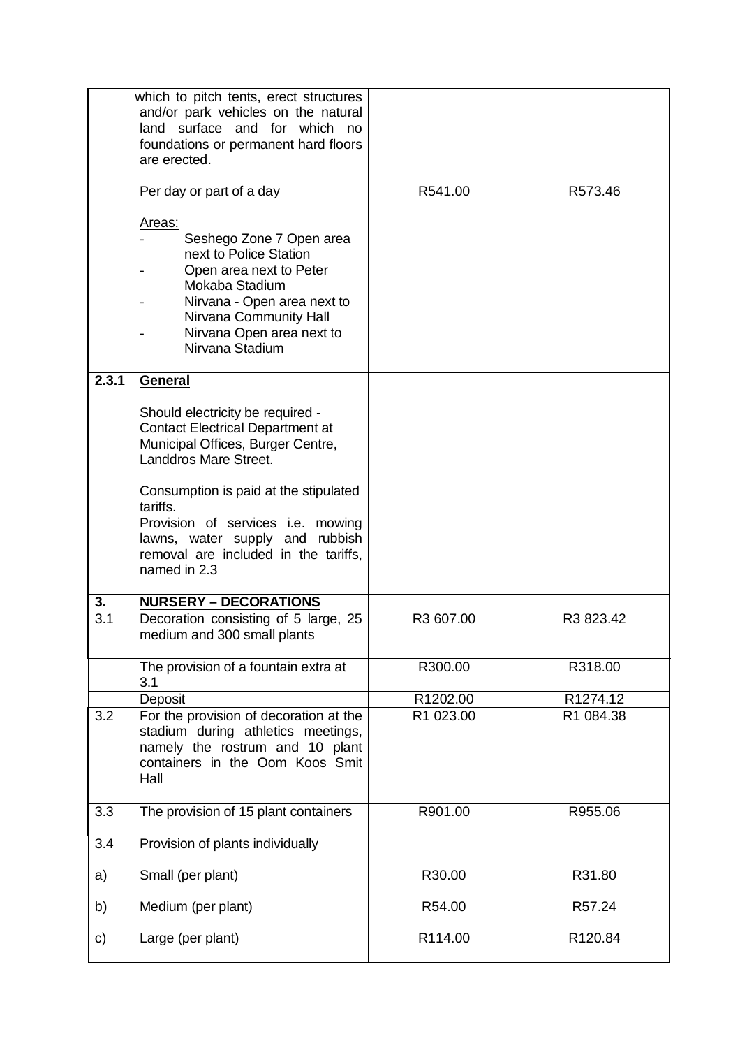| | | | |
|---|---|---|---|
| | which to pitch tents, erect structures and/or park vehicles on the natural land surface and for which no foundations or permanent hard floors are erected.<br><br>Per day or part of a day<br><br>Areas:<br>- Seshego Zone 7 Open area next to Police Station<br>- Open area next to Peter Mokaba Stadium<br>- Nirvana - Open area next to Nirvana Community Hall<br>- Nirvana Open area next to Nirvana Stadium | R541.00 | R573.46 |
| **2.3.1** | **General**<br><br>Should electricity be required - Contact Electrical Department at Municipal Offices, Burger Centre, Landdros Mare Street.<br><br>Consumption is paid at the stipulated tariffs.<br>Provision of services i.e. mowing lawns, water supply and rubbish removal are included in the tariffs, named in 2.3 | | |
| **3.** | **NURSERY – DECORATIONS** | | |
| 3.1 | Decoration consisting of 5 large, 25 medium and 300 small plants | R3 607.00 | R3 823.42 |
| | The provision of a fountain extra at 3.1 | R300.00 | R318.00 |
| | Deposit | R1202.00 | R1274.12 |
| 3.2 | For the provision of decoration at the stadium during athletics meetings, namely the rostrum and 10 plant containers in the Oom Koos Smit Hall | R1 023.00 | R1 084.38 |
| | | | |
| 3.3 | The provision of 15 plant containers | R901.00 | R955.06 |
| 3.4 | Provision of plants individually | | |
| a) | Small (per plant) | R30.00 | R31.80 |
| b) | Medium (per plant) | R54.00 | R57.24 |
| c) | Large (per plant) | R114.00 | R120.84 |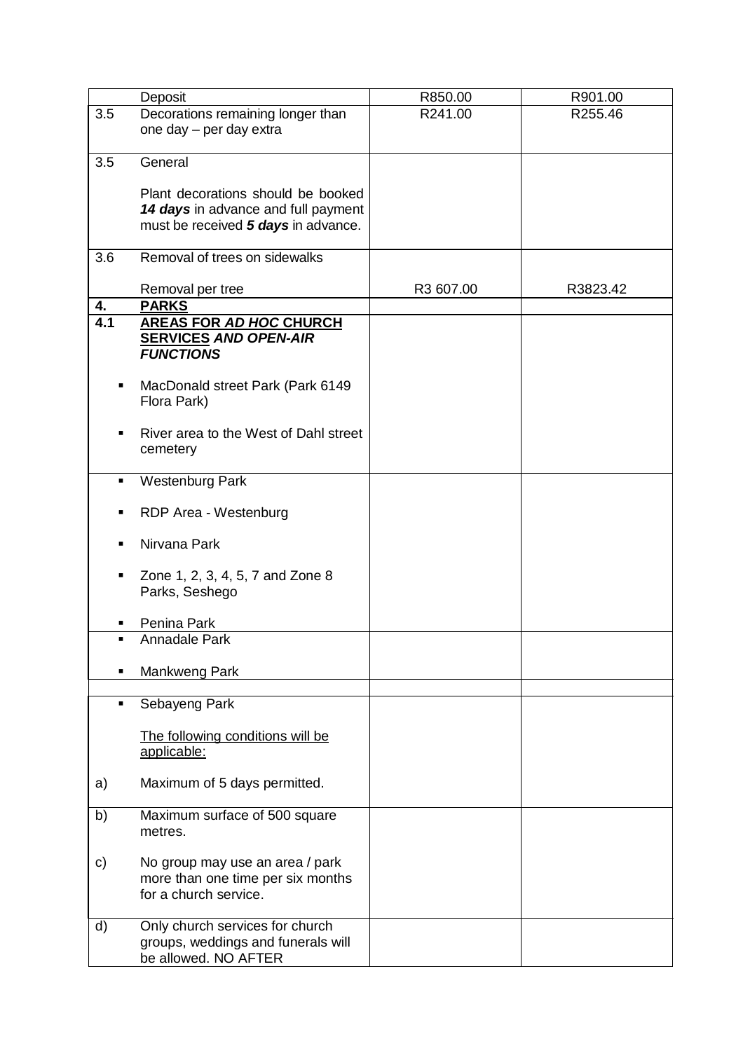| | | | |
|---|---|---|---|
| | Deposit | R850.00 | R901.00 |
| 3.5 | Decorations remaining longer than one day – per day extra | R241.00 | R255.46 |
| 3.5 | General<br><br>Plant decorations should be booked ***14 days*** in advance and full payment must be received ***5 days*** in advance. | | |
| 3.6 | Removal of trees on sidewalks<br><br>Removal per tree | R3 607.00 | R3823.42 |
| **4.** | **PARKS** | | |
| **4.1** | **AREAS FOR *AD HOC* CHURCH SERVICES *AND OPEN-AIR FUNCTIONS*** | | |
| ▪ | MacDonald street Park (Park 6149 Flora Park) | | |
| ▪ | River area to the West of Dahl street cemetery | | |
| ▪ | Westenburg Park | | |
| ▪ | RDP Area - Westenburg | | |
| ▪ | Nirvana Park | | |
| ▪ | Zone 1, 2, 3, 4, 5, 7 and Zone 8 Parks, Seshego | | |
| ▪ | Penina Park | | |
| ▪ | Annadale Park | | |
| ▪ | Mankweng Park | | |
| | | | |
| ▪ | Sebayeng Park | | |
| | The following conditions will be applicable: | | |
| a) | Maximum of 5 days permitted. | | |
| b) | Maximum surface of 500 square metres. | | |
| c) | No group may use an area / park more than one time per six months for a church service. | | |
| d) | Only church services for church groups, weddings and funerals will be allowed. NO AFTER | | |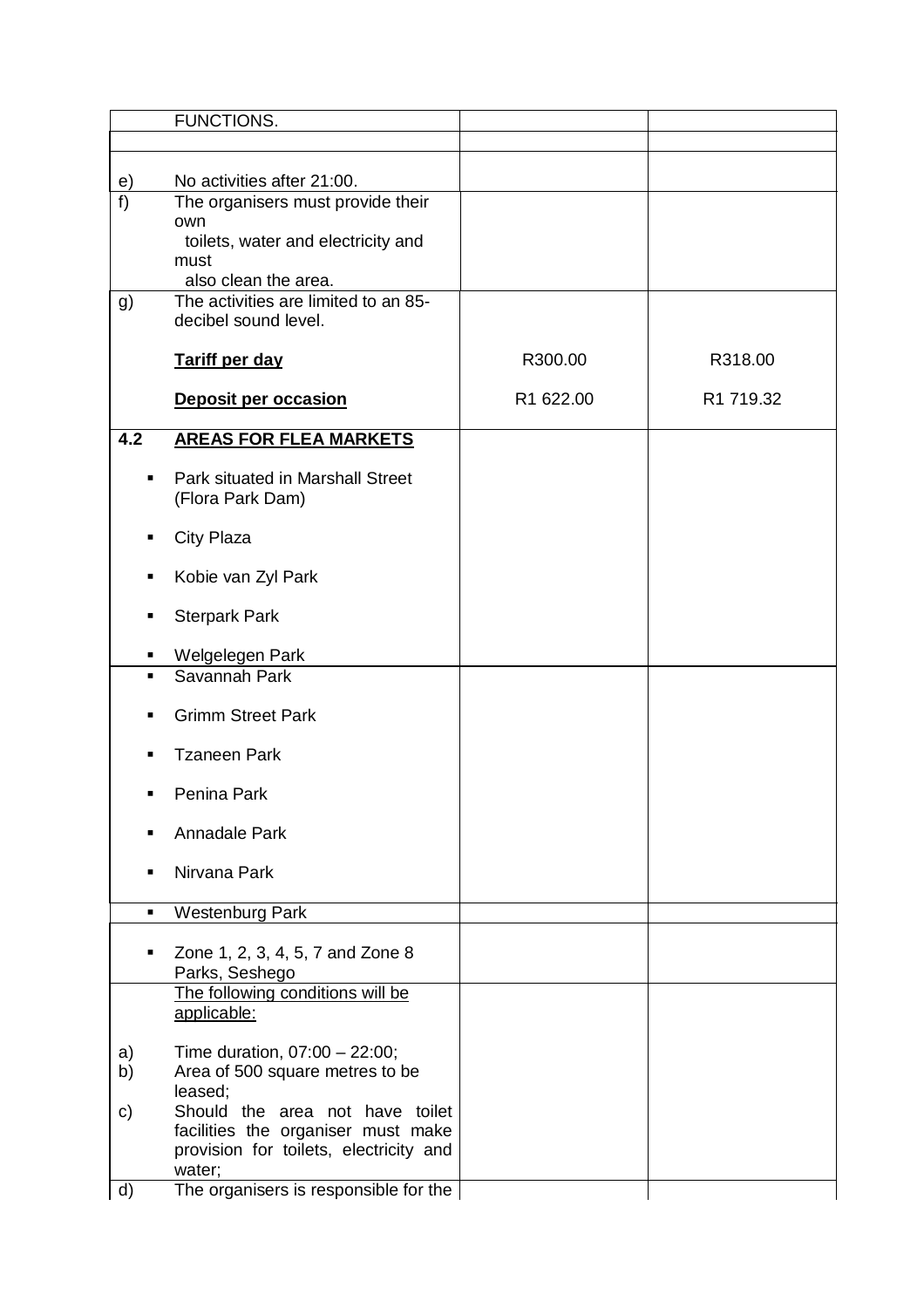| | | | |
|---|---|---|---|
| | FUNCTIONS. | | |
| | | | |
| e) | No activities after 21:00. | | |
| f) | The organisers must provide their own toilets, water and electricity and must also clean the area. | | |
| g) | The activities are limited to an 85-decibel sound level. | | |
| | **Tariff per day** | R300.00 | R318.00 |
| | **Deposit per occasion** | R1 622.00 | R1 719.32 |
| **4.2** | **AREAS FOR FLEA MARKETS** | | |
| ▪ | Park situated in Marshall Street (Flora Park Dam) | | |
| ▪ | City Plaza | | |
| ▪ | Kobie van Zyl Park | | |
| ▪ | Sterpark Park | | |
| ▪ | Welgelegen Park | | |
| ▪ | Savannah Park | | |
| ▪ | Grimm Street Park | | |
| ▪ | Tzaneen Park | | |
| ▪ | Penina Park | | |
| ▪ | Annadale Park | | |
| ▪ | Nirvana Park | | |
| ▪ | Westenburg Park | | |
| ▪ | Zone 1, 2, 3, 4, 5, 7 and Zone 8 Parks, Seshego | | |
| | The following conditions will be applicable: | | |
| a) | Time duration, 07:00 – 22:00; | | |
| b) | Area of 500 square metres to be leased; | | |
| c) | Should the area not have toilet facilities the organiser must make provision for toilets, electricity and water; | | |
| d) | The organisers is responsible for the | | |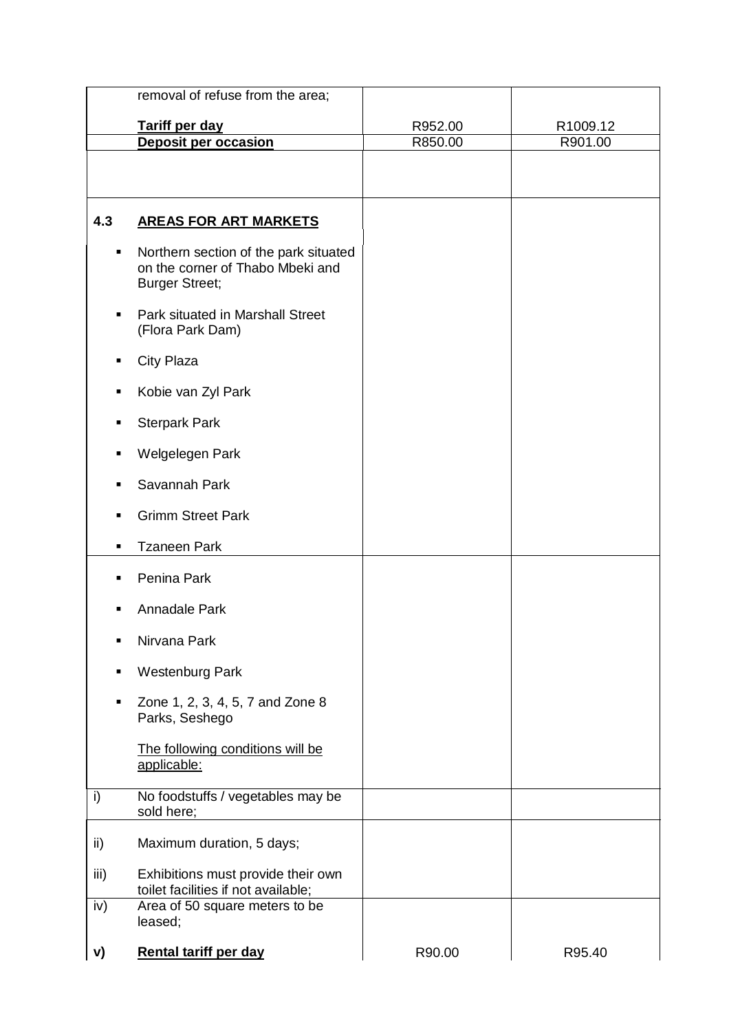| | | | |
|---|---|---|---|
| | removal of refuse from the area; | | |
| | **Tariff per day** | R952.00 | R1009.12 |
| | **Deposit per occasion** | R850.00 | R901.00 |
| | | | |
| **4.3** | **AREAS FOR ART MARKETS** | | |
| ▪ | Northern section of the park situated on the corner of Thabo Mbeki and Burger Street; | | |
| ▪ | Park situated in Marshall Street (Flora Park Dam) | | |
| ▪ | City Plaza | | |
| ▪ | Kobie van Zyl Park | | |
| ▪ | Sterpark Park | | |
| ▪ | Welgelegen Park | | |
| ▪ | Savannah Park | | |
| ▪ | Grimm Street Park | | |
| ▪ | Tzaneen Park | | |
| ▪ | Penina Park | | |
| ▪ | Annadale Park | | |
| ▪ | Nirvana Park | | |
| ▪ | Westenburg Park | | |
| ▪ | Zone 1, 2, 3, 4, 5, 7 and Zone 8 Parks, Seshego | | |
| | The following conditions will be applicable: | | |
| i) | No foodstuffs / vegetables may be sold here; | | |
| ii) | Maximum duration, 5 days; | | |
| iii) | Exhibitions must provide their own toilet facilities if not available; | | |
| iv) | Area of 50 square meters to be leased; | | |
| **v)** | **Rental tariff per day** | R90.00 | R95.40 |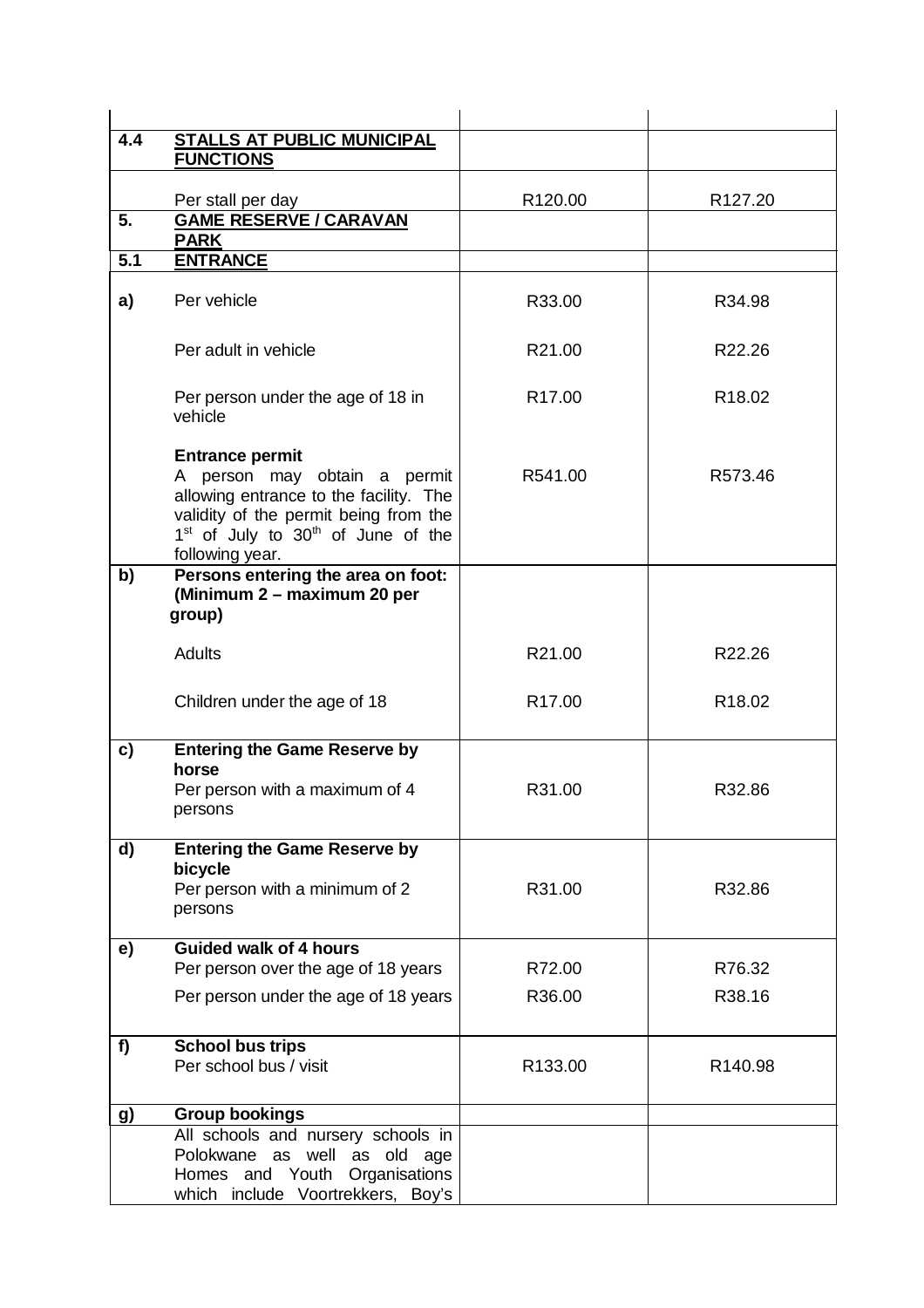| | | | |
|---|---|---|---|
| **4.4** | **STALLS AT PUBLIC MUNICIPAL FUNCTIONS** | | |
| | Per stall per day | R120.00 | R127.20 |
| **5.** | **GAME RESERVE / CARAVAN PARK** | | |
| **5.1** | **ENTRANCE** | | |
| **a)** | Per vehicle | R33.00 | R34.98 |
| | Per adult in vehicle | R21.00 | R22.26 |
| | Per person under the age of 18 in vehicle | R17.00 | R18.02 |
| | **Entrance permit** A person may obtain a permit allowing entrance to the facility. The validity of the permit being from the 1st of July to 30th of June of the following year. | R541.00 | R573.46 |
| **b)** | **Persons entering the area on foot: (Minimum 2 – maximum 20 per group)** | | |
| | Adults | R21.00 | R22.26 |
| | Children under the age of 18 | R17.00 | R18.02 |
| **c)** | **Entering the Game Reserve by horse** Per person with a maximum of 4 persons | R31.00 | R32.86 |
| **d)** | **Entering the Game Reserve by bicycle** Per person with a minimum of 2 persons | R31.00 | R32.86 |
| **e)** | **Guided walk of 4 hours** | | |
| | Per person over the age of 18 years | R72.00 | R76.32 |
| | Per person under the age of 18 years | R36.00 | R38.16 |
| **f)** | **School bus trips** Per school bus / visit | R133.00 | R140.98 |
| **g)** | **Group bookings** | | |
| | All schools and nursery schools in Polokwane as well as old age Homes and Youth Organisations which include Voortrekkers, Boy's | | |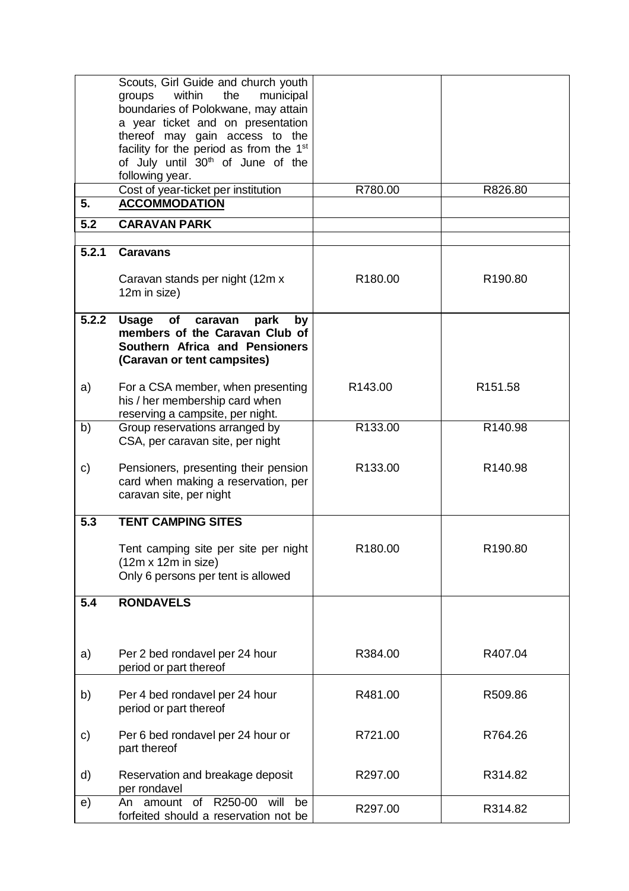| | | | |
|---|---|---|---|
| | Scouts, Girl Guide and church youth groups within the municipal boundaries of Polokwane, may attain a year ticket and on presentation thereof may gain access to the facility for the period as from the 1st of July until 30th of June the following year. | | |
| | Cost of year-ticket per institution | R780.00 | R826.80 |
| **5.** | **ACCOMMODATION** | | |
| **5.2** | **CARAVAN PARK** | | |
| | | | |
| **5.2.1** | **Caravans**<br><br>Caravan stands per night (12m x 12m in size) | R180.00 | R190.80 |
| **5.2.2** | **Usage of caravan park by members of the Caravan Club of Southern Africa and Pensioners (Caravan or tent campsites)** | | |
| a) | For a CSA member, when presenting his / her membership card when reserving a campsite, per night. | R143.00 | R151.58 |
| b) | Group reservations arranged by CSA, per caravan site, per night | R133.00 | R140.98 |
| c) | Pensioners, presenting their pension card when making a reservation, per caravan site, per night | R133.00 | R140.98 |
| **5.3** | **TENT CAMPING SITES**<br><br>Tent camping site per site per night (12m x 12m in size)<br>Only 6 persons per tent is allowed | R180.00 | R190.80 |
| **5.4** | **RONDAVELS** | | |
| a) | Per 2 bed rondavel per 24 hour period or part thereof | R384.00 | R407.04 |
| b) | Per 4 bed rondavel per 24 hour period or part thereof | R481.00 | R509.86 |
| c) | Per 6 bed rondavel per 24 hour or part thereof | R721.00 | R764.26 |
| d) | Reservation and breakage deposit per rondavel | R297.00 | R314.82 |
| e) | An amount of R250-00 will be forfeited should a reservation not be | R297.00 | R314.82 |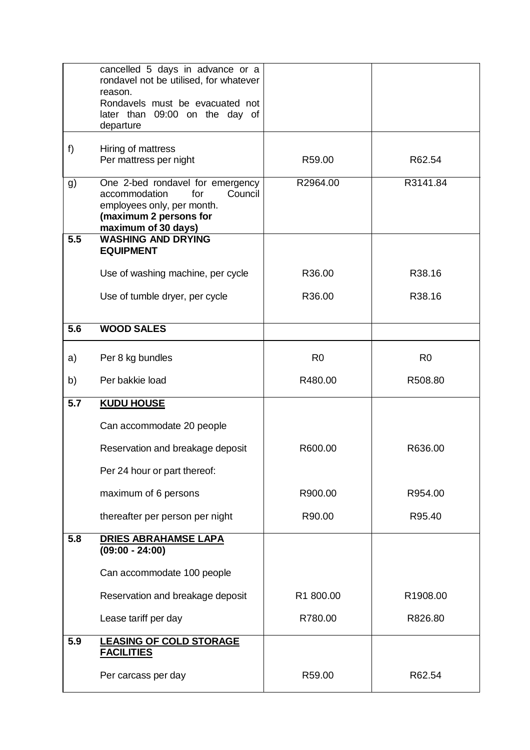| | | | |
|---|---|---|---|
| | cancelled 5 days in advance or a rondavel not be utilised, for whatever reason.<br>Rondavels must be evacuated not later than 09:00 on the day of departure | | |
| f) | Hiring of mattress<br>Per mattress per night | R59.00 | R62.54 |
| g) | One 2-bed rondavel for emergency accommodation for Council employees only, per month.<br>**(maximum 2 persons for maximum of 30 days)** | R2964.00 | R3141.84 |
| **5.5** | **WASHING AND DRYING EQUIPMENT** | | |
| | Use of washing machine, per cycle | R36.00 | R38.16 |
| | Use of tumble dryer, per cycle | R36.00 | R38.16 |
| **5.6** | **WOOD SALES** | | |
| a) | Per 8 kg bundles | R0 | R0 |
| b) | Per bakkie load | R480.00 | R508.80 |
| **5.7** | **<u>KUDU HOUSE</u>** | | |
| | Can accommodate 20 people | | |
| | Reservation and breakage deposit | R600.00 | R636.00 |
| | Per 24 hour or part thereof: | | |
| | maximum of 6 persons | R900.00 | R954.00 |
| | thereafter per person per night | R90.00 | R95.40 |
| **5.8** | **<u>DRIES ABRAHAMSE LAPA</u> (09:00 - 24:00)** | | |
| | Can accommodate 100 people | | |
| | Reservation and breakage deposit | R1 800.00 | R1908.00 |
| | Lease tariff per day | R780.00 | R826.80 |
| **5.9** | **<u>LEASING OF COLD STORAGE FACILITIES</u>** | | |
| | Per carcass per day | R59.00 | R62.54 |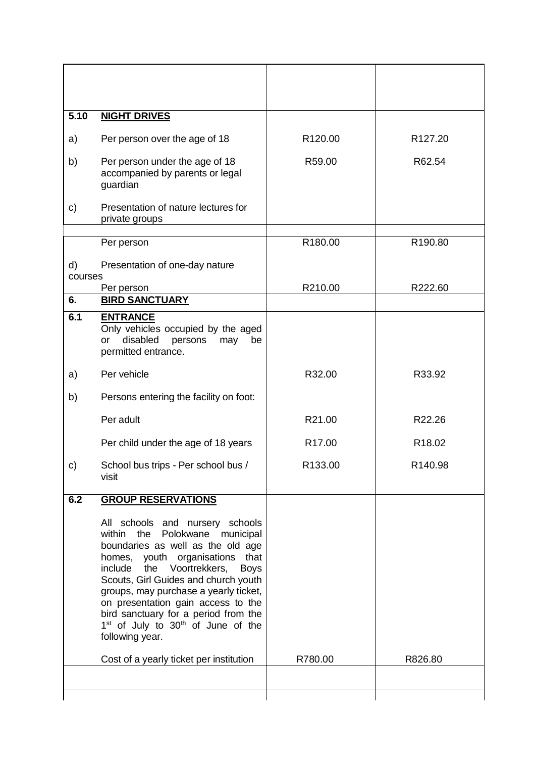| | | | |
|---|---|---|---|
| | | | |
| **5.10** | **NIGHT DRIVES** | | |
| a) | Per person over the age of 18 | R120.00 | R127.20 |
| b) | Per person under the age of 18 accompanied by parents or legal guardian | R59.00 | R62.54 |
| c) | Presentation of nature lectures for private groups | | |
| | Per person | R180.00 | R190.80 |
| d) | Presentation of one-day nature courses | | |
| | Per person | R210.00 | R222.60 |
| **6.** | **BIRD SANCTUARY** | | |
| **6.1** | **ENTRANCE** Only vehicles occupied by the aged or disabled persons may be permitted entrance. | | |
| a) | Per vehicle | R32.00 | R33.92 |
| b) | Persons entering the facility on foot: | | |
| | Per adult | R21.00 | R22.26 |
| | Per child under the age of 18 years | R17.00 | R18.02 |
| c) | School bus trips - Per school bus / visit | R133.00 | R140.98 |
| **6.2** | **GROUP RESERVATIONS** | | |
| | All schools and nursery schools within the Polokwane municipal boundaries as well as the old age homes, youth organisations that include the Voortrekkers, Boys Scouts, Girl Guides and church youth groups, may purchase a yearly ticket, on presentation gain access to the bird sanctuary for a period from the 1st of July to 30th of June of the following year. | | |
| | Cost of a yearly ticket per institution | R780.00 | R826.80 |
| | | | |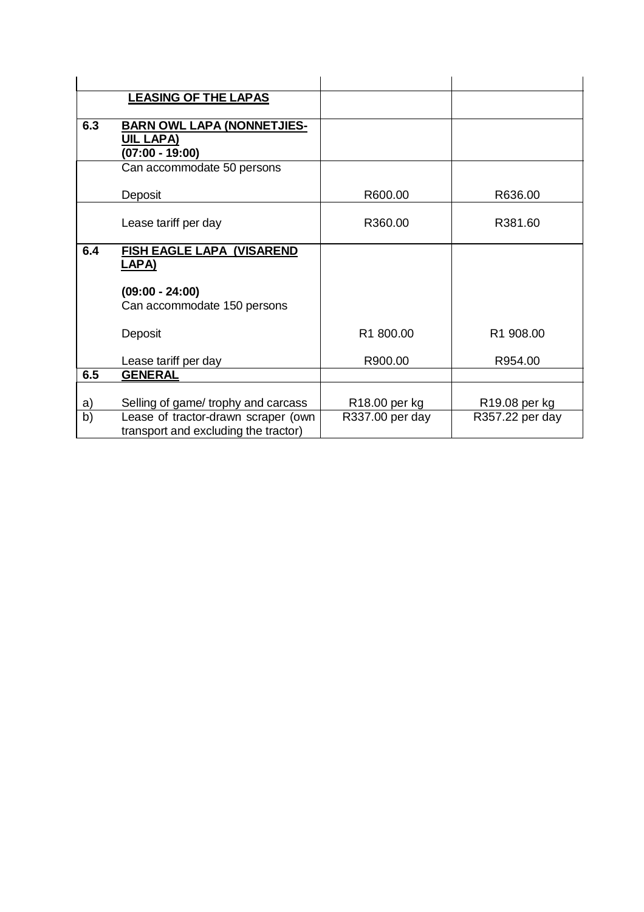| | | | |
|---|---|---|---|
| | **LEASING OF THE LAPAS** | | |
| **6.3** | **BARN OWL LAPA (NONNETJIES-UIL LAPA)**<br>**(07:00 - 19:00)** | | |
| | Can accommodate 50 persons | | |
| | Deposit | R600.00 | R636.00 |
| | Lease tariff per day | R360.00 | R381.60 |
| **6.4** | **FISH EAGLE LAPA (VISAREND LAPA)** | | |
| | **(09:00 - 24:00)**<br>Can accommodate 150 persons | | |
| | Deposit | R1 800.00 | R1 908.00 |
| | Lease tariff per day | R900.00 | R954.00 |
| **6.5** | **GENERAL** | | |
| a) | Selling of game/ trophy and carcass | R18.00 per kg | R19.08 per kg |
| b) | Lease of tractor-drawn scraper (own transport and excluding the tractor) | R337.00 per day | R357.22 per day |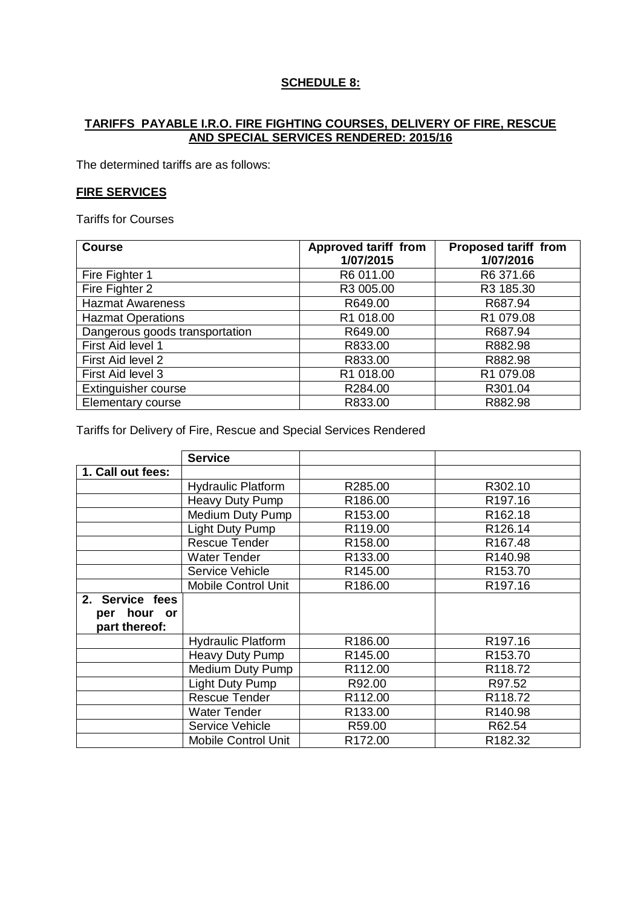## SCHEDULE 8:

## TARIFFS PAYABLE I.R.O. FIRE FIGHTING COURSES, DELIVERY OF FIRE, RESCUE AND SPECIAL SERVICES RENDERED: 2015/16

The determined tariffs are as follows:

### FIRE SERVICES

Tariffs for Courses

| Course | Approved tariff from 1/07/2015 | Proposed tariff from 1/07/2016 |
|---|---|---|
| Fire Fighter 1 | R6 011.00 | R6 371.66 |
| Fire Fighter 2 | R3 005.00 | R3 185.30 |
| Hazmat Awareness | R649.00 | R687.94 |
| Hazmat Operations | R1 018.00 | R1 079.08 |
| Dangerous goods transportation | R649.00 | R687.94 |
| First Aid level 1 | R833.00 | R882.98 |
| First Aid level 2 | R833.00 | R882.98 |
| First Aid level 3 | R1 018.00 | R1 079.08 |
| Extinguisher course | R284.00 | R301.04 |
| Elementary course | R833.00 | R882.98 |

Tariffs for Delivery of Fire, Rescue and Special Services Rendered

| | Service | | |
|---|---|---|---|
| **1. Call out fees:** | | | |
| | Hydraulic Platform | R285.00 | R302.10 |
| | Heavy Duty Pump | R186.00 | R197.16 |
| | Medium Duty Pump | R153.00 | R162.18 |
| | Light Duty Pump | R119.00 | R126.14 |
| | Rescue Tender | R158.00 | R167.48 |
| | Water Tender | R133.00 | R140.98 |
| | Service Vehicle | R145.00 | R153.70 |
| | Mobile Control Unit | R186.00 | R197.16 |
| **2. Service fees per hour or part thereof:** | | | |
| | Hydraulic Platform | R186.00 | R197.16 |
| | Heavy Duty Pump | R145.00 | R153.70 |
| | Medium Duty Pump | R112.00 | R118.72 |
| | Light Duty Pump | R92.00 | R97.52 |
| | Rescue Tender | R112.00 | R118.72 |
| | Water Tender | R133.00 | R140.98 |
| | Service Vehicle | R59.00 | R62.54 |
| | Mobile Control Unit | R172.00 | R182.32 |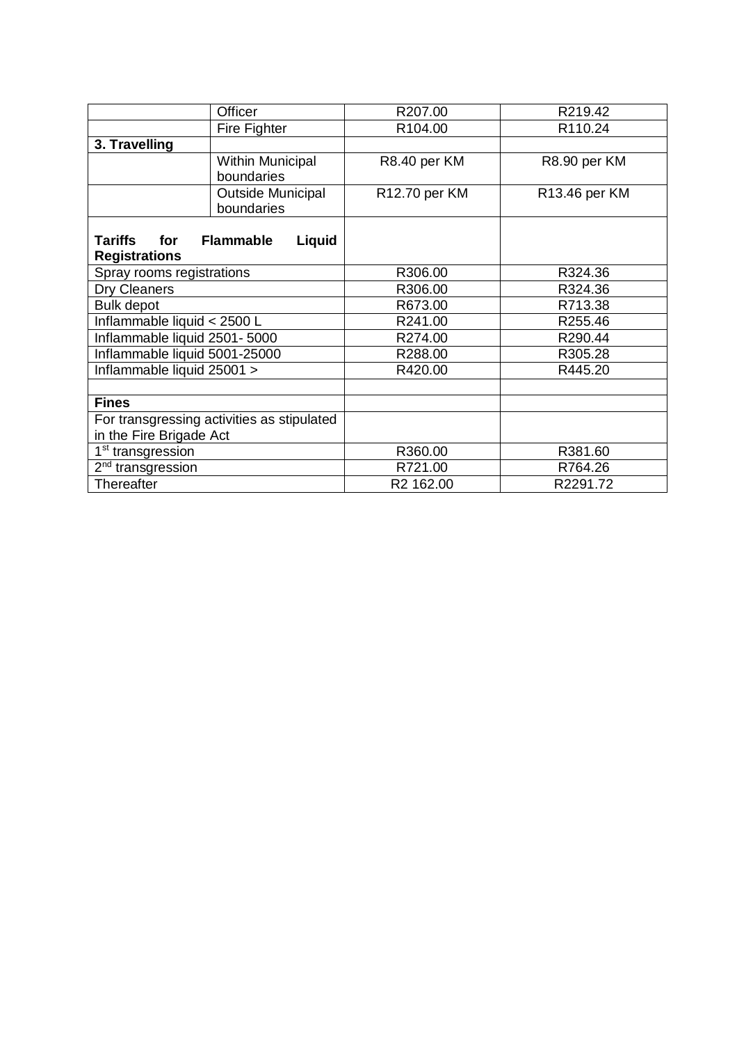| | | | |
|---|---|---|---|
| | Officer | R207.00 | R219.42 |
| | Fire Fighter | R104.00 | R110.24 |
| **3. Travelling** | | | |
| | Within Municipal boundaries | R8.40 per KM | R8.90 per KM |
| | Outside Municipal boundaries | R12.70 per KM | R13.46 per KM |
| **Tariffs for Flammable Liquid Registrations** | | | |
| Spray rooms registrations | | R306.00 | R324.36 |
| Dry Cleaners | | R306.00 | R324.36 |
| Bulk depot | | R673.00 | R713.38 |
| Inflammable liquid < 2500 L | | R241.00 | R255.46 |
| Inflammable liquid 2501- 5000 | | R274.00 | R290.44 |
| Inflammable liquid 5001-25000 | | R288.00 | R305.28 |
| Inflammable liquid 25001 > | | R420.00 | R445.20 |
| | | | |
| **Fines** | | | |
| For transgressing activities as stipulated in the Fire Brigade Act | | | |
| 1st transgression | | R360.00 | R381.60 |
| 2nd transgression | | R721.00 | R764.26 |
| Thereafter | | R2 162.00 | R2291.72 |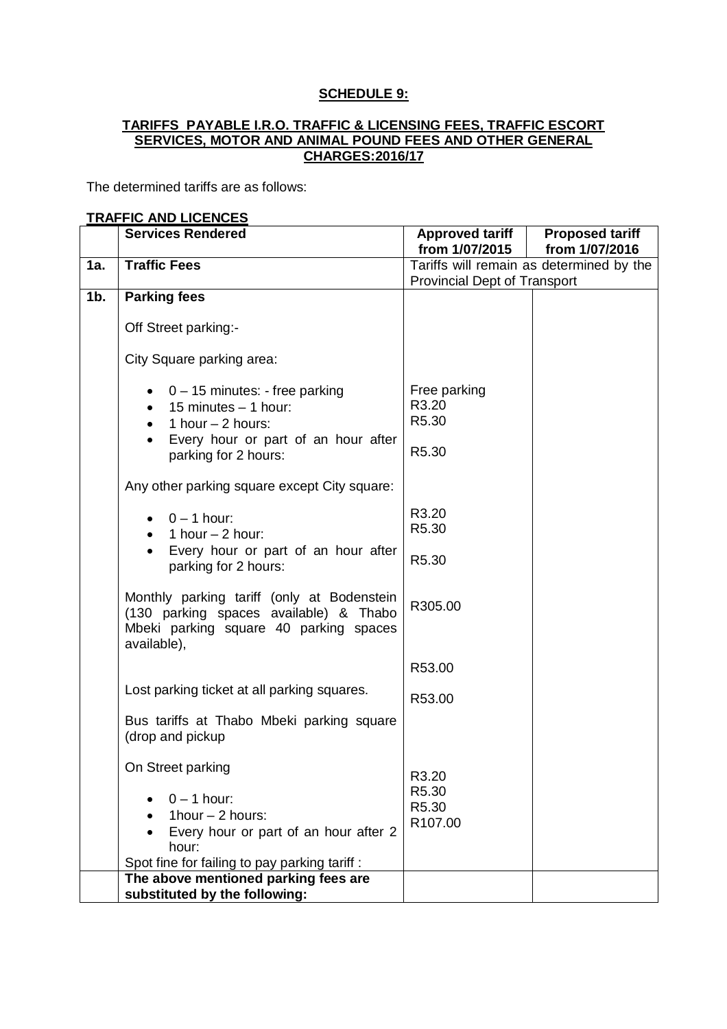**SCHEDULE 9:**

**TARIFFS PAYABLE I.R.O. TRAFFIC & LICENSING FEES, TRAFFIC ESCORT SERVICES, MOTOR AND ANIMAL POUND FEES AND OTHER GENERAL CHARGES:2016/17**

The determined tariffs are as follows:

**TRAFFIC AND LICENCES**

| | Services Rendered | Approved tariff from 1/07/2015 | Proposed tariff from 1/07/2016 |
|---|---|---|---|
| **1a.** | **Traffic Fees** | Tariffs will remain as determined by the Provincial Dept of Transport | |
| **1b.** | **Parking fees** | | |
| | Off Street parking:- | | |
| | City Square parking area: | | |
| | • 0 – 15 minutes: - free parking | Free parking | |
| | • 15 minutes – 1 hour: | R3.20 | |
| | • 1 hour – 2 hours: | R5.30 | |
| | • Every hour or part of an hour after parking for 2 hours: | R5.30 | |
| | Any other parking square except City square: | | |
| | • 0 – 1 hour: | R3.20 | |
| | • 1 hour – 2 hour: | R5.30 | |
| | • Every hour or part of an hour after parking for 2 hours: | R5.30 | |
| | Monthly parking tariff (only at Bodenstein (130 parking spaces available) & Thabo Mbeki parking square 40 parking spaces available), | R305.00 | |
| | | R53.00 | |
| | Lost parking ticket at all parking squares. | R53.00 | |
| | Bus tariffs at Thabo Mbeki parking square (drop and pickup | | |
| | On Street parking | | |
| | • 0 – 1 hour: | R3.20 | |
| | • 1hour – 2 hours: | R5.30 | |
| | • Every hour or part of an hour after 2 hour: | R5.30 | |
| | Spot fine for failing to pay parking tariff : | R107.00 | |
| | **The above mentioned parking fees are substituted by the following:** | | |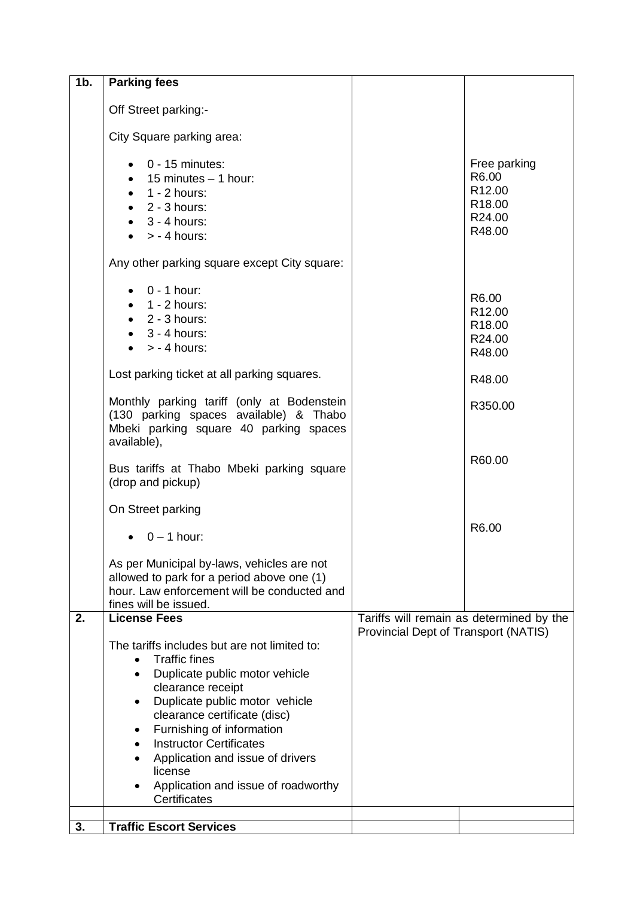| | | | |
|---|---|---|---|
| **1b.** | **Parking fees**<br><br>Off Street parking:-<br><br>City Square parking area:<br><br>• 0 - 15 minutes:<br>• 15 minutes – 1 hour:<br>• 1 - 2 hours:<br>• 2 - 3 hours:<br>• 3 - 4 hours:<br>• > - 4 hours:<br><br>Any other parking square except City square:<br><br>• 0 - 1 hour:<br>• 1 - 2 hours:<br>• 2 - 3 hours:<br>• 3 - 4 hours:<br>• > - 4 hours:<br><br>Lost parking ticket at all parking squares.<br><br>Monthly parking tariff (only at Bodenstein (130 parking spaces available) & Thabo Mbeki parking square 40 parking spaces available),<br><br>Bus tariffs at Thabo Mbeki parking square (drop and pickup)<br><br>On Street parking<br><br>• 0 – 1 hour:<br><br>As per Municipal by-laws, vehicles are not allowed to park for a period above one (1) hour. Law enforcement will be conducted and fines will be issued. | | Free parking<br>R6.00<br>R12.00<br>R18.00<br>R24.00<br>R48.00<br><br>R6.00<br>R12.00<br>R18.00<br>R24.00<br>R48.00<br><br>R48.00<br><br>R350.00<br><br>R60.00<br><br>R6.00 |
| **2.** | **License Fees**<br><br>The tariffs includes but are not limited to:<br>• Traffic fines<br>• Duplicate public motor vehicle clearance receipt<br>• Duplicate public motor vehicle clearance certificate (disc)<br>• Furnishing of information<br>• Instructor Certificates<br>• Application and issue of drivers license<br>• Application and issue of roadworthy Certificates | Tariffs will remain as determined by the Provincial Dept of Transport (NATIS) | |
| | | | |
| **3.** | **Traffic Escort Services** | | |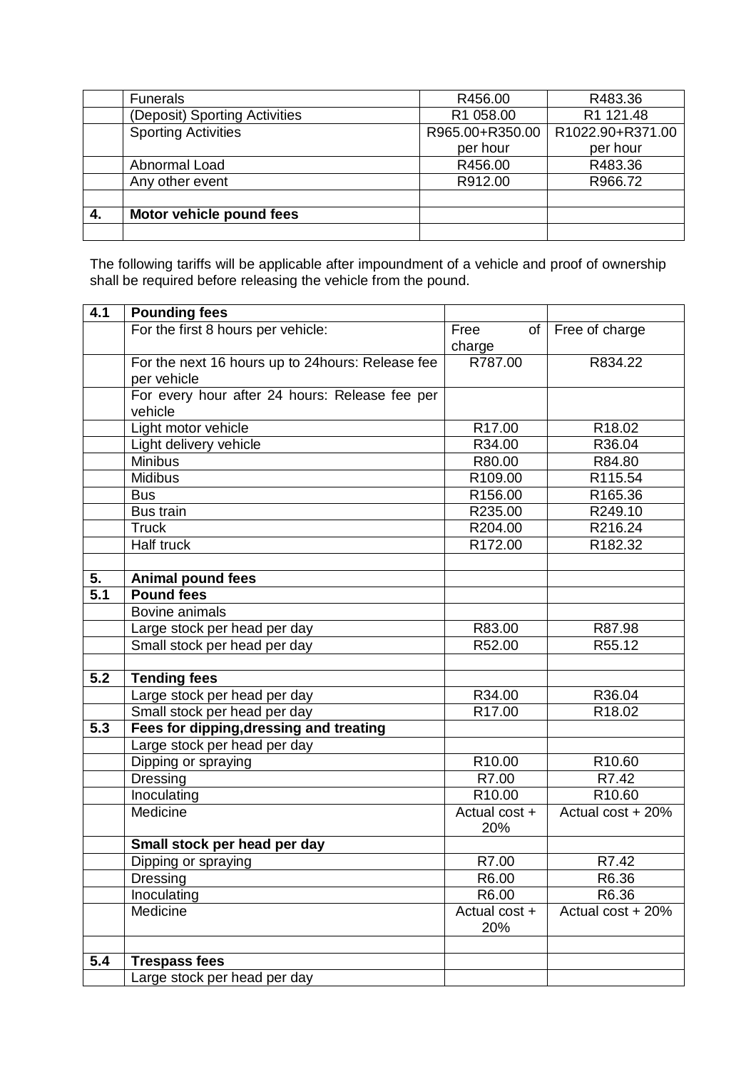|  |  |  |  |
|---|---|---|---|
|  | Funerals | R456.00 | R483.36 |
|  | (Deposit) Sporting Activities | R1 058.00 | R1 121.48 |
|  | Sporting Activities | R965.00+R350.00 per hour | R1022.90+R371.00 per hour |
|  | Abnormal Load | R456.00 | R483.36 |
|  | Any other event | R912.00 | R966.72 |
|  |  |  |  |
| **4.** | **Motor vehicle pound fees** |  |  |
|  |  |  |  |

The following tariffs will be applicable after impoundment of a vehicle and proof of ownership shall be required before releasing the vehicle from the pound.

|  |  |  |  |
|---|---|---|---|
| **4.1** | **Pounding fees** |  |  |
|  | For the first 8 hours per vehicle: | Free of charge | Free of charge |
|  | For the next 16 hours up to 24hours: Release fee per vehicle | R787.00 | R834.22 |
|  | For every hour after 24 hours: Release fee per vehicle |  |  |
|  | Light motor vehicle | R17.00 | R18.02 |
|  | Light delivery vehicle | R34.00 | R36.04 |
|  | Minibus | R80.00 | R84.80 |
|  | Midibus | R109.00 | R115.54 |
|  | Bus | R156.00 | R165.36 |
|  | Bus train | R235.00 | R249.10 |
|  | Truck | R204.00 | R216.24 |
|  | Half truck | R172.00 | R182.32 |
|  |  |  |  |
| **5.** | **Animal pound fees** |  |  |
| **5.1** | **Pound fees** |  |  |
|  | Bovine animals |  |  |
|  | Large stock per head per day | R83.00 | R87.98 |
|  | Small stock per head per day | R52.00 | R55.12 |
|  |  |  |  |
| **5.2** | **Tending fees** |  |  |
|  | Large stock per head per day | R34.00 | R36.04 |
|  | Small stock per head per day | R17.00 | R18.02 |
| **5.3** | **Fees for dipping,dressing and treating** |  |  |
|  | Large stock per head per day |  |  |
|  | Dipping or spraying | R10.00 | R10.60 |
|  | Dressing | R7.00 | R7.42 |
|  | Inoculating | R10.00 | R10.60 |
|  | Medicine | Actual cost + 20% | Actual cost + 20% |
|  | **Small stock per head per day** |  |  |
|  | Dipping or spraying | R7.00 | R7.42 |
|  | Dressing | R6.00 | R6.36 |
|  | Inoculating | R6.00 | R6.36 |
|  | Medicine | Actual cost + 20% | Actual cost + 20% |
|  |  |  |  |
| **5.4** | **Trespass fees** |  |  |
|  | Large stock per head per day |  |  |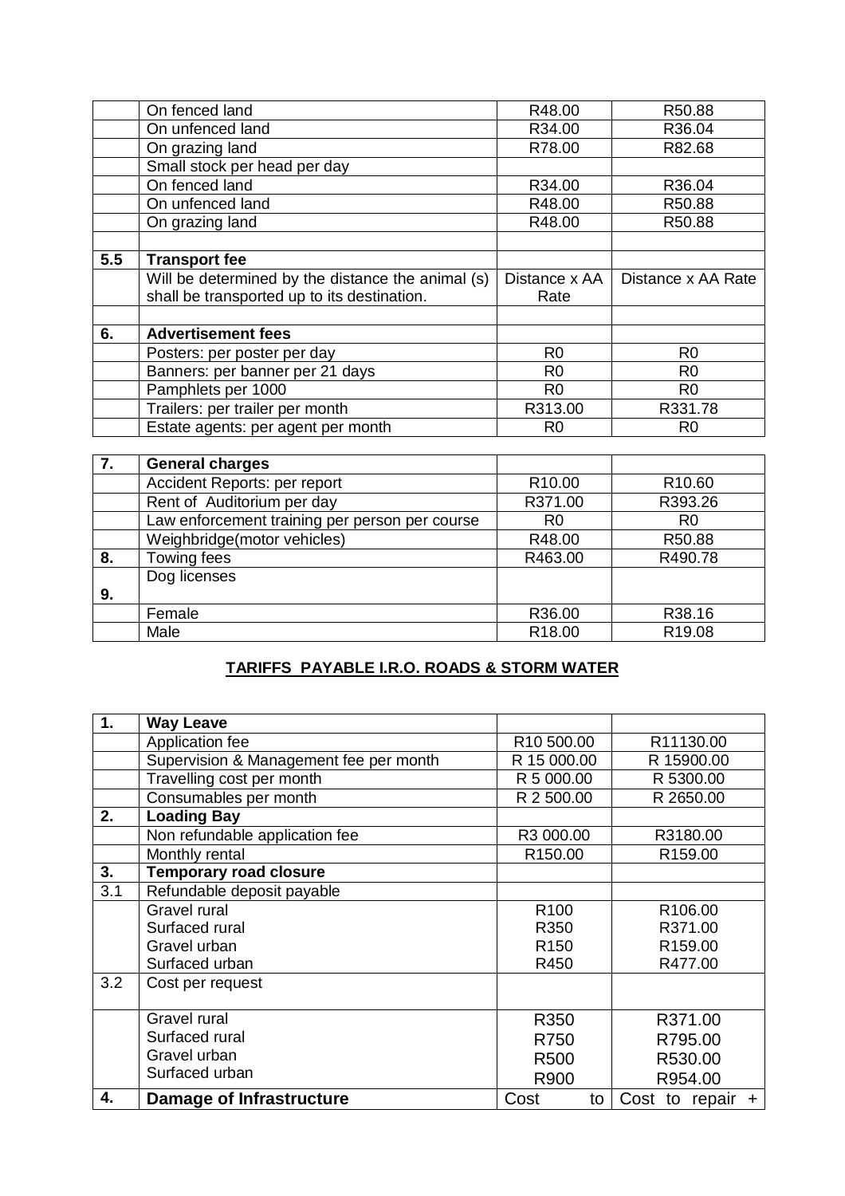|  |  |  |  |
|---|---|---|---|
|  | On fenced land | R48.00 | R50.88 |
|  | On unfenced land | R34.00 | R36.04 |
|  | On grazing land | R78.00 | R82.68 |
|  | Small stock per head per day |  |  |
|  | On fenced land | R34.00 | R36.04 |
|  | On unfenced land | R48.00 | R50.88 |
|  | On grazing land | R48.00 | R50.88 |
|  |  |  |  |
| **5.5** | **Transport fee** |  |  |
|  | Will be determined by the distance the animal (s) shall be transported up to its destination. | Distance x AA Rate | Distance x AA Rate |
|  |  |  |  |
| **6.** | **Advertisement fees** |  |  |
|  | Posters: per poster per day | R0 | R0 |
|  | Banners: per banner per 21 days | R0 | R0 |
|  | Pamphlets per 1000 | R0 | R0 |
|  | Trailers: per trailer per month | R313.00 | R331.78 |
|  | Estate agents: per agent per month | R0 | R0 |

|  |  |  |  |
|---|---|---|---|
| **7.** | **General charges** |  |  |
|  | Accident Reports: per report | R10.00 | R10.60 |
|  | Rent of Auditorium per day | R371.00 | R393.26 |
|  | Law enforcement training per person per course | R0 | R0 |
|  | Weighbridge(motor vehicles) | R48.00 | R50.88 |
| **8.** | Towing fees | R463.00 | R490.78 |
| **9.** | Dog licenses |  |  |
|  | Female | R36.00 | R38.16 |
|  | Male | R18.00 | R19.08 |

## TARIFFS PAYABLE I.R.O. ROADS & STORM WATER

|  |  |  |  |
|---|---|---|---|
| **1.** | **Way Leave** |  |  |
|  | Application fee | R10 500.00 | R11130.00 |
|  | Supervision & Management fee per month | R 15 000.00 | R 15900.00 |
|  | Travelling cost per month | R 5 000.00 | R 5300.00 |
|  | Consumables per month | R 2 500.00 | R 2650.00 |
| **2.** | **Loading Bay** |  |  |
|  | Non refundable application fee | R3 000.00 | R3180.00 |
|  | Monthly rental | R150.00 | R159.00 |
| **3.** | **Temporary road closure** |  |  |
| 3.1 | Refundable deposit payable |  |  |
|  | Gravel rural<br>Surfaced rural<br>Gravel urban<br>Surfaced urban | R100<br>R350<br>R150<br>R450 | R106.00<br>R371.00<br>R159.00<br>R477.00 |
| 3.2 | Cost per request |  |  |
|  | Gravel rural<br>Surfaced rural<br>Gravel urban<br>Surfaced urban | R350<br>R750<br>R500<br>R900 | R371.00<br>R795.00<br>R530.00<br>R954.00 |
| **4.** | **Damage of Infrastructure** | Cost to | Cost to repair + |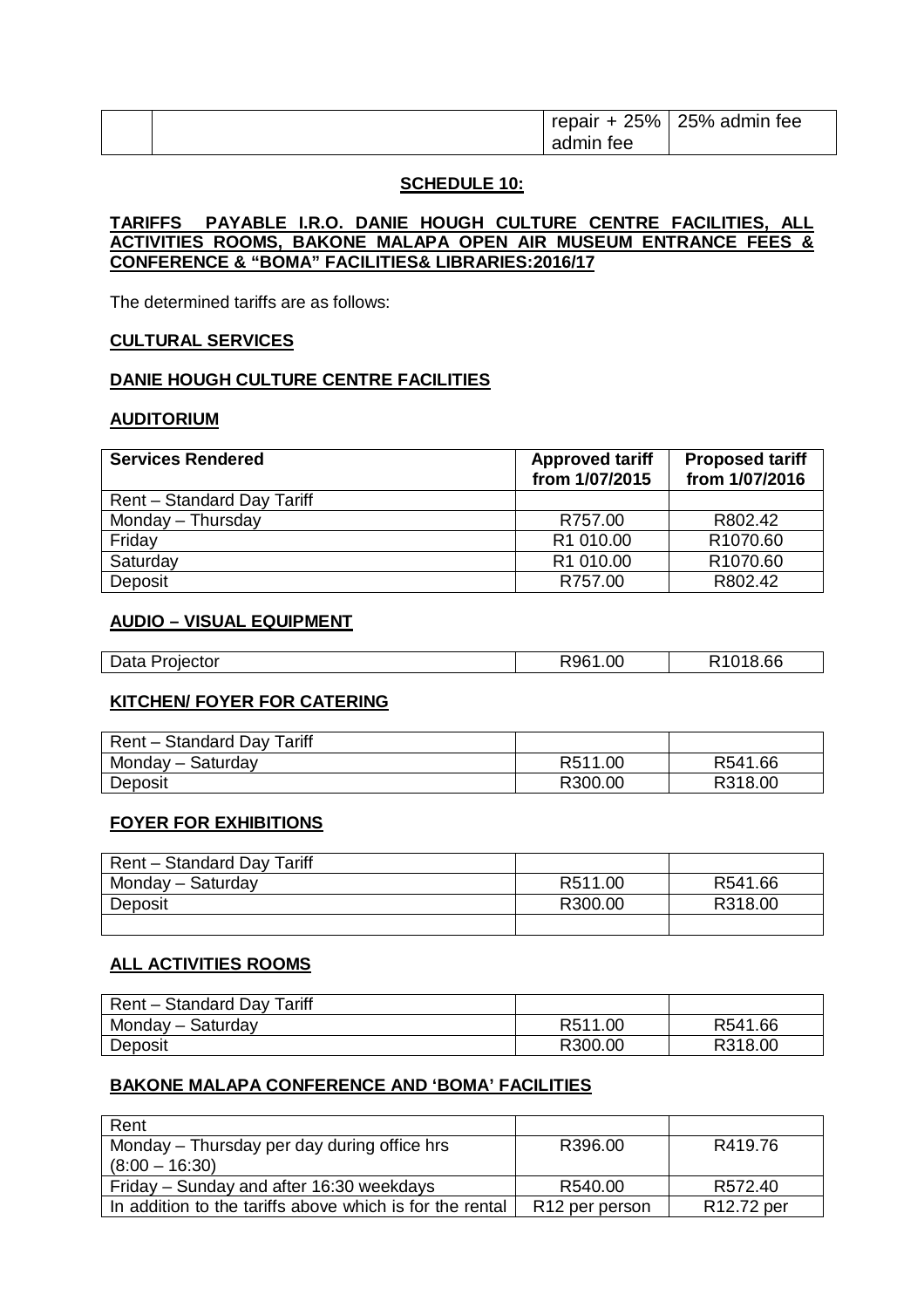| | | repair + 25% admin fee | 25% admin fee |
|---|---|---|---|

**SCHEDULE 10:**

**TARIFFS PAYABLE I.R.O. DANIE HOUGH CULTURE CENTRE FACILITIES, ALL ACTIVITIES ROOMS, BAKONE MALAPA OPEN AIR MUSEUM ENTRANCE FEES & CONFERENCE & "BOMA" FACILITIES& LIBRARIES:2016/17**

The determined tariffs are as follows:

**CULTURAL SERVICES**

**DANIE HOUGH CULTURE CENTRE FACILITIES**

**AUDITORIUM**

| Services Rendered | Approved tariff from 1/07/2015 | Proposed tariff from 1/07/2016 |
|---|---|---|
| Rent – Standard Day Tariff | | |
| Monday – Thursday | R757.00 | R802.42 |
| Friday | R1 010.00 | R1070.60 |
| Saturday | R1 010.00 | R1070.60 |
| Deposit | R757.00 | R802.42 |

**AUDIO – VISUAL EQUIPMENT**

| Data Projector | R961.00 | R1018.66 |
|---|---|---|

**KITCHEN/ FOYER FOR CATERING**

| Rent – Standard Day Tariff | | |
|---|---|---|
| Monday – Saturday | R511.00 | R541.66 |
| Deposit | R300.00 | R318.00 |

**FOYER FOR EXHIBITIONS**

| Rent – Standard Day Tariff | | |
|---|---|---|
| Monday – Saturday | R511.00 | R541.66 |
| Deposit | R300.00 | R318.00 |
| | | |

**ALL ACTIVITIES ROOMS**

| Rent – Standard Day Tariff | | |
|---|---|---|
| Monday – Saturday | R511.00 | R541.66 |
| Deposit | R300.00 | R318.00 |

**BAKONE MALAPA CONFERENCE AND 'BOMA' FACILITIES**

| Rent | | |
|---|---|---|
| Monday – Thursday per day during office hrs (8:00 – 16:30) | R396.00 | R419.76 |
| Friday – Sunday and after 16:30 weekdays | R540.00 | R572.40 |
| In addition to the tariffs above which is for the rental | R12 per person | R12.72 per |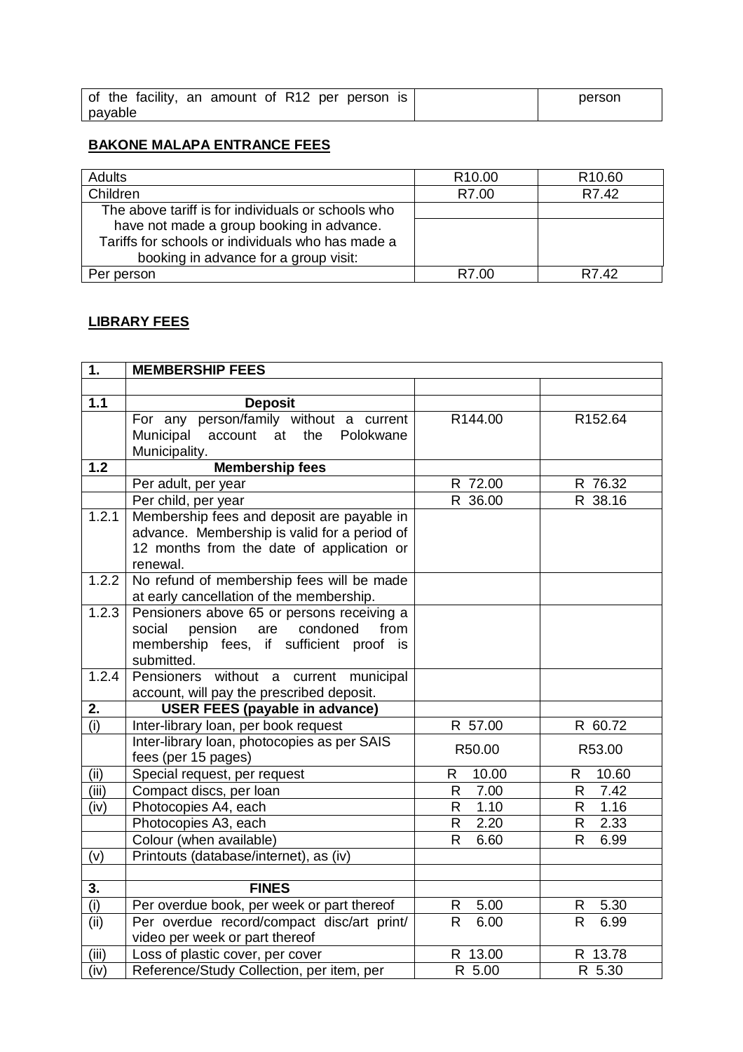| of the facility, an amount of R12 per person is payable | | person |
|---|---|---|

## BAKONE MALAPA ENTRANCE FEES

| Adults | R10.00 | R10.60 |
|---|---|---|
| Children | R7.00 | R7.42 |
| The above tariff is for individuals or schools who have not made a group booking in advance. | | |
| Tariffs for schools or individuals who has made a booking in advance for a group visit: | | |
| Per person | R7.00 | R7.42 |

## LIBRARY FEES

| 1. | MEMBERSHIP FEES | | |
|---|---|---|---|
| | | | |
| 1.1 | **Deposit** | | |
| | For any person/family without a current Municipal account at the Polokwane Municipality. | R144.00 | R152.64 |
| 1.2 | **Membership fees** | | |
| | Per adult, per year | R 72.00 | R 76.32 |
| | Per child, per year | R 36.00 | R 38.16 |
| 1.2.1 | Membership fees and deposit are payable in advance. Membership is valid for a period of 12 months from the date of application or renewal. | | |
| 1.2.2 | No refund of membership fees will be made at early cancellation of the membership. | | |
| 1.2.3 | Pensioners above 65 or persons receiving a social pension are condoned from membership fees, if sufficient proof is submitted. | | |
| 1.2.4 | Pensioners without a current municipal account, will pay the prescribed deposit. | | |
| 2. | **USER FEES (payable in advance)** | | |
| (i) | Inter-library loan, per book request | R 57.00 | R 60.72 |
| | Inter-library loan, photocopies as per SAIS fees (per 15 pages) | R50.00 | R53.00 |
| (ii) | Special request, per request | R 10.00 | R 10.60 |
| (iii) | Compact discs, per loan | R 7.00 | R 7.42 |
| (iv) | Photocopies A4, each | R 1.10 | R 1.16 |
| | Photocopies A3, each | R 2.20 | R 2.33 |
| | Colour (when available) | R 6.60 | R 6.99 |
| (v) | Printouts (database/internet), as (iv) | | |
| | | | |
| 3. | **FINES** | | |
| (i) | Per overdue book, per week or part thereof | R 5.00 | R 5.30 |
| (ii) | Per overdue record/compact disc/art print/ video per week or part thereof | R 6.00 | R 6.99 |
| (iii) | Loss of plastic cover, per cover | R 13.00 | R 13.78 |
| (iv) | Reference/Study Collection, per item, per | R 5.00 | R 5.30 |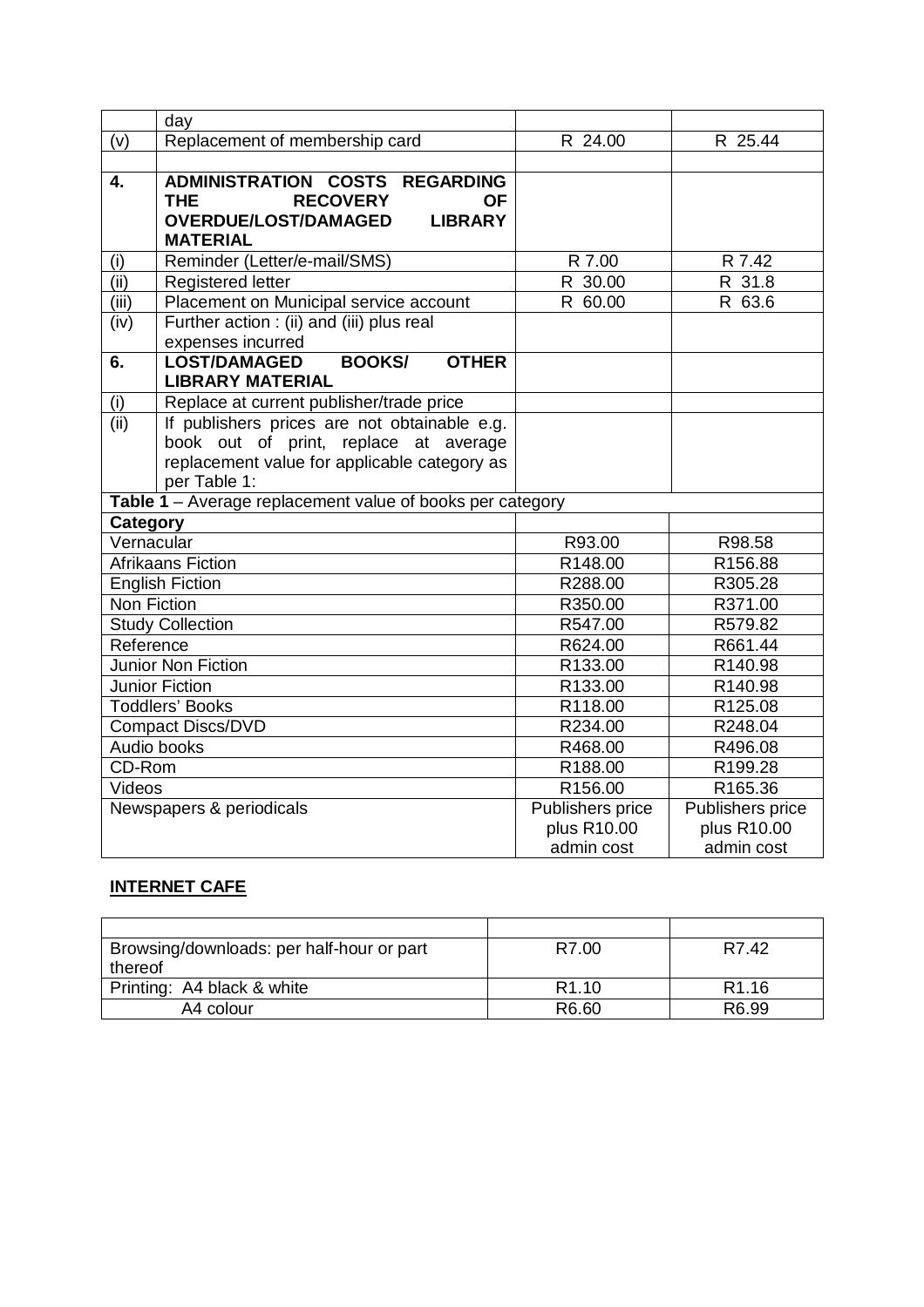| | | | |
|---|---|---|---|
| | day | | |
| (v) | Replacement of membership card | R 24.00 | R 25.44 |
| | | | |
| **4.** | **ADMINISTRATION COSTS REGARDING THE RECOVERY OF OVERDUE/LOST/DAMAGED LIBRARY MATERIAL** | | |
| (i) | Reminder (Letter/e-mail/SMS) | R 7.00 | R 7.42 |
| (ii) | Registered letter | R 30.00 | R 31.8 |
| (iii) | Placement on Municipal service account | R 60.00 | R 63.6 |
| (iv) | Further action : (ii) and (iii) plus real expenses incurred | | |
| **6.** | **LOST/DAMAGED BOOKS/ OTHER LIBRARY MATERIAL** | | |
| (i) | Replace at current publisher/trade price | | |
| (ii) | If publishers prices are not obtainable e.g. book out of print, replace at average replacement value for applicable category as per Table 1: | | |
| **Table 1** – Average replacement value of books per category | | | |
| **Category** | | | |
| Vernacular | | R93.00 | R98.58 |
| Afrikaans Fiction | | R148.00 | R156.88 |
| English Fiction | | R288.00 | R305.28 |
| Non Fiction | | R350.00 | R371.00 |
| Study Collection | | R547.00 | R579.82 |
| Reference | | R624.00 | R661.44 |
| Junior Non Fiction | | R133.00 | R140.98 |
| Junior Fiction | | R133.00 | R140.98 |
| Toddlers' Books | | R118.00 | R125.08 |
| Compact Discs/DVD | | R234.00 | R248.04 |
| Audio books | | R468.00 | R496.08 |
| CD-Rom | | R188.00 | R199.28 |
| Videos | | R156.00 | R165.36 |
| Newspapers & periodicals | | Publishers price plus R10.00 admin cost | Publishers price plus R10.00 admin cost |

**INTERNET CAFE**

| | | |
|---|---|---|
| Browsing/downloads: per half-hour or part thereof | R7.00 | R7.42 |
| Printing: A4 black & white | R1.10 | R1.16 |
| A4 colour | R6.60 | R6.99 |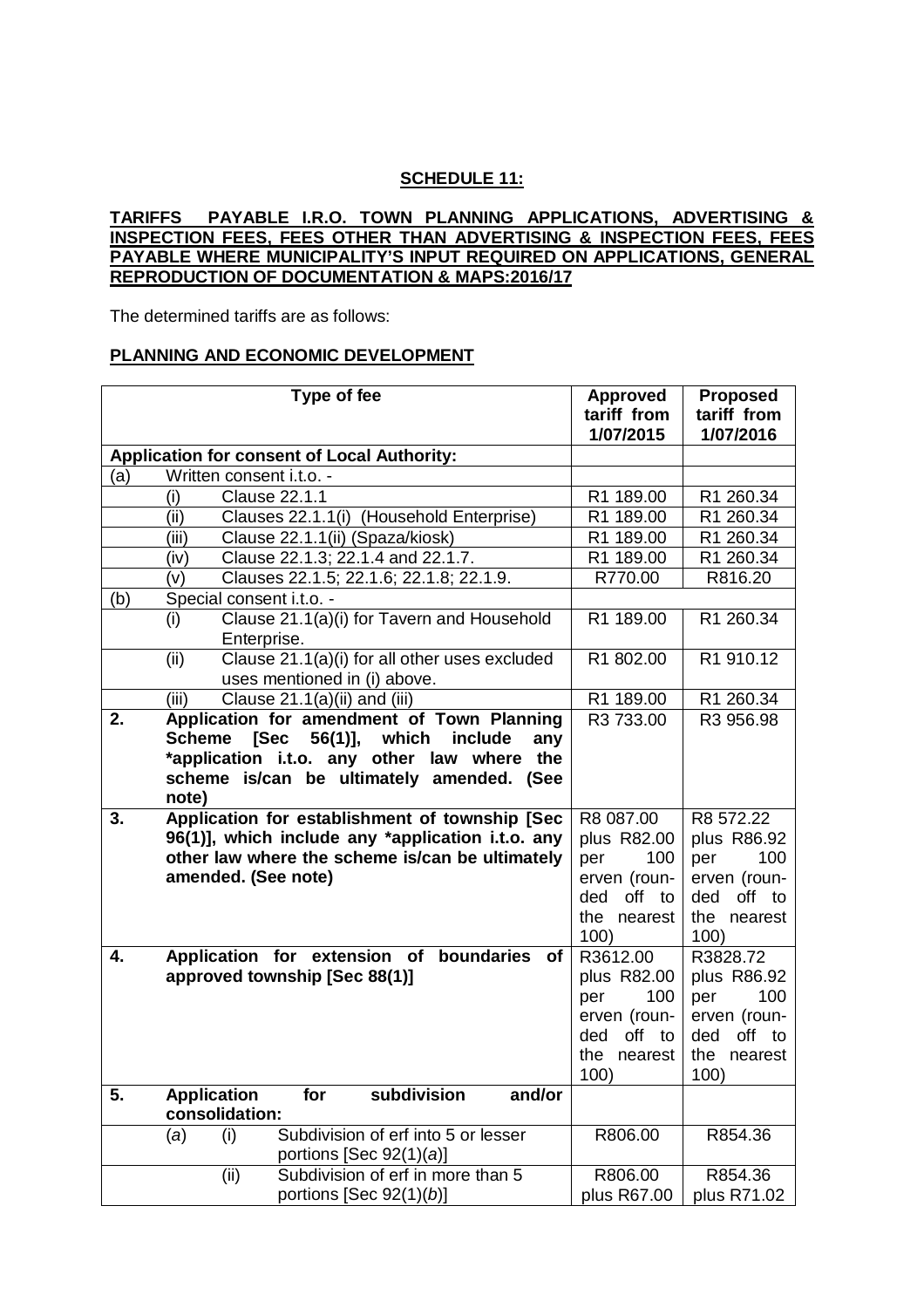**SCHEDULE 11:**

**TARIFFS PAYABLE I.R.O. TOWN PLANNING APPLICATIONS, ADVERTISING & INSPECTION FEES, FEES OTHER THAN ADVERTISING & INSPECTION FEES, FEES PAYABLE WHERE MUNICIPALITY'S INPUT REQUIRED ON APPLICATIONS, GENERAL REPRODUCTION OF DOCUMENTATION & MAPS:2016/17**

The determined tariffs are as follows:

**PLANNING AND ECONOMIC DEVELOPMENT**

| Type of fee | Approved tariff from 1/07/2015 | Proposed tariff from 1/07/2016 |
|---|---|---|
| **Application for consent of Local Authority:** | | |
| (a) Written consent i.t.o. - | | |
| (i) Clause 22.1.1 | R1 189.00 | R1 260.34 |
| (ii) Clauses 22.1.1(i) (Household Enterprise) | R1 189.00 | R1 260.34 |
| (iii) Clause 22.1.1(ii) (Spaza/kiosk) | R1 189.00 | R1 260.34 |
| (iv) Clause 22.1.3; 22.1.4 and 22.1.7. | R1 189.00 | R1 260.34 |
| (v) Clauses 22.1.5; 22.1.6; 22.1.8; 22.1.9. | R770.00 | R816.20 |
| (b) Special consent i.t.o. - | | |
| (i) Clause 21.1(a)(i) for Tavern and Household Enterprise. | R1 189.00 | R1 260.34 |
| (ii) Clause 21.1(a)(i) for all other uses excluded uses mentioned in (i) above. | R1 802.00 | R1 910.12 |
| (iii) Clause 21.1(a)(ii) and (iii) | R1 189.00 | R1 260.34 |
| **2. Application for amendment of Town Planning Scheme [Sec 56(1)], which include any \*application i.t.o. any other law where the scheme is/can be ultimately amended. (See note)** | R3 733.00 | R3 956.98 |
| **3. Application for establishment of township [Sec 96(1)], which include any \*application i.t.o. any other law where the scheme is/can be ultimately amended. (See note)** | R8 087.00 plus R82.00 per 100 erven (rounded off to the nearest 100) | R8 572.22 plus R86.92 per 100 erven (rounded off to the nearest 100) |
| **4. Application for extension of boundaries of approved township [Sec 88(1)]** | R3612.00 plus R82.00 per 100 erven (rounded off to the nearest 100) | R3828.72 plus R86.92 per 100 erven (rounded off to the nearest 100) |
| **5. Application for subdivision and/or consolidation:** | | |
| (*a*) (i) Subdivision of erf into 5 or lesser portions [Sec 92(1)(*a*)] | R806.00 | R854.36 |
| (ii) Subdivision of erf in more than 5 portions [Sec 92(1)(*b*)] | R806.00 plus R67.00 | R854.36 plus R71.02 |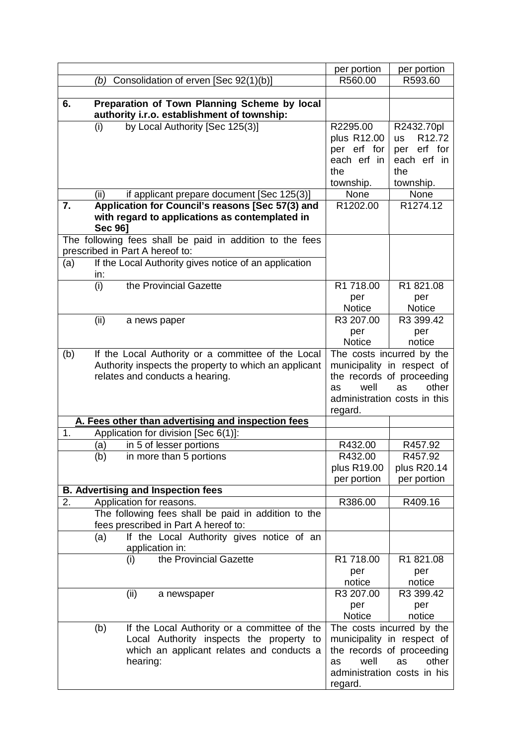| | | |
|---|---|---|
| | per portion | per portion |
| *(b)* Consolidation of erven [Sec 92(1)(b)] | R560.00 | R593.60 |
| | | |
| **6. Preparation of Town Planning Scheme by local authority i.r.o. establishment of township:** | | |
| (i) by Local Authority [Sec 125(3)] | R2295.00 plus R12.00 per erf for each erf in the township. | R2432.70plus R12.72 per erf for each erf in the township. |
| (ii) if applicant prepare document [Sec 125(3)] | None | None |
| **7. Application for Council's reasons [Sec 57(3) and with regard to applications as contemplated in Sec 96]** | R1202.00 | R1274.12 |
| The following fees shall be paid in addition to the fees prescribed in Part A hereof to: | | |
| (a) If the Local Authority gives notice of an application in: | | |
| (i) the Provincial Gazette | R1 718.00 per Notice | R1 821.08 per Notice |
| (ii) a news paper | R3 207.00 per Notice | R3 399.42 per notice |
| (b) If the Local Authority or a committee of the Local Authority inspects the property to which an applicant relates and conducts a hearing. | The costs incurred by the municipality in respect of the records of proceeding as well as other administration costs in this regard. | |
| **A. Fees other than advertising and inspection fees** | | |
| 1. Application for division [Sec 6(1)]: | | |
| (a) in 5 of lesser portions | R432.00 | R457.92 |
| (b) in more than 5 portions | R432.00 plus R19.00 per portion | R457.92 plus R20.14 per portion |
| **B. Advertising and Inspection fees** | | |
| 2. Application for reasons. | R386.00 | R409.16 |
| The following fees shall be paid in addition to the fees prescribed in Part A hereof to: | | |
| (a) If the Local Authority gives notice of an application in: | | |
| (i) the Provincial Gazette | R1 718.00 per notice | R1 821.08 per notice |
| (ii) a newspaper | R3 207.00 per Notice | R3 399.42 per notice |
| (b) If the Local Authority or a committee of the Local Authority inspects the property to which an applicant relates and conducts a hearing: | The costs incurred by the municipality in respect of the records of proceeding as well as other administration costs in his regard. | |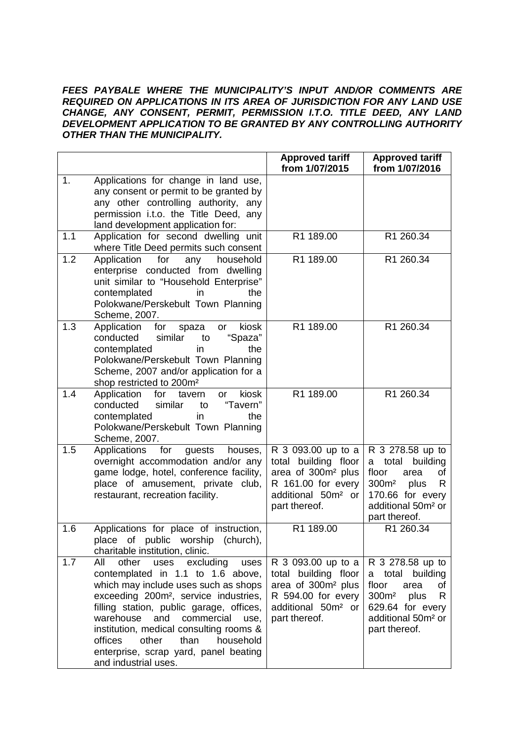***FEES PAYBALE WHERE THE MUNICIPALITY'S INPUT AND/OR COMMENTS ARE REQUIRED ON APPLICATIONS IN ITS AREA OF JURISDICTION FOR ANY LAND USE CHANGE, ANY CONSENT, PERMIT, PERMISSION I.T.O. TITLE DEED, ANY LAND DEVELOPMENT APPLICATION TO BE GRANTED BY ANY CONTROLLING AUTHORITY OTHER THAN THE MUNICIPALITY.***

| | | **Approved tariff from 1/07/2015** | **Approved tariff from 1/07/2016** |
|---|---|---|---|
| 1. | Applications for change in land use, any consent or permit to be granted by any other controlling authority, any permission i.t.o. the Title Deed, any land development application for: | | |
| 1.1 | Application for second dwelling unit where Title Deed permits such consent | R1 189.00 | R1 260.34 |
| 1.2 | Application for any household enterprise conducted from dwelling unit similar to "Household Enterprise" contemplated in the Polokwane/Perskebult Town Planning Scheme, 2007. | R1 189.00 | R1 260.34 |
| 1.3 | Application for spaza or kiosk conducted similar to "Spaza" contemplated in the Polokwane/Perskebult Town Planning Scheme, 2007 and/or application for a shop restricted to 200m² | R1 189.00 | R1 260.34 |
| 1.4 | Application for tavern or kiosk conducted similar to "Tavern" contemplated in the Polokwane/Perskebult Town Planning Scheme, 2007. | R1 189.00 | R1 260.34 |
| 1.5 | Applications for guests houses, overnight accommodation and/or any game lodge, hotel, conference facility, place of amusement, private club, restaurant, recreation facility. | R 3 093.00 up to a total building floor area of 300m² plus R 161.00 for every additional 50m² or part thereof. | R 3 278.58 up to a total building floor area of 300m² plus R 170.66 for every additional 50m² or part thereof. |
| 1.6 | Applications for place of instruction, place of public worship (church), charitable institution, clinic. | R1 189.00 | R1 260.34 |
| 1.7 | All other uses excluding uses contemplated in 1.1 to 1.6 above, which may include uses such as shops exceeding 200m², service industries, filling station, public garage, offices, warehouse and commercial use, institution, medical consulting rooms & offices other than household enterprise, scrap yard, panel beating and industrial uses. | R 3 093.00 up to a total building floor area of 300m² plus R 594.00 for every additional 50m² or part thereof. | R 3 278.58 up to a total building floor area of 300m² plus R 629.64 for every additional 50m² or part thereof. |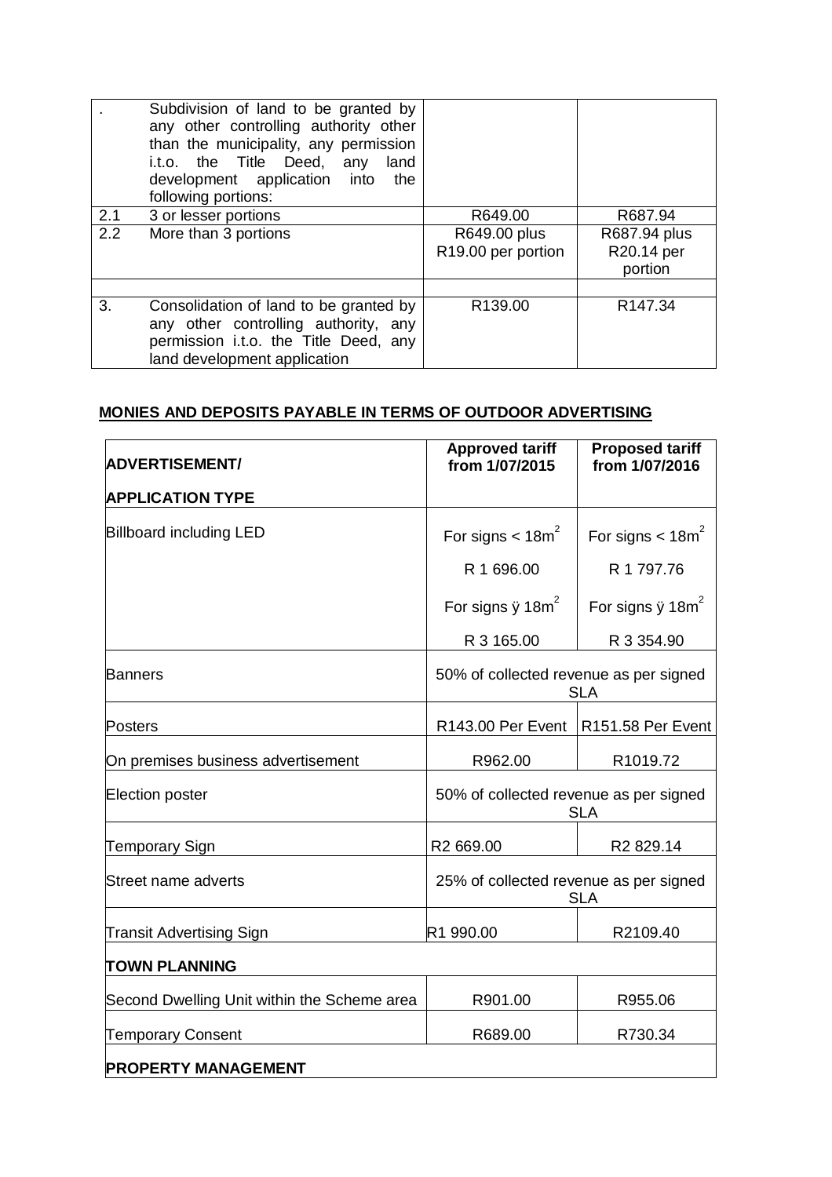| | | | |
|---|---|---|---|
| . | Subdivision of land to be granted by any other controlling authority other than the municipality, any permission i.t.o. the Title Deed, any land development application into the following portions: | | |
| 2.1 | 3 or lesser portions | R649.00 | R687.94 |
| 2.2 | More than 3 portions | R649.00 plus R19.00 per portion | R687.94 plus R20.14 per portion |
| | | | |
| 3. | Consolidation of land to be granted by any other controlling authority, any permission i.t.o. the Title Deed, any land development application | R139.00 | R147.34 |

**MONIES AND DEPOSITS PAYABLE IN TERMS OF OUTDOOR ADVERTISING**

| ADVERTISEMENT/ APPLICATION TYPE | Approved tariff from 1/07/2015 | Proposed tariff from 1/07/2016 |
|---|---|---|
| Billboard including LED | For signs < $18m^2$ R 1 696.00 For signs ÿ $18m^2$ R 3 165.00 | For signs < $18m^2$ R 1 797.76 For signs ÿ $18m^2$ R 3 354.90 |
| Banners | 50% of collected revenue as per signed SLA | |
| Posters | R143.00 Per Event | R151.58 Per Event |
| On premises business advertisement | R962.00 | R1019.72 |
| Election poster | 50% of collected revenue as per signed SLA | |
| Temporary Sign | R2 669.00 | R2 829.14 |
| Street name adverts | 25% of collected revenue as per signed SLA | |
| Transit Advertising Sign | R1 990.00 | R2109.40 |
| **TOWN PLANNING** | | |
| Second Dwelling Unit within the Scheme area | R901.00 | R955.06 |
| Temporary Consent | R689.00 | R730.34 |
| **PROPERTY MANAGEMENT** | | |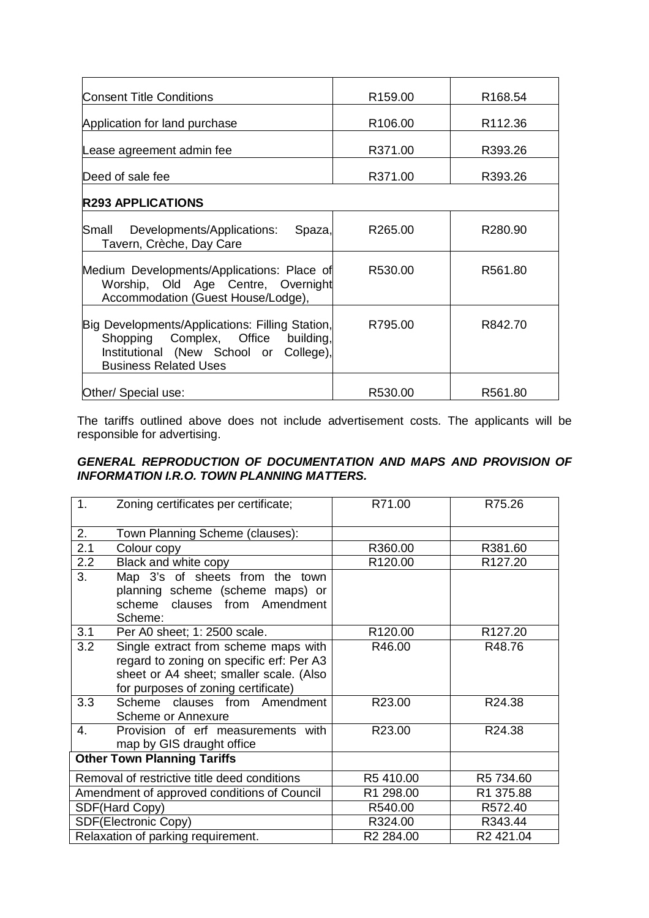| | | |
|---|---|---|
| Consent Title Conditions | R159.00 | R168.54 |
| Application for land purchase | R106.00 | R112.36 |
| Lease agreement admin fee | R371.00 | R393.26 |
| Deed of sale fee | R371.00 | R393.26 |
| **R293 APPLICATIONS** | | |
| Small Developments/Applications: Spaza, Tavern, Crèche, Day Care | R265.00 | R280.90 |
| Medium Developments/Applications: Place of Worship, Old Age Centre, Overnight Accommodation (Guest House/Lodge), | R530.00 | R561.80 |
| Big Developments/Applications: Filling Station, Shopping Complex, Office building, Institutional (New School or College), Business Related Uses | R795.00 | R842.70 |
| Other/ Special use: | R530.00 | R561.80 |

The tariffs outlined above does not include advertisement costs. The applicants will be responsible for advertising.

***GENERAL REPRODUCTION OF DOCUMENTATION AND MAPS AND PROVISION OF INFORMATION I.R.O. TOWN PLANNING MATTERS.***

| | | | |
|---|---|---|---|
| 1. | Zoning certificates per certificate; | R71.00 | R75.26 |
| 2. | Town Planning Scheme (clauses): | | |
| 2.1 | Colour copy | R360.00 | R381.60 |
| 2.2 | Black and white copy | R120.00 | R127.20 |
| 3. | Map 3's of sheets from the town planning scheme (scheme maps) or scheme clauses from Amendment Scheme: | | |
| 3.1 | Per A0 sheet; 1: 2500 scale. | R120.00 | R127.20 |
| 3.2 | Single extract from scheme maps with regard to zoning on specific erf: Per A3 sheet or A4 sheet; smaller scale. (Also for purposes of zoning certificate) | R46.00 | R48.76 |
| 3.3 | Scheme clauses from Amendment Scheme or Annexure | R23.00 | R24.38 |
| 4. | Provision of erf measurements with map by GIS draught office | R23.00 | R24.38 |
| **Other Town Planning Tariffs** | | | |
| Removal of restrictive title deed conditions | | R5 410.00 | R5 734.60 |
| Amendment of approved conditions of Council | | R1 298.00 | R1 375.88 |
| SDF(Hard Copy) | | R540.00 | R572.40 |
| SDF(Electronic Copy) | | R324.00 | R343.44 |
| Relaxation of parking requirement. | | R2 284.00 | R2 421.04 |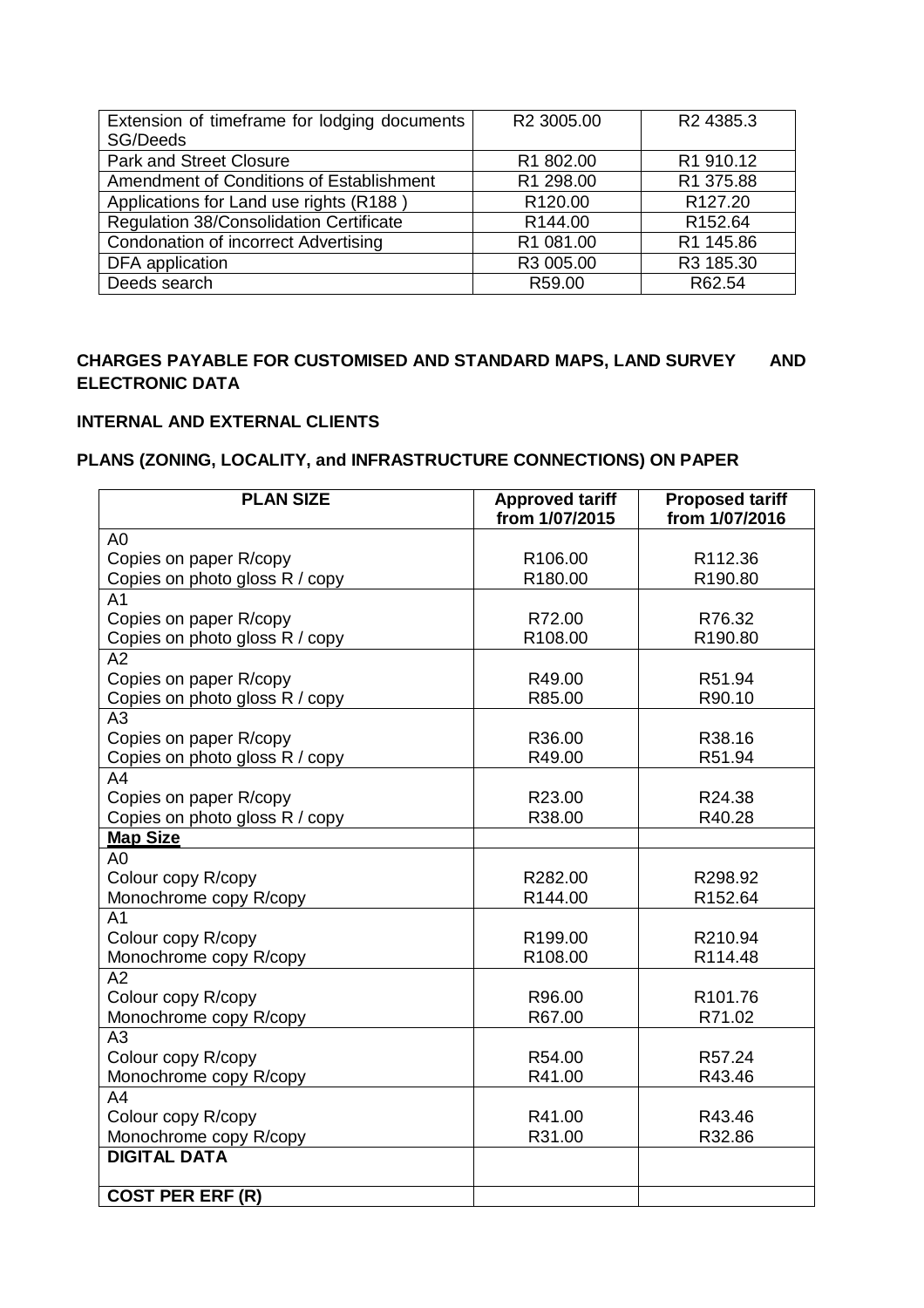| Extension of timeframe for lodging documents SG/Deeds | R2 3005.00 | R2 4385.3 |
| --- | --- | --- |
| Park and Street Closure | R1 802.00 | R1 910.12 |
| Amendment of Conditions of Establishment | R1 298.00 | R1 375.88 |
| Applications for Land use rights (R188 ) | R120.00 | R127.20 |
| Regulation 38/Consolidation Certificate | R144.00 | R152.64 |
| Condonation of incorrect Advertising | R1 081.00 | R1 145.86 |
| DFA application | R3 005.00 | R3 185.30 |
| Deeds search | R59.00 | R62.54 |

**CHARGES PAYABLE FOR CUSTOMISED AND STANDARD MAPS, LAND SURVEY AND ELECTRONIC DATA**

**INTERNAL AND EXTERNAL CLIENTS**

**PLANS (ZONING, LOCALITY, and INFRASTRUCTURE CONNECTIONS) ON PAPER**

| PLAN SIZE | Approved tariff from 1/07/2015 | Proposed tariff from 1/07/2016 |
| --- | --- | --- |
| A0<br>Copies on paper R/copy<br>Copies on photo gloss R / copy | <br>R106.00<br>R180.00 | <br>R112.36<br>R190.80 |
| A1<br>Copies on paper R/copy<br>Copies on photo gloss R / copy | <br>R72.00<br>R108.00 | <br>R76.32<br>R190.80 |
| A2<br>Copies on paper R/copy<br>Copies on photo gloss R / copy | <br>R49.00<br>R85.00 | <br>R51.94<br>R90.10 |
| A3<br>Copies on paper R/copy<br>Copies on photo gloss R / copy | <br>R36.00<br>R49.00 | <br>R38.16<br>R51.94 |
| A4<br>Copies on paper R/copy<br>Copies on photo gloss R / copy | <br>R23.00<br>R38.00 | <br>R24.38<br>R40.28 |
| **Map Size** | | |
| A0<br>Colour copy R/copy<br>Monochrome copy R/copy | <br>R282.00<br>R144.00 | <br>R298.92<br>R152.64 |
| A1<br>Colour copy R/copy<br>Monochrome copy R/copy | <br>R199.00<br>R108.00 | <br>R210.94<br>R114.48 |
| A2<br>Colour copy R/copy<br>Monochrome copy R/copy | <br>R96.00<br>R67.00 | <br>R101.76<br>R71.02 |
| A3<br>Colour copy R/copy<br>Monochrome copy R/copy | <br>R54.00<br>R41.00 | <br>R57.24<br>R43.46 |
| A4<br>Colour copy R/copy<br>Monochrome copy R/copy | <br>R41.00<br>R31.00 | <br>R43.46<br>R32.86 |
| **DIGITAL DATA** | | |
| **COST PER ERF (R)** | | |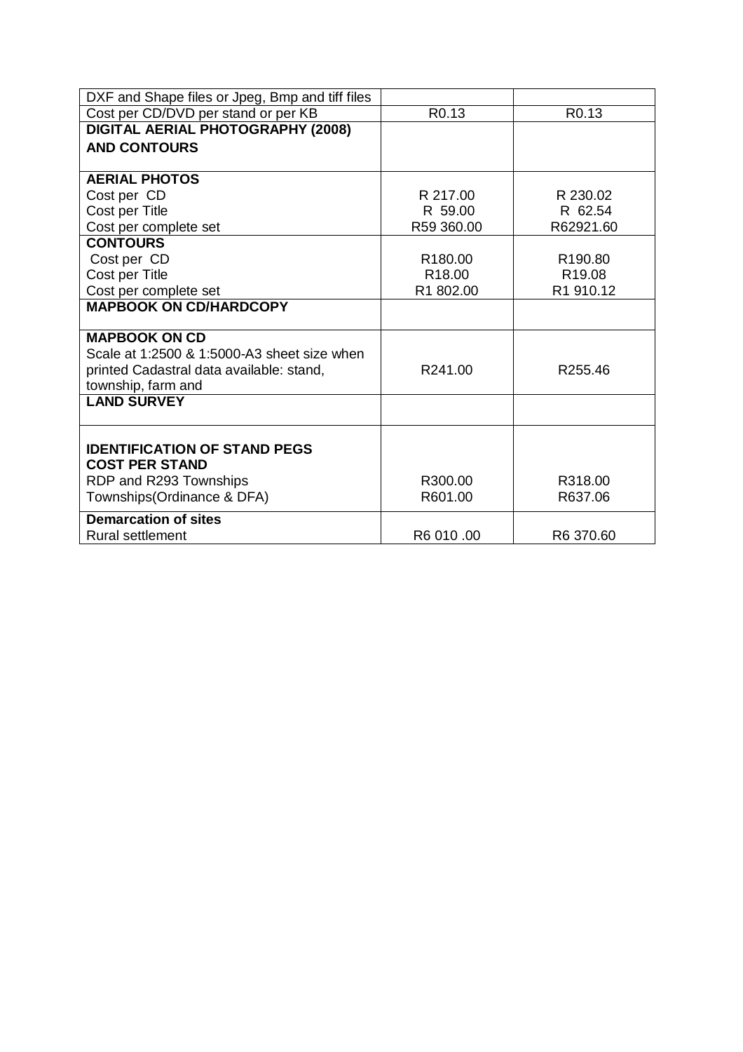| DXF and Shape files or Jpeg, Bmp and tiff files | | |
|---|---|---|
| Cost per CD/DVD per stand or per KB | R0.13 | R0.13 |
| **DIGITAL AERIAL PHOTOGRAPHY (2008) AND CONTOURS** | | |
| **AERIAL PHOTOS** | | |
| Cost per CD | R 217.00 | R 230.02 |
| Cost per Title | R 59.00 | R 62.54 |
| Cost per complete set | R59 360.00 | R62921.60 |
| **CONTOURS** | | |
| Cost per CD | R180.00 | R190.80 |
| Cost per Title | R18.00 | R19.08 |
| Cost per complete set | R1 802.00 | R1 910.12 |
| **MAPBOOK ON CD/HARDCOPY** | | |
| **MAPBOOK ON CD** Scale at 1:2500 & 1:5000-A3 sheet size when printed Cadastral data available: stand, township, farm and | R241.00 | R255.46 |
| **LAND SURVEY** | | |
| **IDENTIFICATION OF STAND PEGS** | | |
| **COST PER STAND** | | |
| RDP and R293 Townships | R300.00 | R318.00 |
| Townships(Ordinance & DFA) | R601.00 | R637.06 |
| **Demarcation of sites** | | |
| Rural settlement | R6 010 .00 | R6 370.60 |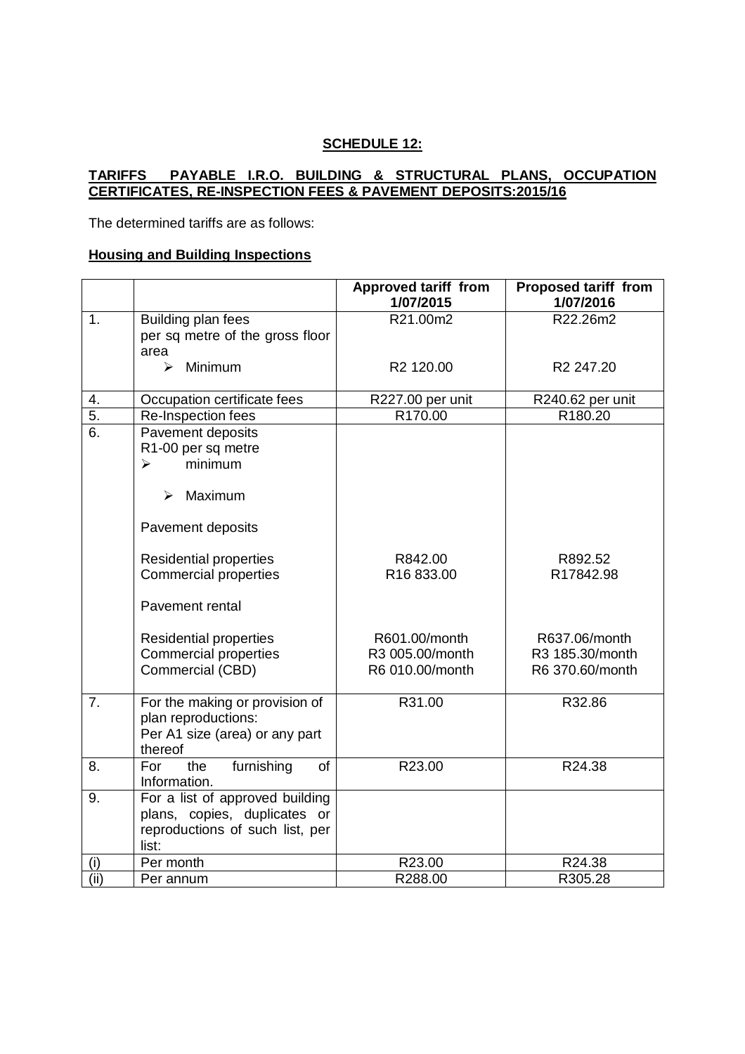**SCHEDULE 12:**

**TARIFFS PAYABLE I.R.O. BUILDING & STRUCTURAL PLANS, OCCUPATION CERTIFICATES, RE-INSPECTION FEES & PAVEMENT DEPOSITS:2015/16**

The determined tariffs are as follows:

**Housing and Building Inspections**

| | | Approved tariff from 1/07/2015 | Proposed tariff from 1/07/2016 |
|---|---|---|---|
| 1. | Building plan fees per sq metre of the gross floor area | R21.00m2 | R22.26m2 |
| | ➢ Minimum | R2 120.00 | R2 247.20 |
| 4. | Occupation certificate fees | R227.00 per unit | R240.62 per unit |
| 5. | Re-Inspection fees | R170.00 | R180.20 |
| 6. | Pavement deposits<br>R1-00 per sq metre<br>➢ minimum<br>➢ Maximum | | |
| | Pavement deposits | | |
| | Residential properties | R842.00 | R892.52 |
| | Commercial properties | R16 833.00 | R17842.98 |
| | Pavement rental | | |
| | Residential properties | R601.00/month | R637.06/month |
| | Commercial properties | R3 005.00/month | R3 185.30/month |
| | Commercial (CBD) | R6 010.00/month | R6 370.60/month |
| 7. | For the making or provision of plan reproductions:<br>Per A1 size (area) or any part thereof | R31.00 | R32.86 |
| 8. | For the furnishing of Information. | R23.00 | R24.38 |
| 9. | For a list of approved building plans, copies, duplicates or reproductions of such list, per list: | | |
| (i) | Per month | R23.00 | R24.38 |
| (ii) | Per annum | R288.00 | R305.28 |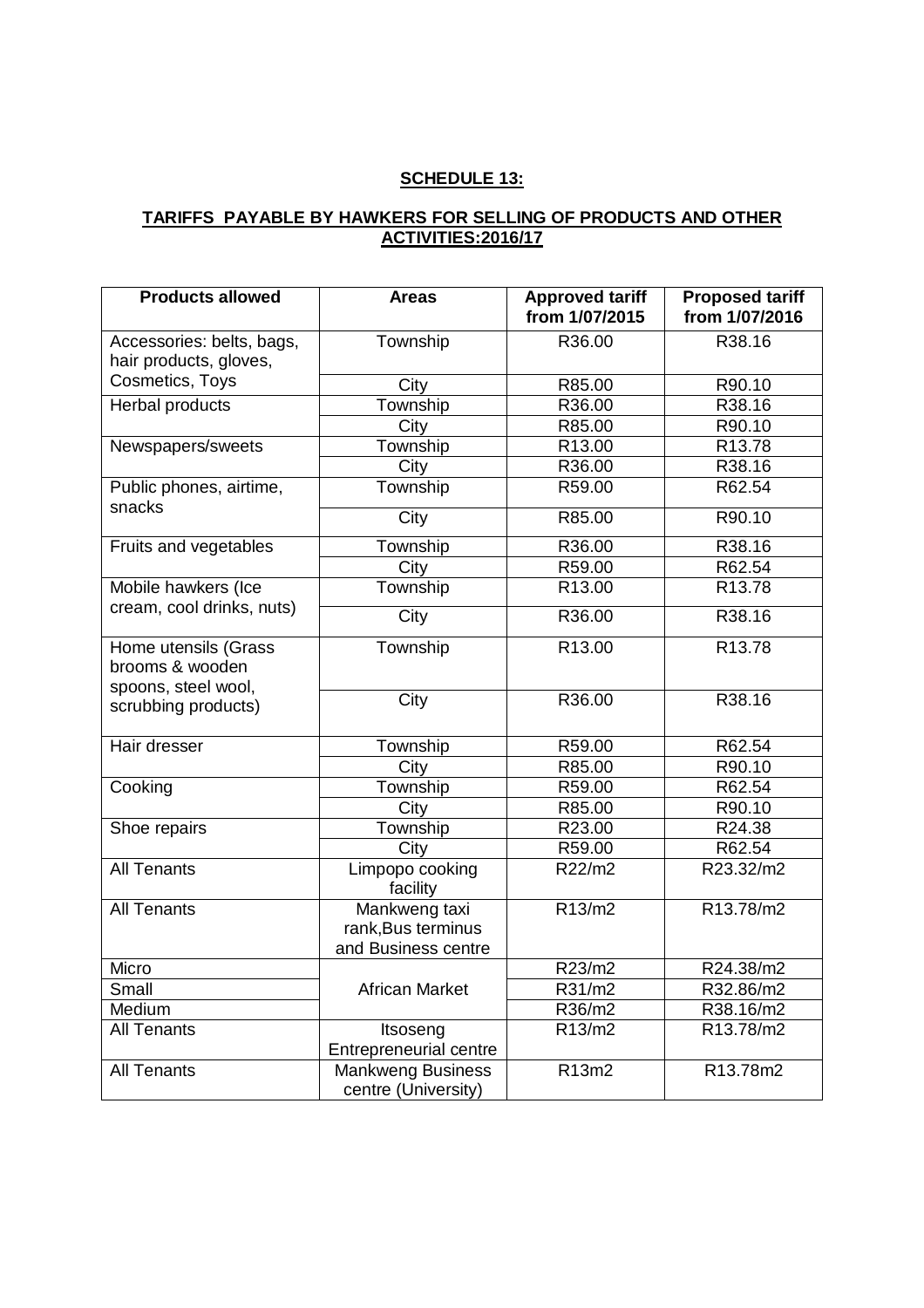**SCHEDULE 13:**

**TARIFFS PAYABLE BY HAWKERS FOR SELLING OF PRODUCTS AND OTHER ACTIVITIES:2016/17**

| Products allowed | Areas | Approved tariff from 1/07/2015 | Proposed tariff from 1/07/2016 |
|---|---|---|---|
| Accessories: belts, bags, hair products, gloves, Cosmetics, Toys | Township | R36.00 | R38.16 |
| | City | R85.00 | R90.10 |
| Herbal products | Township | R36.00 | R38.16 |
| | City | R85.00 | R90.10 |
| Newspapers/sweets | Township | R13.00 | R13.78 |
| | City | R36.00 | R38.16 |
| Public phones, airtime, snacks | Township | R59.00 | R62.54 |
| | City | R85.00 | R90.10 |
| Fruits and vegetables | Township | R36.00 | R38.16 |
| | City | R59.00 | R62.54 |
| Mobile hawkers (Ice cream, cool drinks, nuts) | Township | R13.00 | R13.78 |
| | City | R36.00 | R38.16 |
| Home utensils (Grass brooms & wooden spoons, steel wool, scrubbing products) | Township | R13.00 | R13.78 |
| | City | R36.00 | R38.16 |
| Hair dresser | Township | R59.00 | R62.54 |
| | City | R85.00 | R90.10 |
| Cooking | Township | R59.00 | R62.54 |
| | City | R85.00 | R90.10 |
| Shoe repairs | Township | R23.00 | R24.38 |
| | City | R59.00 | R62.54 |
| All Tenants | Limpopo cooking facility | R22/m2 | R23.32/m2 |
| All Tenants | Mankweng taxi rank,Bus terminus and Business centre | R13/m2 | R13.78/m2 |
| Micro | African Market | R23/m2 | R24.38/m2 |
| Small | | R31/m2 | R32.86/m2 |
| Medium | | R36/m2 | R38.16/m2 |
| All Tenants | Itsoseng Entrepreneurial centre | R13/m2 | R13.78/m2 |
| All Tenants | Mankweng Business centre (University) | R13m2 | R13.78m2 |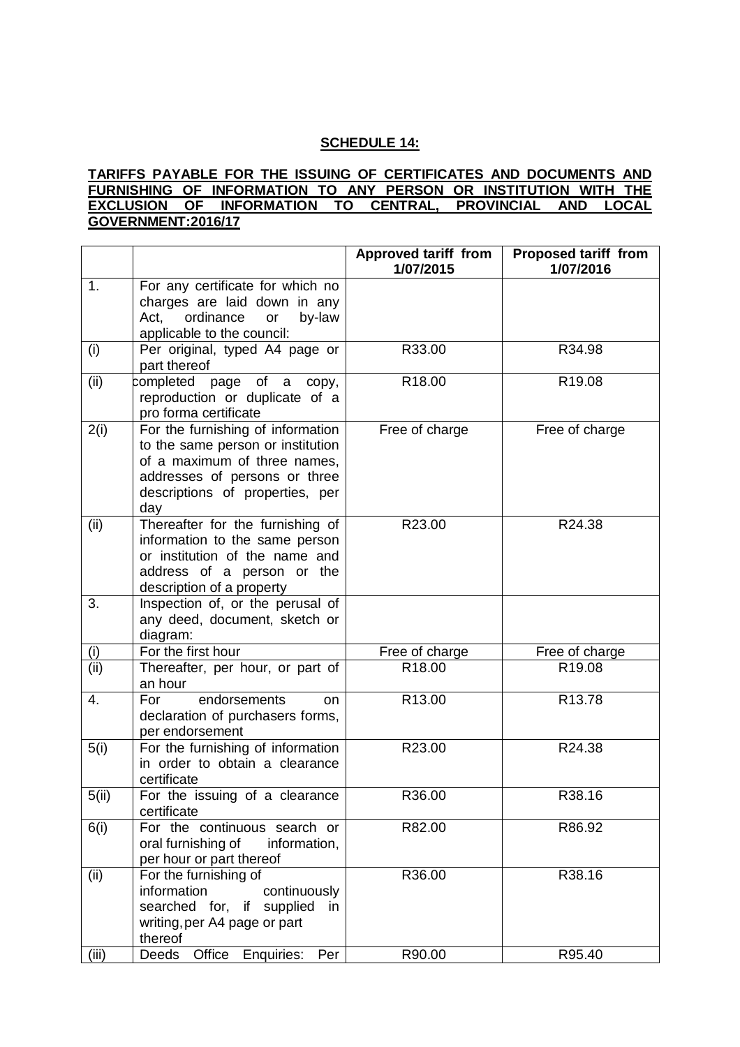**SCHEDULE 14:**

**TARIFFS PAYABLE FOR THE ISSUING OF CERTIFICATES AND DOCUMENTS AND FURNISHING OF INFORMATION TO ANY PERSON OR INSTITUTION WITH THE EXCLUSION OF INFORMATION TO CENTRAL, PROVINCIAL AND LOCAL GOVERNMENT:2016/17**

| | | **Approved tariff from 1/07/2015** | **Proposed tariff from 1/07/2016** |
|---|---|---|---|
| 1. | For any certificate for which no charges are laid down in any Act, ordinance or by-law applicable to the council: | | |
| (i) | Per original, typed A4 page or part thereof | R33.00 | R34.98 |
| (ii) | completed page of a copy, reproduction or duplicate of a pro forma certificate | R18.00 | R19.08 |
| 2(i) | For the furnishing of information to the same person or institution of a maximum of three names, addresses of persons or three descriptions of properties, per day | Free of charge | Free of charge |
| (ii) | Thereafter for the furnishing of information to the same person or institution of the name and address of a person or the description of a property | R23.00 | R24.38 |
| 3. | Inspection of, or the perusal of any deed, document, sketch or diagram: | | |
| (i) | For the first hour | Free of charge | Free of charge |
| (ii) | Thereafter, per hour, or part of an hour | R18.00 | R19.08 |
| 4. | For endorsements on declaration of purchasers forms, per endorsement | R13.00 | R13.78 |
| 5(i) | For the furnishing of information in order to obtain a clearance certificate | R23.00 | R24.38 |
| 5(ii) | For the issuing of a clearance certificate | R36.00 | R38.16 |
| 6(i) | For the continuous search or oral furnishing of information, per hour or part thereof | R82.00 | R86.92 |
| (ii) | For the furnishing of information continuously searched for, if supplied in writing, per A4 page or part thereof | R36.00 | R38.16 |
| (iii) | Deeds Office Enquiries: Per | R90.00 | R95.40 |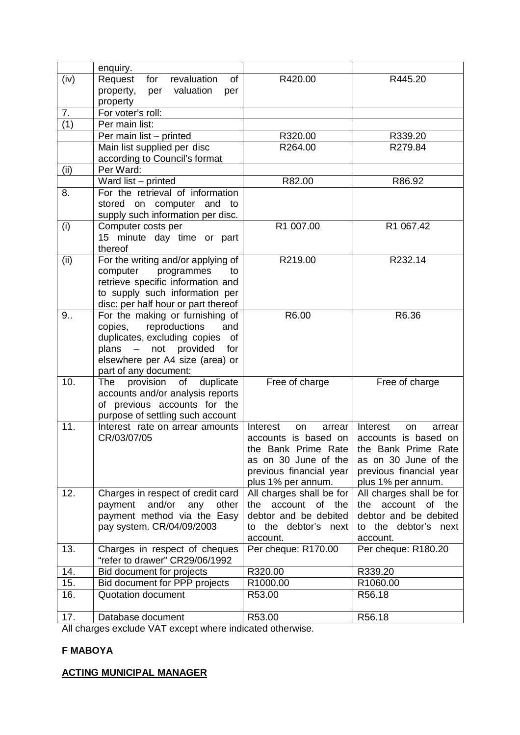| | | | |
|---|---|---|---|
| | enquiry. | | |
| (iv) | Request for revaluation of property, per valuation per property | R420.00 | R445.20 |
| 7. | For voter's roll: | | |
| (1) | Per main list: | | |
| | Per main list – printed | R320.00 | R339.20 |
| | Main list supplied per disc according to Council's format | R264.00 | R279.84 |
| (ii) | Per Ward: | | |
| | Ward list – printed | R82.00 | R86.92 |
| 8. | For the retrieval of information stored on computer and to supply such information per disc. | | |
| (i) | Computer costs per 15 minute day time or part thereof | R1 007.00 | R1 067.42 |
| (ii) | For the writing and/or applying of computer programmes to retrieve specific information and to supply such information per disc: per half hour or part thereof | R219.00 | R232.14 |
| 9.. | For the making or furnishing of copies, reproductions and duplicates, excluding copies of plans – not provided for elsewhere per A4 size (area) or part of any document: | R6.00 | R6.36 |
| 10. | The provision of duplicate accounts and/or analysis reports of previous accounts for the purpose of settling such account | Free of charge | Free of charge |
| 11. | Interest rate on arrear amounts CR/03/07/05 | Interest on arrear accounts is based on the Bank Prime Rate as on 30 June of the previous financial year plus 1% per annum. | Interest on arrear accounts is based on the Bank Prime Rate as on 30 June of the previous financial year plus 1% per annum. |
| 12. | Charges in respect of credit card payment and/or any other payment method via the Easy pay system. CR/04/09/2003 | All charges shall be for the account of the debtor and be debited to the debtor's next account. | All charges shall be for the account of the debtor and be debited to the debtor's next account. |
| 13. | Charges in respect of cheques "refer to drawer" CR29/06/1992 | Per cheque: R170.00 | Per cheque: R180.20 |
| 14. | Bid document for projects | R320.00 | R339.20 |
| 15. | Bid document for PPP projects | R1000.00 | R1060.00 |
| 16. | Quotation document | R53.00 | R56.18 |
| 17. | Database document | R53.00 | R56.18 |

All charges exclude VAT except where indicated otherwise.

**F MABOYA**

**ACTING MUNICIPAL MANAGER**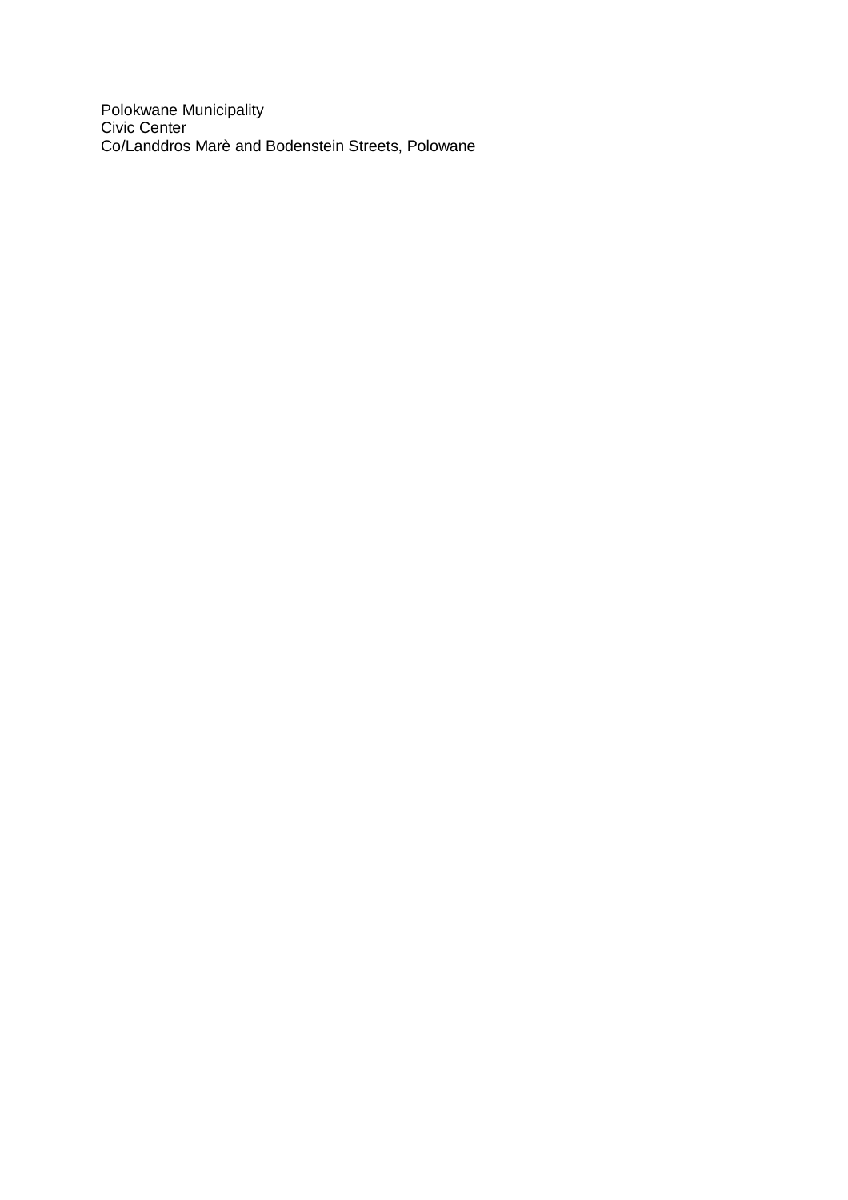Polokwane Municipality
Civic Center
Co/Landdros Marè and Bodenstein Streets, Polowane